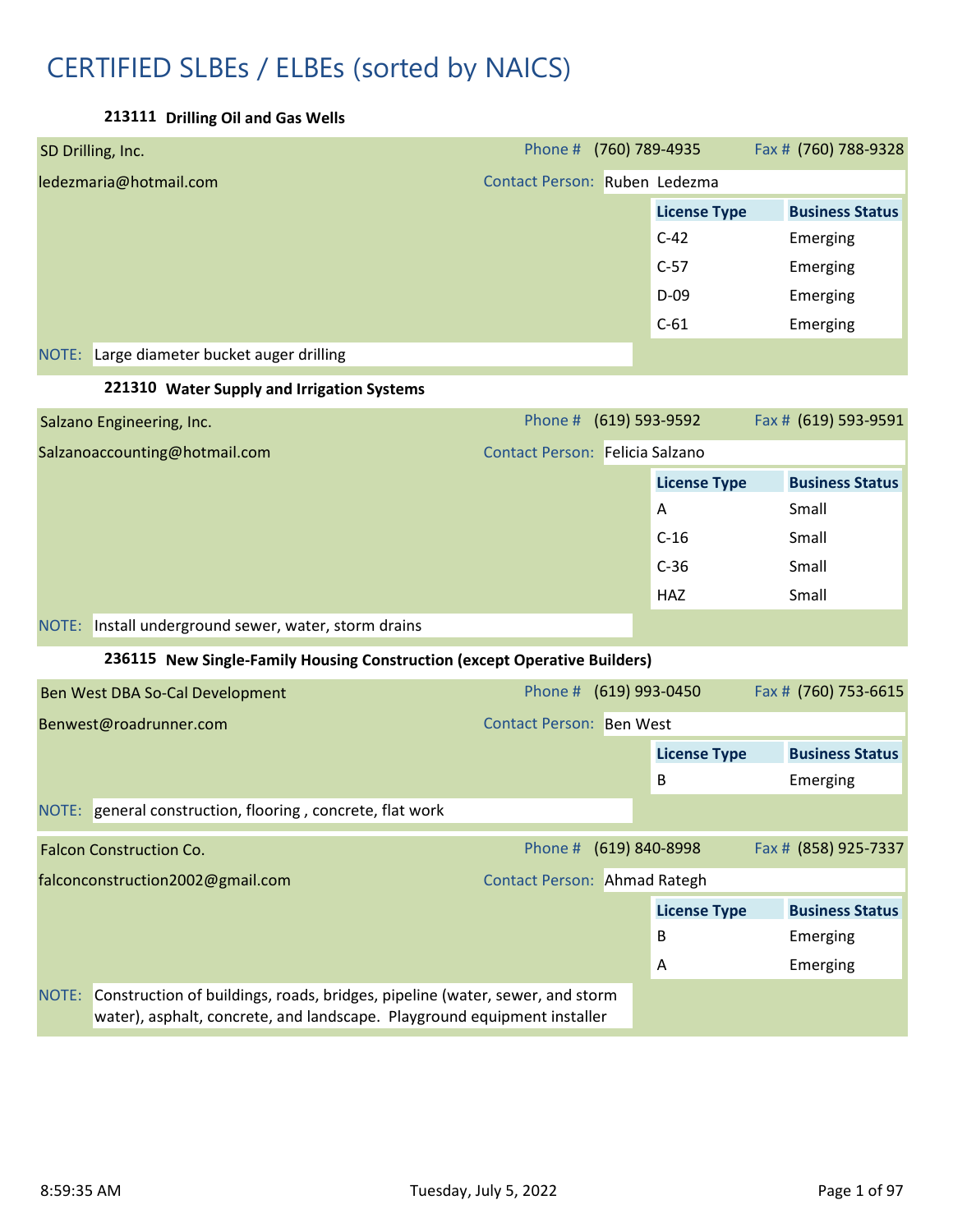# CERTIFIED SLBEs / ELBEs (sorted by NAICS)

### 213111 Drilling Oil and Gas Wells

**SD Drilling, Inc.**
Phone # (760) 789-4935 | Fax # (760) 788-9328
ledezmaria@hotmail.com
Contact Person: Ruben Ledezma

| License Type | Business Status |
|---|---|
| C-42 | Emerging |
| C-57 | Emerging |
| D-09 | Emerging |
| C-61 | Emerging |

NOTE: Large diameter bucket auger drilling

### 221310 Water Supply and Irrigation Systems

**Salzano Engineering, Inc.**
Phone # (619) 593-9592 | Fax # (619) 593-9591
Salzanoaccounting@hotmail.com
Contact Person: Felicia Salzano

| License Type | Business Status |
|---|---|
| A | Small |
| C-16 | Small |
| C-36 | Small |
| HAZ | Small |

NOTE: Install underground sewer, water, storm drains

### 236115 New Single-Family Housing Construction (except Operative Builders)

**Ben West DBA So-Cal Development**
Phone # (619) 993-0450 | Fax # (760) 753-6615
Benwest@roadrunner.com
Contact Person: Ben West

| License Type | Business Status |
|---|---|
| B | Emerging |

NOTE: general construction, flooring , concrete, flat work

**Falcon Construction Co.**
Phone # (619) 840-8998 | Fax # (858) 925-7337
falconconstruction2002@gmail.com
Contact Person: Ahmad Rategh

| License Type | Business Status |
|---|---|
| B | Emerging |
| A | Emerging |

NOTE: Construction of buildings, roads, bridges, pipeline (water, sewer, and storm water), asphalt, concrete, and landscape. Playground equipment installer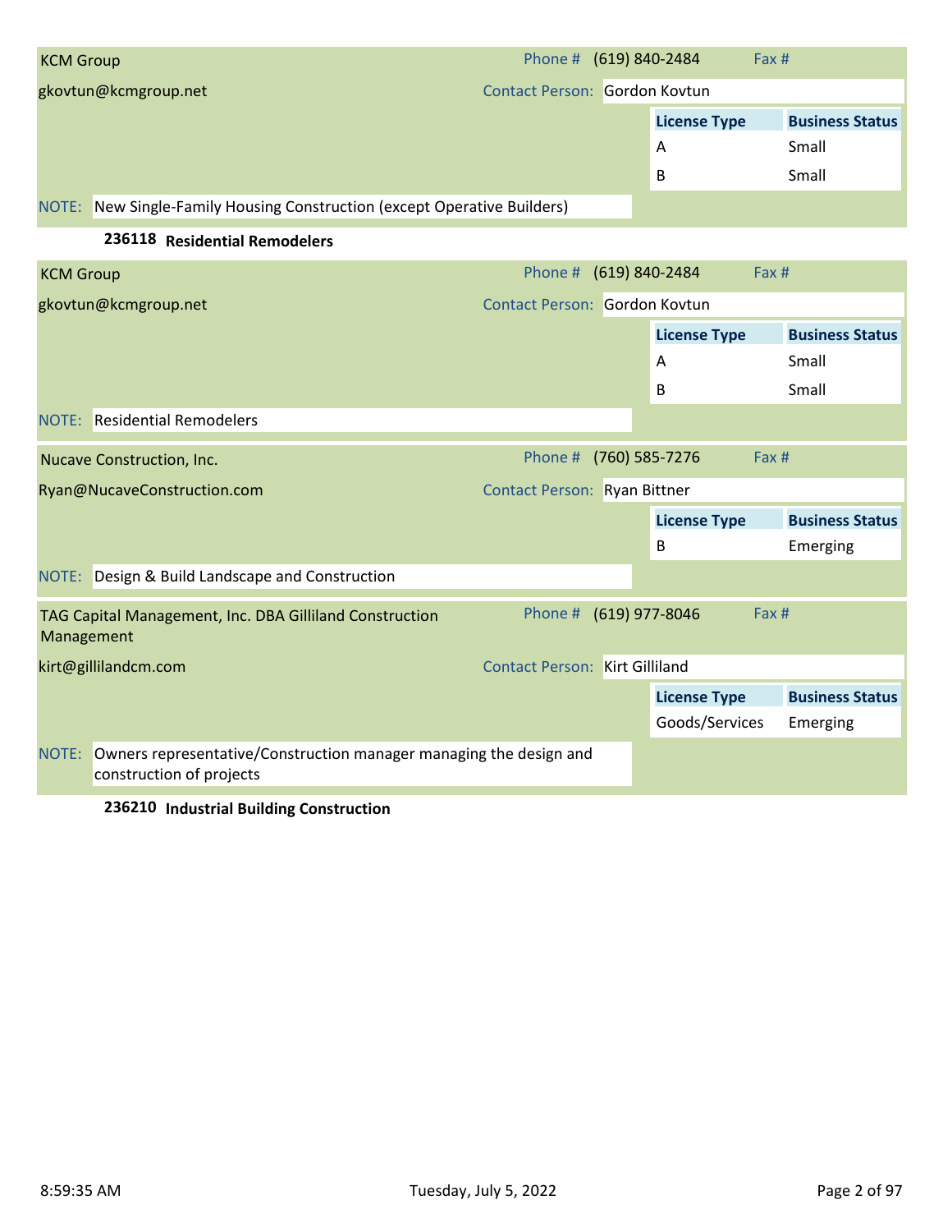**KCM Group**

gkovtun@kcmgroup.net

Phone # (619) 840-2484 Fax #

Contact Person: Gordon Kovtun

| License Type | Business Status |
|---|---|
| A | Small |
| B | Small |

NOTE: New Single-Family Housing Construction (except Operative Builders)

### 236118 Residential Remodelers

**KCM Group**

gkovtun@kcmgroup.net

Phone # (619) 840-2484 Fax #

Contact Person: Gordon Kovtun

| License Type | Business Status |
|---|---|
| A | Small |
| B | Small |

NOTE: Residential Remodelers

**Nucave Construction, Inc.**

Ryan@NucaveConstruction.com

Phone # (760) 585-7276 Fax #

Contact Person: Ryan Bittner

| License Type | Business Status |
|---|---|
| B | Emerging |

NOTE: Design & Build Landscape and Construction

**TAG Capital Management, Inc. DBA Gilliland Construction Management**

kirt@gillilandcm.com

Phone # (619) 977-8046 Fax #

Contact Person: Kirt Gilliland

| License Type | Business Status |
|---|---|
| Goods/Services | Emerging |

NOTE: Owners representative/Construction manager managing the design and construction of projects

### 236210 Industrial Building Construction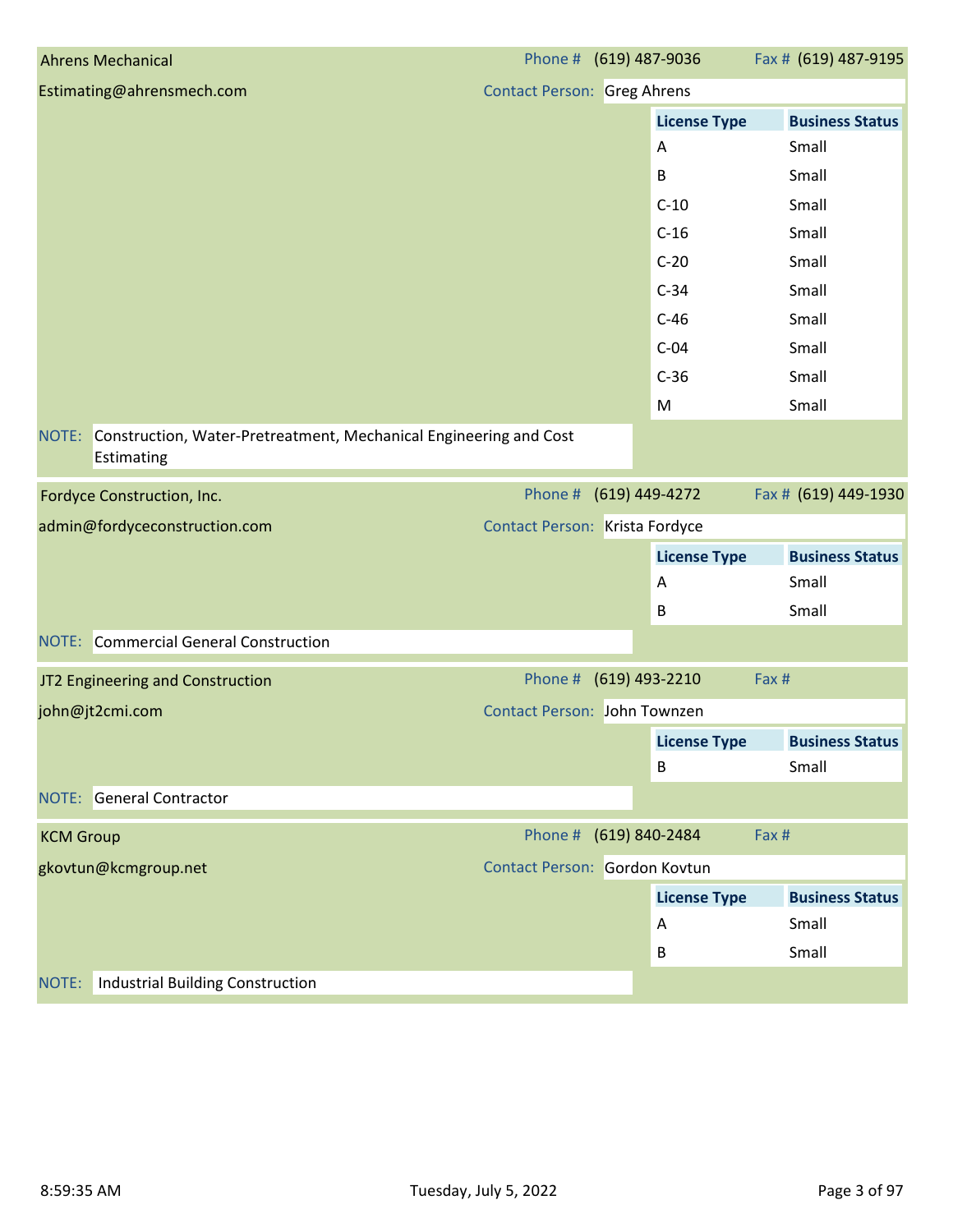## Ahrens Mechanical

Phone # (619) 487-9036 Fax # (619) 487-9195

Estimating@ahrensmech.com

Contact Person: Greg Ahrens

| License Type | Business Status |
| --- | --- |
| A | Small |
| B | Small |
| C-10 | Small |
| C-16 | Small |
| C-20 | Small |
| C-34 | Small |
| C-46 | Small |
| C-04 | Small |
| C-36 | Small |
| M | Small |

NOTE: Construction, Water-Pretreatment, Mechanical Engineering and Cost Estimating

## Fordyce Construction, Inc.

Phone # (619) 449-4272 Fax # (619) 449-1930

admin@fordyceconstruction.com

Contact Person: Krista Fordyce

| License Type | Business Status |
| --- | --- |
| A | Small |
| B | Small |

NOTE: Commercial General Construction

## JT2 Engineering and Construction

Phone # (619) 493-2210 Fax #

john@jt2cmi.com

Contact Person: John Townzen

| License Type | Business Status |
| --- | --- |
| B | Small |

NOTE: General Contractor

## KCM Group

Phone # (619) 840-2484 Fax #

gkovtun@kcmgroup.net

Contact Person: Gordon Kovtun

| License Type | Business Status |
| --- | --- |
| A | Small |
| B | Small |

NOTE: Industrial Building Construction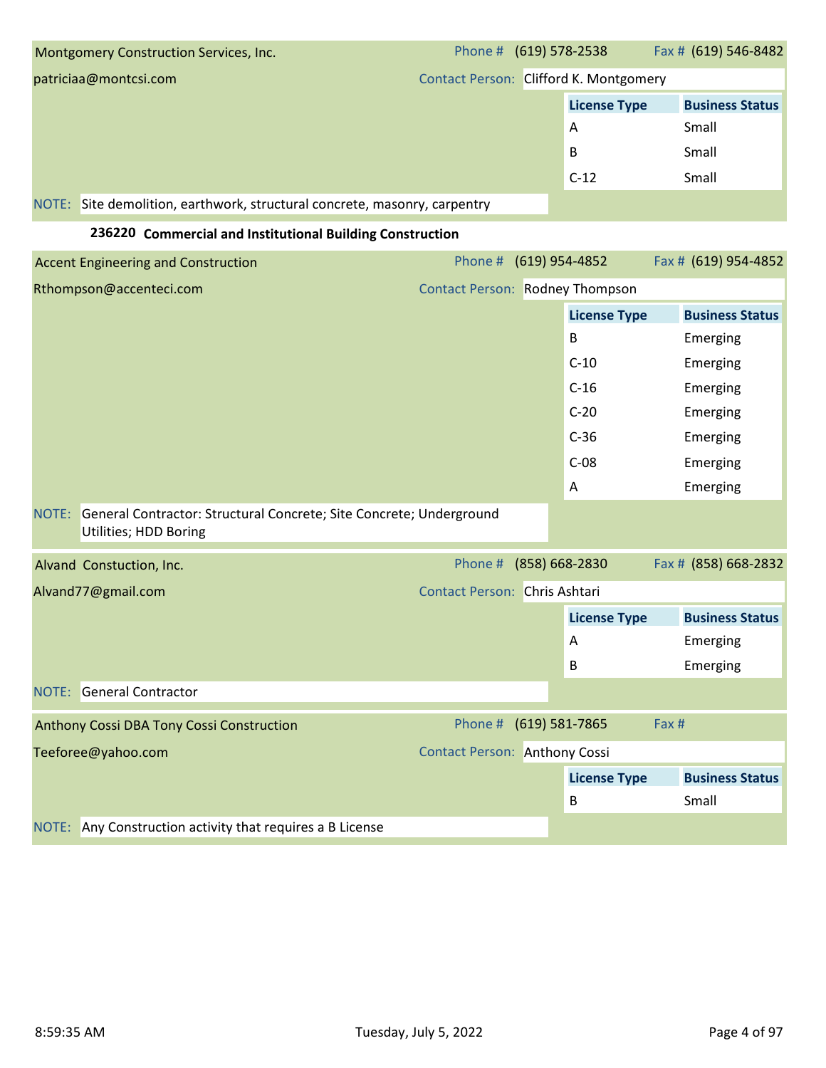**Montgomery Construction Services, Inc.**
Phone # (619) 578-2538 Fax # (619) 546-8482
patriciaa@montcsi.com
Contact Person: Clifford K. Montgomery

| License Type | Business Status |
|---|---|
| A | Small |
| B | Small |
| C-12 | Small |

NOTE: Site demolition, earthwork, structural concrete, masonry, carpentry

## 236220 Commercial and Institutional Building Construction

**Accent Engineering and Construction**
Phone # (619) 954-4852 Fax # (619) 954-4852
Rthompson@accenteci.com
Contact Person: Rodney Thompson

| License Type | Business Status |
|---|---|
| B | Emerging |
| C-10 | Emerging |
| C-16 | Emerging |
| C-20 | Emerging |
| C-36 | Emerging |
| C-08 | Emerging |
| A | Emerging |

NOTE: General Contractor: Structural Concrete; Site Concrete; Underground Utilities; HDD Boring

**Alvand Constuction, Inc.**
Phone # (858) 668-2830 Fax # (858) 668-2832
Alvand77@gmail.com
Contact Person: Chris Ashtari

| License Type | Business Status |
|---|---|
| A | Emerging |
| B | Emerging |

NOTE: General Contractor

**Anthony Cossi DBA Tony Cossi Construction**
Phone # (619) 581-7865 Fax #
Teeforee@yahoo.com
Contact Person: Anthony Cossi

| License Type | Business Status |
|---|---|
| B | Small |

NOTE: Any Construction activity that requires a B License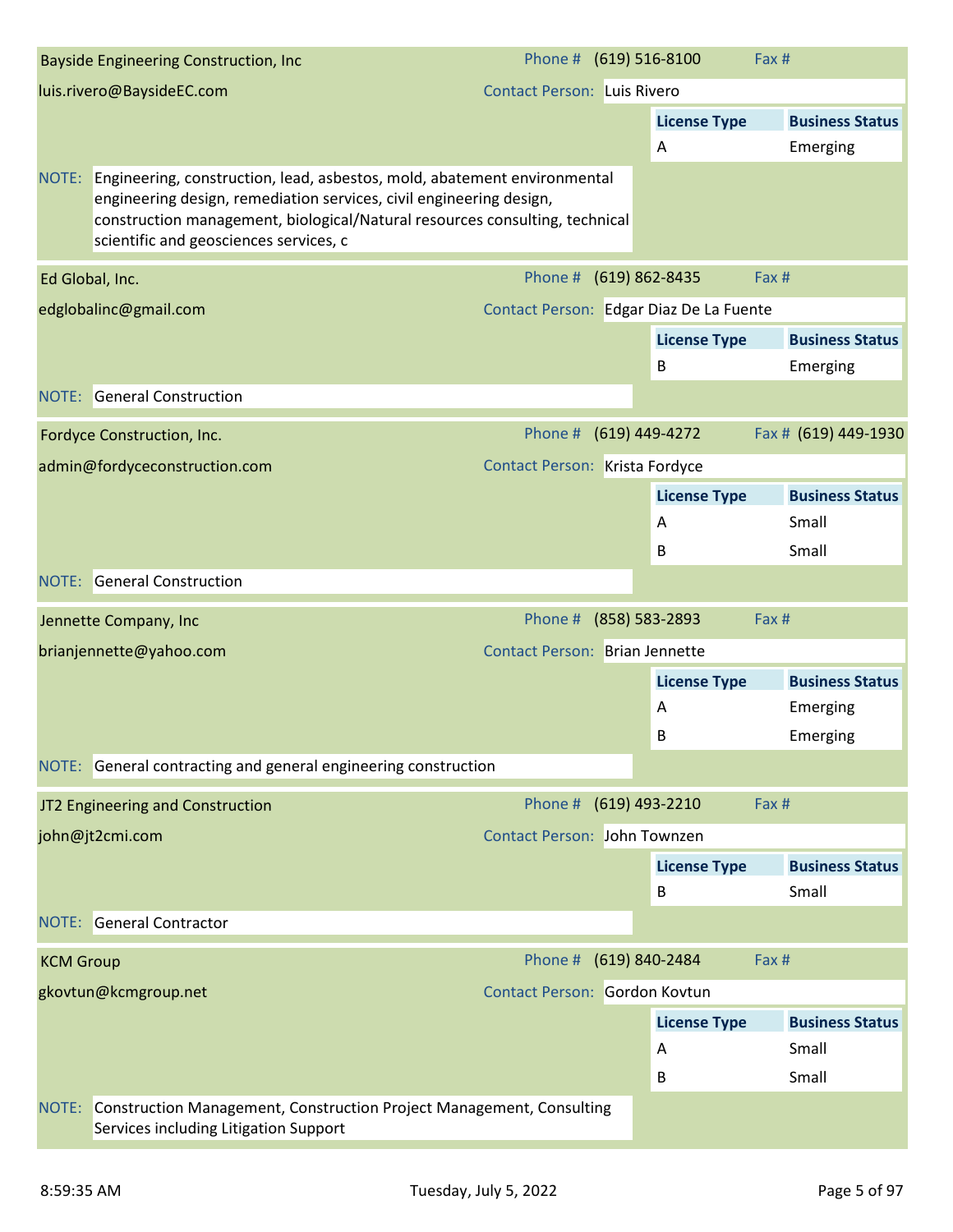## Bayside Engineering Construction, Inc

Phone # (619) 516-8100 Fax #

luis.rivero@BaysideEC.com

Contact Person: Luis Rivero

| License Type | Business Status |
|---|---|
| A | Emerging |

NOTE: Engineering, construction, lead, asbestos, mold, abatement environmental engineering design, remediation services, civil engineering design, construction management, biological/Natural resources consulting, technical scientific and geosciences services, c

## Ed Global, Inc.

Phone # (619) 862-8435 Fax #

edglobalinc@gmail.com

Contact Person: Edgar Diaz De La Fuente

| License Type | Business Status |
|---|---|
| B | Emerging |

NOTE: General Construction

## Fordyce Construction, Inc.

Phone # (619) 449-4272 Fax # (619) 449-1930

admin@fordyceconstruction.com

Contact Person: Krista Fordyce

| License Type | Business Status |
|---|---|
| A | Small |
| B | Small |

NOTE: General Construction

## Jennette Company, Inc

Phone # (858) 583-2893 Fax #

brianjennette@yahoo.com

Contact Person: Brian Jennette

| License Type | Business Status |
|---|---|
| A | Emerging |
| B | Emerging |

NOTE: General contracting and general engineering construction

## JT2 Engineering and Construction

Phone # (619) 493-2210 Fax #

john@jt2cmi.com

Contact Person: John Townzen

| License Type | Business Status |
|---|---|
| B | Small |

NOTE: General Contractor

## KCM Group

Phone # (619) 840-2484 Fax #

gkovtun@kcmgroup.net

Contact Person: Gordon Kovtun

| License Type | Business Status |
|---|---|
| A | Small |
| B | Small |

NOTE: Construction Management, Construction Project Management, Consulting Services including Litigation Support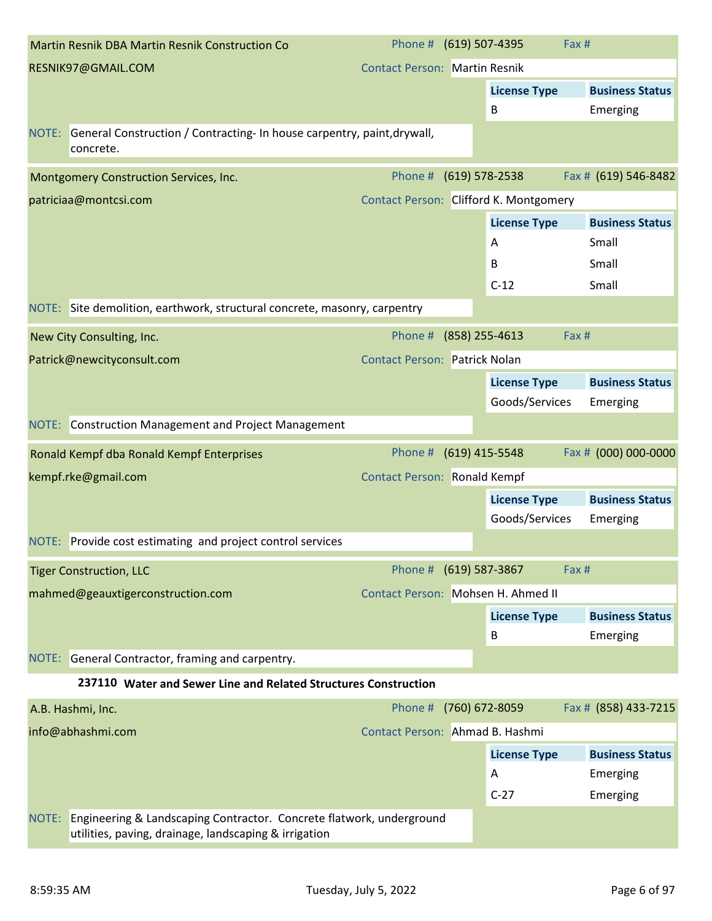**Martin Resnik DBA Martin Resnik Construction Co**

RESNIK97@GMAIL.COM

Phone # (619) 507-4395 | Fax #

Contact Person: Martin Resnik

| License Type | Business Status |
|---|---|
| B | Emerging |

NOTE: General Construction / Contracting- In house carpentry, paint,drywall, concrete.

---

**Montgomery Construction Services, Inc.**

patriciaa@montcsi.com

Phone # (619) 578-2538 | Fax # (619) 546-8482

Contact Person: Clifford K. Montgomery

| License Type | Business Status |
|---|---|
| A | Small |
| B | Small |
| C-12 | Small |

NOTE: Site demolition, earthwork, structural concrete, masonry, carpentry

---

**New City Consulting, Inc.**

Patrick@newcityconsult.com

Phone # (858) 255-4613 | Fax #

Contact Person: Patrick Nolan

| License Type | Business Status |
|---|---|
| Goods/Services | Emerging |

NOTE: Construction Management and Project Management

---

**Ronald Kempf dba Ronald Kempf Enterprises**

kempf.rke@gmail.com

Phone # (619) 415-5548 | Fax # (000) 000-0000

Contact Person: Ronald Kempf

| License Type | Business Status |
|---|---|
| Goods/Services | Emerging |

NOTE: Provide cost estimating and project control services

---

**Tiger Construction, LLC**

mahmed@geauxtigerconstruction.com

Phone # (619) 587-3867 | Fax #

Contact Person: Mohsen H. Ahmed II

| License Type | Business Status |
|---|---|
| B | Emerging |

NOTE: General Contractor, framing and carpentry.

## 237110 Water and Sewer Line and Related Structures Construction

**A.B. Hashmi, Inc.**

info@abhashmi.com

Phone # (760) 672-8059 | Fax # (858) 433-7215

Contact Person: Ahmad B. Hashmi

| License Type | Business Status |
|---|---|
| A | Emerging |
| C-27 | Emerging |

NOTE: Engineering & Landscaping Contractor. Concrete flatwork, underground utilities, paving, drainage, landscaping & irrigation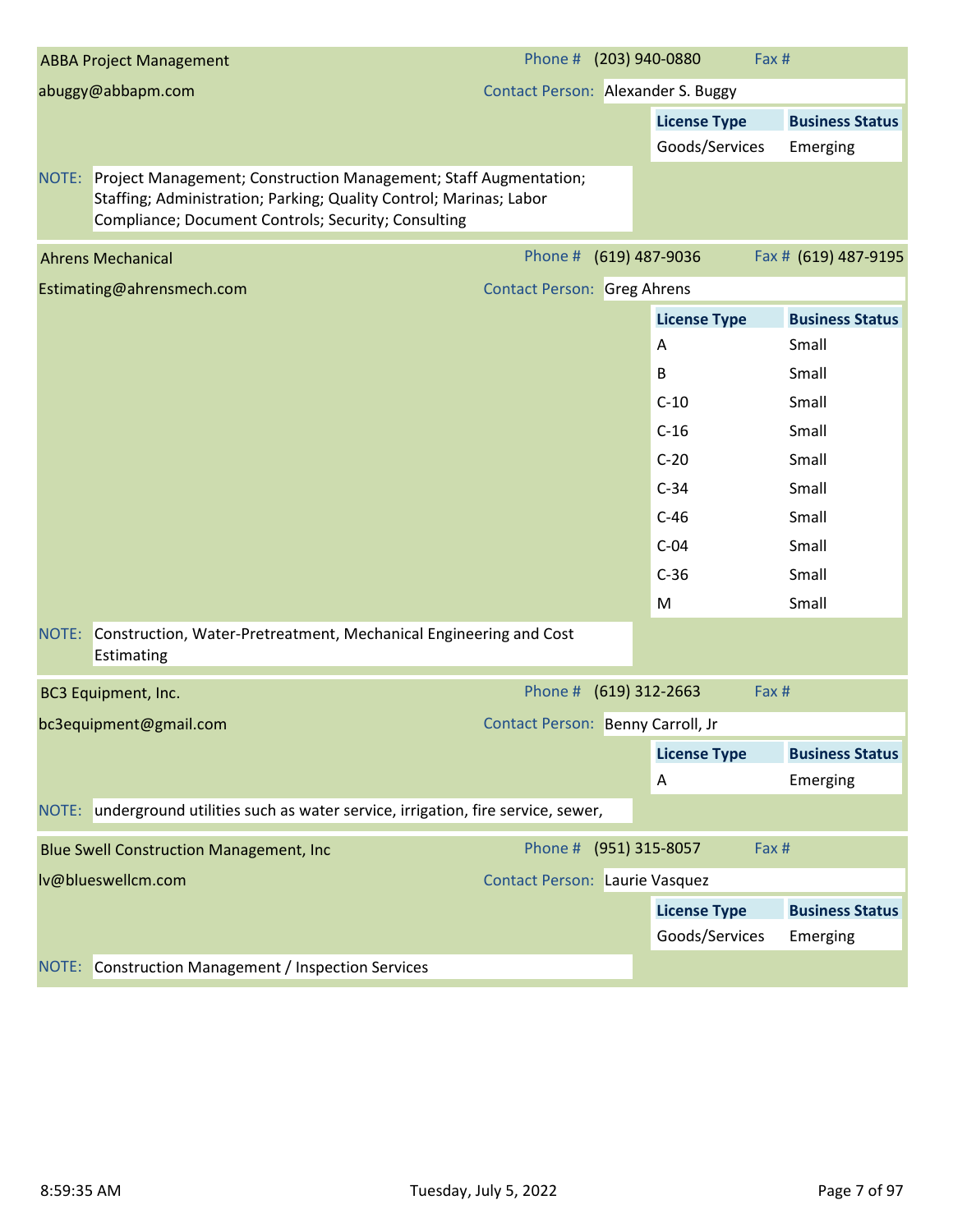## ABBA Project Management

Phone # (203) 940-0880 Fax #

abuggy@abbapm.com

Contact Person: Alexander S. Buggy

| License Type | Business Status |
|---|---|
| Goods/Services | Emerging |

NOTE: Project Management; Construction Management; Staff Augmentation; Staffing; Administration; Parking; Quality Control; Marinas; Labor Compliance; Document Controls; Security; Consulting

## Ahrens Mechanical

Phone # (619) 487-9036 Fax # (619) 487-9195

Estimating@ahrensmech.com

Contact Person: Greg Ahrens

| License Type | Business Status |
|---|---|
| A | Small |
| B | Small |
| C-10 | Small |
| C-16 | Small |
| C-20 | Small |
| C-34 | Small |
| C-46 | Small |
| C-04 | Small |
| C-36 | Small |
| M | Small |

NOTE: Construction, Water-Pretreatment, Mechanical Engineering and Cost Estimating

## BC3 Equipment, Inc.

Phone # (619) 312-2663 Fax #

bc3equipment@gmail.com

Contact Person: Benny Carroll, Jr

| License Type | Business Status |
|---|---|
| A | Emerging |

NOTE: underground utilities such as water service, irrigation, fire service, sewer,

## Blue Swell Construction Management, Inc

Phone # (951) 315-8057 Fax #

lv@blueswellcm.com

Contact Person: Laurie Vasquez

| License Type | Business Status |
|---|---|
| Goods/Services | Emerging |

NOTE: Construction Management / Inspection Services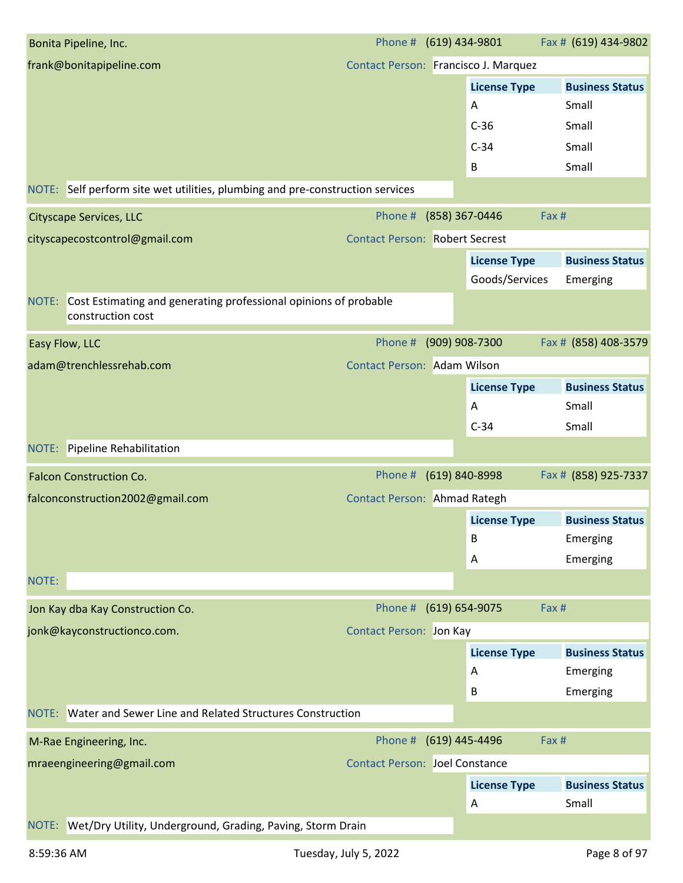## Bonita Pipeline, Inc.

frank@bonitapipeline.com

Phone # (619) 434-9801    Fax # (619) 434-9802

Contact Person: Francisco J. Marquez

| License Type | Business Status |
| --- | --- |
| A | Small |
| C-36 | Small |
| C-34 | Small |
| B | Small |

NOTE: Self perform site wet utilities, plumbing and pre-construction services

## Cityscape Services, LLC

cityscapecostcontrol@gmail.com

Phone # (858) 367-0446    Fax #

Contact Person: Robert Secrest

| License Type | Business Status |
| --- | --- |
| Goods/Services | Emerging |

NOTE: Cost Estimating and generating professional opinions of probable construction cost

## Easy Flow, LLC

adam@trenchlessrehab.com

Phone # (909) 908-7300    Fax # (858) 408-3579

Contact Person: Adam Wilson

| License Type | Business Status |
| --- | --- |
| A | Small |
| C-34 | Small |

NOTE: Pipeline Rehabilitation

## Falcon Construction Co.

falconconstruction2002@gmail.com

Phone # (619) 840-8998    Fax # (858) 925-7337

Contact Person: Ahmad Rategh

| License Type | Business Status |
| --- | --- |
| B | Emerging |
| A | Emerging |

NOTE:

## Jon Kay dba Kay Construction Co.

jonk@kayconstructionco.com.

Phone # (619) 654-9075    Fax #

Contact Person: Jon Kay

| License Type | Business Status |
| --- | --- |
| A | Emerging |
| B | Emerging |

NOTE: Water and Sewer Line and Related Structures Construction

## M-Rae Engineering, Inc.

mraeengineering@gmail.com

Phone # (619) 445-4496    Fax #

Contact Person: Joel Constance

| License Type | Business Status |
| --- | --- |
| A | Small |

NOTE: Wet/Dry Utility, Underground, Grading, Paving, Storm Drain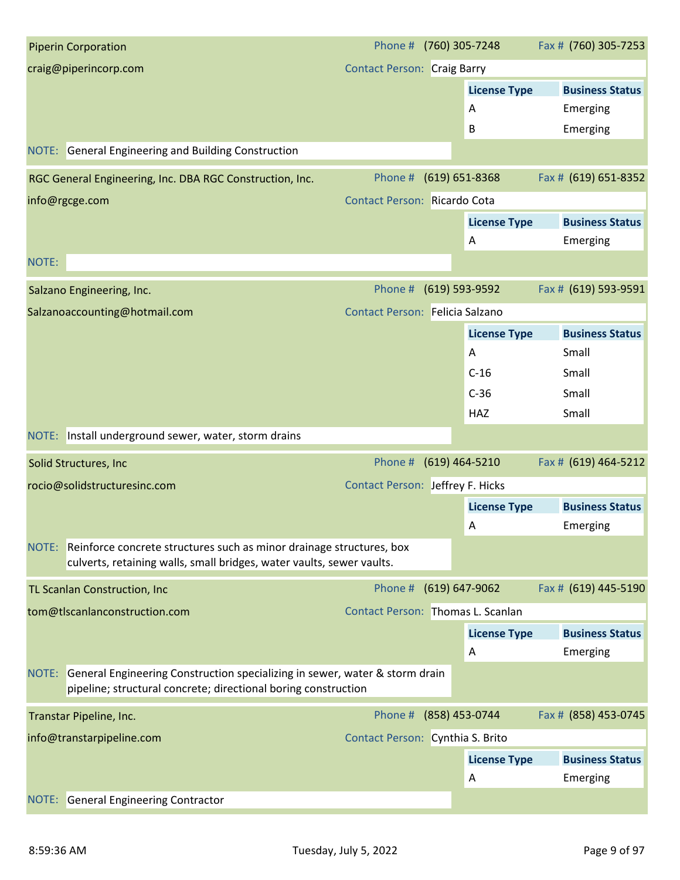## Piperin Corporation

Phone # (760) 305-7248 Fax # (760) 305-7253

craig@piperincorp.com

Contact Person: Craig Barry

| License Type | Business Status |
|---|---|
| A | Emerging |
| B | Emerging |

NOTE: General Engineering and Building Construction

## RGC General Engineering, Inc. DBA RGC Construction, Inc.

Phone # (619) 651-8368 Fax # (619) 651-8352

info@rgcge.com

Contact Person: Ricardo Cota

| License Type | Business Status |
|---|---|
| A | Emerging |

NOTE:

## Salzano Engineering, Inc.

Phone # (619) 593-9592 Fax # (619) 593-9591

Salzanoaccounting@hotmail.com

Contact Person: Felicia Salzano

| License Type | Business Status |
|---|---|
| A | Small |
| C-16 | Small |
| C-36 | Small |
| HAZ | Small |

NOTE: Install underground sewer, water, storm drains

## Solid Structures, Inc

Phone # (619) 464-5210 Fax # (619) 464-5212

rocio@solidstructuresinc.com

Contact Person: Jeffrey F. Hicks

| License Type | Business Status |
|---|---|
| A | Emerging |

NOTE: Reinforce concrete structures such as minor drainage structures, box culverts, retaining walls, small bridges, water vaults, sewer vaults.

## TL Scanlan Construction, Inc

Phone # (619) 647-9062 Fax # (619) 445-5190

tom@tlscanlanconstruction.com

Contact Person: Thomas L. Scanlan

| License Type | Business Status |
|---|---|
| A | Emerging |

NOTE: General Engineering Construction specializing in sewer, water & storm drain pipeline; structural concrete; directional boring construction

## Transtar Pipeline, Inc.

Phone # (858) 453-0744 Fax # (858) 453-0745

info@transtarpipeline.com

Contact Person: Cynthia S. Brito

| License Type | Business Status |
|---|---|
| A | Emerging |

NOTE: General Engineering Contractor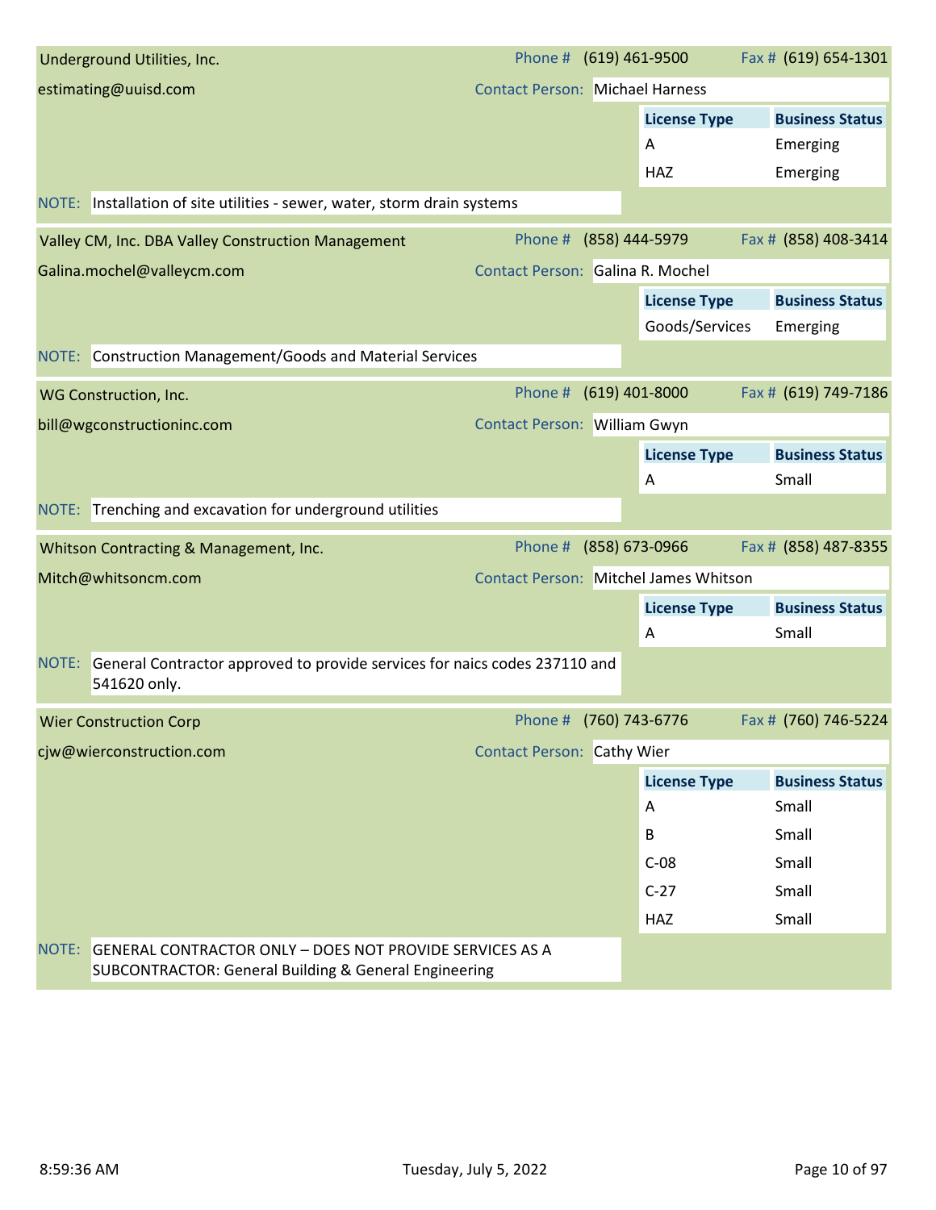**Underground Utilities, Inc.**

estimating@uuisd.com

Phone # (619) 461-9500 | Fax # (619) 654-1301

Contact Person: Michael Harness

| License Type | Business Status |
|---|---|
| A | Emerging |
| HAZ | Emerging |

NOTE: Installation of site utilities - sewer, water, storm drain systems

---

**Valley CM, Inc. DBA Valley Construction Management**

Galina.mochel@valleycm.com

Phone # (858) 444-5979 | Fax # (858) 408-3414

Contact Person: Galina R. Mochel

| License Type | Business Status |
|---|---|
| Goods/Services | Emerging |

NOTE: Construction Management/Goods and Material Services

---

**WG Construction, Inc.**

bill@wgconstructioninc.com

Phone # (619) 401-8000 | Fax # (619) 749-7186

Contact Person: William Gwyn

| License Type | Business Status |
|---|---|
| A | Small |

NOTE: Trenching and excavation for underground utilities

---

**Whitson Contracting & Management, Inc.**

Mitch@whitsoncm.com

Phone # (858) 673-0966 | Fax # (858) 487-8355

Contact Person: Mitchel James Whitson

| License Type | Business Status |
|---|---|
| A | Small |

NOTE: General Contractor approved to provide services for naics codes 237110 and 541620 only.

---

**Wier Construction Corp**

cjw@wierconstruction.com

Phone # (760) 743-6776 | Fax # (760) 746-5224

Contact Person: Cathy Wier

| License Type | Business Status |
|---|---|
| A | Small |
| B | Small |
| C-08 | Small |
| C-27 | Small |
| HAZ | Small |

NOTE: GENERAL CONTRACTOR ONLY – DOES NOT PROVIDE SERVICES AS A SUBCONTRACTOR: General Building & General Engineering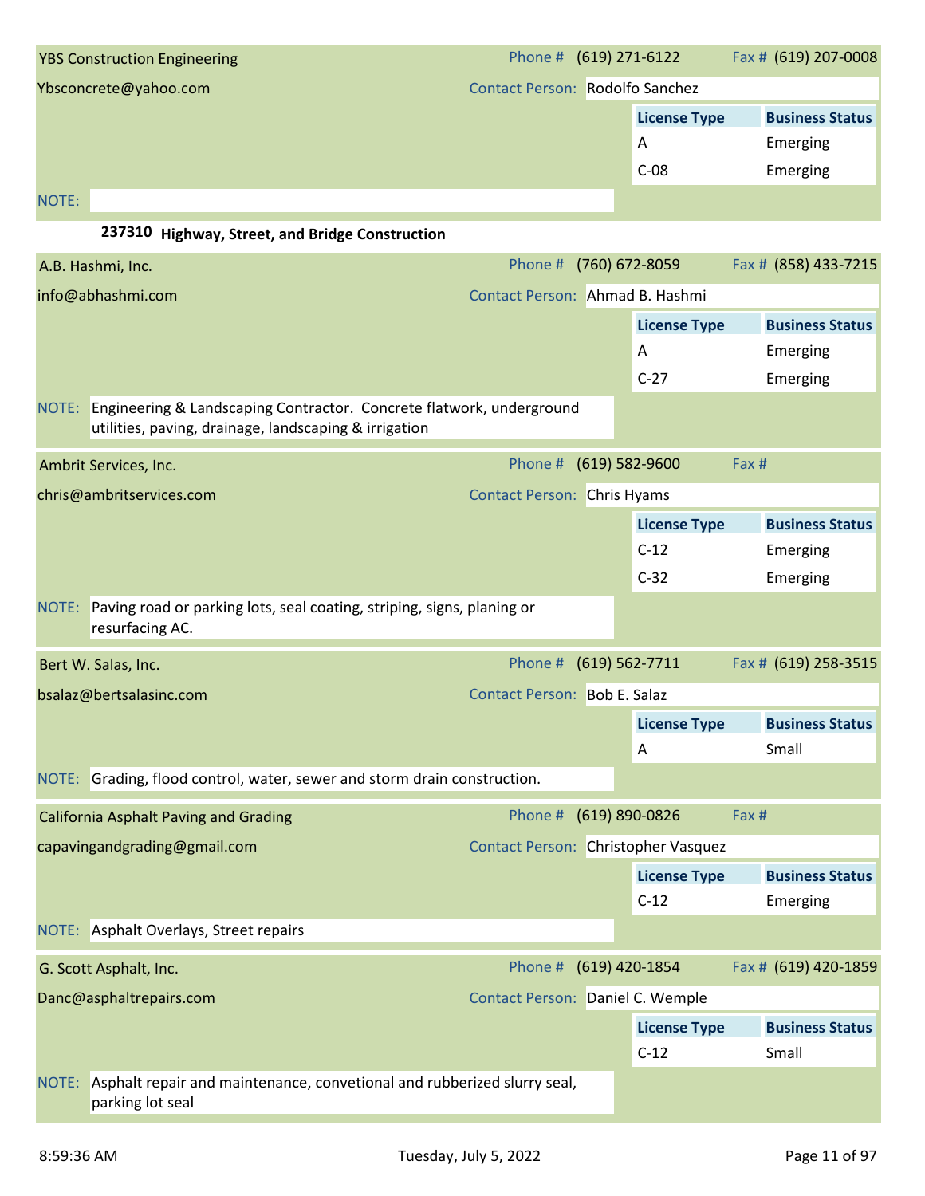**YBS Construction Engineering**

Phone # (619) 271-6122 | Fax # (619) 207-0008

Ybsconcrete@yahoo.com

Contact Person: Rodolfo Sanchez

| License Type | Business Status |
|---|---|
| A | Emerging |
| C-08 | Emerging |

NOTE:

### 237310 Highway, Street, and Bridge Construction

**A.B. Hashmi, Inc.**

Phone # (760) 672-8059 | Fax # (858) 433-7215

info@abhashmi.com

Contact Person: Ahmad B. Hashmi

| License Type | Business Status |
|---|---|
| A | Emerging |
| C-27 | Emerging |

NOTE: Engineering & Landscaping Contractor. Concrete flatwork, underground utilities, paving, drainage, landscaping & irrigation

**Ambrit Services, Inc.**

Phone # (619) 582-9600 | Fax #

chris@ambritservices.com

Contact Person: Chris Hyams

| License Type | Business Status |
|---|---|
| C-12 | Emerging |
| C-32 | Emerging |

NOTE: Paving road or parking lots, seal coating, striping, signs, planing or resurfacing AC.

**Bert W. Salas, Inc.**

Phone # (619) 562-7711 | Fax # (619) 258-3515

bsalaz@bertsalasinc.com

Contact Person: Bob E. Salaz

| License Type | Business Status |
|---|---|
| A | Small |

NOTE: Grading, flood control, water, sewer and storm drain construction.

**California Asphalt Paving and Grading**

Phone # (619) 890-0826 | Fax #

capavingandgrading@gmail.com

Contact Person: Christopher Vasquez

| License Type | Business Status |
|---|---|
| C-12 | Emerging |

NOTE: Asphalt Overlays, Street repairs

**G. Scott Asphalt, Inc.**

Phone # (619) 420-1854 | Fax # (619) 420-1859

Danc@asphaltrepairs.com

Contact Person: Daniel C. Wemple

| License Type | Business Status |
|---|---|
| C-12 | Small |

NOTE: Asphalt repair and maintenance, convetional and rubberized slurry seal, parking lot seal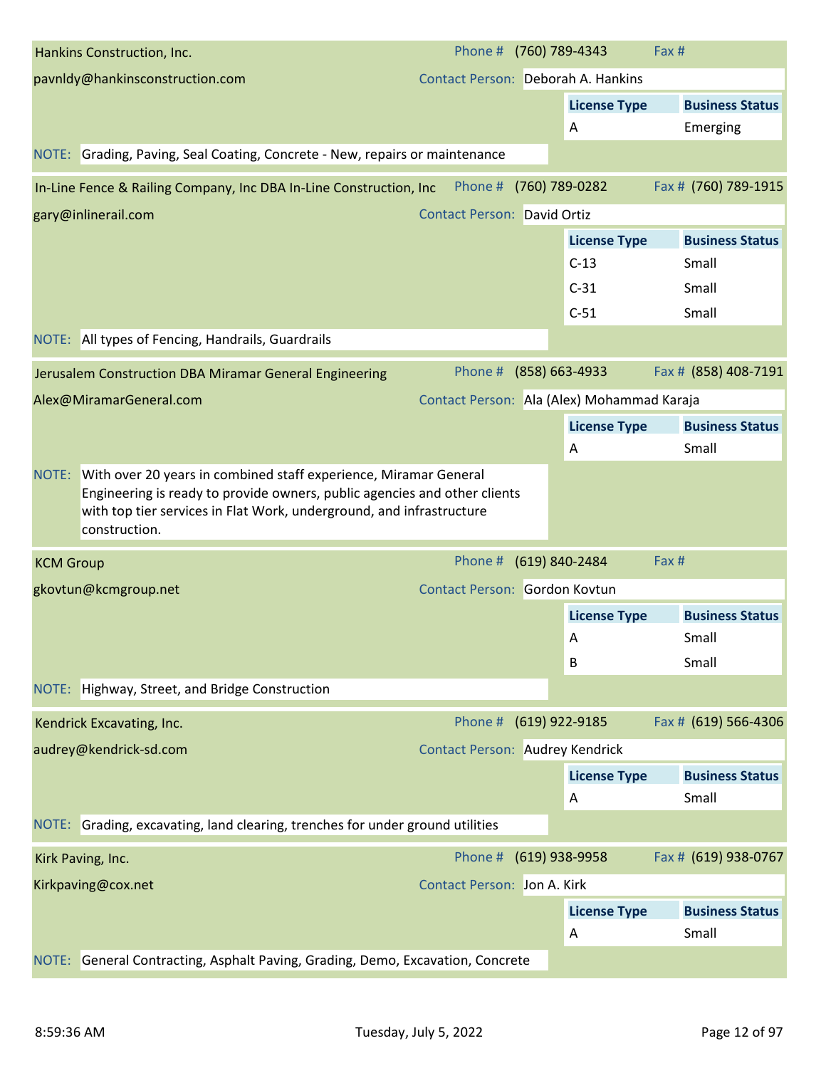## Hankins Construction, Inc.

Phone # (760) 789-4343 | Fax #

pavnldy@hankinsconstruction.com

Contact Person: Deborah A. Hankins

| License Type | Business Status |
|---|---|
| A | Emerging |

NOTE: Grading, Paving, Seal Coating, Concrete - New, repairs or maintenance

## In-Line Fence & Railing Company, Inc DBA In-Line Construction, Inc

Phone # (760) 789-0282 | Fax # (760) 789-1915

gary@inlinerail.com

Contact Person: David Ortiz

| License Type | Business Status |
|---|---|
| C-13 | Small |
| C-31 | Small |
| C-51 | Small |

NOTE: All types of Fencing, Handrails, Guardrails

## Jerusalem Construction DBA Miramar General Engineering

Phone # (858) 663-4933 | Fax # (858) 408-7191

Alex@MiramarGeneral.com

Contact Person: Ala (Alex) Mohammad Karaja

| License Type | Business Status |
|---|---|
| A | Small |

NOTE: With over 20 years in combined staff experience, Miramar General Engineering is ready to provide owners, public agencies and other clients with top tier services in Flat Work, underground, and infrastructure construction.

## KCM Group

Phone # (619) 840-2484 | Fax #

gkovtun@kcmgroup.net

Contact Person: Gordon Kovtun

| License Type | Business Status |
|---|---|
| A | Small |
| B | Small |

NOTE: Highway, Street, and Bridge Construction

## Kendrick Excavating, Inc.

Phone # (619) 922-9185 | Fax # (619) 566-4306

audrey@kendrick-sd.com

Contact Person: Audrey Kendrick

| License Type | Business Status |
|---|---|
| A | Small |

NOTE: Grading, excavating, land clearing, trenches for under ground utilities

## Kirk Paving, Inc.

Phone # (619) 938-9958 | Fax # (619) 938-0767

Kirkpaving@cox.net

Contact Person: Jon A. Kirk

| License Type | Business Status |
|---|---|
| A | Small |

NOTE: General Contracting, Asphalt Paving, Grading, Demo, Excavation, Concrete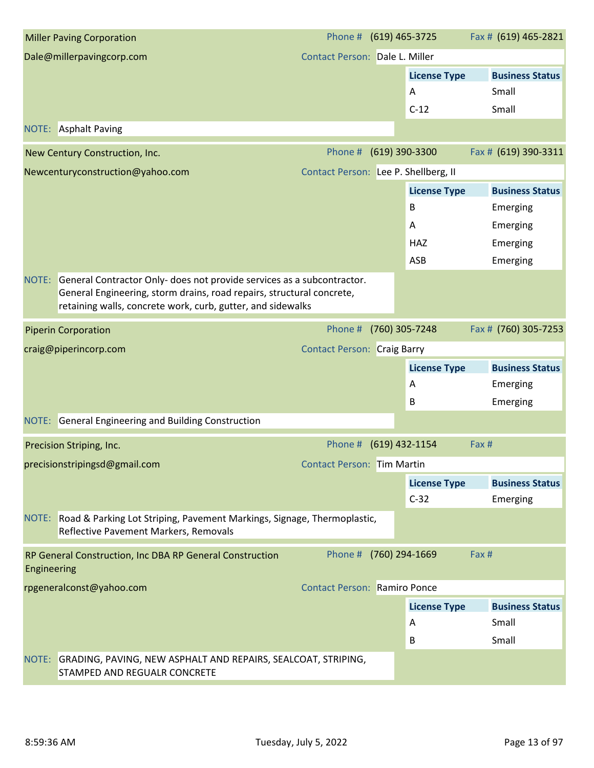## Miller Paving Corporation

Dale@millerpavingcorp.com

Phone # (619) 465-3725 | Fax # (619) 465-2821

Contact Person: Dale L. Miller

| License Type | Business Status |
|---|---|
| A | Small |
| C-12 | Small |

NOTE: Asphalt Paving

## New Century Construction, Inc.

Newcenturyconstruction@yahoo.com

Phone # (619) 390-3300 | Fax # (619) 390-3311

Contact Person: Lee P. Shellberg, II

| License Type | Business Status |
|---|---|
| B | Emerging |
| A | Emerging |
| HAZ | Emerging |
| ASB | Emerging |

NOTE: General Contractor Only- does not provide services as a subcontractor. General Engineering, storm drains, road repairs, structural concrete, retaining walls, concrete work, curb, gutter, and sidewalks

## Piperin Corporation

craig@piperincorp.com

Phone # (760) 305-7248 | Fax # (760) 305-7253

Contact Person: Craig Barry

| License Type | Business Status |
|---|---|
| A | Emerging |
| B | Emerging |

NOTE: General Engineering and Building Construction

## Precision Striping, Inc.

precisionstripingsd@gmail.com

Phone # (619) 432-1154 | Fax #

Contact Person: Tim Martin

| License Type | Business Status |
|---|---|
| C-32 | Emerging |

NOTE: Road & Parking Lot Striping, Pavement Markings, Signage, Thermoplastic, Reflective Pavement Markers, Removals

## RP General Construction, Inc DBA RP General Construction Engineering

rpgeneralconst@yahoo.com

Phone # (760) 294-1669 | Fax #

Contact Person: Ramiro Ponce

| License Type | Business Status |
|---|---|
| A | Small |
| B | Small |

NOTE: GRADING, PAVING, NEW ASPHALT AND REPAIRS, SEALCOAT, STRIPING, STAMPED AND REGUALR CONCRETE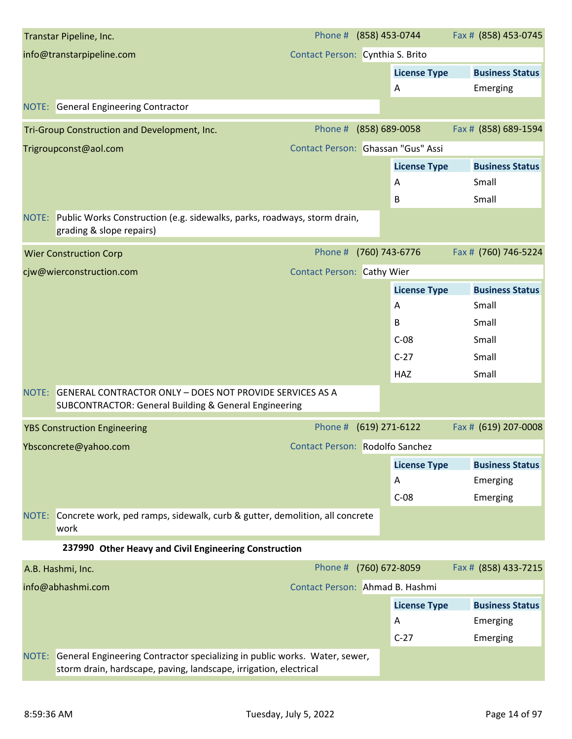**Transtar Pipeline, Inc.**

Phone # (858) 453-0744 | Fax # (858) 453-0745

info@transtarpipeline.com

Contact Person: Cynthia S. Brito

| License Type | Business Status |
| --- | --- |
| A | Emerging |

NOTE: General Engineering Contractor

---

**Tri-Group Construction and Development, Inc.**

Phone # (858) 689-0058 | Fax # (858) 689-1594

Trigroupconst@aol.com

Contact Person: Ghassan "Gus" Assi

| License Type | Business Status |
| --- | --- |
| A | Small |
| B | Small |

NOTE: Public Works Construction (e.g. sidewalks, parks, roadways, storm drain, grading & slope repairs)

---

**Wier Construction Corp**

Phone # (760) 743-6776 | Fax # (760) 746-5224

cjw@wierconstruction.com

Contact Person: Cathy Wier

| License Type | Business Status |
| --- | --- |
| A | Small |
| B | Small |
| C-08 | Small |
| C-27 | Small |
| HAZ | Small |

NOTE: GENERAL CONTRACTOR ONLY – DOES NOT PROVIDE SERVICES AS A SUBCONTRACTOR: General Building & General Engineering

---

**YBS Construction Engineering**

Phone # (619) 271-6122 | Fax # (619) 207-0008

Ybsconcrete@yahoo.com

Contact Person: Rodolfo Sanchez

| License Type | Business Status |
| --- | --- |
| A | Emerging |
| C-08 | Emerging |

NOTE: Concrete work, ped ramps, sidewalk, curb & gutter, demolition, all concrete work

## 237990 Other Heavy and Civil Engineering Construction

**A.B. Hashmi, Inc.**

Phone # (760) 672-8059 | Fax # (858) 433-7215

info@abhashmi.com

Contact Person: Ahmad B. Hashmi

| License Type | Business Status |
| --- | --- |
| A | Emerging |
| C-27 | Emerging |

NOTE: General Engineering Contractor specializing in public works. Water, sewer, storm drain, hardscape, paving, landscape, irrigation, electrical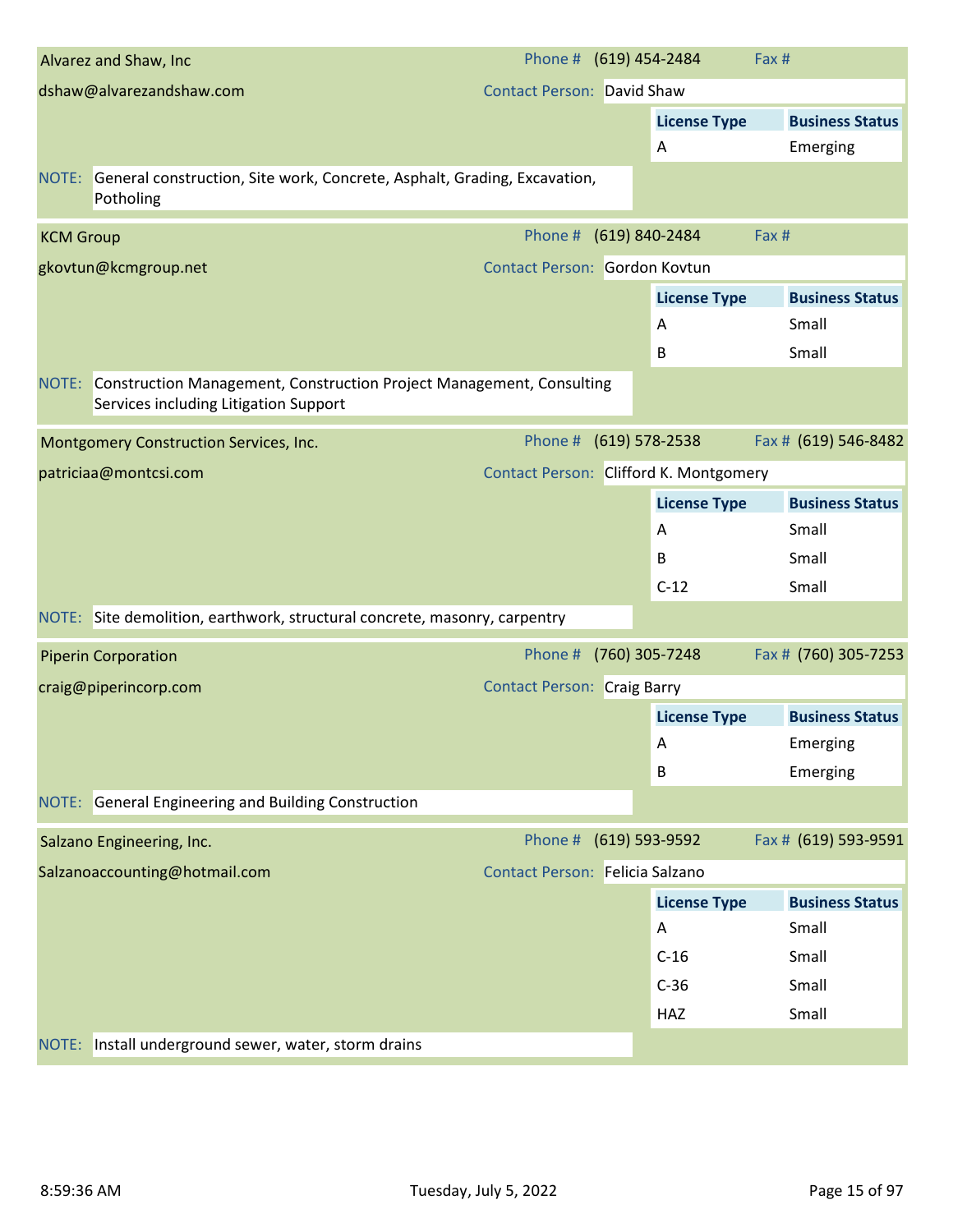**Alvarez and Shaw, Inc**

Phone # (619) 454-2484 Fax #

dshaw@alvarezandshaw.com

Contact Person: David Shaw

| License Type | Business Status |
|---|---|
| A | Emerging |

NOTE: General construction, Site work, Concrete, Asphalt, Grading, Excavation, Potholing

---

**KCM Group**

Phone # (619) 840-2484 Fax #

gkovtun@kcmgroup.net

Contact Person: Gordon Kovtun

| License Type | Business Status |
|---|---|
| A | Small |
| B | Small |

NOTE: Construction Management, Construction Project Management, Consulting Services including Litigation Support

---

**Montgomery Construction Services, Inc.**

Phone # (619) 578-2538 Fax # (619) 546-8482

patriciaa@montcsi.com

Contact Person: Clifford K. Montgomery

| License Type | Business Status |
|---|---|
| A | Small |
| B | Small |
| C-12 | Small |

NOTE: Site demolition, earthwork, structural concrete, masonry, carpentry

---

**Piperin Corporation**

Phone # (760) 305-7248 Fax # (760) 305-7253

craig@piperincorp.com

Contact Person: Craig Barry

| License Type | Business Status |
|---|---|
| A | Emerging |
| B | Emerging |

NOTE: General Engineering and Building Construction

---

**Salzano Engineering, Inc.**

Phone # (619) 593-9592 Fax # (619) 593-9591

Salzanoaccounting@hotmail.com

Contact Person: Felicia Salzano

| License Type | Business Status |
|---|---|
| A | Small |
| C-16 | Small |
| C-36 | Small |
| HAZ | Small |

NOTE: Install underground sewer, water, storm drains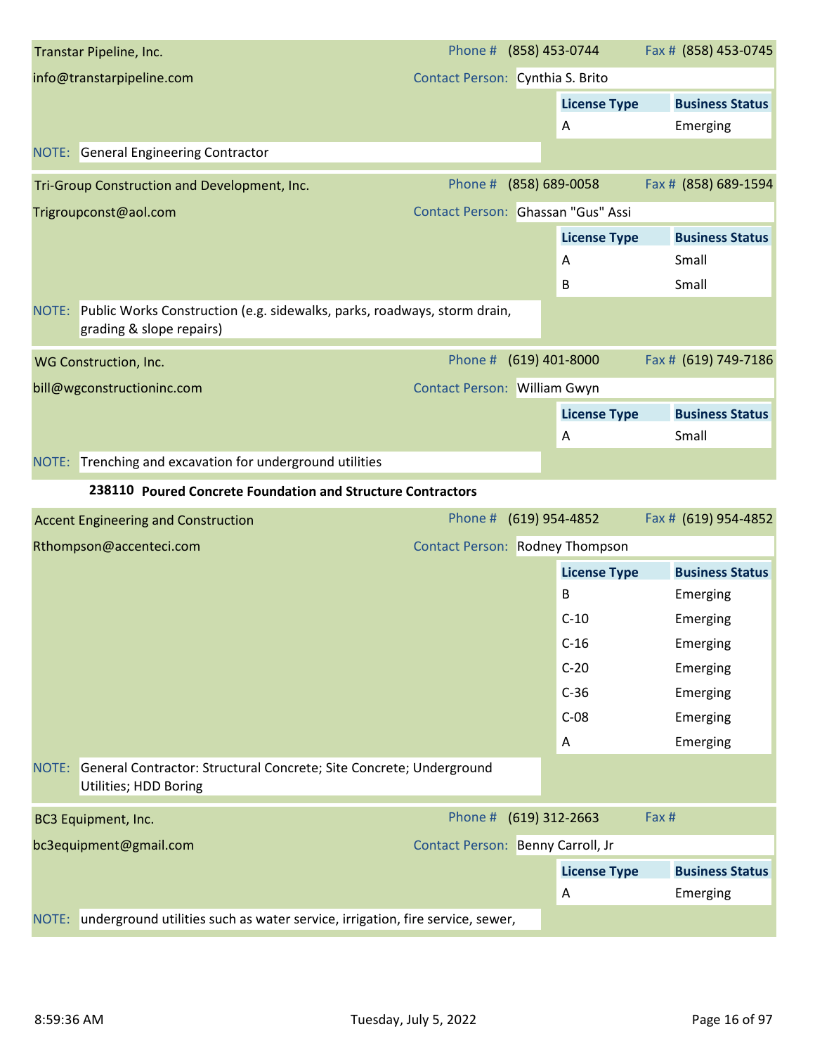**Transstar Pipeline, Inc.**

info@transtarpipeline.com

Phone # (858) 453-0744 | Fax # (858) 453-0745

Contact Person: Cynthia S. Brito

| License Type | Business Status |
|---|---|
| A | Emerging |

NOTE: General Engineering Contractor

---

**Tri-Group Construction and Development, Inc.**

Trigroupconst@aol.com

Phone # (858) 689-0058 | Fax # (858) 689-1594

Contact Person: Ghassan "Gus" Assi

| License Type | Business Status |
|---|---|
| A | Small |
| B | Small |

NOTE: Public Works Construction (e.g. sidewalks, parks, roadways, storm drain, grading & slope repairs)

---

**WG Construction, Inc.**

bill@wgconstructioninc.com

Phone # (619) 401-8000 | Fax # (619) 749-7186

Contact Person: William Gwyn

| License Type | Business Status |
|---|---|
| A | Small |

NOTE: Trenching and excavation for underground utilities

### 238110 Poured Concrete Foundation and Structure Contractors

**Accent Engineering and Construction**

Rthompson@accenteci.com

Phone # (619) 954-4852 | Fax # (619) 954-4852

Contact Person: Rodney Thompson

| License Type | Business Status |
|---|---|
| B | Emerging |
| C-10 | Emerging |
| C-16 | Emerging |
| C-20 | Emerging |
| C-36 | Emerging |
| C-08 | Emerging |
| A | Emerging |

NOTE: General Contractor: Structural Concrete; Site Concrete; Underground Utilities; HDD Boring

---

**BC3 Equipment, Inc.**

bc3equipment@gmail.com

Phone # (619) 312-2663 | Fax #

Contact Person: Benny Carroll, Jr

| License Type | Business Status |
|---|---|
| A | Emerging |

NOTE: underground utilities such as water service, irrigation, fire service, sewer,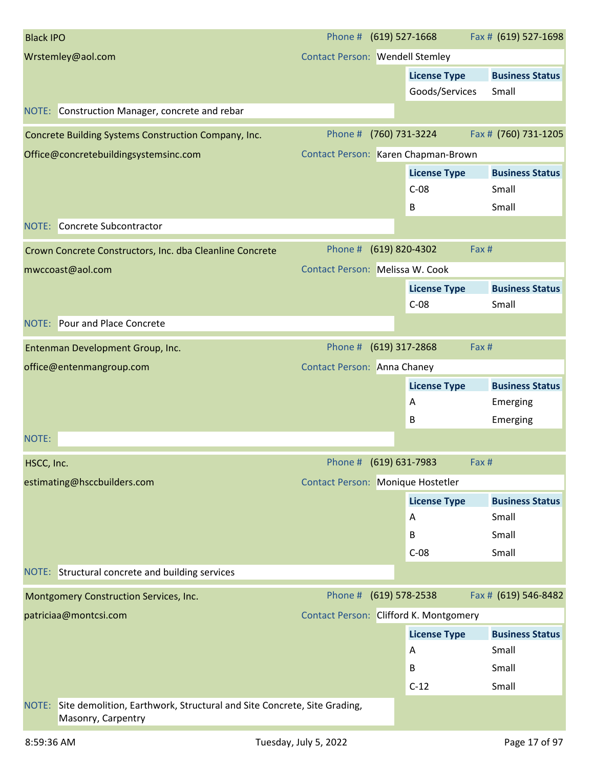**Black IPO**

Wrstemley@aol.com

Phone # (619) 527-1668 Fax # (619) 527-1698

Contact Person: Wendell Stemley

| License Type | Business Status |
| --- | --- |
| Goods/Services | Small |

NOTE: Construction Manager, concrete and rebar

---

**Concrete Building Systems Construction Company, Inc.**

Office@concretebuildingsystemsinc.com

Phone # (760) 731-3224 Fax # (760) 731-1205

Contact Person: Karen Chapman-Brown

| License Type | Business Status |
| --- | --- |
| C-08 | Small |
| B | Small |

NOTE: Concrete Subcontractor

---

**Crown Concrete Constructors, Inc. dba Cleanline Concrete**

mwccoast@aol.com

Phone # (619) 820-4302 Fax #

Contact Person: Melissa W. Cook

| License Type | Business Status |
| --- | --- |
| C-08 | Small |

NOTE: Pour and Place Concrete

---

**Entenman Development Group, Inc.**

office@entenmangroup.com

Phone # (619) 317-2868 Fax #

Contact Person: Anna Chaney

| License Type | Business Status |
| --- | --- |
| A | Emerging |
| B | Emerging |

NOTE:

---

**HSCC, Inc.**

estimating@hsccbuilders.com

Phone # (619) 631-7983 Fax #

Contact Person: Monique Hostetler

| License Type | Business Status |
| --- | --- |
| A | Small |
| B | Small |
| C-08 | Small |

NOTE: Structural concrete and building services

---

**Montgomery Construction Services, Inc.**

patriciaa@montcsi.com

Phone # (619) 578-2538 Fax # (619) 546-8482

Contact Person: Clifford K. Montgomery

| License Type | Business Status |
| --- | --- |
| A | Small |
| B | Small |
| C-12 | Small |

NOTE: Site demolition, Earthwork, Structural and Site Concrete, Site Grading, Masonry, Carpentry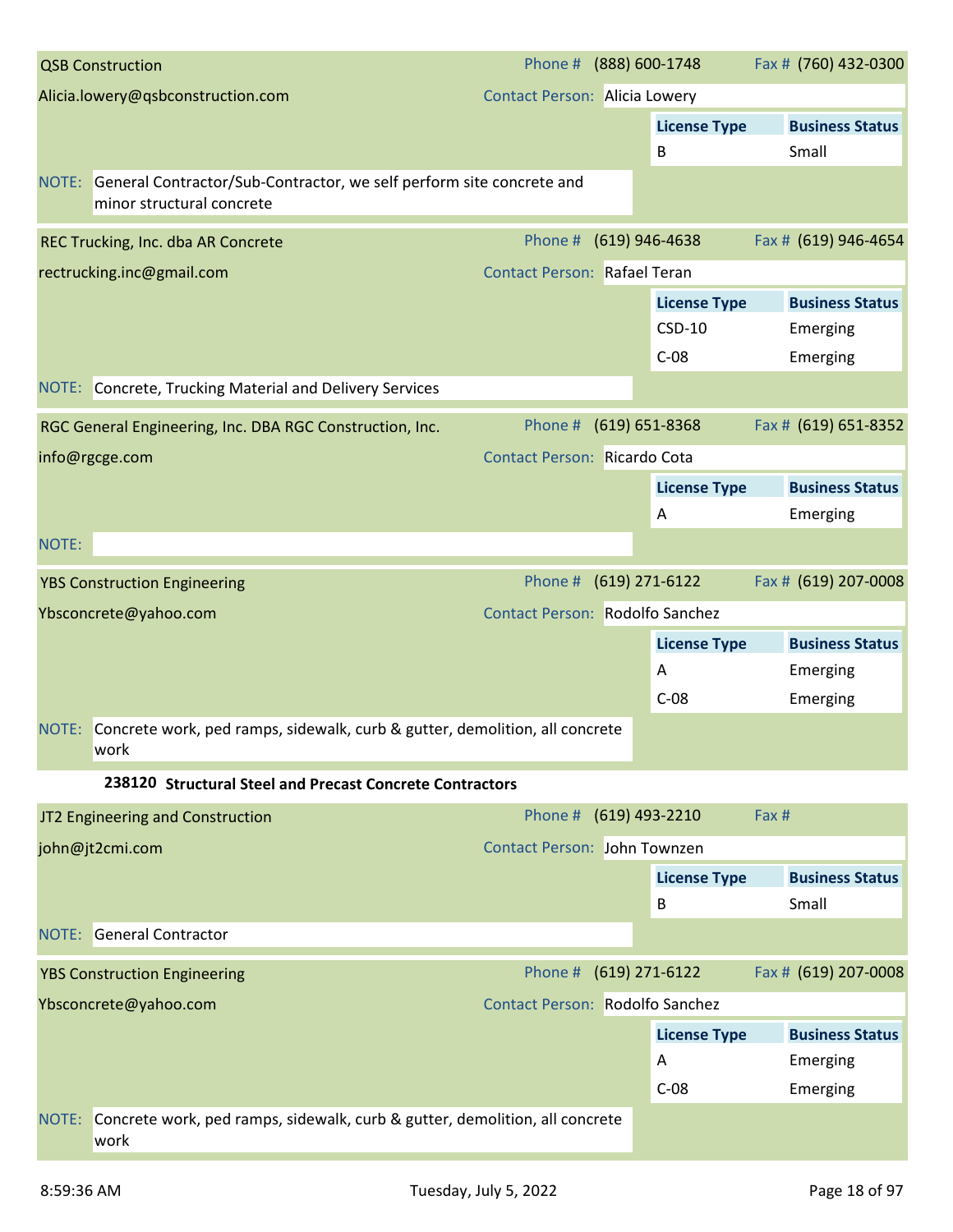**QSB Construction**
Phone # (888) 600-1748 | Fax # (760) 432-0300
Alicia.lowery@qsbconstruction.com
Contact Person: Alicia Lowery

| License Type | Business Status |
|---|---|
| B | Small |

NOTE: General Contractor/Sub-Contractor, we self perform site concrete and minor structural concrete

---

**REC Trucking, Inc. dba AR Concrete**
Phone # (619) 946-4638 | Fax # (619) 946-4654
rectrucking.inc@gmail.com
Contact Person: Rafael Teran

| License Type | Business Status |
|---|---|
| CSD-10 | Emerging |
| C-08 | Emerging |

NOTE: Concrete, Trucking Material and Delivery Services

---

**RGC General Engineering, Inc. DBA RGC Construction, Inc.**
Phone # (619) 651-8368 | Fax # (619) 651-8352
info@rgcge.com
Contact Person: Ricardo Cota

| License Type | Business Status |
|---|---|
| A | Emerging |

NOTE:

---

**YBS Construction Engineering**
Phone # (619) 271-6122 | Fax # (619) 207-0008
Ybsconcrete@yahoo.com
Contact Person: Rodolfo Sanchez

| License Type | Business Status |
|---|---|
| A | Emerging |
| C-08 | Emerging |

NOTE: Concrete work, ped ramps, sidewalk, curb & gutter, demolition, all concrete work

## 238120 Structural Steel and Precast Concrete Contractors

**JT2 Engineering and Construction**
Phone # (619) 493-2210 | Fax #
john@jt2cmi.com
Contact Person: John Townzen

| License Type | Business Status |
|---|---|
| B | Small |

NOTE: General Contractor

---

**YBS Construction Engineering**
Phone # (619) 271-6122 | Fax # (619) 207-0008
Ybsconcrete@yahoo.com
Contact Person: Rodolfo Sanchez

| License Type | Business Status |
|---|---|
| A | Emerging |
| C-08 | Emerging |

NOTE: Concrete work, ped ramps, sidewalk, curb & gutter, demolition, all concrete work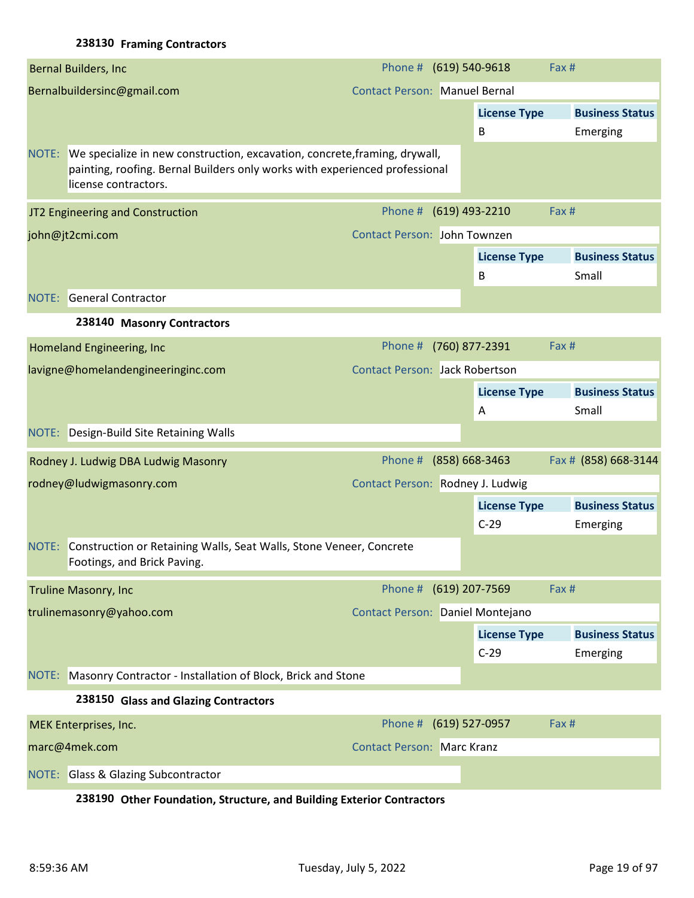### 238130 Framing Contractors

**Bernal Builders, Inc**
Phone # (619) 540-9618 | Fax #
Bernalbuildersinc@gmail.com
Contact Person: Manuel Bernal

| License Type | Business Status |
|---|---|
| B | Emerging |

NOTE: We specialize in new construction, excavation, concrete,framing, drywall, painting, roofing. Bernal Builders only works with experienced professional license contractors.

**JT2 Engineering and Construction**
Phone # (619) 493-2210 | Fax #
john@jt2cmi.com
Contact Person: John Townzen

| License Type | Business Status |
|---|---|
| B | Small |

NOTE: General Contractor

### 238140 Masonry Contractors

**Homeland Engineering, Inc**
Phone # (760) 877-2391 | Fax #
lavigne@homelandengineeringinc.com
Contact Person: Jack Robertson

| License Type | Business Status |
|---|---|
| A | Small |

NOTE: Design-Build Site Retaining Walls

**Rodney J. Ludwig DBA Ludwig Masonry**
Phone # (858) 668-3463 | Fax # (858) 668-3144
rodney@ludwigmasonry.com
Contact Person: Rodney J. Ludwig

| License Type | Business Status |
|---|---|
| C-29 | Emerging |

NOTE: Construction or Retaining Walls, Seat Walls, Stone Veneer, Concrete Footings, and Brick Paving.

**Truline Masonry, Inc**
Phone # (619) 207-7569 | Fax #
trulinemasonry@yahoo.com
Contact Person: Daniel Montejano

| License Type | Business Status |
|---|---|
| C-29 | Emerging |

NOTE: Masonry Contractor - Installation of Block, Brick and Stone

### 238150 Glass and Glazing Contractors

**MEK Enterprises, Inc.**
Phone # (619) 527-0957 | Fax #
marc@4mek.com
Contact Person: Marc Kranz

NOTE: Glass & Glazing Subcontractor

### 238190 Other Foundation, Structure, and Building Exterior Contractors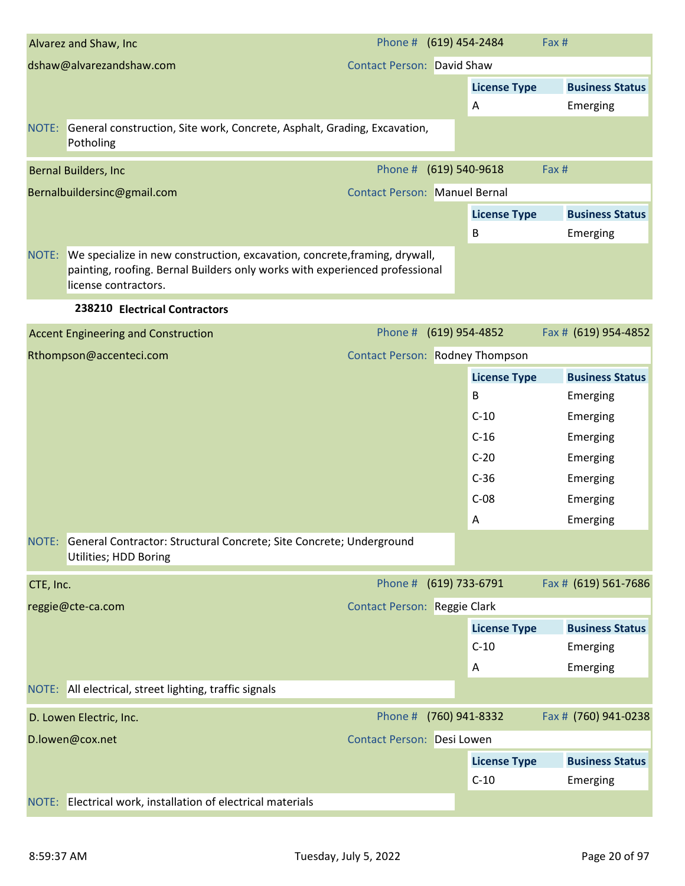**Alvarez and Shaw, Inc**
Phone # (619) 454-2484 Fax #
dshaw@alvarezandshaw.com
Contact Person: David Shaw

| License Type | Business Status |
|---|---|
| A | Emerging |

NOTE: General construction, Site work, Concrete, Asphalt, Grading, Excavation, Potholing

**Bernal Builders, Inc**
Phone # (619) 540-9618 Fax #
Bernalbuildersinc@gmail.com
Contact Person: Manuel Bernal

| License Type | Business Status |
|---|---|
| B | Emerging |

NOTE: We specialize in new construction, excavation, concrete,framing, drywall, painting, roofing. Bernal Builders only works with experienced professional license contractors.

## 238210 Electrical Contractors

**Accent Engineering and Construction**
Phone # (619) 954-4852 Fax # (619) 954-4852
Rthompson@accenteci.com
Contact Person: Rodney Thompson

| License Type | Business Status |
|---|---|
| B | Emerging |
| C-10 | Emerging |
| C-16 | Emerging |
| C-20 | Emerging |
| C-36 | Emerging |
| C-08 | Emerging |
| A | Emerging |

NOTE: General Contractor: Structural Concrete; Site Concrete; Underground Utilities; HDD Boring

**CTE, Inc.**
Phone # (619) 733-6791 Fax # (619) 561-7686
reggie@cte-ca.com
Contact Person: Reggie Clark

| License Type | Business Status |
|---|---|
| C-10 | Emerging |
| A | Emerging |

NOTE: All electrical, street lighting, traffic signals

**D. Lowen Electric, Inc.**
Phone # (760) 941-8332 Fax # (760) 941-0238
D.lowen@cox.net
Contact Person: Desi Lowen

| License Type | Business Status |
|---|---|
| C-10 | Emerging |

NOTE: Electrical work, installation of electrical materials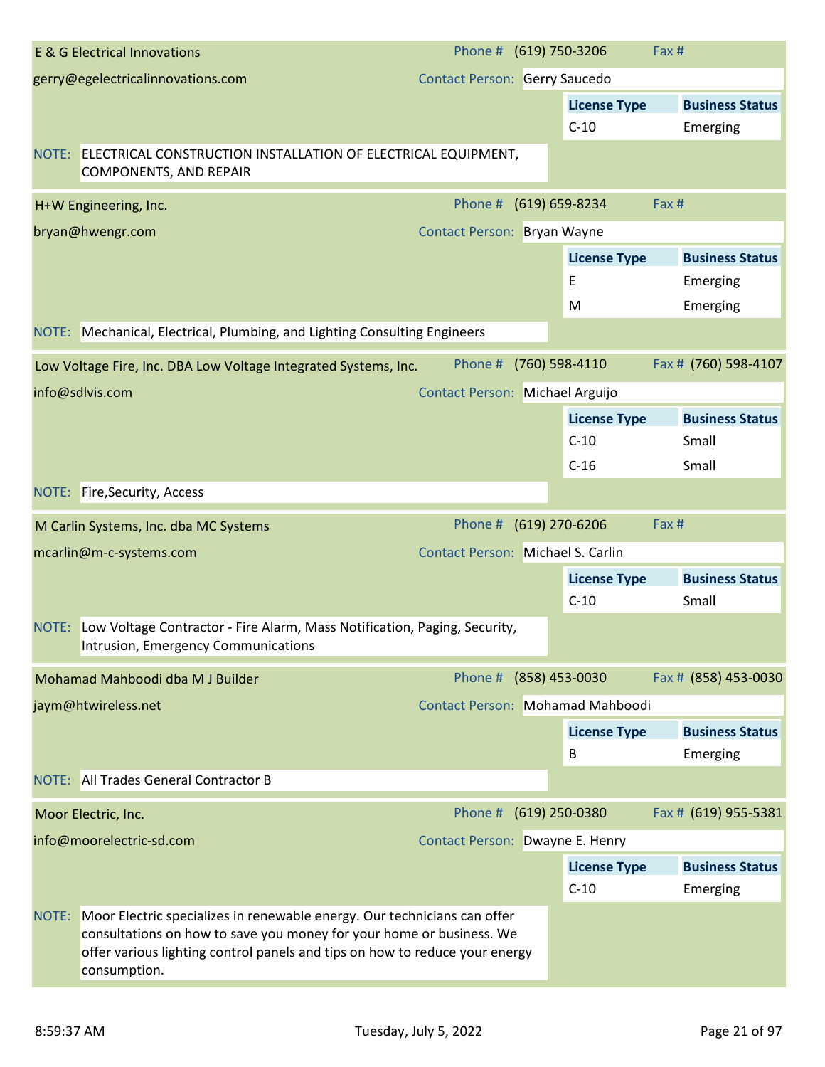## E & G Electrical Innovations

Phone # (619) 750-3206 Fax #

gerry@egelectricalinnovations.com

Contact Person: Gerry Saucedo

| License Type | Business Status |
| --- | --- |
| C-10 | Emerging |

NOTE: ELECTRICAL CONSTRUCTION INSTALLATION OF ELECTRICAL EQUIPMENT, COMPONENTS, AND REPAIR

## H+W Engineering, Inc.

Phone # (619) 659-8234 Fax #

bryan@hwengr.com

Contact Person: Bryan Wayne

| License Type | Business Status |
| --- | --- |
| E | Emerging |
| M | Emerging |

NOTE: Mechanical, Electrical, Plumbing, and Lighting Consulting Engineers

## Low Voltage Fire, Inc. DBA Low Voltage Integrated Systems, Inc.

Phone # (760) 598-4110 Fax # (760) 598-4107

info@sdlvis.com

Contact Person: Michael Arguijo

| License Type | Business Status |
| --- | --- |
| C-10 | Small |
| C-16 | Small |

NOTE: Fire,Security, Access

## M Carlin Systems, Inc. dba MC Systems

Phone # (619) 270-6206 Fax #

mcarlin@m-c-systems.com

Contact Person: Michael S. Carlin

| License Type | Business Status |
| --- | --- |
| C-10 | Small |

NOTE: Low Voltage Contractor - Fire Alarm, Mass Notification, Paging, Security, Intrusion, Emergency Communications

## Mohamad Mahboodi dba M J Builder

Phone # (858) 453-0030 Fax # (858) 453-0030

jaym@htwireless.net

Contact Person: Mohamad Mahboodi

| License Type | Business Status |
| --- | --- |
| B | Emerging |

NOTE: All Trades General Contractor B

## Moor Electric, Inc.

Phone # (619) 250-0380 Fax # (619) 955-5381

info@moorelectric-sd.com

Contact Person: Dwayne E. Henry

| License Type | Business Status |
| --- | --- |
| C-10 | Emerging |

NOTE: Moor Electric specializes in renewable energy. Our technicians can offer consultations on how to save you money for your home or business. We offer various lighting control panels and tips on how to reduce your energy consumption.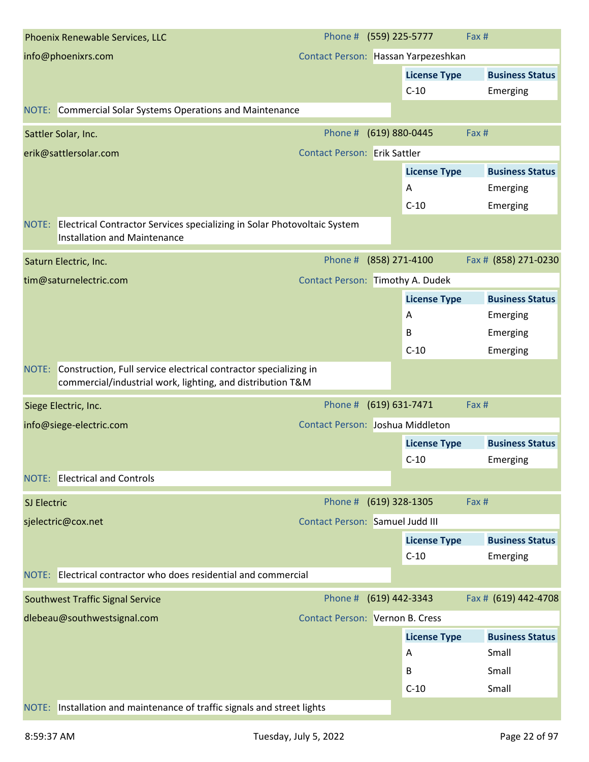## Phoenix Renewable Services, LLC

info@phoenixrs.com

Phone # (559) 225-5777 | Fax #

Contact Person: Hassan Yarpezeshkan

| License Type | Business Status |
| --- | --- |
| C-10 | Emerging |

NOTE: Commercial Solar Systems Operations and Maintenance

## Sattler Solar, Inc.

erik@sattlersolar.com

Phone # (619) 880-0445 | Fax #

Contact Person: Erik Sattler

| License Type | Business Status |
| --- | --- |
| A | Emerging |
| C-10 | Emerging |

NOTE: Electrical Contractor Services specializing in Solar Photovoltaic System Installation and Maintenance

## Saturn Electric, Inc.

tim@saturnelectric.com

Phone # (858) 271-4100 | Fax # (858) 271-0230

Contact Person: Timothy A. Dudek

| License Type | Business Status |
| --- | --- |
| A | Emerging |
| B | Emerging |
| C-10 | Emerging |

NOTE: Construction, Full service electrical contractor specializing in commercial/industrial work, lighting, and distribution T&M

## Siege Electric, Inc.

info@siege-electric.com

Phone # (619) 631-7471 | Fax #

Contact Person: Joshua Middleton

| License Type | Business Status |
| --- | --- |
| C-10 | Emerging |

NOTE: Electrical and Controls

## SJ Electric

sjelectric@cox.net

Phone # (619) 328-1305 | Fax #

Contact Person: Samuel Judd III

| License Type | Business Status |
| --- | --- |
| C-10 | Emerging |

NOTE: Electrical contractor who does residential and commercial

## Southwest Traffic Signal Service

dlebeau@southwestsignal.com

Phone # (619) 442-3343 | Fax # (619) 442-4708

Contact Person: Vernon B. Cress

| License Type | Business Status |
| --- | --- |
| A | Small |
| B | Small |
| C-10 | Small |

NOTE: Installation and maintenance of traffic signals and street lights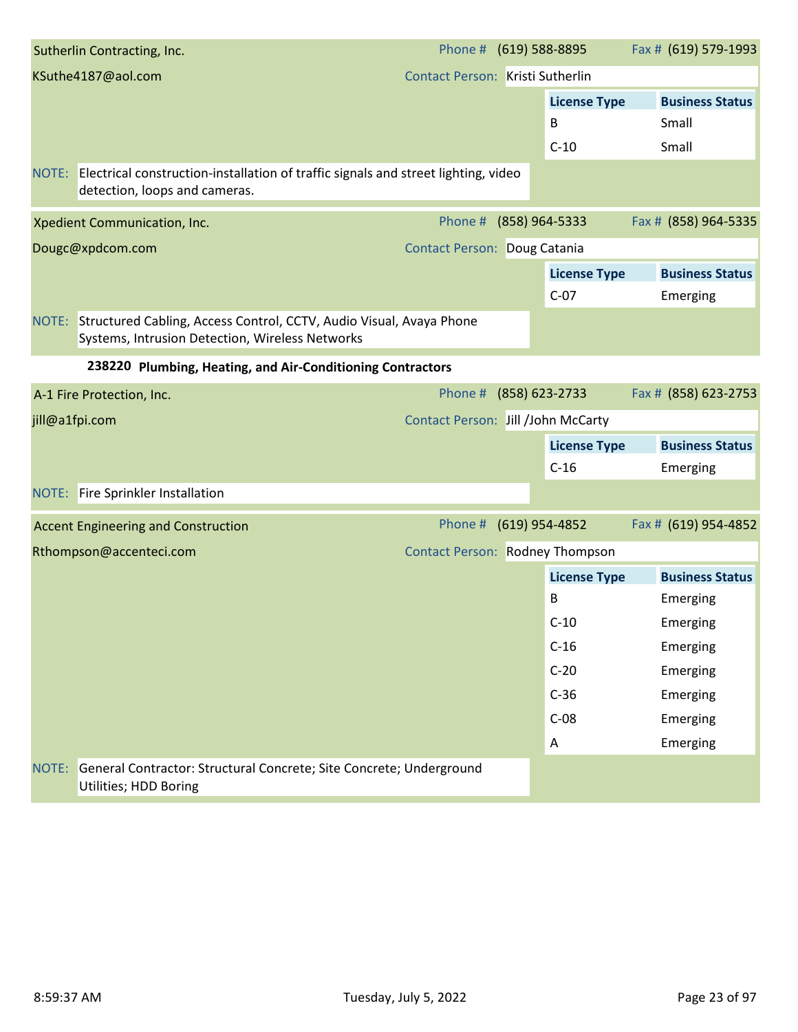**Sutherlin Contracting, Inc.**

Phone # (619) 588-8895 | Fax # (619) 579-1993

KSuthe4187@aol.com

Contact Person: Kristi Sutherlin

| License Type | Business Status |
|---|---|
| B | Small |
| C-10 | Small |

NOTE: Electrical construction-installation of traffic signals and street lighting, video detection, loops and cameras.

---

**Xpedient Communication, Inc.**

Phone # (858) 964-5333 | Fax # (858) 964-5335

Dougc@xpdcom.com

Contact Person: Doug Catania

| License Type | Business Status |
|---|---|
| C-07 | Emerging |

NOTE: Structured Cabling, Access Control, CCTV, Audio Visual, Avaya Phone Systems, Intrusion Detection, Wireless Networks

## 238220 Plumbing, Heating, and Air-Conditioning Contractors

**A-1 Fire Protection, Inc.**

Phone # (858) 623-2733 | Fax # (858) 623-2753

jill@a1fpi.com

Contact Person: Jill /John McCarty

| License Type | Business Status |
|---|---|
| C-16 | Emerging |

NOTE: Fire Sprinkler Installation

---

**Accent Engineering and Construction**

Phone # (619) 954-4852 | Fax # (619) 954-4852

Rthompson@accenteci.com

Contact Person: Rodney Thompson

| License Type | Business Status |
|---|---|
| B | Emerging |
| C-10 | Emerging |
| C-16 | Emerging |
| C-20 | Emerging |
| C-36 | Emerging |
| C-08 | Emerging |
| A | Emerging |

NOTE: General Contractor: Structural Concrete; Site Concrete; Underground Utilities; HDD Boring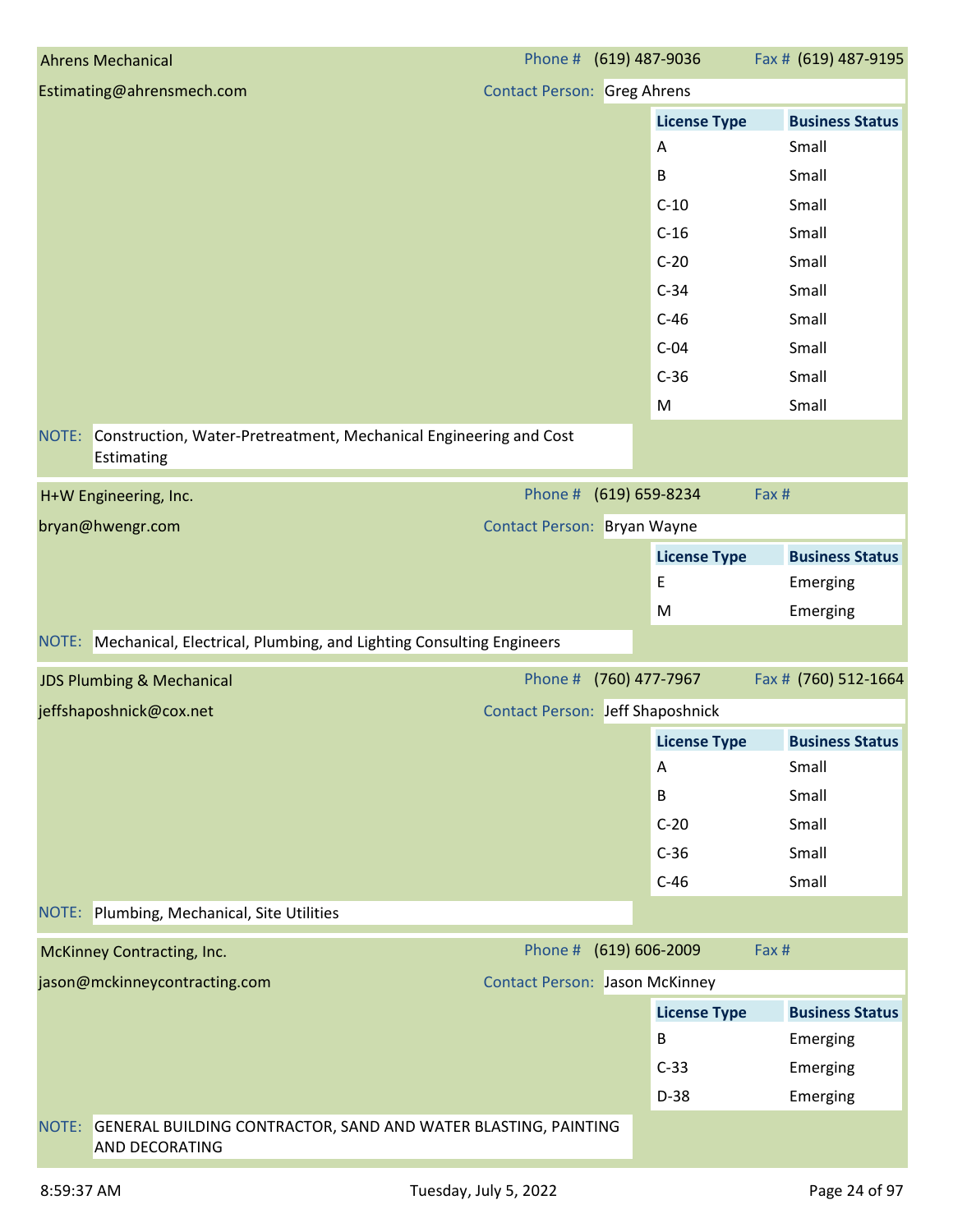## Ahrens Mechanical

Phone # (619) 487-9036 Fax # (619) 487-9195

Estimating@ahrensmech.com

Contact Person: Greg Ahrens

| License Type | Business Status |
|---|---|
| A | Small |
| B | Small |
| C-10 | Small |
| C-16 | Small |
| C-20 | Small |
| C-34 | Small |
| C-46 | Small |
| C-04 | Small |
| C-36 | Small |
| M | Small |

NOTE: Construction, Water-Pretreatment, Mechanical Engineering and Cost Estimating

## H+W Engineering, Inc.

Phone # (619) 659-8234 Fax #

bryan@hwengr.com

Contact Person: Bryan Wayne

| License Type | Business Status |
|---|---|
| E | Emerging |
| M | Emerging |

NOTE: Mechanical, Electrical, Plumbing, and Lighting Consulting Engineers

## JDS Plumbing & Mechanical

Phone # (760) 477-7967 Fax # (760) 512-1664

jeffshaposhnick@cox.net

Contact Person: Jeff Shaposhnick

| License Type | Business Status |
|---|---|
| A | Small |
| B | Small |
| C-20 | Small |
| C-36 | Small |
| C-46 | Small |

NOTE: Plumbing, Mechanical, Site Utilities

## McKinney Contracting, Inc.

Phone # (619) 606-2009 Fax #

jason@mckinneycontracting.com

Contact Person: Jason McKinney

| License Type | Business Status |
|---|---|
| B | Emerging |
| C-33 | Emerging |
| D-38 | Emerging |

NOTE: GENERAL BUILDING CONTRACTOR, SAND AND WATER BLASTING, PAINTING AND DECORATING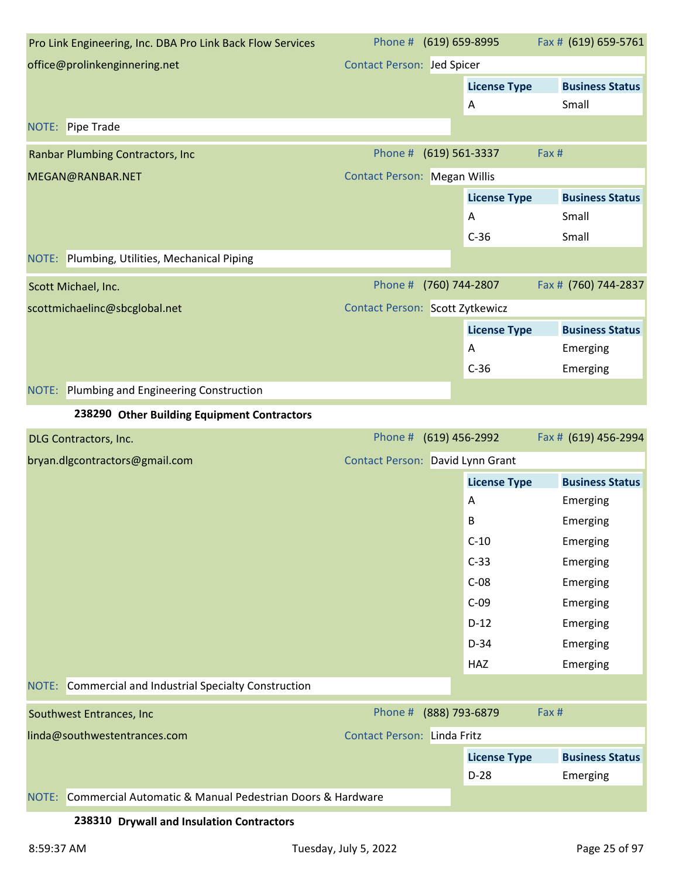**Pro Link Engineering, Inc. DBA Pro Link Back Flow Services**
Phone # (619) 659-8995 Fax # (619) 659-5761
office@prolinkenginnering.net
Contact Person: Jed Spicer

| License Type | Business Status |
|---|---|
| A | Small |

NOTE: Pipe Trade

**Ranbar Plumbing Contractors, Inc**
Phone # (619) 561-3337 Fax #
MEGAN@RANBAR.NET
Contact Person: Megan Willis

| License Type | Business Status |
|---|---|
| A | Small |
| C-36 | Small |

NOTE: Plumbing, Utilities, Mechanical Piping

**Scott Michael, Inc.**
Phone # (760) 744-2807 Fax # (760) 744-2837
scottmichaelinc@sbcglobal.net
Contact Person: Scott Zytkewicz

| License Type | Business Status |
|---|---|
| A | Emerging |
| C-36 | Emerging |

NOTE: Plumbing and Engineering Construction

## 238290 Other Building Equipment Contractors

**DLG Contractors, Inc.**
Phone # (619) 456-2992 Fax # (619) 456-2994
bryan.dlgcontractors@gmail.com
Contact Person: David Lynn Grant

| License Type | Business Status |
|---|---|
| A | Emerging |
| B | Emerging |
| C-10 | Emerging |
| C-33 | Emerging |
| C-08 | Emerging |
| C-09 | Emerging |
| D-12 | Emerging |
| D-34 | Emerging |
| HAZ | Emerging |

NOTE: Commercial and Industrial Specialty Construction

**Southwest Entrances, Inc**
Phone # (888) 793-6879 Fax #
linda@southwestentrances.com
Contact Person: Linda Fritz

| License Type | Business Status |
|---|---|
| D-28 | Emerging |

NOTE: Commercial Automatic & Manual Pedestrian Doors & Hardware

## 238310 Drywall and Insulation Contractors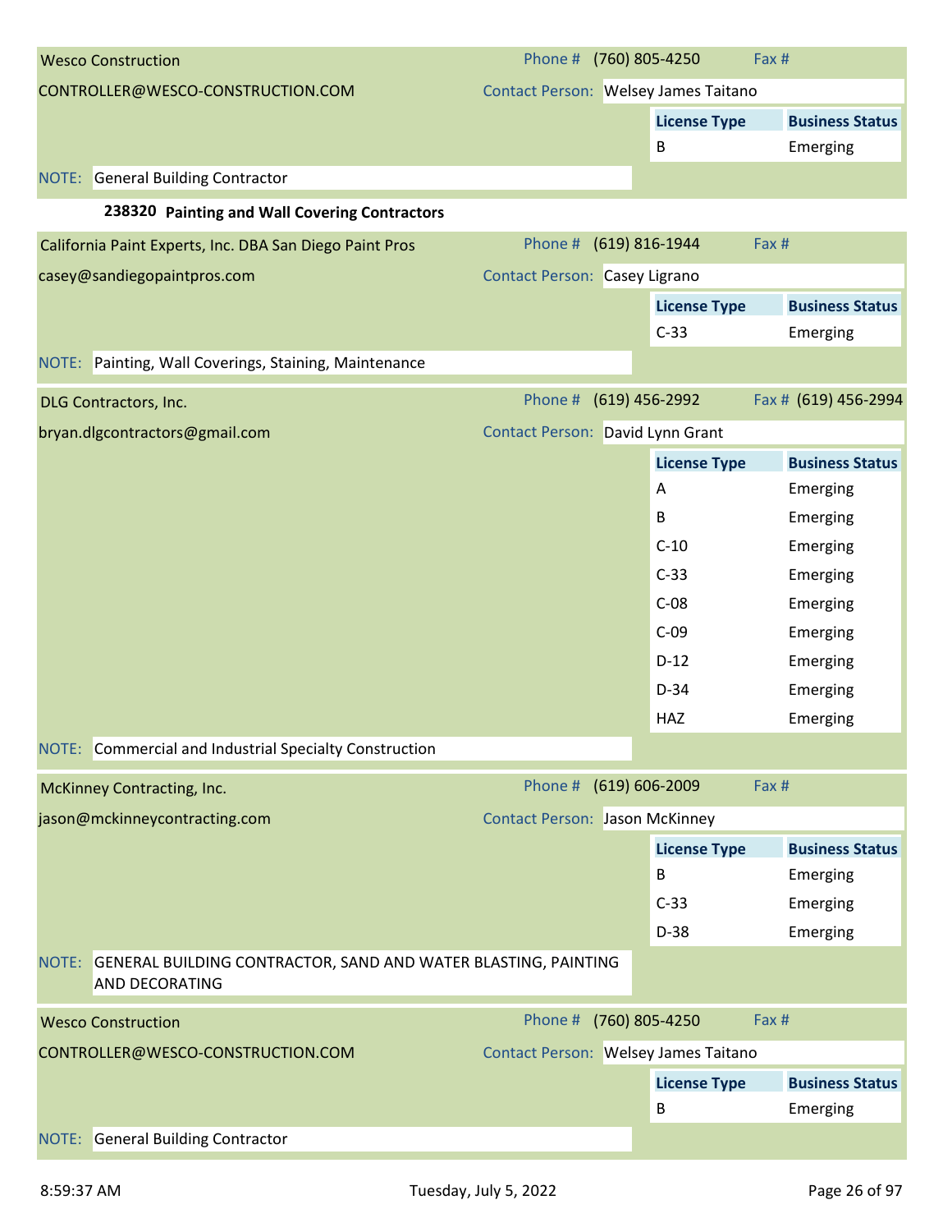**Wesco Construction**

CONTROLLER@WESCO-CONSTRUCTION.COM

Phone # (760) 805-4250 | Fax #

Contact Person: Welsey James Taitano

| License Type | Business Status |
| --- | --- |
| B | Emerging |

NOTE: General Building Contractor

### 238320 Painting and Wall Covering Contractors

**California Paint Experts, Inc. DBA San Diego Paint Pros**

casey@sandiegopaintpros.com

Phone # (619) 816-1944 | Fax #

Contact Person: Casey Ligrano

| License Type | Business Status |
| --- | --- |
| C-33 | Emerging |

NOTE: Painting, Wall Coverings, Staining, Maintenance

**DLG Contractors, Inc.**

bryan.dlgcontractors@gmail.com

Phone # (619) 456-2992 | Fax # (619) 456-2994

Contact Person: David Lynn Grant

| License Type | Business Status |
| --- | --- |
| A | Emerging |
| B | Emerging |
| C-10 | Emerging |
| C-33 | Emerging |
| C-08 | Emerging |
| C-09 | Emerging |
| D-12 | Emerging |
| D-34 | Emerging |
| HAZ | Emerging |

NOTE: Commercial and Industrial Specialty Construction

**McKinney Contracting, Inc.**

jason@mckinneycontracting.com

Phone # (619) 606-2009 | Fax #

Contact Person: Jason McKinney

| License Type | Business Status |
| --- | --- |
| B | Emerging |
| C-33 | Emerging |
| D-38 | Emerging |

NOTE: GENERAL BUILDING CONTRACTOR, SAND AND WATER BLASTING, PAINTING AND DECORATING

**Wesco Construction**

CONTROLLER@WESCO-CONSTRUCTION.COM

Phone # (760) 805-4250 | Fax #

Contact Person: Welsey James Taitano

| License Type | Business Status |
| --- | --- |
| B | Emerging |

NOTE: General Building Contractor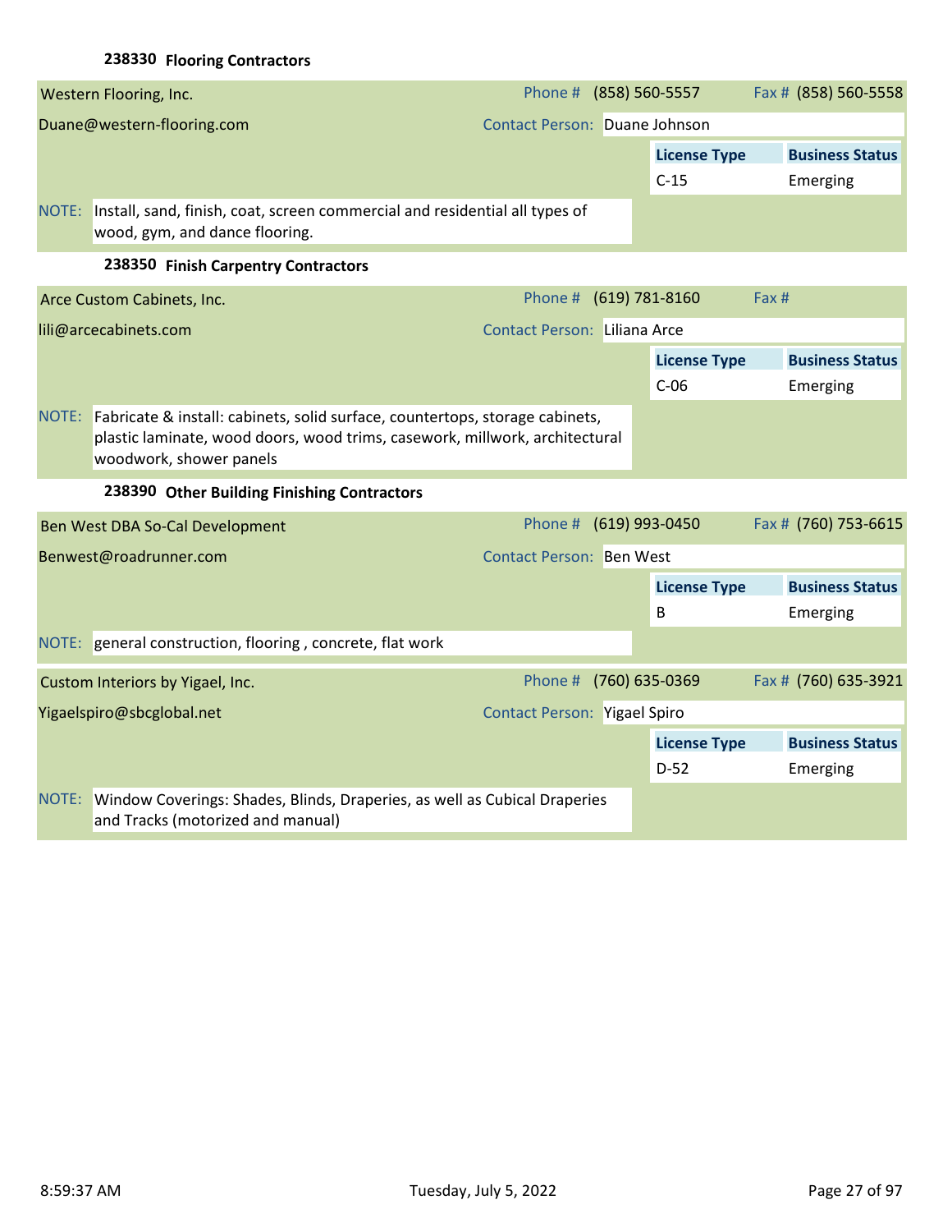### 238330 Flooring Contractors

**Western Flooring, Inc.**

Phone # (858) 560-5557 | Fax # (858) 560-5558

Duane@western-flooring.com

Contact Person: Duane Johnson

| License Type | Business Status |
|---|---|
| C-15 | Emerging |

NOTE: Install, sand, finish, coat, screen commercial and residential all types of wood, gym, and dance flooring.

### 238350 Finish Carpentry Contractors

**Arce Custom Cabinets, Inc.**

Phone # (619) 781-8160 | Fax #

lili@arcecabinets.com

Contact Person: Liliana Arce

| License Type | Business Status |
|---|---|
| C-06 | Emerging |

NOTE: Fabricate & install: cabinets, solid surface, countertops, storage cabinets, plastic laminate, wood doors, wood trims, casework, millwork, architectural woodwork, shower panels

### 238390 Other Building Finishing Contractors

**Ben West DBA So-Cal Development**

Phone # (619) 993-0450 | Fax # (760) 753-6615

Benwest@roadrunner.com

Contact Person: Ben West

| License Type | Business Status |
|---|---|
| B | Emerging |

NOTE: general construction, flooring , concrete, flat work

**Custom Interiors by Yigael, Inc.**

Phone # (760) 635-0369 | Fax # (760) 635-3921

Yigaelspiro@sbcglobal.net

Contact Person: Yigael Spiro

| License Type | Business Status |
|---|---|
| D-52 | Emerging |

NOTE: Window Coverings: Shades, Blinds, Draperies, as well as Cubical Draperies and Tracks (motorized and manual)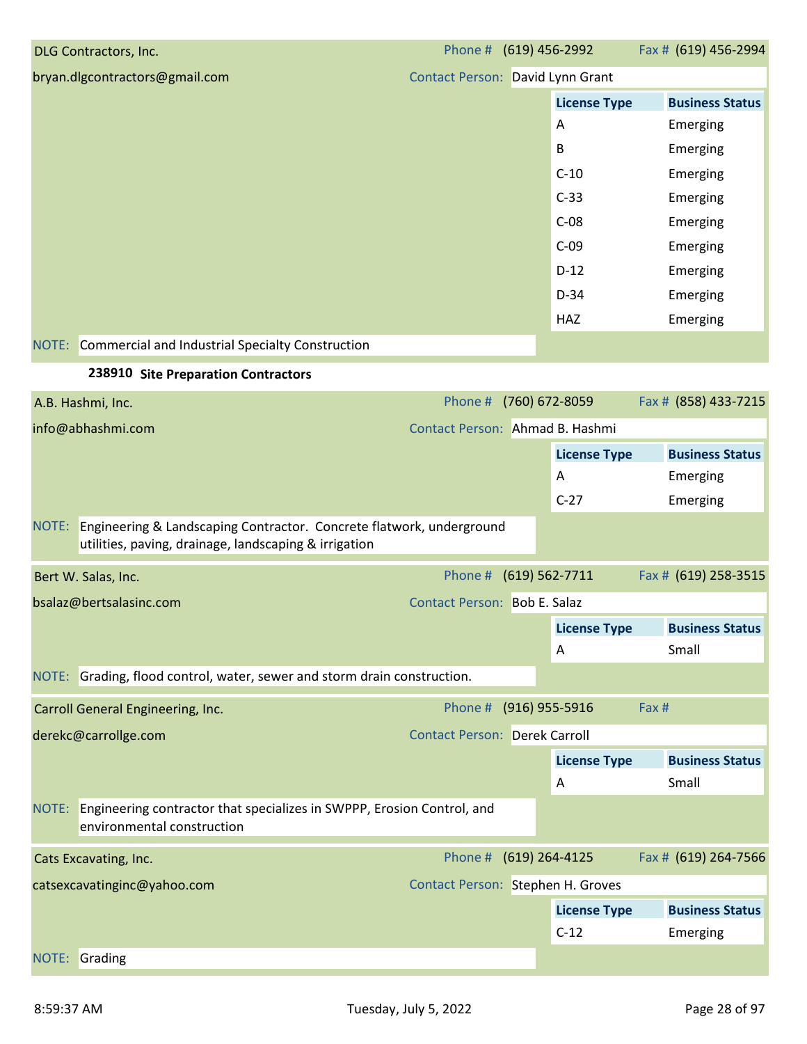**DLG Contractors, Inc.**

Phone # (619) 456-2992 | Fax # (619) 456-2994

bryan.dlgcontractors@gmail.com

Contact Person: David Lynn Grant

| License Type | Business Status |
|---|---|
| A | Emerging |
| B | Emerging |
| C-10 | Emerging |
| C-33 | Emerging |
| C-08 | Emerging |
| C-09 | Emerging |
| D-12 | Emerging |
| D-34 | Emerging |
| HAZ | Emerging |

NOTE: Commercial and Industrial Specialty Construction

## 238910 Site Preparation Contractors

**A.B. Hashmi, Inc.**

Phone # (760) 672-8059 | Fax # (858) 433-7215

info@abhashmi.com

Contact Person: Ahmad B. Hashmi

| License Type | Business Status |
|---|---|
| A | Emerging |
| C-27 | Emerging |

NOTE: Engineering & Landscaping Contractor. Concrete flatwork, underground utilities, paving, drainage, landscaping & irrigation

**Bert W. Salas, Inc.**

Phone # (619) 562-7711 | Fax # (619) 258-3515

bsalaz@bertsalasinc.com

Contact Person: Bob E. Salaz

| License Type | Business Status |
|---|---|
| A | Small |

NOTE: Grading, flood control, water, sewer and storm drain construction.

**Carroll General Engineering, Inc.**

Phone # (916) 955-5916 | Fax #

derekc@carrollge.com

Contact Person: Derek Carroll

| License Type | Business Status |
|---|---|
| A | Small |

NOTE: Engineering contractor that specializes in SWPPP, Erosion Control, and environmental construction

**Cats Excavating, Inc.**

Phone # (619) 264-4125 | Fax # (619) 264-7566

catsexcavatinginc@yahoo.com

Contact Person: Stephen H. Groves

| License Type | Business Status |
|---|---|
| C-12 | Emerging |

NOTE: Grading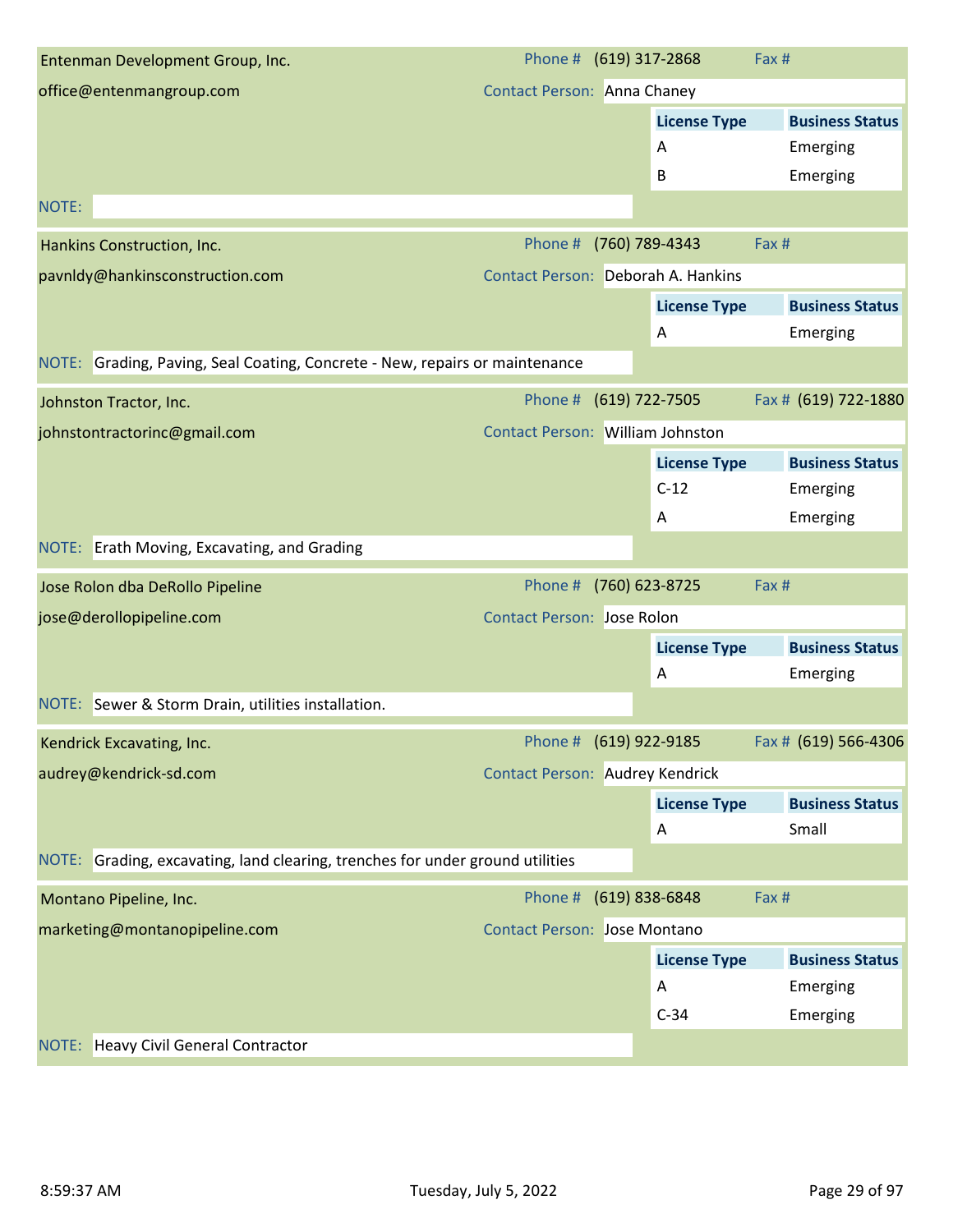**Entenman Development Group, Inc.**

Phone # (619) 317-2868 | Fax #

office@entenmangroup.com

Contact Person: Anna Chaney

| License Type | Business Status |
|---|---|
| A | Emerging |
| B | Emerging |

NOTE:

---

**Hankins Construction, Inc.**

Phone # (760) 789-4343 | Fax #

pavnldy@hankinsconstruction.com

Contact Person: Deborah A. Hankins

| License Type | Business Status |
|---|---|
| A | Emerging |

NOTE: Grading, Paving, Seal Coating, Concrete - New, repairs or maintenance

---

**Johnston Tractor, Inc.**

Phone # (619) 722-7505 | Fax # (619) 722-1880

johnstontractorinc@gmail.com

Contact Person: William Johnston

| License Type | Business Status |
|---|---|
| C-12 | Emerging |
| A | Emerging |

NOTE: Erath Moving, Excavating, and Grading

---

**Jose Rolon dba DeRollo Pipeline**

Phone # (760) 623-8725 | Fax #

jose@derollopipeline.com

Contact Person: Jose Rolon

| License Type | Business Status |
|---|---|
| A | Emerging |

NOTE: Sewer & Storm Drain, utilities installation.

---

**Kendrick Excavating, Inc.**

Phone # (619) 922-9185 | Fax # (619) 566-4306

audrey@kendrick-sd.com

Contact Person: Audrey Kendrick

| License Type | Business Status |
|---|---|
| A | Small |

NOTE: Grading, excavating, land clearing, trenches for under ground utilities

---

**Montano Pipeline, Inc.**

Phone # (619) 838-6848 | Fax #

marketing@montanopipeline.com

Contact Person: Jose Montano

| License Type | Business Status |
|---|---|
| A | Emerging |
| C-34 | Emerging |

NOTE: Heavy Civil General Contractor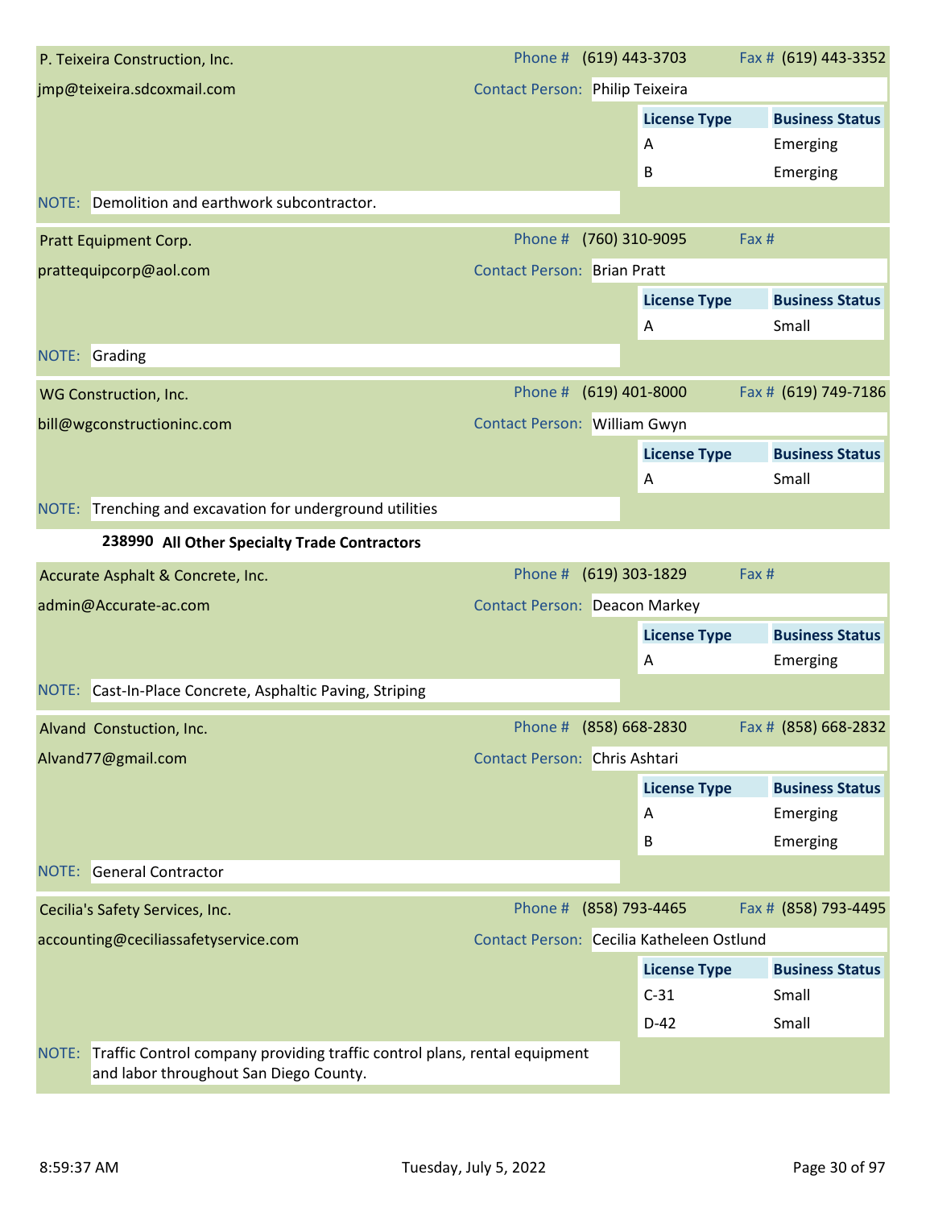**P. Teixeira Construction, Inc.**
Phone # (619) 443-3703 | Fax # (619) 443-3352
jmp@teixeira.sdcoxmail.com
Contact Person: Philip Teixeira

| License Type | Business Status |
|---|---|
| A | Emerging |
| B | Emerging |

NOTE: Demolition and earthwork subcontractor.

**Pratt Equipment Corp.**
Phone # (760) 310-9095 | Fax #
prattequipcorp@aol.com
Contact Person: Brian Pratt

| License Type | Business Status |
|---|---|
| A | Small |

NOTE: Grading

**WG Construction, Inc.**
Phone # (619) 401-8000 | Fax # (619) 749-7186
bill@wgconstructioninc.com
Contact Person: William Gwyn

| License Type | Business Status |
|---|---|
| A | Small |

NOTE: Trenching and excavation for underground utilities

## 238990 All Other Specialty Trade Contractors

**Accurate Asphalt & Concrete, Inc.**
Phone # (619) 303-1829 | Fax #
admin@Accurate-ac.com
Contact Person: Deacon Markey

| License Type | Business Status |
|---|---|
| A | Emerging |

NOTE: Cast-In-Place Concrete, Asphaltic Paving, Striping

**Alvand Constuction, Inc.**
Phone # (858) 668-2830 | Fax # (858) 668-2832
Alvand77@gmail.com
Contact Person: Chris Ashtari

| License Type | Business Status |
|---|---|
| A | Emerging |
| B | Emerging |

NOTE: General Contractor

**Cecilia's Safety Services, Inc.**
Phone # (858) 793-4465 | Fax # (858) 793-4495
accounting@ceciliassafetyservice.com
Contact Person: Cecilia Katheleen Ostlund

| License Type | Business Status |
|---|---|
| C-31 | Small |
| D-42 | Small |

NOTE: Traffic Control company providing traffic control plans, rental equipment and labor throughout San Diego County.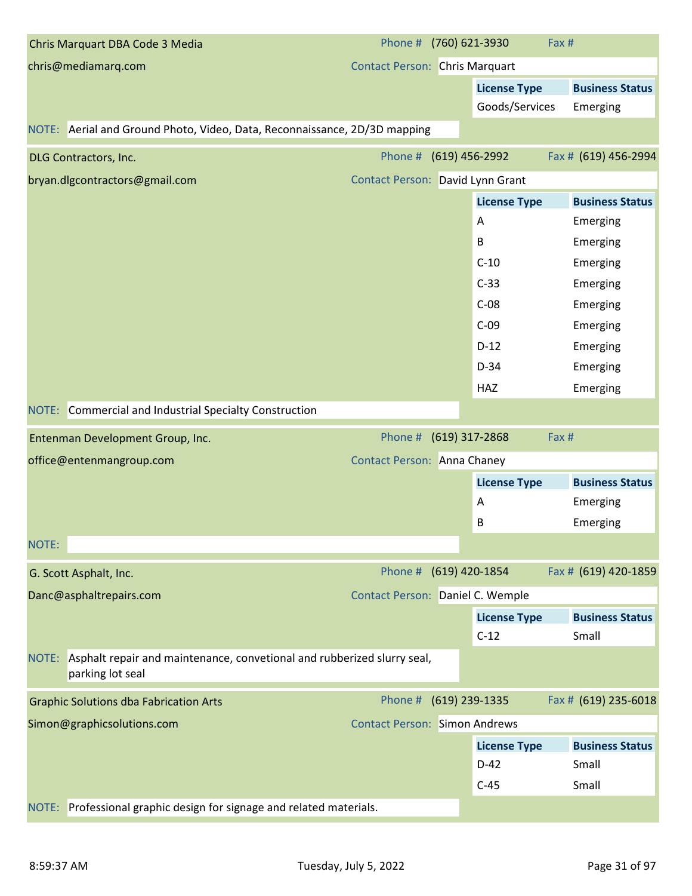**Chris Marquart DBA Code 3 Media**

Phone # (760) 621-3930 Fax #

chris@mediamarq.com

Contact Person: Chris Marquart

| License Type | Business Status |
|---|---|
| Goods/Services | Emerging |

NOTE: Aerial and Ground Photo, Video, Data, Reconnaissance, 2D/3D mapping

---

**DLG Contractors, Inc.**

Phone # (619) 456-2992 Fax # (619) 456-2994

bryan.dlgcontractors@gmail.com

Contact Person: David Lynn Grant

| License Type | Business Status |
|---|---|
| A | Emerging |
| B | Emerging |
| C-10 | Emerging |
| C-33 | Emerging |
| C-08 | Emerging |
| C-09 | Emerging |
| D-12 | Emerging |
| D-34 | Emerging |
| HAZ | Emerging |

NOTE: Commercial and Industrial Specialty Construction

---

**Entenman Development Group, Inc.**

Phone # (619) 317-2868 Fax #

office@entenmangroup.com

Contact Person: Anna Chaney

| License Type | Business Status |
|---|---|
| A | Emerging |
| B | Emerging |

NOTE:

---

**G. Scott Asphalt, Inc.**

Phone # (619) 420-1854 Fax # (619) 420-1859

Danc@asphaltrepairs.com

Contact Person: Daniel C. Wemple

| License Type | Business Status |
|---|---|
| C-12 | Small |

NOTE: Asphalt repair and maintenance, convetional and rubberized slurry seal, parking lot seal

---

**Graphic Solutions dba Fabrication Arts**

Phone # (619) 239-1335 Fax # (619) 235-6018

Simon@graphicsolutions.com

Contact Person: Simon Andrews

| License Type | Business Status |
|---|---|
| D-42 | Small |
| C-45 | Small |

NOTE: Professional graphic design for signage and related materials.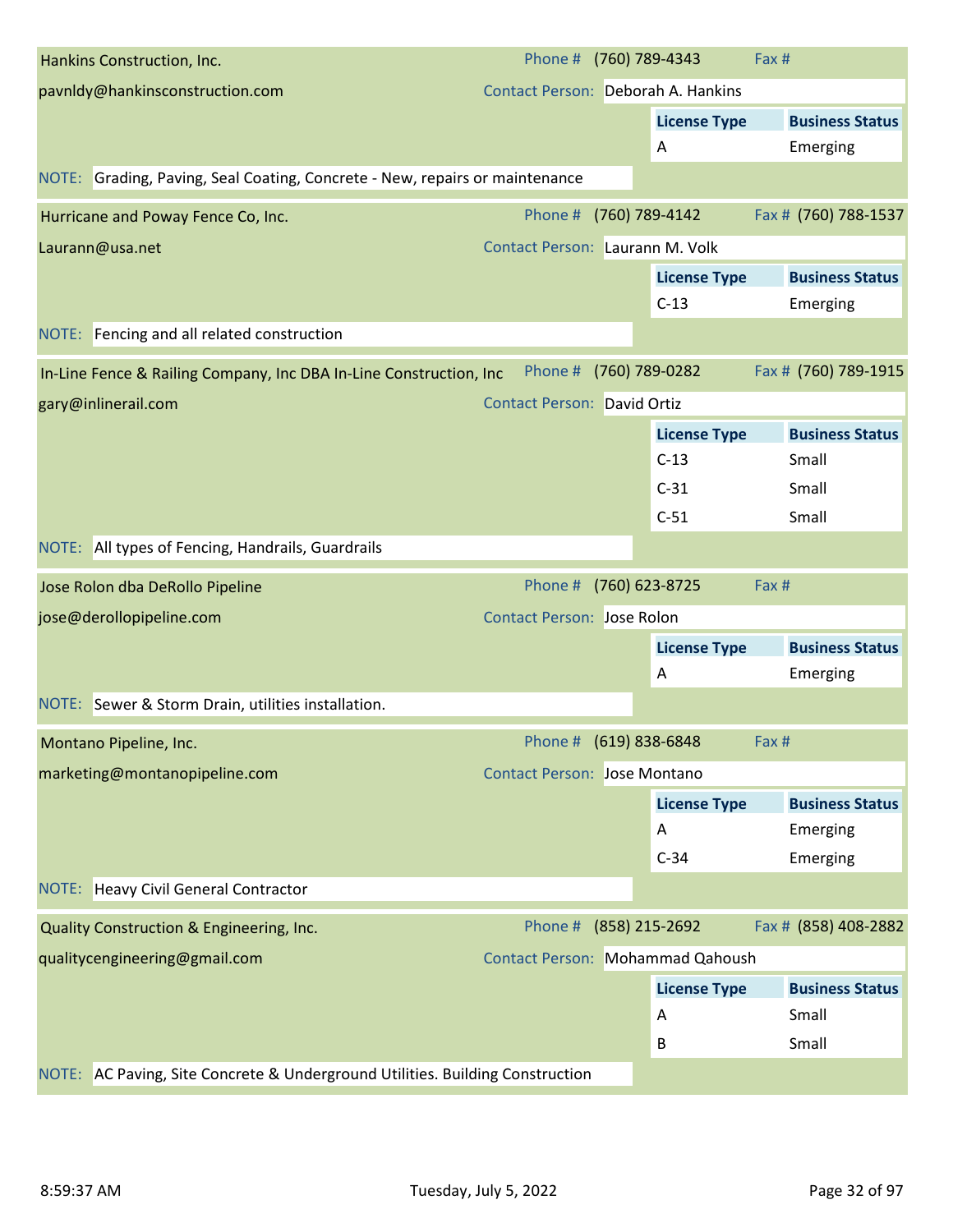**Hankins Construction, Inc.**

pavnldy@hankinsconstruction.com

Phone # (760) 789-4343 | Fax #

Contact Person: Deborah A. Hankins

| License Type | Business Status |
| --- | --- |
| A | Emerging |

NOTE: Grading, Paving, Seal Coating, Concrete - New, repairs or maintenance

---

**Hurricane and Poway Fence Co, Inc.**

Laurann@usa.net

Phone # (760) 789-4142 | Fax # (760) 788-1537

Contact Person: Laurann M. Volk

| License Type | Business Status |
| --- | --- |
| C-13 | Emerging |

NOTE: Fencing and all related construction

---

**In-Line Fence & Railing Company, Inc DBA In-Line Construction, Inc**

gary@inlinerail.com

Phone # (760) 789-0282 | Fax # (760) 789-1915

Contact Person: David Ortiz

| License Type | Business Status |
| --- | --- |
| C-13 | Small |
| C-31 | Small |
| C-51 | Small |

NOTE: All types of Fencing, Handrails, Guardrails

---

**Jose Rolon dba DeRollo Pipeline**

jose@derollopipeline.com

Phone # (760) 623-8725 | Fax #

Contact Person: Jose Rolon

| License Type | Business Status |
| --- | --- |
| A | Emerging |

NOTE: Sewer & Storm Drain, utilities installation.

---

**Montano Pipeline, Inc.**

marketing@montanopipeline.com

Phone # (619) 838-6848 | Fax #

Contact Person: Jose Montano

| License Type | Business Status |
| --- | --- |
| A | Emerging |
| C-34 | Emerging |

NOTE: Heavy Civil General Contractor

---

**Quality Construction & Engineering, Inc.**

qualitycengineering@gmail.com

Phone # (858) 215-2692 | Fax # (858) 408-2882

Contact Person: Mohammad Qahoush

| License Type | Business Status |
| --- | --- |
| A | Small |
| B | Small |

NOTE: AC Paving, Site Concrete & Underground Utilities. Building Construction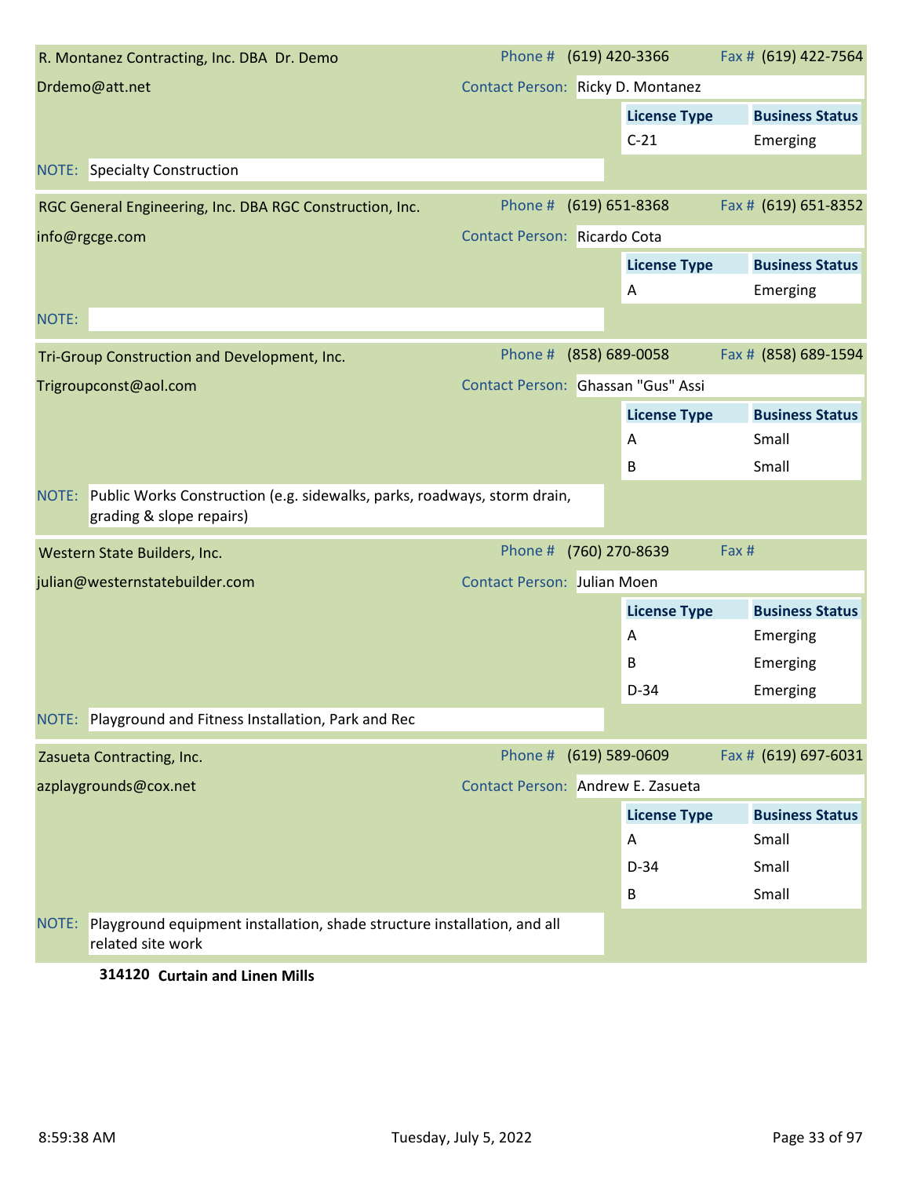**R. Montanez Contracting, Inc. DBA Dr. Demo**

Phone # (619) 420-3366 | Fax # (619) 422-7564

Drdemo@att.net

Contact Person: Ricky D. Montanez

| License Type | Business Status |
|---|---|
| C-21 | Emerging |

NOTE: Specialty Construction

---

**RGC General Engineering, Inc. DBA RGC Construction, Inc.**

Phone # (619) 651-8368 | Fax # (619) 651-8352

info@rgcge.com

Contact Person: Ricardo Cota

| License Type | Business Status |
|---|---|
| A | Emerging |

NOTE:

---

**Tri-Group Construction and Development, Inc.**

Phone # (858) 689-0058 | Fax # (858) 689-1594

Trigroupconst@aol.com

Contact Person: Ghassan "Gus" Assi

| License Type | Business Status |
|---|---|
| A | Small |
| B | Small |

NOTE: Public Works Construction (e.g. sidewalks, parks, roadways, storm drain, grading & slope repairs)

---

**Western State Builders, Inc.**

Phone # (760) 270-8639 | Fax #

julian@westernstatebuilder.com

Contact Person: Julian Moen

| License Type | Business Status |
|---|---|
| A | Emerging |
| B | Emerging |
| D-34 | Emerging |

NOTE: Playground and Fitness Installation, Park and Rec

---

**Zasueta Contracting, Inc.**

Phone # (619) 589-0609 | Fax # (619) 697-6031

azplaygrounds@cox.net

Contact Person: Andrew E. Zasueta

| License Type | Business Status |
|---|---|
| A | Small |
| D-34 | Small |
| B | Small |

NOTE: Playground equipment installation, shade structure installation, and all related site work

---

## 314120 Curtain and Linen Mills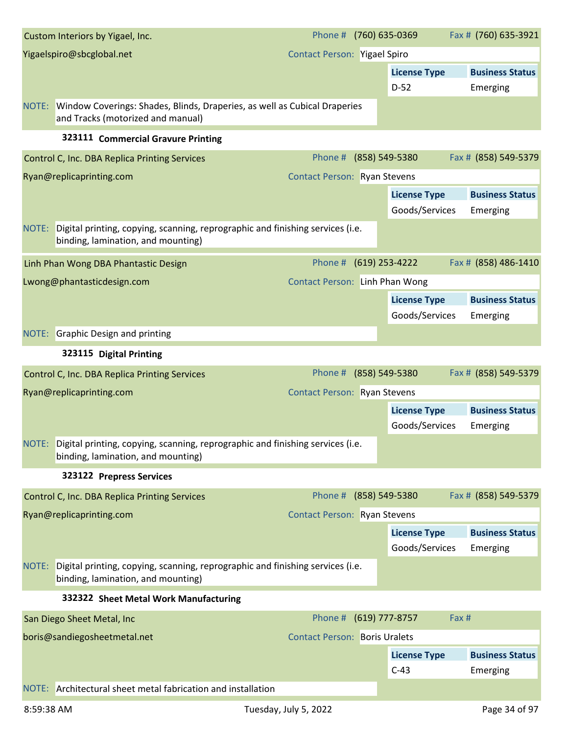**Custom Interiors by Yigael, Inc.** | Phone # (760) 635-0369 | Fax # (760) 635-3921

Yigaelspiro@sbcglobal.net | Contact Person: Yigael Spiro

| License Type | Business Status |
| --- | --- |
| D-52 | Emerging |

NOTE: Window Coverings: Shades, Blinds, Draperies, as well as Cubical Draperies and Tracks (motorized and manual)

### 323111 Commercial Gravure Printing

**Control C, Inc. DBA Replica Printing Services** | Phone # (858) 549-5380 | Fax # (858) 549-5379

Ryan@replicaprinting.com | Contact Person: Ryan Stevens

| License Type | Business Status |
| --- | --- |
| Goods/Services | Emerging |

NOTE: Digital printing, copying, scanning, reprographic and finishing services (i.e. binding, lamination, and mounting)

**Linh Phan Wong DBA Phantastic Design** | Phone # (619) 253-4222 | Fax # (858) 486-1410

Lwong@phantasticdesign.com | Contact Person: Linh Phan Wong

| License Type | Business Status |
| --- | --- |
| Goods/Services | Emerging |

NOTE: Graphic Design and printing

### 323115 Digital Printing

**Control C, Inc. DBA Replica Printing Services** | Phone # (858) 549-5380 | Fax # (858) 549-5379

Ryan@replicaprinting.com | Contact Person: Ryan Stevens

| License Type | Business Status |
| --- | --- |
| Goods/Services | Emerging |

NOTE: Digital printing, copying, scanning, reprographic and finishing services (i.e. binding, lamination, and mounting)

### 323122 Prepress Services

**Control C, Inc. DBA Replica Printing Services** | Phone # (858) 549-5380 | Fax # (858) 549-5379

Ryan@replicaprinting.com | Contact Person: Ryan Stevens

| License Type | Business Status |
| --- | --- |
| Goods/Services | Emerging |

NOTE: Digital printing, copying, scanning, reprographic and finishing services (i.e. binding, lamination, and mounting)

### 332322 Sheet Metal Work Manufacturing

**San Diego Sheet Metal, Inc** | Phone # (619) 777-8757 | Fax #

boris@sandiegosheetmetal.net | Contact Person: Boris Uralets

| License Type | Business Status |
| --- | --- |
| C-43 | Emerging |

NOTE: Architectural sheet metal fabrication and installation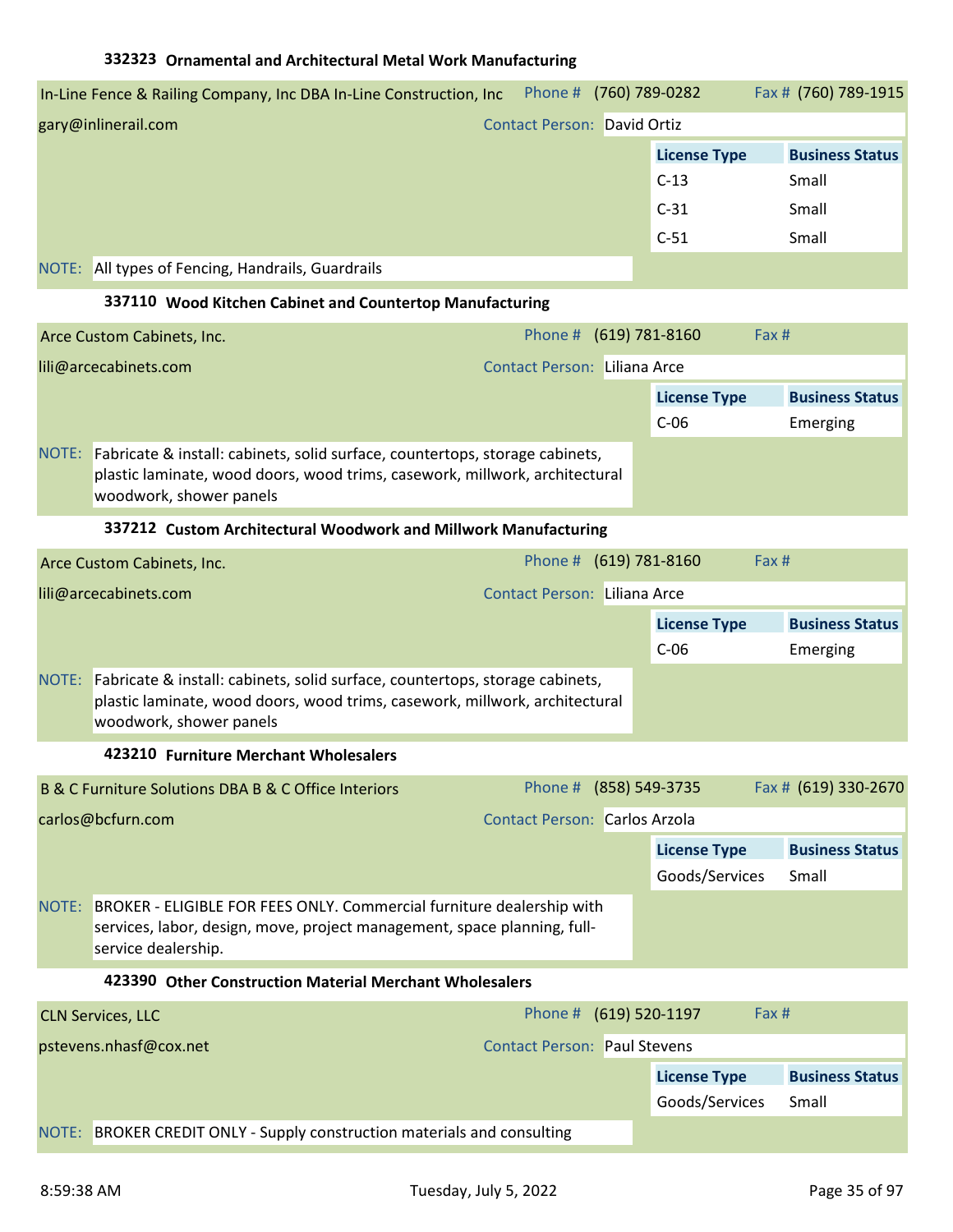### 332323 Ornamental and Architectural Metal Work Manufacturing

**In-Line Fence & Railing Company, Inc DBA In-Line Construction, Inc** — Phone # (760) 789-0282 — Fax # (760) 789-1915

gary@inlinerail.com — Contact Person: David Ortiz

| License Type | Business Status |
|---|---|
| C-13 | Small |
| C-31 | Small |
| C-51 | Small |

NOTE: All types of Fencing, Handrails, Guardrails

### 337110 Wood Kitchen Cabinet and Countertop Manufacturing

**Arce Custom Cabinets, Inc.** — Phone # (619) 781-8160 — Fax #

lili@arcecabinets.com — Contact Person: Liliana Arce

| License Type | Business Status |
|---|---|
| C-06 | Emerging |

NOTE: Fabricate & install: cabinets, solid surface, countertops, storage cabinets, plastic laminate, wood doors, wood trims, casework, millwork, architectural woodwork, shower panels

### 337212 Custom Architectural Woodwork and Millwork Manufacturing

**Arce Custom Cabinets, Inc.** — Phone # (619) 781-8160 — Fax #

lili@arcecabinets.com — Contact Person: Liliana Arce

| License Type | Business Status |
|---|---|
| C-06 | Emerging |

NOTE: Fabricate & install: cabinets, solid surface, countertops, storage cabinets, plastic laminate, wood doors, wood trims, casework, millwork, architectural woodwork, shower panels

### 423210 Furniture Merchant Wholesalers

**B & C Furniture Solutions DBA B & C Office Interiors** — Phone # (858) 549-3735 — Fax # (619) 330-2670

carlos@bcfurn.com — Contact Person: Carlos Arzola

| License Type | Business Status |
|---|---|
| Goods/Services | Small |

NOTE: BROKER - ELIGIBLE FOR FEES ONLY. Commercial furniture dealership with services, labor, design, move, project management, space planning, full-service dealership.

### 423390 Other Construction Material Merchant Wholesalers

**CLN Services, LLC** — Phone # (619) 520-1197 — Fax #

pstevens.nhasf@cox.net — Contact Person: Paul Stevens

| License Type | Business Status |
|---|---|
| Goods/Services | Small |

NOTE: BROKER CREDIT ONLY - Supply construction materials and consulting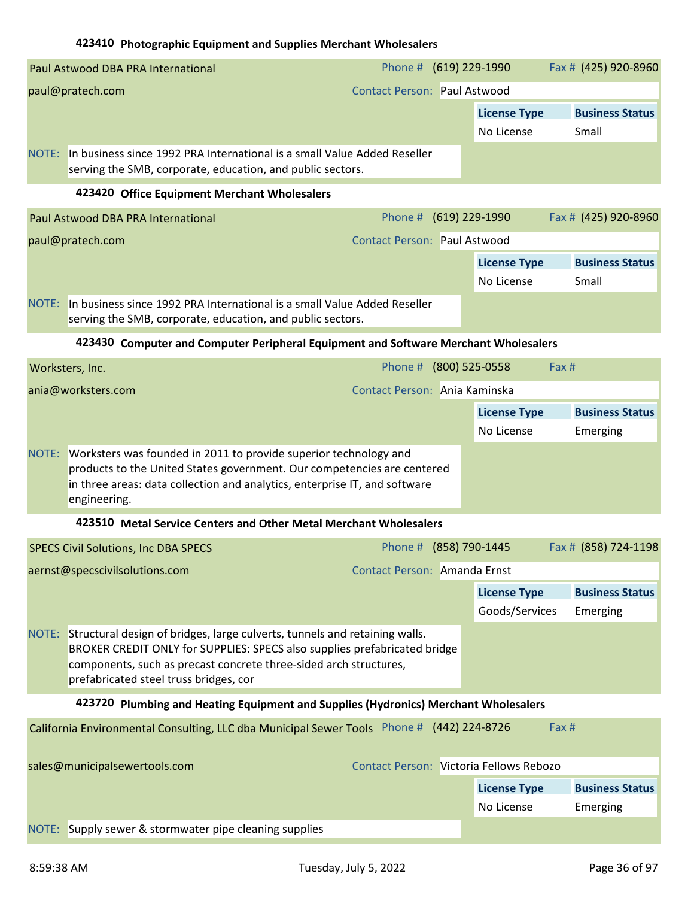### 423410 Photographic Equipment and Supplies Merchant Wholesalers

| Paul Astwood DBA PRA International | Phone # (619) 229-1990 | Fax # (425) 920-8960 |
|---|---|---|
| paul@pratech.com | Contact Person: Paul Astwood | |
| | **License Type** | **Business Status** |
| | No License | Small |

NOTE: In business since 1992 PRA International is a small Value Added Reseller serving the SMB, corporate, education, and public sectors.

### 423420 Office Equipment Merchant Wholesalers

| Paul Astwood DBA PRA International | Phone # (619) 229-1990 | Fax # (425) 920-8960 |
|---|---|---|
| paul@pratech.com | Contact Person: Paul Astwood | |
| | **License Type** | **Business Status** |
| | No License | Small |

NOTE: In business since 1992 PRA International is a small Value Added Reseller serving the SMB, corporate, education, and public sectors.

### 423430 Computer and Computer Peripheral Equipment and Software Merchant Wholesalers

| Worksters, Inc. | Phone # (800) 525-0558 | Fax # |
|---|---|---|
| ania@worksters.com | Contact Person: Ania Kaminska | |
| | **License Type** | **Business Status** |
| | No License | Emerging |

NOTE: Worksters was founded in 2011 to provide superior technology and products to the United States government. Our competencies are centered in three areas: data collection and analytics, enterprise IT, and software engineering.

### 423510 Metal Service Centers and Other Metal Merchant Wholesalers

| SPECS Civil Solutions, Inc DBA SPECS | Phone # (858) 790-1445 | Fax # (858) 724-1198 |
|---|---|---|
| aernst@specscivilsolutions.com | Contact Person: Amanda Ernst | |
| | **License Type** | **Business Status** |
| | Goods/Services | Emerging |

NOTE: Structural design of bridges, large culverts, tunnels and retaining walls. BROKER CREDIT ONLY for SUPPLIES: SPECS also supplies prefabricated bridge components, such as precast concrete three-sided arch structures, prefabricated steel truss bridges, cor

### 423720 Plumbing and Heating Equipment and Supplies (Hydronics) Merchant Wholesalers

| California Environmental Consulting, LLC dba Municipal Sewer Tools | Phone # (442) 224-8726 | Fax # |
|---|---|---|
| sales@municipalsewertools.com | Contact Person: Victoria Fellows Rebozo | |
| | **License Type** | **Business Status** |
| | No License | Emerging |

NOTE: Supply sewer & stormwater pipe cleaning supplies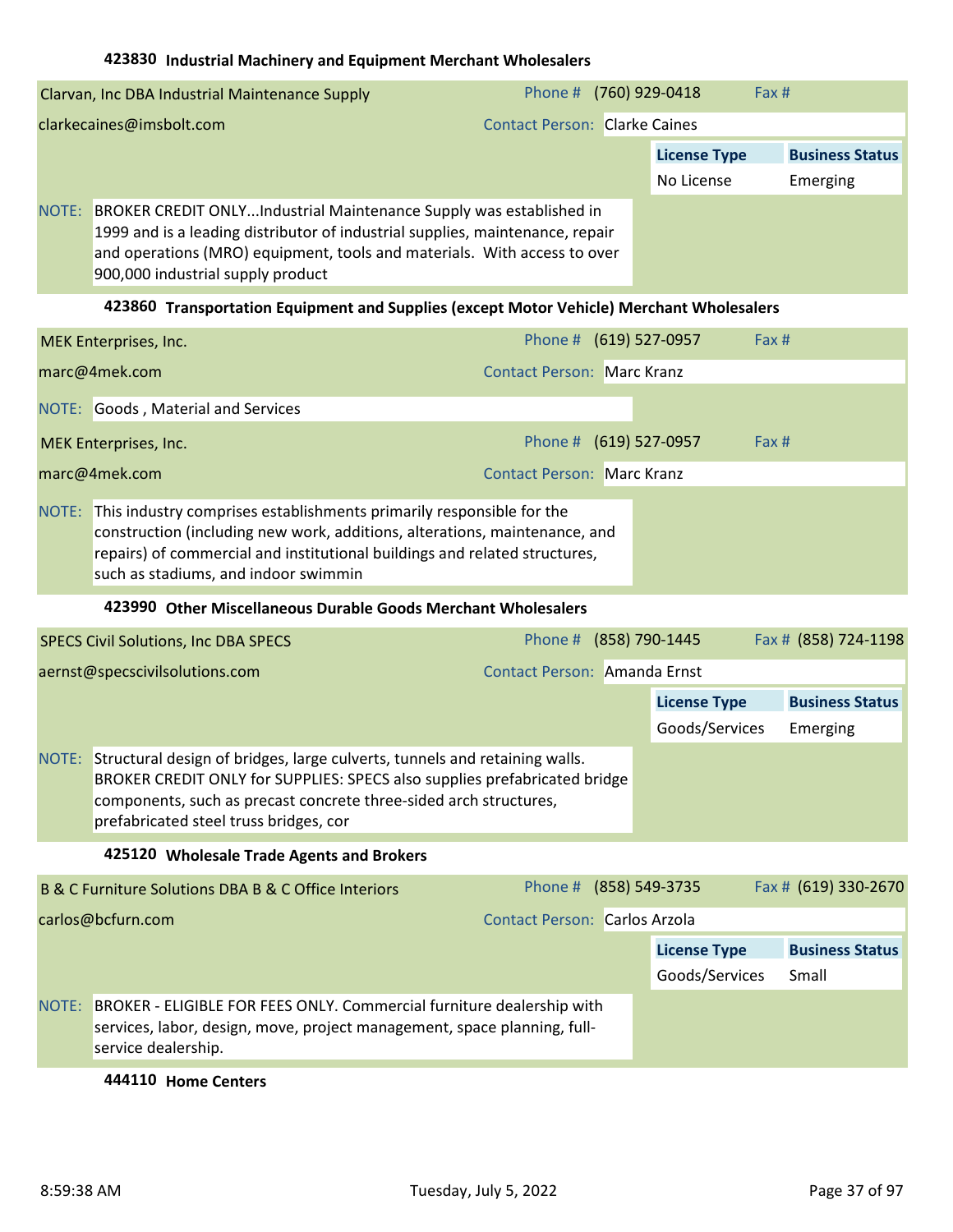### 423830 Industrial Machinery and Equipment Merchant Wholesalers

**Clarvan, Inc DBA Industrial Maintenance Supply**
Phone # (760) 929-0418 Fax #
clarkecaines@imsbolt.com
Contact Person: Clarke Caines

| License Type | Business Status |
|---|---|
| No License | Emerging |

NOTE: BROKER CREDIT ONLY...Industrial Maintenance Supply was established in 1999 and is a leading distributor of industrial supplies, maintenance, repair and operations (MRO) equipment, tools and materials. With access to over 900,000 industrial supply product

### 423860 Transportation Equipment and Supplies (except Motor Vehicle) Merchant Wholesalers

**MEK Enterprises, Inc.**
Phone # (619) 527-0957 Fax #
marc@4mek.com
Contact Person: Marc Kranz

NOTE: Goods , Material and Services

**MEK Enterprises, Inc.**
Phone # (619) 527-0957 Fax #
marc@4mek.com
Contact Person: Marc Kranz

NOTE: This industry comprises establishments primarily responsible for the construction (including new work, additions, alterations, maintenance, and repairs) of commercial and institutional buildings and related structures, such as stadiums, and indoor swimmin

### 423990 Other Miscellaneous Durable Goods Merchant Wholesalers

**SPECS Civil Solutions, Inc DBA SPECS**
Phone # (858) 790-1445 Fax # (858) 724-1198
aernst@specscivilsolutions.com
Contact Person: Amanda Ernst

| License Type | Business Status |
|---|---|
| Goods/Services | Emerging |

NOTE: Structural design of bridges, large culverts, tunnels and retaining walls. BROKER CREDIT ONLY for SUPPLIES: SPECS also supplies prefabricated bridge components, such as precast concrete three-sided arch structures, prefabricated steel truss bridges, cor

### 425120 Wholesale Trade Agents and Brokers

**B & C Furniture Solutions DBA B & C Office Interiors**
Phone # (858) 549-3735 Fax # (619) 330-2670
carlos@bcfurn.com
Contact Person: Carlos Arzola

| License Type | Business Status |
|---|---|
| Goods/Services | Small |

NOTE: BROKER - ELIGIBLE FOR FEES ONLY. Commercial furniture dealership with services, labor, design, move, project management, space planning, full-service dealership.

### 444110 Home Centers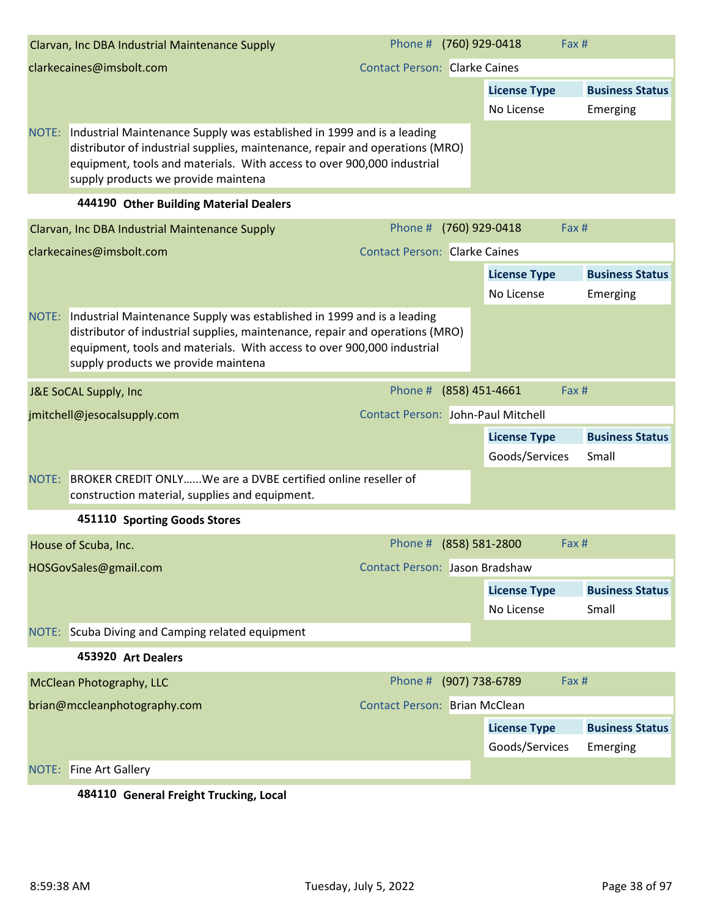**Clarvan, Inc DBA Industrial Maintenance Supply**

clarkecaines@imsbolt.com

Phone # (760) 929-0418 Fax #

Contact Person: Clarke Caines

| License Type | Business Status |
|---|---|
| No License | Emerging |

NOTE: Industrial Maintenance Supply was established in 1999 and is a leading distributor of industrial supplies, maintenance, repair and operations (MRO) equipment, tools and materials. With access to over 900,000 industrial supply products we provide maintena

### 444190 Other Building Material Dealers

**Clarvan, Inc DBA Industrial Maintenance Supply**

clarkecaines@imsbolt.com

Phone # (760) 929-0418 Fax #

Contact Person: Clarke Caines

| License Type | Business Status |
|---|---|
| No License | Emerging |

NOTE: Industrial Maintenance Supply was established in 1999 and is a leading distributor of industrial supplies, maintenance, repair and operations (MRO) equipment, tools and materials. With access to over 900,000 industrial supply products we provide maintena

**J&E SoCAL Supply, Inc**

jmitchell@jesocalsupply.com

Phone # (858) 451-4661 Fax #

Contact Person: John-Paul Mitchell

| License Type | Business Status |
|---|---|
| Goods/Services | Small |

NOTE: BROKER CREDIT ONLY......We are a DVBE certified online reseller of construction material, supplies and equipment.

### 451110 Sporting Goods Stores

**House of Scuba, Inc.**

HOSGovSales@gmail.com

Phone # (858) 581-2800 Fax #

Contact Person: Jason Bradshaw

| License Type | Business Status |
|---|---|
| No License | Small |

NOTE: Scuba Diving and Camping related equipment

### 453920 Art Dealers

**McClean Photography, LLC**

brian@mccleanphotography.com

Phone # (907) 738-6789 Fax #

Contact Person: Brian McClean

| License Type | Business Status |
|---|---|
| Goods/Services | Emerging |

NOTE: Fine Art Gallery

### 484110 General Freight Trucking, Local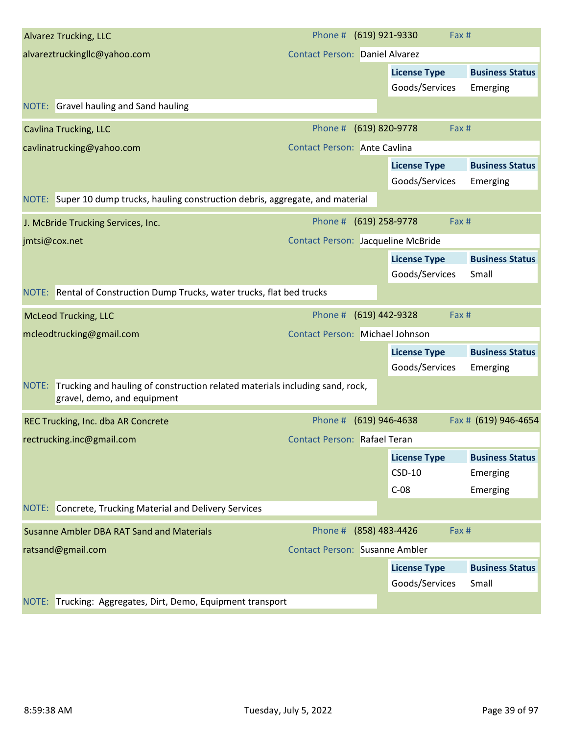**Alvarez Trucking, LLC**

alvareztruckingllc@yahoo.com

Phone # (619) 921-9330 | Fax #

Contact Person: Daniel Alvarez

| License Type | Business Status |
| --- | --- |
| Goods/Services | Emerging |

NOTE: Gravel hauling and Sand hauling

---

**Cavlina Trucking, LLC**

cavlinatrucking@yahoo.com

Phone # (619) 820-9778 | Fax #

Contact Person: Ante Cavlina

| License Type | Business Status |
| --- | --- |
| Goods/Services | Emerging |

NOTE: Super 10 dump trucks, hauling construction debris, aggregate, and material

---

**J. McBride Trucking Services, Inc.**

jmtsi@cox.net

Phone # (619) 258-9778 | Fax #

Contact Person: Jacqueline McBride

| License Type | Business Status |
| --- | --- |
| Goods/Services | Small |

NOTE: Rental of Construction Dump Trucks, water trucks, flat bed trucks

---

**McLeod Trucking, LLC**

mcleodtrucking@gmail.com

Phone # (619) 442-9328 | Fax #

Contact Person: Michael Johnson

| License Type | Business Status |
| --- | --- |
| Goods/Services | Emerging |

NOTE: Trucking and hauling of construction related materials including sand, rock, gravel, demo, and equipment

---

**REC Trucking, Inc. dba AR Concrete**

rectrucking.inc@gmail.com

Phone # (619) 946-4638 | Fax # (619) 946-4654

Contact Person: Rafael Teran

| License Type | Business Status |
| --- | --- |
| CSD-10 | Emerging |
| C-08 | Emerging |

NOTE: Concrete, Trucking Material and Delivery Services

---

**Susanne Ambler DBA RAT Sand and Materials**

ratsand@gmail.com

Phone # (858) 483-4426 | Fax #

Contact Person: Susanne Ambler

| License Type | Business Status |
| --- | --- |
| Goods/Services | Small |

NOTE: Trucking: Aggregates, Dirt, Demo, Equipment transport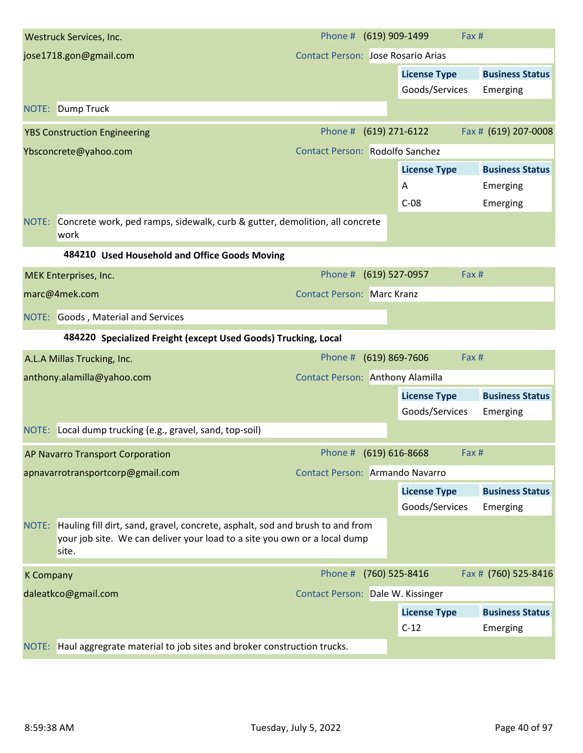**Westruck Services, Inc.**
Phone # (619) 909-1499 Fax #
jose1718.gon@gmail.com
Contact Person: Jose Rosario Arias

| License Type | Business Status |
|---|---|
| Goods/Services | Emerging |

NOTE: Dump Truck

**YBS Construction Engineering**
Phone # (619) 271-6122 Fax # (619) 207-0008
Ybsconcrete@yahoo.com
Contact Person: Rodolfo Sanchez

| License Type | Business Status |
|---|---|
| A | Emerging |
| C-08 | Emerging |

NOTE: Concrete work, ped ramps, sidewalk, curb & gutter, demolition, all concrete work

### 484210 Used Household and Office Goods Moving

**MEK Enterprises, Inc.**
Phone # (619) 527-0957 Fax #
marc@4mek.com
Contact Person: Marc Kranz

NOTE: Goods , Material and Services

### 484220 Specialized Freight (except Used Goods) Trucking, Local

**A.L.A Millas Trucking, Inc.**
Phone # (619) 869-7606 Fax #
anthony.alamilla@yahoo.com
Contact Person: Anthony Alamilla

| License Type | Business Status |
|---|---|
| Goods/Services | Emerging |

NOTE: Local dump trucking (e.g., gravel, sand, top-soil)

**AP Navarro Transport Corporation**
Phone # (619) 616-8668 Fax #
apnavarrotransportcorp@gmail.com
Contact Person: Armando Navarro

| License Type | Business Status |
|---|---|
| Goods/Services | Emerging |

NOTE: Hauling fill dirt, sand, gravel, concrete, asphalt, sod and brush to and from your job site. We can deliver your load to a site you own or a local dump site.

**K Company**
Phone # (760) 525-8416 Fax # (760) 525-8416
daleatkco@gmail.com
Contact Person: Dale W. Kissinger

| License Type | Business Status |
|---|---|
| C-12 | Emerging |

NOTE: Haul aggregrate material to job sites and broker construction trucks.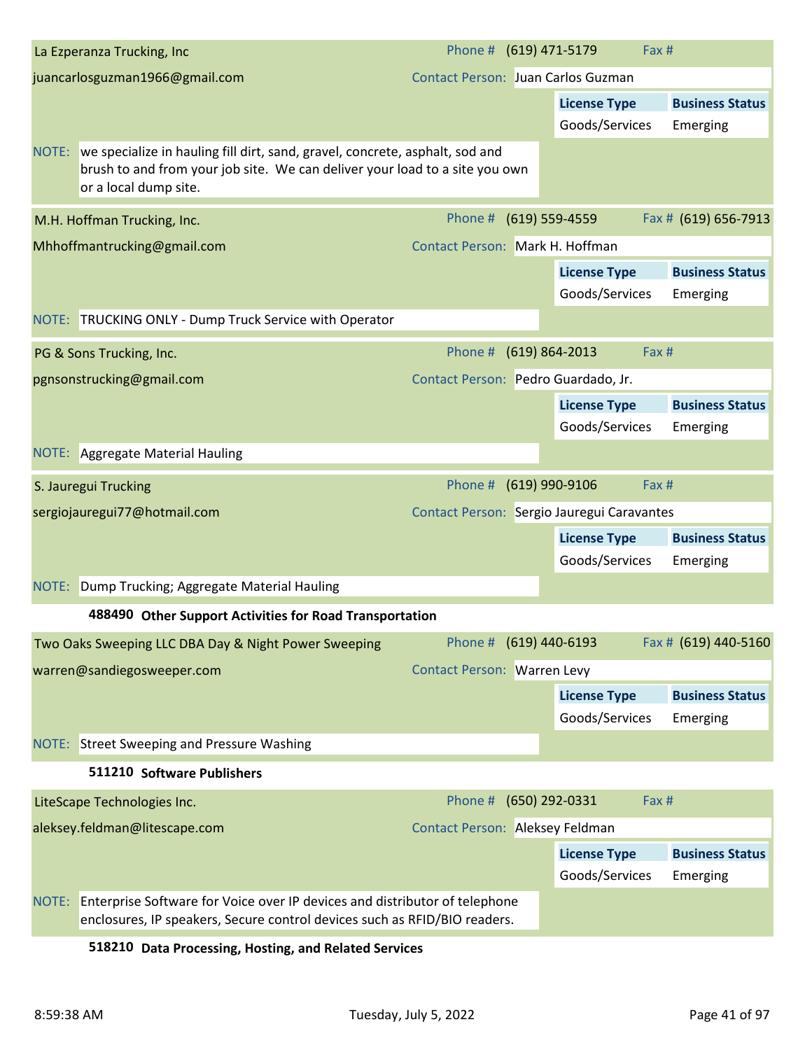**La Ezperanza Trucking, Inc**

juancarloguzman1966@gmail.com

Phone # (619) 471-5179 | Fax #

Contact Person: Juan Carlos Guzman

| License Type | Business Status |
| --- | --- |
| Goods/Services | Emerging |

NOTE: we specialize in hauling fill dirt, sand, gravel, concrete, asphalt, sod and brush to and from your job site. We can deliver your load to a site you own or a local dump site.

**M.H. Hoffman Trucking, Inc.**

Mhhoffmantrucking@gmail.com

Phone # (619) 559-4559 | Fax # (619) 656-7913

Contact Person: Mark H. Hoffman

| License Type | Business Status |
| --- | --- |
| Goods/Services | Emerging |

NOTE: TRUCKING ONLY - Dump Truck Service with Operator

**PG & Sons Trucking, Inc.**

pgnsonstrucking@gmail.com

Phone # (619) 864-2013 | Fax #

Contact Person: Pedro Guardado, Jr.

| License Type | Business Status |
| --- | --- |
| Goods/Services | Emerging |

NOTE: Aggregate Material Hauling

**S. Jauregui Trucking**

sergiojauregui77@hotmail.com

Phone # (619) 990-9106 | Fax #

Contact Person: Sergio Jauregui Caravantes

| License Type | Business Status |
| --- | --- |
| Goods/Services | Emerging |

NOTE: Dump Trucking; Aggregate Material Hauling

## 488490 Other Support Activities for Road Transportation

**Two Oaks Sweeping LLC DBA Day & Night Power Sweeping**

warren@sandiegosweeper.com

Phone # (619) 440-6193 | Fax # (619) 440-5160

Contact Person: Warren Levy

| License Type | Business Status |
| --- | --- |
| Goods/Services | Emerging |

NOTE: Street Sweeping and Pressure Washing

## 511210 Software Publishers

**LiteScape Technologies Inc.**

aleksey.feldman@litescape.com

Phone # (650) 292-0331 | Fax #

Contact Person: Aleksey Feldman

| License Type | Business Status |
| --- | --- |
| Goods/Services | Emerging |

NOTE: Enterprise Software for Voice over IP devices and distributor of telephone enclosures, IP speakers, Secure control devices such as RFID/BIO readers.

## 518210 Data Processing, Hosting, and Related Services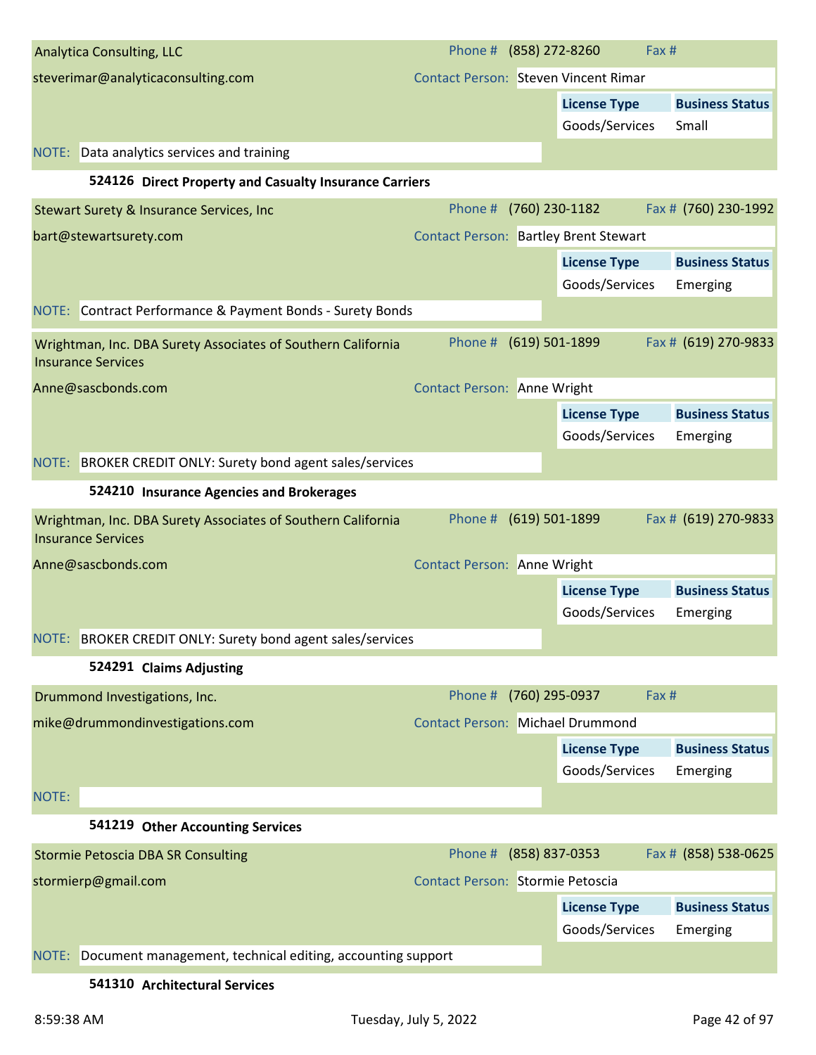**Analytica Consulting, LLC**

Phone # (858) 272-8260 | Fax #

steverimar@analyticaconsulting.com

Contact Person: Steven Vincent Rimar

| License Type | Business Status |
| --- | --- |
| Goods/Services | Small |

NOTE: Data analytics services and training

### 524126 Direct Property and Casualty Insurance Carriers

**Stewart Surety & Insurance Services, Inc**

Phone # (760) 230-1182 | Fax # (760) 230-1992

bart@stewartsurety.com

Contact Person: Bartley Brent Stewart

| License Type | Business Status |
| --- | --- |
| Goods/Services | Emerging |

NOTE: Contract Performance & Payment Bonds - Surety Bonds

**Wrightman, Inc. DBA Surety Associates of Southern California Insurance Services**

Phone # (619) 501-1899 | Fax # (619) 270-9833

Anne@sascbonds.com

Contact Person: Anne Wright

| License Type | Business Status |
| --- | --- |
| Goods/Services | Emerging |

NOTE: BROKER CREDIT ONLY: Surety bond agent sales/services

### 524210 Insurance Agencies and Brokerages

**Wrightman, Inc. DBA Surety Associates of Southern California Insurance Services**

Phone # (619) 501-1899 | Fax # (619) 270-9833

Anne@sascbonds.com

Contact Person: Anne Wright

| License Type | Business Status |
| --- | --- |
| Goods/Services | Emerging |

NOTE: BROKER CREDIT ONLY: Surety bond agent sales/services

### 524291 Claims Adjusting

**Drummond Investigations, Inc.**

Phone # (760) 295-0937 | Fax #

mike@drummondinvestigations.com

Contact Person: Michael Drummond

| License Type | Business Status |
| --- | --- |
| Goods/Services | Emerging |

NOTE:

### 541219 Other Accounting Services

**Stormie Petoscia DBA SR Consulting**

Phone # (858) 837-0353 | Fax # (858) 538-0625

stormierp@gmail.com

Contact Person: Stormie Petoscia

| License Type | Business Status |
| --- | --- |
| Goods/Services | Emerging |

NOTE: Document management, technical editing, accounting support

### 541310 Architectural Services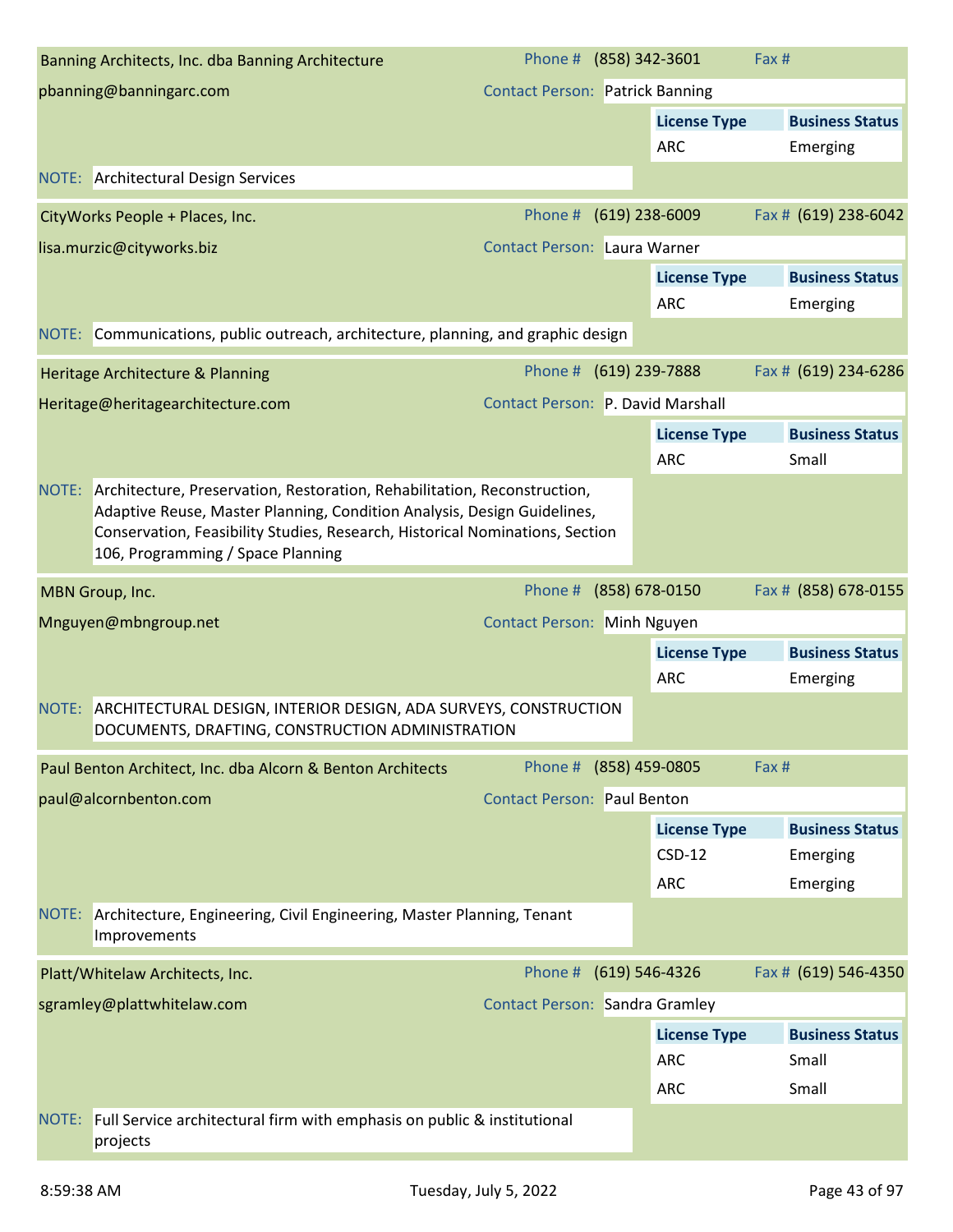### Banning Architects, Inc. dba Banning Architecture

Phone # (858) 342-3601 Fax #

pbanning@banningarc.com

Contact Person: Patrick Banning

| License Type | Business Status |
|---|---|
| ARC | Emerging |

NOTE: Architectural Design Services

### CityWorks People + Places, Inc.

Phone # (619) 238-6009 Fax # (619) 238-6042

lisa.murzic@cityworks.biz

Contact Person: Laura Warner

| License Type | Business Status |
|---|---|
| ARC | Emerging |

NOTE: Communications, public outreach, architecture, planning, and graphic design

### Heritage Architecture & Planning

Phone # (619) 239-7888 Fax # (619) 234-6286

Heritage@heritagearchitecture.com

Contact Person: P. David Marshall

| License Type | Business Status |
|---|---|
| ARC | Small |

NOTE: Architecture, Preservation, Restoration, Rehabilitation, Reconstruction, Adaptive Reuse, Master Planning, Condition Analysis, Design Guidelines, Conservation, Feasibility Studies, Research, Historical Nominations, Section 106, Programming / Space Planning

### MBN Group, Inc.

Phone # (858) 678-0150 Fax # (858) 678-0155

Mnguyen@mbngroup.net

Contact Person: Minh Nguyen

| License Type | Business Status |
|---|---|
| ARC | Emerging |

NOTE: ARCHITECTURAL DESIGN, INTERIOR DESIGN, ADA SURVEYS, CONSTRUCTION DOCUMENTS, DRAFTING, CONSTRUCTION ADMINISTRATION

### Paul Benton Architect, Inc. dba Alcorn & Benton Architects

Phone # (858) 459-0805 Fax #

paul@alcornbenton.com

Contact Person: Paul Benton

| License Type | Business Status |
|---|---|
| CSD-12 | Emerging |
| ARC | Emerging |

NOTE: Architecture, Engineering, Civil Engineering, Master Planning, Tenant Improvements

### Platt/Whitelaw Architects, Inc.

Phone # (619) 546-4326 Fax # (619) 546-4350

sgramley@plattwhitelaw.com

Contact Person: Sandra Gramley

| License Type | Business Status |
|---|---|
| ARC | Small |
| ARC | Small |

NOTE: Full Service architectural firm with emphasis on public & institutional projects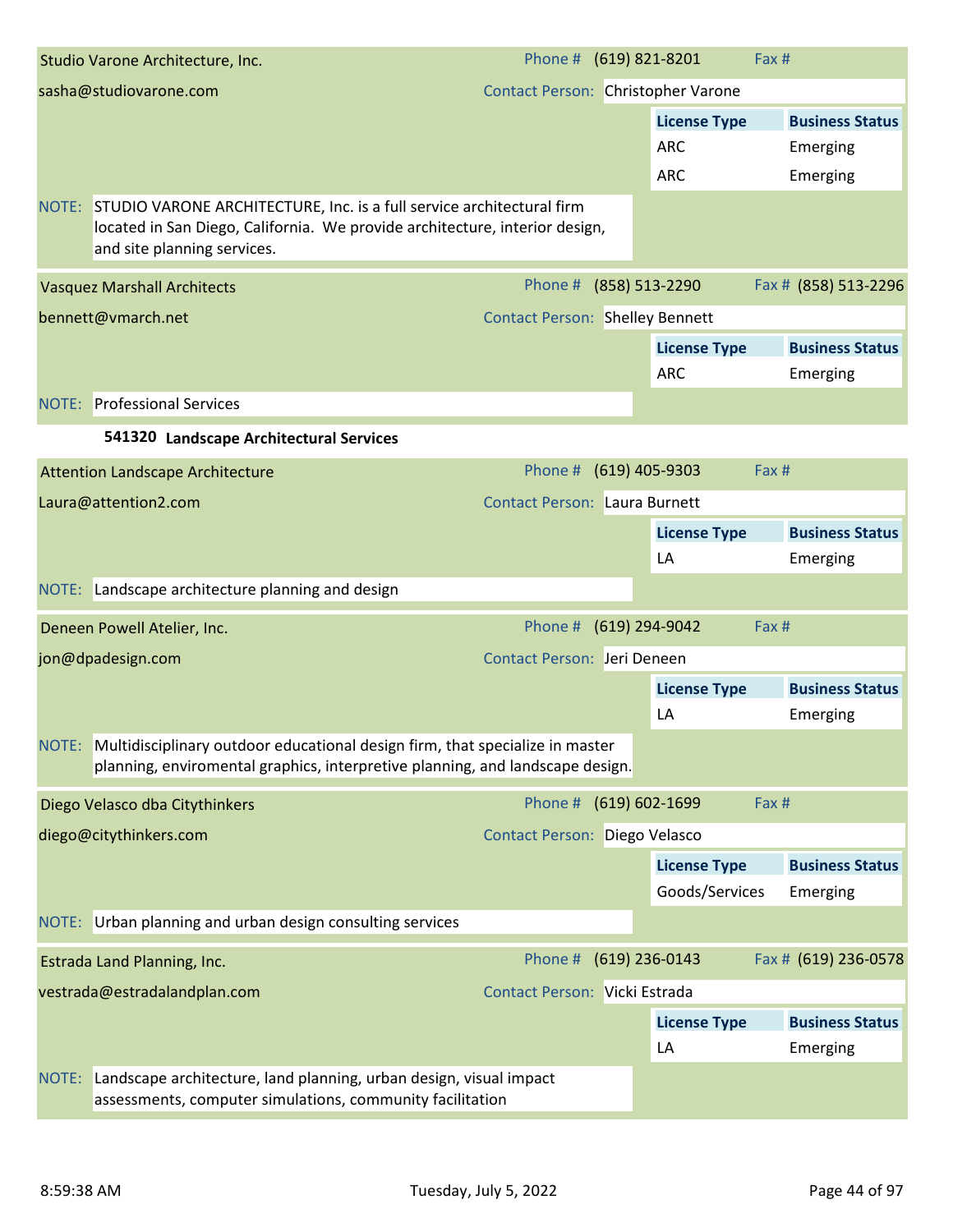**Studio Varone Architecture, Inc.** Phone # (619) 821-8201 Fax #

sasha@studiovarone.com Contact Person: Christopher Varone

| License Type | Business Status |
|---|---|
| ARC | Emerging |
| ARC | Emerging |

NOTE: STUDIO VARONE ARCHITECTURE, Inc. is a full service architectural firm located in San Diego, California. We provide architecture, interior design, and site planning services.

**Vasquez Marshall Architects** Phone # (858) 513-2290 Fax # (858) 513-2296

bennett@vmarch.net Contact Person: Shelley Bennett

| License Type | Business Status |
|---|---|
| ARC | Emerging |

NOTE: Professional Services

## 541320 Landscape Architectural Services

**Attention Landscape Architecture** Phone # (619) 405-9303 Fax #

Laura@attention2.com Contact Person: Laura Burnett

| License Type | Business Status |
|---|---|
| LA | Emerging |

NOTE: Landscape architecture planning and design

**Deneen Powell Atelier, Inc.** Phone # (619) 294-9042 Fax #

jon@dpadesign.com Contact Person: Jeri Deneen

| License Type | Business Status |
|---|---|
| LA | Emerging |

NOTE: Multidisciplinary outdoor educational design firm, that specialize in master planning, enviromental graphics, interpretive planning, and landscape design.

**Diego Velasco dba Citythinkers** Phone # (619) 602-1699 Fax #

diego@citythinkers.com Contact Person: Diego Velasco

| License Type | Business Status |
|---|---|
| Goods/Services | Emerging |

NOTE: Urban planning and urban design consulting services

**Estrada Land Planning, Inc.** Phone # (619) 236-0143 Fax # (619) 236-0578

vestrada@estradalandplan.com Contact Person: Vicki Estrada

| License Type | Business Status |
|---|---|
| LA | Emerging |

NOTE: Landscape architecture, land planning, urban design, visual impact assessments, computer simulations, community facilitation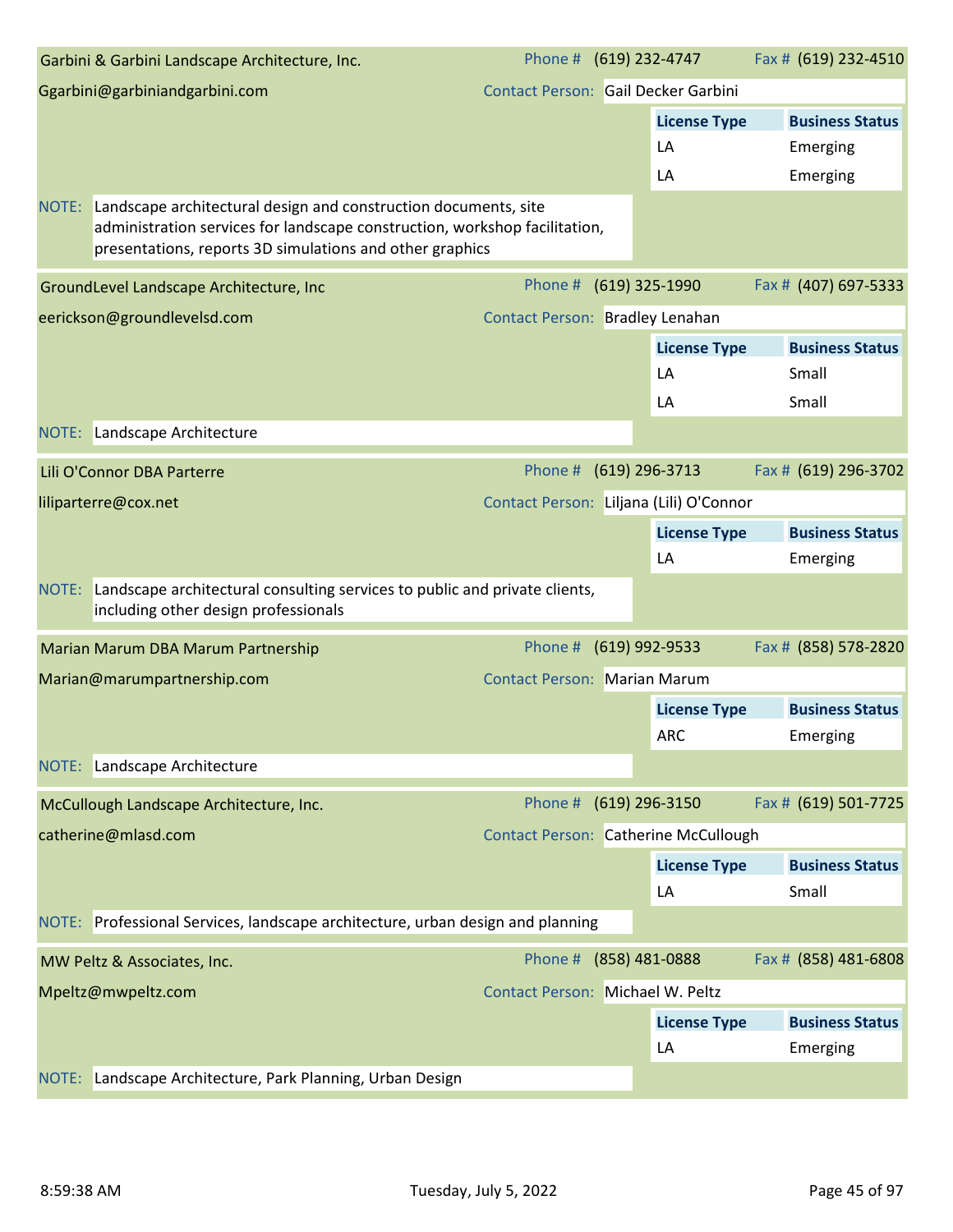## Garbini & Garbini Landscape Architecture, Inc.

Phone # (619) 232-4747 Fax # (619) 232-4510

Ggarbini@garbiniandgarbini.com

Contact Person: Gail Decker Garbini

| License Type | Business Status |
|---|---|
| LA | Emerging |
| LA | Emerging |

NOTE: Landscape architectural design and construction documents, site administration services for landscape construction, workshop facilitation, presentations, reports 3D simulations and other graphics

## GroundLevel Landscape Architecture, Inc

Phone # (619) 325-1990 Fax # (407) 697-5333

eerickson@groundlevelsd.com

Contact Person: Bradley Lenahan

| License Type | Business Status |
|---|---|
| LA | Small |
| LA | Small |

NOTE: Landscape Architecture

## Lili O'Connor DBA Parterre

Phone # (619) 296-3713 Fax # (619) 296-3702

liliparterre@cox.net

Contact Person: Liljana (Lili) O'Connor

| License Type | Business Status |
|---|---|
| LA | Emerging |

NOTE: Landscape architectural consulting services to public and private clients, including other design professionals

## Marian Marum DBA Marum Partnership

Phone # (619) 992-9533 Fax # (858) 578-2820

Marian@marumpartnership.com

Contact Person: Marian Marum

| License Type | Business Status |
|---|---|
| ARC | Emerging |

NOTE: Landscape Architecture

## McCullough Landscape Architecture, Inc.

Phone # (619) 296-3150 Fax # (619) 501-7725

catherine@mlasd.com

Contact Person: Catherine McCullough

| License Type | Business Status |
|---|---|
| LA | Small |

NOTE: Professional Services, landscape architecture, urban design and planning

## MW Peltz & Associates, Inc.

Phone # (858) 481-0888 Fax # (858) 481-6808

Mpeltz@mwpeltz.com

Contact Person: Michael W. Peltz

| License Type | Business Status |
|---|---|
| LA | Emerging |

NOTE: Landscape Architecture, Park Planning, Urban Design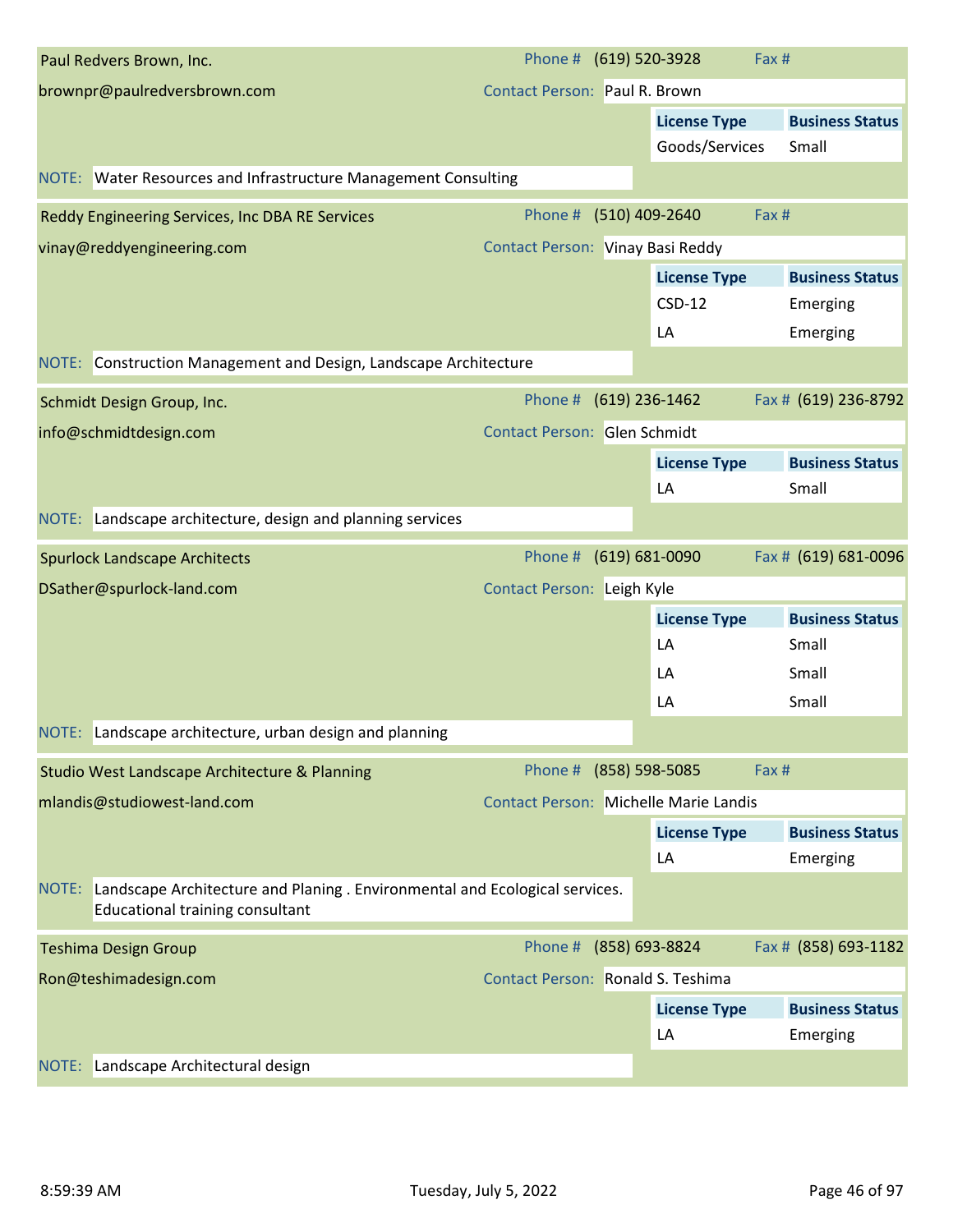**Paul Redvers Brown, Inc.**

Phone # (619) 520-3928 Fax #

brownpr@paulredversbrown.com

Contact Person: Paul R. Brown

| License Type | Business Status |
| --- | --- |
| Goods/Services | Small |

NOTE: Water Resources and Infrastructure Management Consulting

---

**Reddy Engineering Services, Inc DBA RE Services**

Phone # (510) 409-2640 Fax #

vinay@reddyengineering.com

Contact Person: Vinay Basi Reddy

| License Type | Business Status |
| --- | --- |
| CSD-12 | Emerging |
| LA | Emerging |

NOTE: Construction Management and Design, Landscape Architecture

---

**Schmidt Design Group, Inc.**

Phone # (619) 236-1462 Fax # (619) 236-8792

info@schmidtdesign.com

Contact Person: Glen Schmidt

| License Type | Business Status |
| --- | --- |
| LA | Small |

NOTE: Landscape architecture, design and planning services

---

**Spurlock Landscape Architects**

Phone # (619) 681-0090 Fax # (619) 681-0096

DSather@spurlock-land.com

Contact Person: Leigh Kyle

| License Type | Business Status |
| --- | --- |
| LA | Small |
| LA | Small |
| LA | Small |

NOTE: Landscape architecture, urban design and planning

---

**Studio West Landscape Architecture & Planning**

Phone # (858) 598-5085 Fax #

mlandis@studiowest-land.com

Contact Person: Michelle Marie Landis

| License Type | Business Status |
| --- | --- |
| LA | Emerging |

NOTE: Landscape Architecture and Planing . Environmental and Ecological services. Educational training consultant

---

**Teshima Design Group**

Phone # (858) 693-8824 Fax # (858) 693-1182

Ron@teshimadesign.com

Contact Person: Ronald S. Teshima

| License Type | Business Status |
| --- | --- |
| LA | Emerging |

NOTE: Landscape Architectural design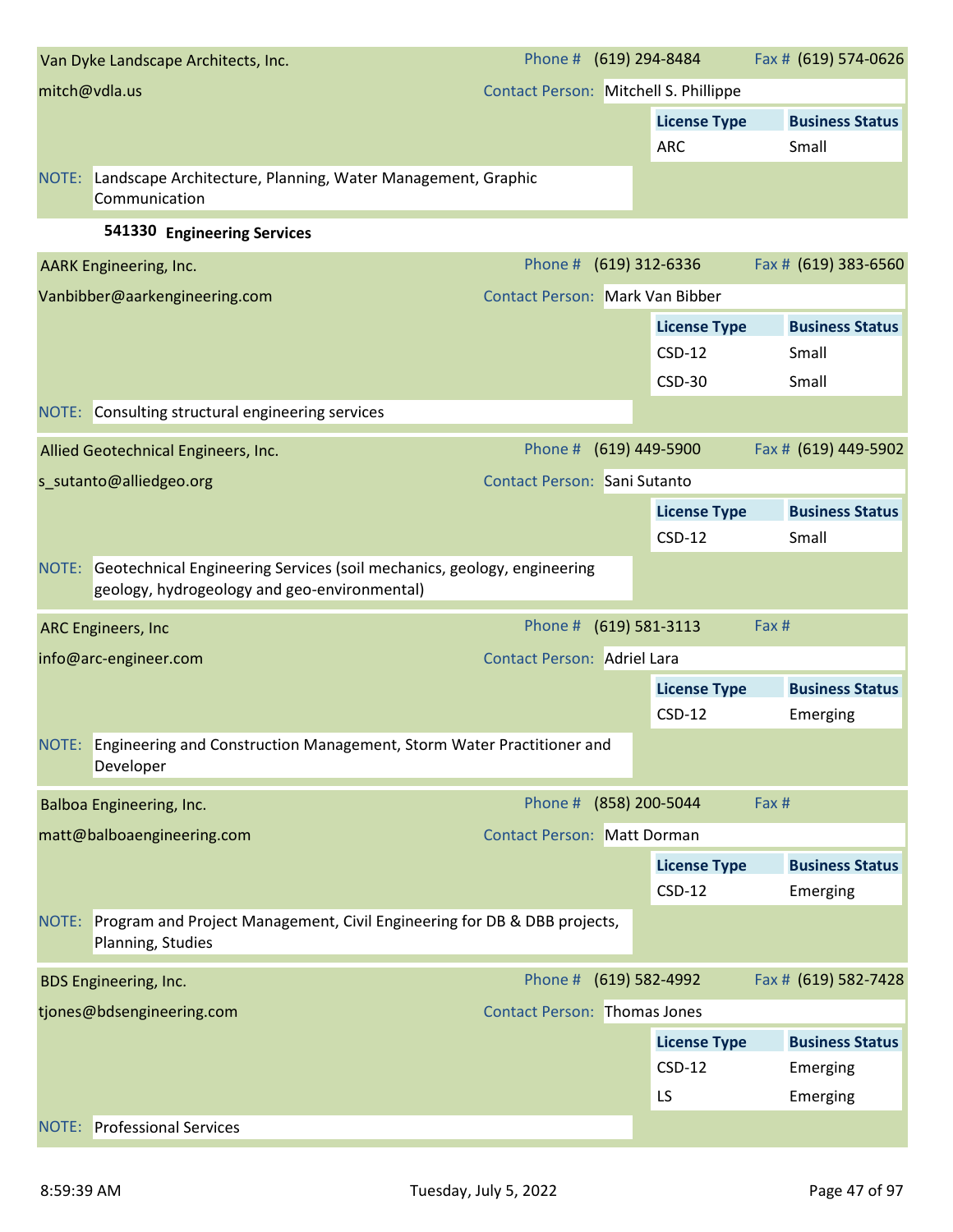**Van Dyke Landscape Architects, Inc.**
Phone # (619) 294-8484 Fax # (619) 574-0626
mitch@vdla.us
Contact Person: Mitchell S. Phillippe

| License Type | Business Status |
|---|---|
| ARC | Small |

NOTE: Landscape Architecture, Planning, Water Management, Graphic Communication

### 541330 Engineering Services

**AARK Engineering, Inc.**
Phone # (619) 312-6336 Fax # (619) 383-6560
Vanbibber@aarkengineering.com
Contact Person: Mark Van Bibber

| License Type | Business Status |
|---|---|
| CSD-12 | Small |
| CSD-30 | Small |

NOTE: Consulting structural engineering services

**Allied Geotechnical Engineers, Inc.**
Phone # (619) 449-5900 Fax # (619) 449-5902
s_sutanto@alliedgeo.org
Contact Person: Sani Sutanto

| License Type | Business Status |
|---|---|
| CSD-12 | Small |

NOTE: Geotechnical Engineering Services (soil mechanics, geology, engineering geology, hydrogeology and geo-environmental)

**ARC Engineers, Inc**
Phone # (619) 581-3113 Fax #
info@arc-engineer.com
Contact Person: Adriel Lara

| License Type | Business Status |
|---|---|
| CSD-12 | Emerging |

NOTE: Engineering and Construction Management, Storm Water Practitioner and Developer

**Balboa Engineering, Inc.**
Phone # (858) 200-5044 Fax #
matt@balboaengineering.com
Contact Person: Matt Dorman

| License Type | Business Status |
|---|---|
| CSD-12 | Emerging |

NOTE: Program and Project Management, Civil Engineering for DB & DBB projects, Planning, Studies

**BDS Engineering, Inc.**
Phone # (619) 582-4992 Fax # (619) 582-7428
tjones@bdsengineering.com
Contact Person: Thomas Jones

| License Type | Business Status |
|---|---|
| CSD-12 | Emerging |
| LS | Emerging |

NOTE: Professional Services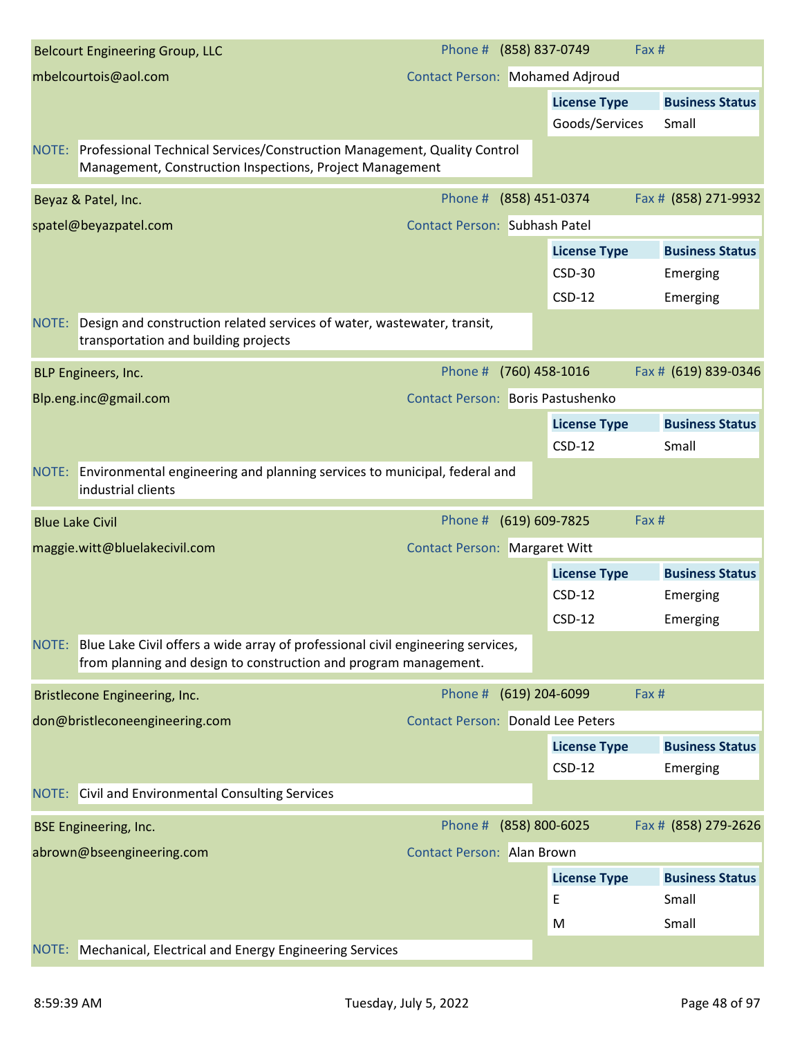## Belcourt Engineering Group, LLC

mbelcourtois@aol.com

Phone # (858) 837-0749 | Fax #

Contact Person: Mohamed Adjroud

| License Type | Business Status |
|---|---|
| Goods/Services | Small |

NOTE: Professional Technical Services/Construction Management, Quality Control Management, Construction Inspections, Project Management

## Beyaz & Patel, Inc.

spatel@beyazpatel.com

Phone # (858) 451-0374 | Fax # (858) 271-9932

Contact Person: Subhash Patel

| License Type | Business Status |
|---|---|
| CSD-30 | Emerging |
| CSD-12 | Emerging |

NOTE: Design and construction related services of water, wastewater, transit, transportation and building projects

## BLP Engineers, Inc.

Blp.eng.inc@gmail.com

Phone # (760) 458-1016 | Fax # (619) 839-0346

Contact Person: Boris Pastushenko

| License Type | Business Status |
|---|---|
| CSD-12 | Small |

NOTE: Environmental engineering and planning services to municipal, federal and industrial clients

## Blue Lake Civil

maggie.witt@bluelakecivil.com

Phone # (619) 609-7825 | Fax #

Contact Person: Margaret Witt

| License Type | Business Status |
|---|---|
| CSD-12 | Emerging |
| CSD-12 | Emerging |

NOTE: Blue Lake Civil offers a wide array of professional civil engineering services, from planning and design to construction and program management.

## Bristlecone Engineering, Inc.

don@bristleconeengineering.com

Phone # (619) 204-6099 | Fax #

Contact Person: Donald Lee Peters

| License Type | Business Status |
|---|---|
| CSD-12 | Emerging |

NOTE: Civil and Environmental Consulting Services

## BSE Engineering, Inc.

abrown@bseengineering.com

Phone # (858) 800-6025 | Fax # (858) 279-2626

Contact Person: Alan Brown

| License Type | Business Status |
|---|---|
| E | Small |
| M | Small |

NOTE: Mechanical, Electrical and Energy Engineering Services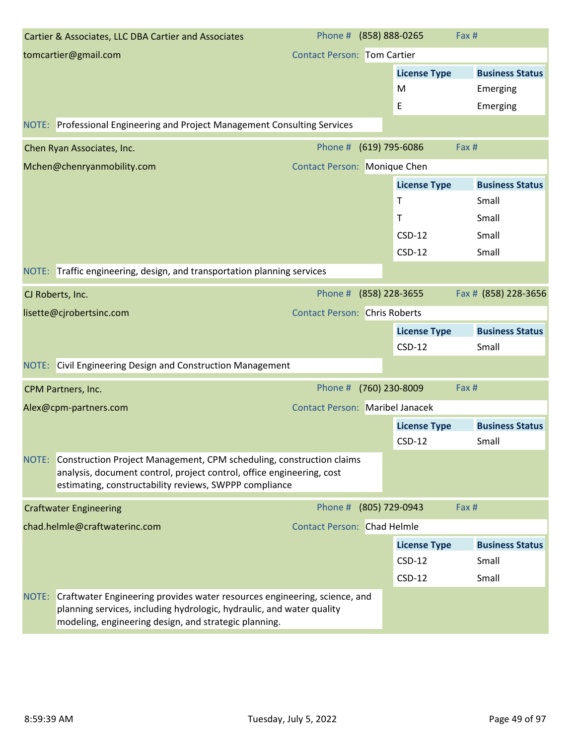## Cartier & Associates, LLC DBA Cartier and Associates

Phone # (858) 888-0265 | Fax #

tomcartier@gmail.com

Contact Person: Tom Cartier

| License Type | Business Status |
|---|---|
| M | Emerging |
| E | Emerging |

NOTE: Professional Engineering and Project Management Consulting Services

## Chen Ryan Associates, Inc.

Phone # (619) 795-6086 | Fax #

Mchen@chenryanmobility.com

Contact Person: Monique Chen

| License Type | Business Status |
|---|---|
| T | Small |
| T | Small |
| CSD-12 | Small |
| CSD-12 | Small |

NOTE: Traffic engineering, design, and transportation planning services

## CJ Roberts, Inc.

Phone # (858) 228-3655 | Fax # (858) 228-3656

lisette@cjrobertsinc.com

Contact Person: Chris Roberts

| License Type | Business Status |
|---|---|
| CSD-12 | Small |

NOTE: Civil Engineering Design and Construction Management

## CPM Partners, Inc.

Phone # (760) 230-8009 | Fax #

Alex@cpm-partners.com

Contact Person: Maribel Janacek

| License Type | Business Status |
|---|---|
| CSD-12 | Small |

NOTE: Construction Project Management, CPM scheduling, construction claims analysis, document control, project control, office engineering, cost estimating, constructability reviews, SWPPP compliance

## Craftwater Engineering

Phone # (805) 729-0943 | Fax #

chad.helmle@craftwaterinc.com

Contact Person: Chad Helmle

| License Type | Business Status |
|---|---|
| CSD-12 | Small |
| CSD-12 | Small |

NOTE: Craftwater Engineering provides water resources engineering, science, and planning services, including hydrologic, hydraulic, and water quality modeling, engineering design, and strategic planning.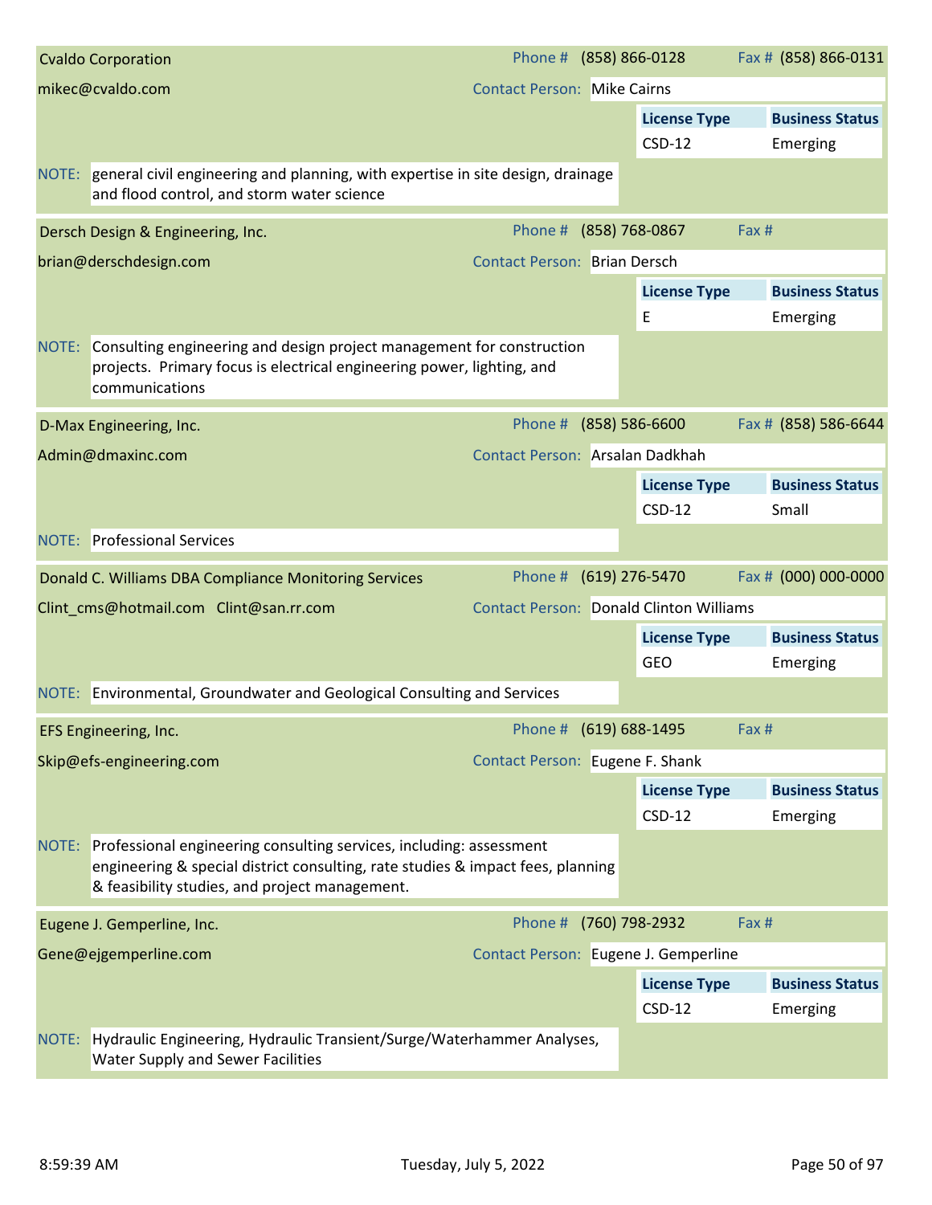**Cvaldo Corporation**

Phone # (858) 866-0128 | Fax # (858) 866-0131

mikec@cvaldo.com

Contact Person: Mike Cairns

| License Type | Business Status |
|---|---|
| CSD-12 | Emerging |

NOTE: general civil engineering and planning, with expertise in site design, drainage and flood control, and storm water science

---

**Dersch Design & Engineering, Inc.**

Phone # (858) 768-0867 | Fax #

brian@derschdesign.com

Contact Person: Brian Dersch

| License Type | Business Status |
|---|---|
| E | Emerging |

NOTE: Consulting engineering and design project management for construction projects. Primary focus is electrical engineering power, lighting, and communications

---

**D-Max Engineering, Inc.**

Phone # (858) 586-6600 | Fax # (858) 586-6644

Admin@dmaxinc.com

Contact Person: Arsalan Dadkhah

| License Type | Business Status |
|---|---|
| CSD-12 | Small |

NOTE: Professional Services

---

**Donald C. Williams DBA Compliance Monitoring Services**

Phone # (619) 276-5470 | Fax # (000) 000-0000

Clint_cms@hotmail.com Clint@san.rr.com

Contact Person: Donald Clinton Williams

| License Type | Business Status |
|---|---|
| GEO | Emerging |

NOTE: Environmental, Groundwater and Geological Consulting and Services

---

**EFS Engineering, Inc.**

Phone # (619) 688-1495 | Fax #

Skip@efs-engineering.com

Contact Person: Eugene F. Shank

| License Type | Business Status |
|---|---|
| CSD-12 | Emerging |

NOTE: Professional engineering consulting services, including: assessment engineering & special district consulting, rate studies & impact fees, planning & feasibility studies, and project management.

---

**Eugene J. Gemperline, Inc.**

Phone # (760) 798-2932 | Fax #

Gene@ejgemperline.com

Contact Person: Eugene J. Gemperline

| License Type | Business Status |
|---|---|
| CSD-12 | Emerging |

NOTE: Hydraulic Engineering, Hydraulic Transient/Surge/Waterhammer Analyses, Water Supply and Sewer Facilities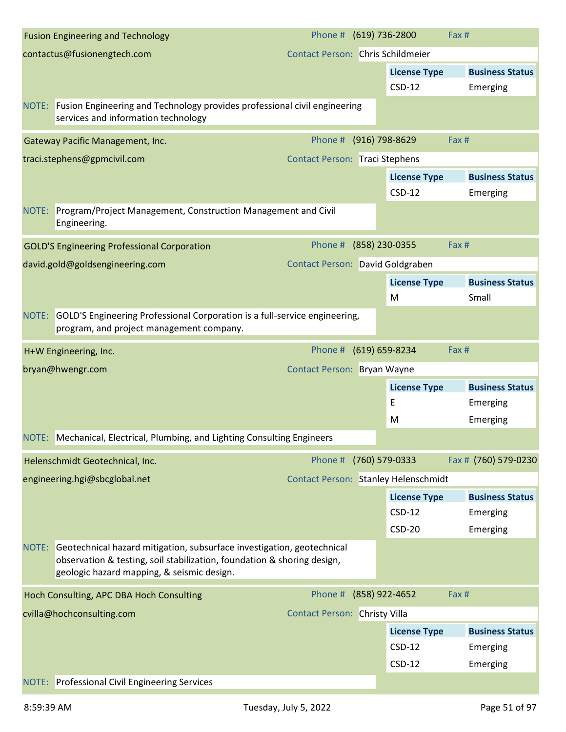## Fusion Engineering and Technology

Phone # (619) 736-2800 Fax #

contactus@fusionengtech.com

Contact Person: Chris Schildmeier

| License Type | Business Status |
| --- | --- |
| CSD-12 | Emerging |

NOTE: Fusion Engineering and Technology provides professional civil engineering services and information technology

## Gateway Pacific Management, Inc.

Phone # (916) 798-8629 Fax #

traci.stephens@gpmcivil.com

Contact Person: Traci Stephens

| License Type | Business Status |
| --- | --- |
| CSD-12 | Emerging |

NOTE: Program/Project Management, Construction Management and Civil Engineering.

## GOLD'S Engineering Professional Corporation

Phone # (858) 230-0355 Fax #

david.gold@goldsengineering.com

Contact Person: David Goldgraben

| License Type | Business Status |
| --- | --- |
| M | Small |

NOTE: GOLD'S Engineering Professional Corporation is a full-service engineering, program, and project management company.

## H+W Engineering, Inc.

Phone # (619) 659-8234 Fax #

bryan@hwengr.com

Contact Person: Bryan Wayne

| License Type | Business Status |
| --- | --- |
| E | Emerging |
| M | Emerging |

NOTE: Mechanical, Electrical, Plumbing, and Lighting Consulting Engineers

## Helenschmidt Geotechnical, Inc.

Phone # (760) 579-0333 Fax # (760) 579-0230

engineering.hgi@sbcglobal.net

Contact Person: Stanley Helenschmidt

| License Type | Business Status |
| --- | --- |
| CSD-12 | Emerging |
| CSD-20 | Emerging |

NOTE: Geotechnical hazard mitigation, subsurface investigation, geotechnical observation & testing, soil stabilization, foundation & shoring design, geologic hazard mapping, & seismic design.

## Hoch Consulting, APC DBA Hoch Consulting

Phone # (858) 922-4652 Fax #

cvilla@hochconsulting.com

Contact Person: Christy Villa

| License Type | Business Status |
| --- | --- |
| CSD-12 | Emerging |
| CSD-12 | Emerging |

NOTE: Professional Civil Engineering Services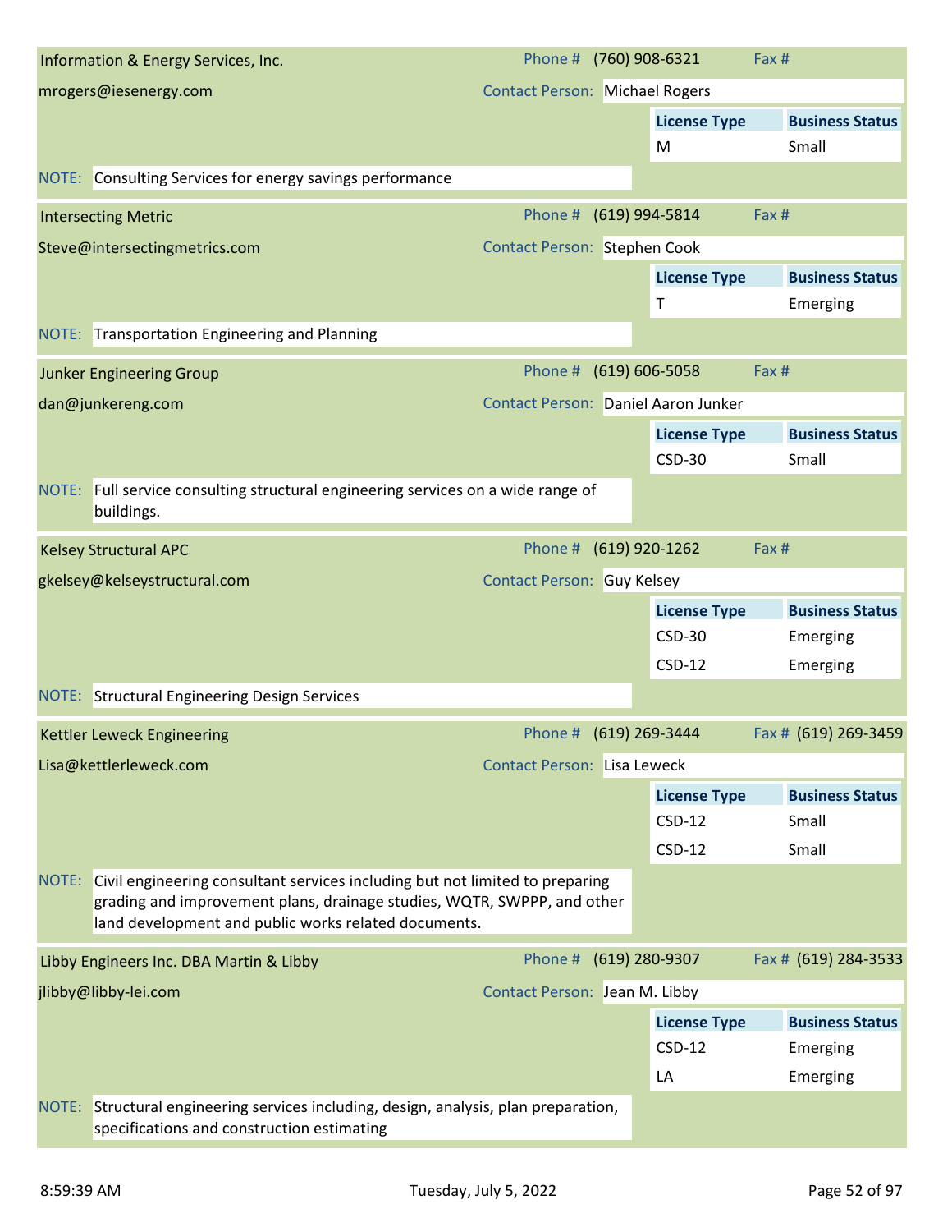## Information & Energy Services, Inc.

mrogers@iesenergy.com

Phone # (760) 908-6321 | Fax #

Contact Person: Michael Rogers

| License Type | Business Status |
|---|---|
| M | Small |

NOTE: Consulting Services for energy savings performance

## Intersecting Metric

Steve@intersectingmetrics.com

Phone # (619) 994-5814 | Fax #

Contact Person: Stephen Cook

| License Type | Business Status |
|---|---|
| T | Emerging |

NOTE: Transportation Engineering and Planning

## Junker Engineering Group

dan@junkereng.com

Phone # (619) 606-5058 | Fax #

Contact Person: Daniel Aaron Junker

| License Type | Business Status |
|---|---|
| CSD-30 | Small |

NOTE: Full service consulting structural engineering services on a wide range of buildings.

## Kelsey Structural APC

gkelsey@kelseystructural.com

Phone # (619) 920-1262 | Fax #

Contact Person: Guy Kelsey

| License Type | Business Status |
|---|---|
| CSD-30 | Emerging |
| CSD-12 | Emerging |

NOTE: Structural Engineering Design Services

## Kettler Leweck Engineering

Lisa@kettlerleweck.com

Phone # (619) 269-3444 | Fax # (619) 269-3459

Contact Person: Lisa Leweck

| License Type | Business Status |
|---|---|
| CSD-12 | Small |
| CSD-12 | Small |

NOTE: Civil engineering consultant services including but not limited to preparing grading and improvement plans, drainage studies, WQTR, SWPPP, and other land development and public works related documents.

## Libby Engineers Inc. DBA Martin & Libby

jlibby@libby-lei.com

Phone # (619) 280-9307 | Fax # (619) 284-3533

Contact Person: Jean M. Libby

| License Type | Business Status |
|---|---|
| CSD-12 | Emerging |
| LA | Emerging |

NOTE: Structural engineering services including, design, analysis, plan preparation, specifications and construction estimating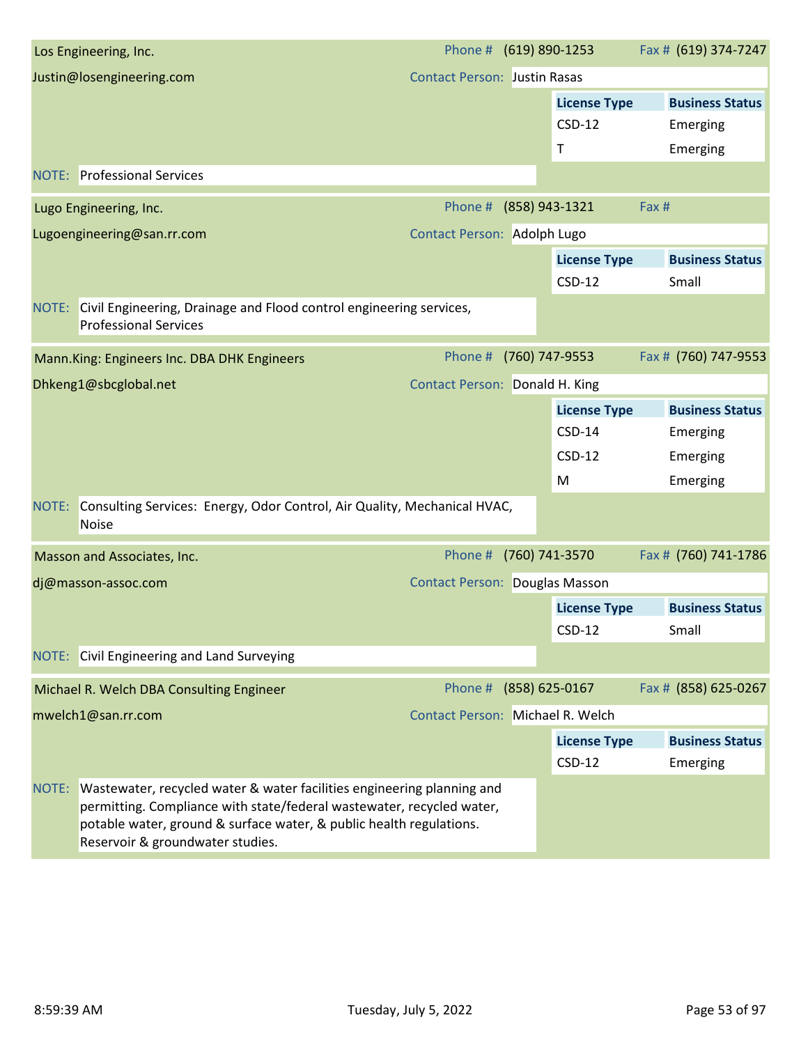## Los Engineering, Inc.

Phone # (619) 890-1253 Fax # (619) 374-7247

Justin@losengineering.com

Contact Person: Justin Rasas

| License Type | Business Status |
| --- | --- |
| CSD-12 | Emerging |
| T | Emerging |

NOTE: Professional Services

## Lugo Engineering, Inc.

Phone # (858) 943-1321 Fax #

Lugoengineering@san.rr.com

Contact Person: Adolph Lugo

| License Type | Business Status |
| --- | --- |
| CSD-12 | Small |

NOTE: Civil Engineering, Drainage and Flood control engineering services, Professional Services

## Mann.King: Engineers Inc. DBA DHK Engineers

Phone # (760) 747-9553 Fax # (760) 747-9553

Dhkeng1@sbcglobal.net

Contact Person: Donald H. King

| License Type | Business Status |
| --- | --- |
| CSD-14 | Emerging |
| CSD-12 | Emerging |
| M | Emerging |

NOTE: Consulting Services: Energy, Odor Control, Air Quality, Mechanical HVAC, Noise

## Masson and Associates, Inc.

Phone # (760) 741-3570 Fax # (760) 741-1786

dj@masson-assoc.com

Contact Person: Douglas Masson

| License Type | Business Status |
| --- | --- |
| CSD-12 | Small |

NOTE: Civil Engineering and Land Surveying

## Michael R. Welch DBA Consulting Engineer

Phone # (858) 625-0167 Fax # (858) 625-0267

mwelch1@san.rr.com

Contact Person: Michael R. Welch

| License Type | Business Status |
| --- | --- |
| CSD-12 | Emerging |

NOTE: Wastewater, recycled water & water facilities engineering planning and permitting. Compliance with state/federal wastewater, recycled water, potable water, ground & surface water, & public health regulations. Reservoir & groundwater studies.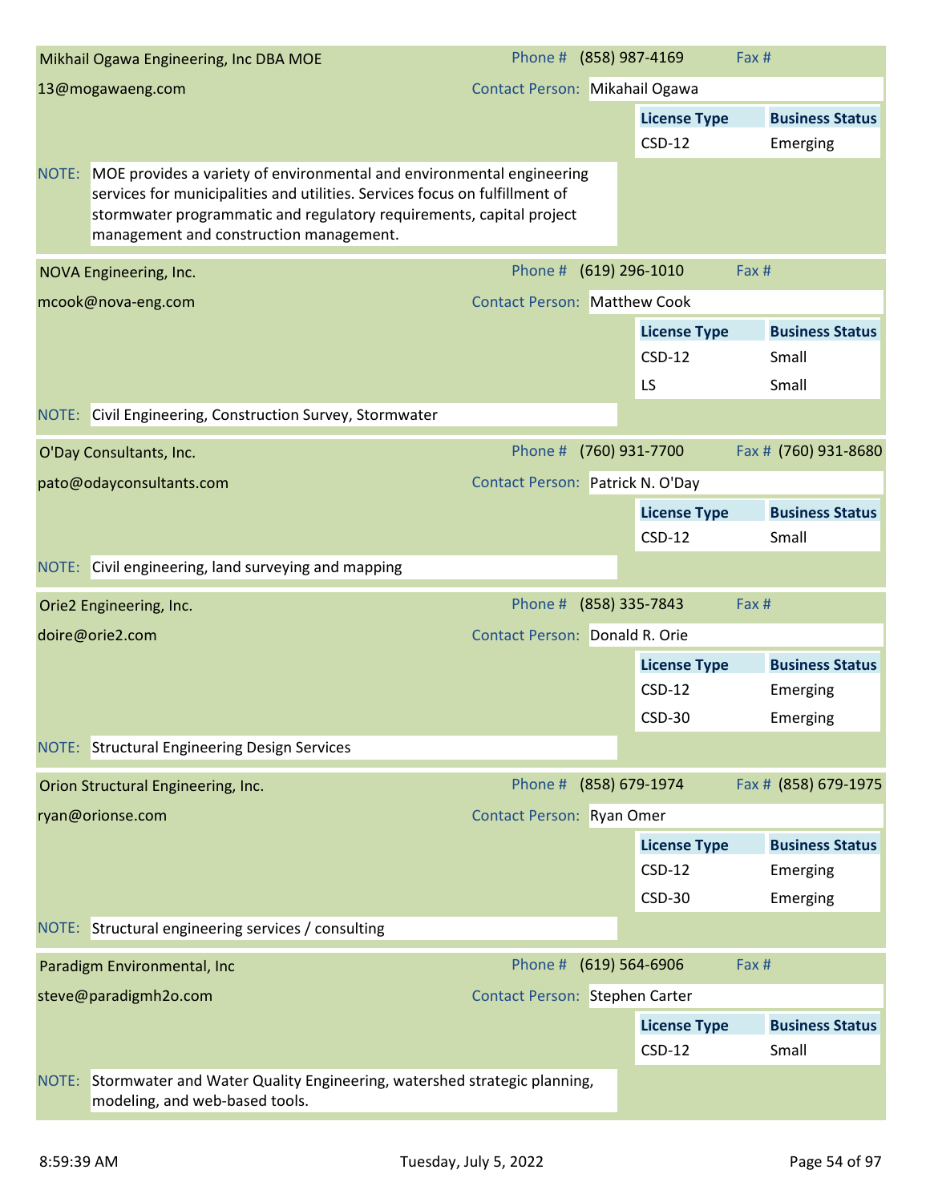**Mikhail Ogawa Engineering, Inc DBA MOE**

13@mogawaeng.com

Phone # (858) 987-4169 Fax #

Contact Person: Mikahail Ogawa

| License Type | Business Status |
|---|---|
| CSD-12 | Emerging |

NOTE: MOE provides a variety of environmental and environmental engineering services for municipalities and utilities. Services focus on fulfillment of stormwater programmatic and regulatory requirements, capital project management and construction management.

---

**NOVA Engineering, Inc.**

mcook@nova-eng.com

Phone # (619) 296-1010 Fax #

Contact Person: Matthew Cook

| License Type | Business Status |
|---|---|
| CSD-12 | Small |
| LS | Small |

NOTE: Civil Engineering, Construction Survey, Stormwater

---

**O'Day Consultants, Inc.**

pato@odayconsultants.com

Phone # (760) 931-7700 Fax # (760) 931-8680

Contact Person: Patrick N. O'Day

| License Type | Business Status |
|---|---|
| CSD-12 | Small |

NOTE: Civil engineering, land surveying and mapping

---

**Orie2 Engineering, Inc.**

doire@orie2.com

Phone # (858) 335-7843 Fax #

Contact Person: Donald R. Orie

| License Type | Business Status |
|---|---|
| CSD-12 | Emerging |
| CSD-30 | Emerging |

NOTE: Structural Engineering Design Services

---

**Orion Structural Engineering, Inc.**

ryan@orionse.com

Phone # (858) 679-1974 Fax # (858) 679-1975

Contact Person: Ryan Omer

| License Type | Business Status |
|---|---|
| CSD-12 | Emerging |
| CSD-30 | Emerging |

NOTE: Structural engineering services / consulting

---

**Paradigm Environmental, Inc**

steve@paradigmh2o.com

Phone # (619) 564-6906 Fax #

Contact Person: Stephen Carter

| License Type | Business Status |
|---|---|
| CSD-12 | Small |

NOTE: Stormwater and Water Quality Engineering, watershed strategic planning, modeling, and web-based tools.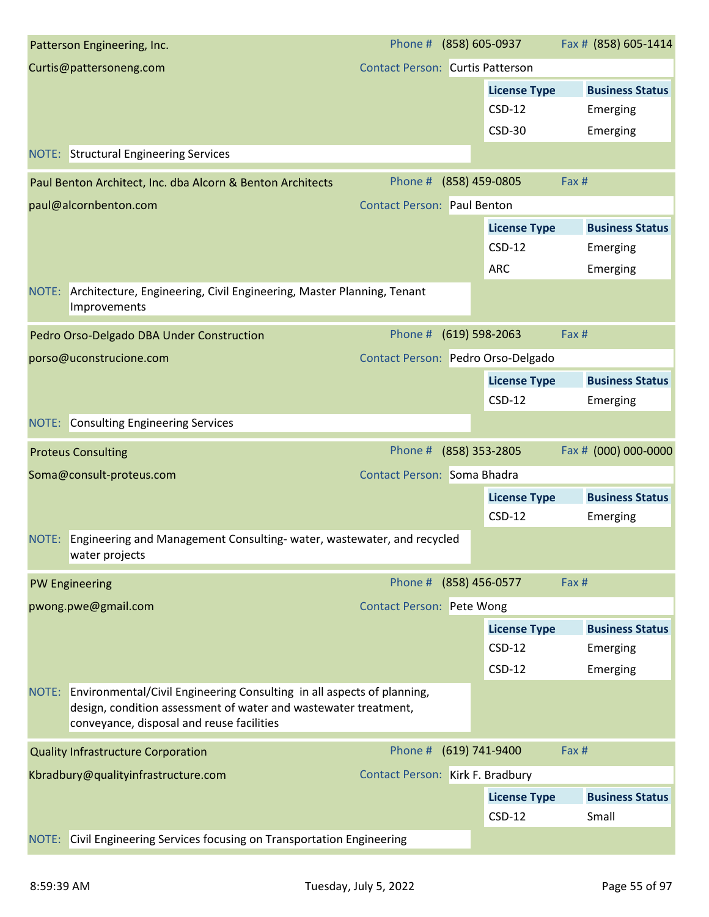**Patterson Engineering, Inc.**

Phone # (858) 605-0937 | Fax # (858) 605-1414

Curtis@pattersoneng.com

Contact Person: Curtis Patterson

| License Type | Business Status |
|---|---|
| CSD-12 | Emerging |
| CSD-30 | Emerging |

NOTE: Structural Engineering Services

---

**Paul Benton Architect, Inc. dba Alcorn & Benton Architects**

Phone # (858) 459-0805 | Fax #

paul@alcornbenton.com

Contact Person: Paul Benton

| License Type | Business Status |
|---|---|
| CSD-12 | Emerging |
| ARC | Emerging |

NOTE: Architecture, Engineering, Civil Engineering, Master Planning, Tenant Improvements

---

**Pedro Orso-Delgado DBA Under Construction**

Phone # (619) 598-2063 | Fax #

porso@uconstrucione.com

Contact Person: Pedro Orso-Delgado

| License Type | Business Status |
|---|---|
| CSD-12 | Emerging |

NOTE: Consulting Engineering Services

---

**Proteus Consulting**

Phone # (858) 353-2805 | Fax # (000) 000-0000

Soma@consult-proteus.com

Contact Person: Soma Bhadra

| License Type | Business Status |
|---|---|
| CSD-12 | Emerging |

NOTE: Engineering and Management Consulting- water, wastewater, and recycled water projects

---

**PW Engineering**

Phone # (858) 456-0577 | Fax #

pwong.pwe@gmail.com

Contact Person: Pete Wong

| License Type | Business Status |
|---|---|
| CSD-12 | Emerging |
| CSD-12 | Emerging |

NOTE: Environmental/Civil Engineering Consulting in all aspects of planning, design, condition assessment of water and wastewater treatment, conveyance, disposal and reuse facilities

---

**Quality Infrastructure Corporation**

Phone # (619) 741-9400 | Fax #

Kbradbury@qualityinfrastructure.com

Contact Person: Kirk F. Bradbury

| License Type | Business Status |
|---|---|
| CSD-12 | Small |

NOTE: Civil Engineering Services focusing on Transportation Engineering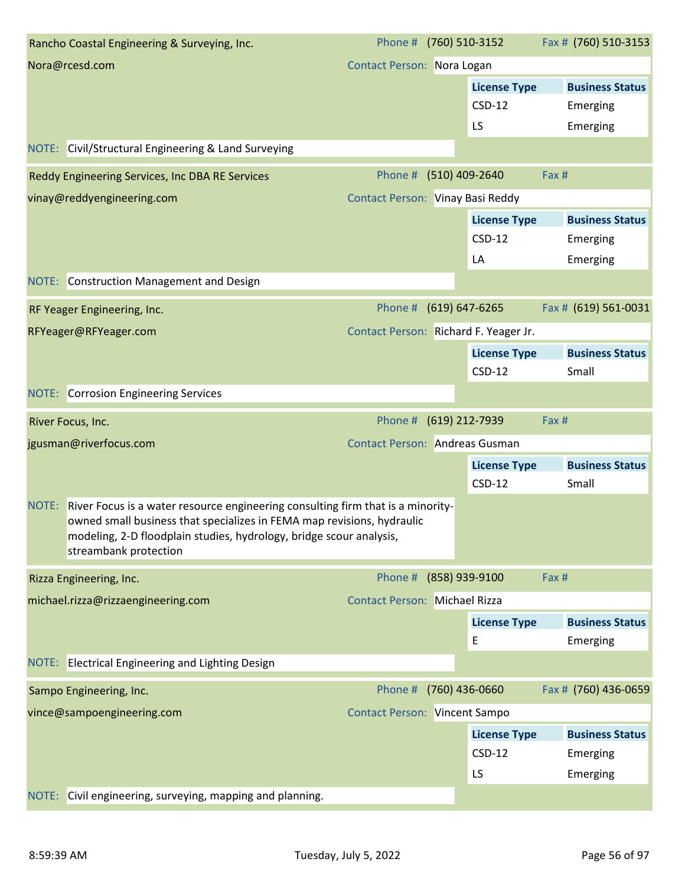**Rancho Coastal Engineering & Surveying, Inc.**

Phone # (760) 510-3152 Fax # (760) 510-3153

Nora@rcesd.com

Contact Person: Nora Logan

| License Type | Business Status |
| --- | --- |
| CSD-12 | Emerging |
| LS | Emerging |

NOTE: Civil/Structural Engineering & Land Surveying

---

**Reddy Engineering Services, Inc DBA RE Services**

Phone # (510) 409-2640 Fax #

vinay@reddyengineering.com

Contact Person: Vinay Basi Reddy

| License Type | Business Status |
| --- | --- |
| CSD-12 | Emerging |
| LA | Emerging |

NOTE: Construction Management and Design

---

**RF Yeager Engineering, Inc.**

Phone # (619) 647-6265 Fax # (619) 561-0031

RFYeager@RFYeager.com

Contact Person: Richard F. Yeager Jr.

| License Type | Business Status |
| --- | --- |
| CSD-12 | Small |

NOTE: Corrosion Engineering Services

---

**River Focus, Inc.**

Phone # (619) 212-7939 Fax #

jgusman@riverfocus.com

Contact Person: Andreas Gusman

| License Type | Business Status |
| --- | --- |
| CSD-12 | Small |

NOTE: River Focus is a water resource engineering consulting firm that is a minority-owned small business that specializes in FEMA map revisions, hydraulic modeling, 2-D floodplain studies, hydrology, bridge scour analysis, streambank protection

---

**Rizza Engineering, Inc.**

Phone # (858) 939-9100 Fax #

michael.rizza@rizzaengineering.com

Contact Person: Michael Rizza

| License Type | Business Status |
| --- | --- |
| E | Emerging |

NOTE: Electrical Engineering and Lighting Design

---

**Sampo Engineering, Inc.**

Phone # (760) 436-0660 Fax # (760) 436-0659

vince@sampoengineering.com

Contact Person: Vincent Sampo

| License Type | Business Status |
| --- | --- |
| CSD-12 | Emerging |
| LS | Emerging |

NOTE: Civil engineering, surveying, mapping and planning.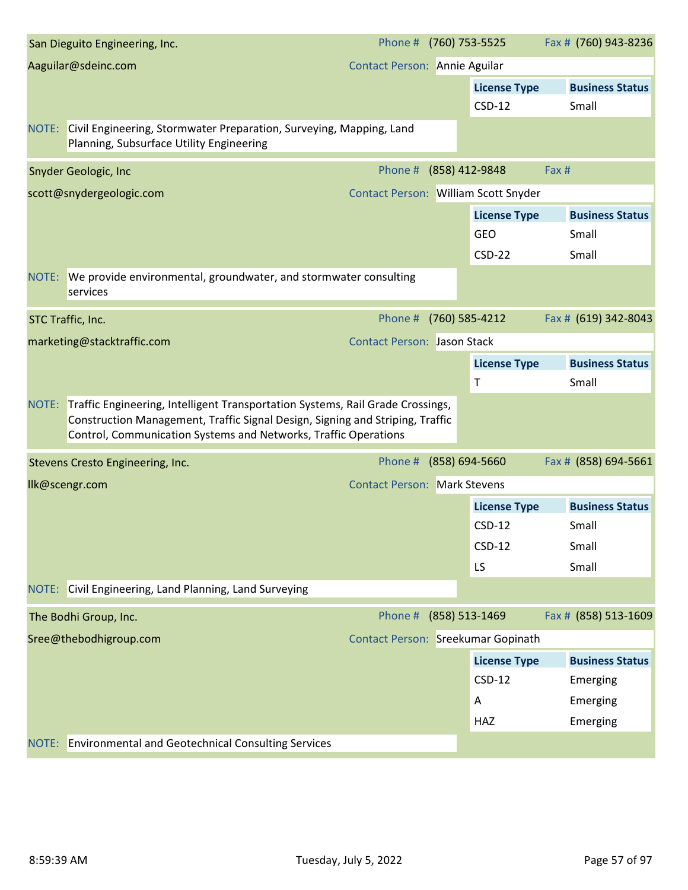## San Dieguito Engineering, Inc.

Phone # (760) 753-5525 | Fax # (760) 943-8236

Aaguilar@sdeinc.com

Contact Person: Annie Aguilar

| License Type | Business Status |
|---|---|
| CSD-12 | Small |

NOTE: Civil Engineering, Stormwater Preparation, Surveying, Mapping, Land Planning, Subsurface Utility Engineering

## Snyder Geologic, Inc

Phone # (858) 412-9848 | Fax #

scott@snydergeologic.com

Contact Person: William Scott Snyder

| License Type | Business Status |
|---|---|
| GEO | Small |
| CSD-22 | Small |

NOTE: We provide environmental, groundwater, and stormwater consulting services

## STC Traffic, Inc.

Phone # (760) 585-4212 | Fax # (619) 342-8043

marketing@stacktraffic.com

Contact Person: Jason Stack

| License Type | Business Status |
|---|---|
| T | Small |

NOTE: Traffic Engineering, Intelligent Transportation Systems, Rail Grade Crossings, Construction Management, Traffic Signal Design, Signing and Striping, Traffic Control, Communication Systems and Networks, Traffic Operations

## Stevens Cresto Engineering, Inc.

Phone # (858) 694-5660 | Fax # (858) 694-5661

llk@scengr.com

Contact Person: Mark Stevens

| License Type | Business Status |
|---|---|
| CSD-12 | Small |
| CSD-12 | Small |
| LS | Small |

NOTE: Civil Engineering, Land Planning, Land Surveying

## The Bodhi Group, Inc.

Phone # (858) 513-1469 | Fax # (858) 513-1609

Sree@thebodhigroup.com

Contact Person: Sreekumar Gopinath

| License Type | Business Status |
|---|---|
| CSD-12 | Emerging |
| A | Emerging |
| HAZ | Emerging |

NOTE: Environmental and Geotechnical Consulting Services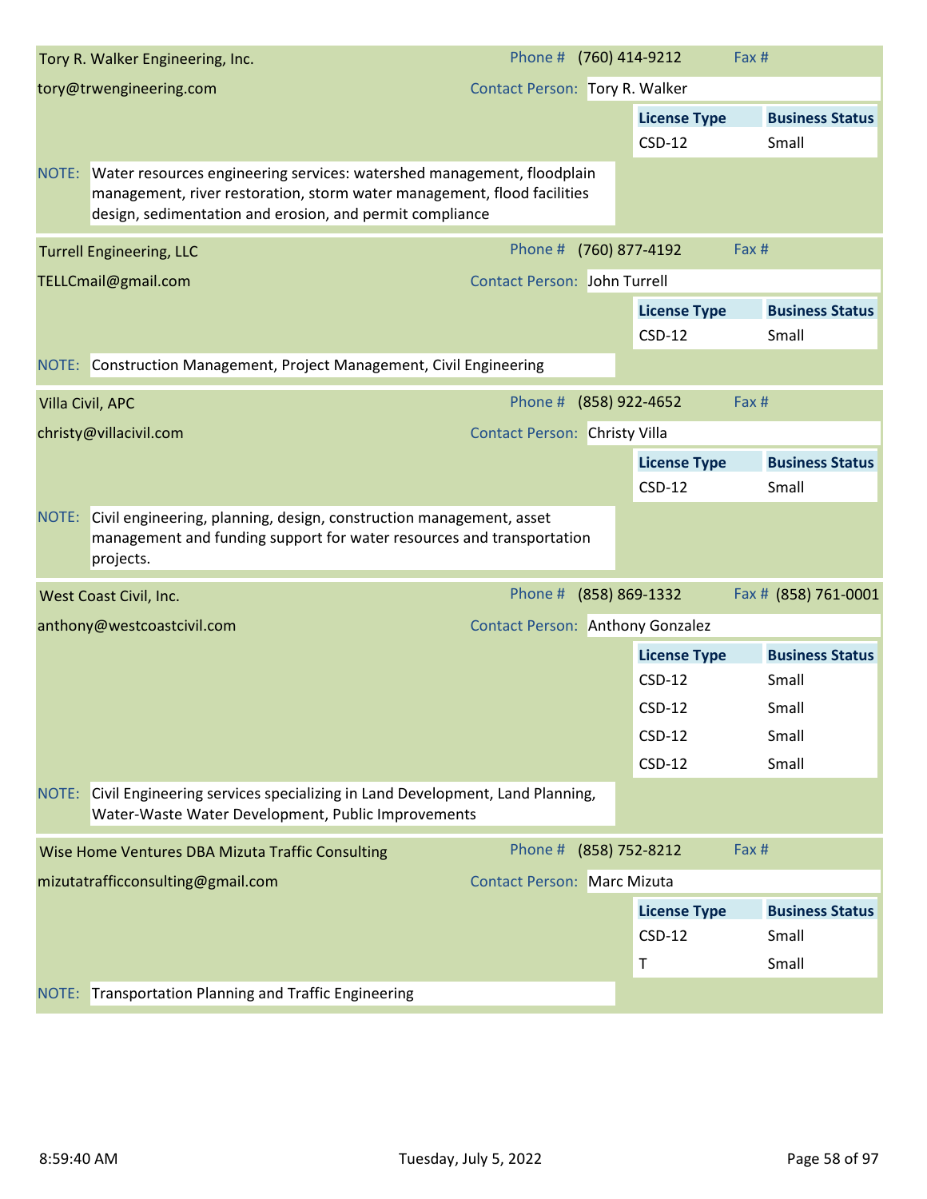**Tory R. Walker Engineering, Inc.**

Phone # (760) 414-9212 | Fax #

tory@trwengineering.com

Contact Person: Tory R. Walker

| License Type | Business Status |
|---|---|
| CSD-12 | Small |

NOTE: Water resources engineering services: watershed management, floodplain management, river restoration, storm water management, flood facilities design, sedimentation and erosion, and permit compliance

---

**Turrell Engineering, LLC**

Phone # (760) 877-4192 | Fax #

TELLCmail@gmail.com

Contact Person: John Turrell

| License Type | Business Status |
|---|---|
| CSD-12 | Small |

NOTE: Construction Management, Project Management, Civil Engineering

---

**Villa Civil, APC**

Phone # (858) 922-4652 | Fax #

christy@villacivil.com

Contact Person: Christy Villa

| License Type | Business Status |
|---|---|
| CSD-12 | Small |

NOTE: Civil engineering, planning, design, construction management, asset management and funding support for water resources and transportation projects.

---

**West Coast Civil, Inc.**

Phone # (858) 869-1332 | Fax # (858) 761-0001

anthony@westcoastcivil.com

Contact Person: Anthony Gonzalez

| License Type | Business Status |
|---|---|
| CSD-12 | Small |
| CSD-12 | Small |
| CSD-12 | Small |
| CSD-12 | Small |

NOTE: Civil Engineering services specializing in Land Development, Land Planning, Water-Waste Water Development, Public Improvements

---

**Wise Home Ventures DBA Mizuta Traffic Consulting**

Phone # (858) 752-8212 | Fax #

mizutatrafficconsulting@gmail.com

Contact Person: Marc Mizuta

| License Type | Business Status |
|---|---|
| CSD-12 | Small |
| T | Small |

NOTE: Transportation Planning and Traffic Engineering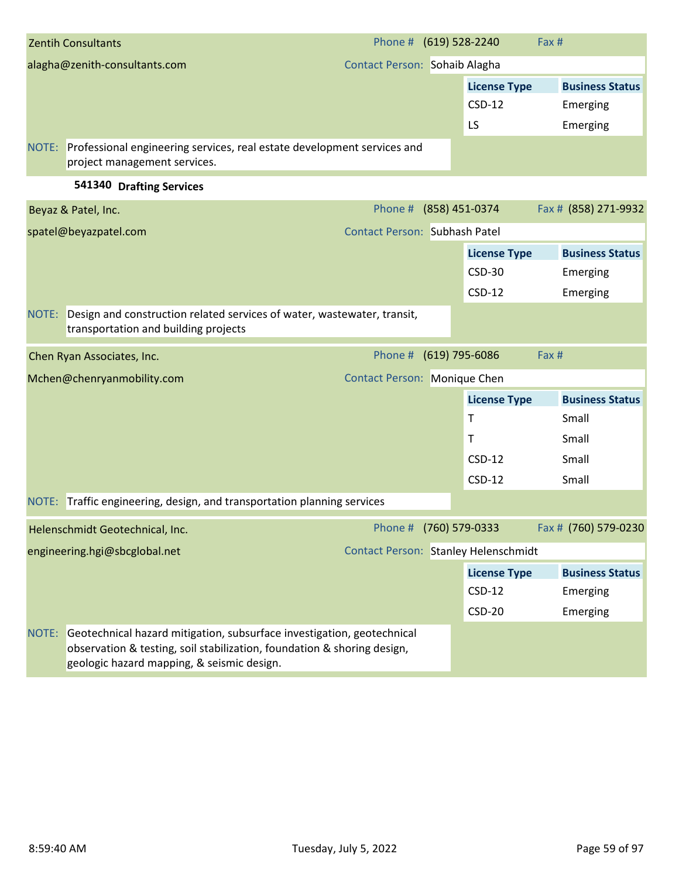**Zentih Consultants**

alagha@zenith-consultants.com

Phone # (619) 528-2240 | Fax #

Contact Person: Sohaib Alagha

| License Type | Business Status |
|---|---|
| CSD-12 | Emerging |
| LS | Emerging |

NOTE: Professional engineering services, real estate development services and project management services.

### 541340 Drafting Services

**Beyaz & Patel, Inc.**

spatel@beyazpatel.com

Phone # (858) 451-0374 | Fax # (858) 271-9932

Contact Person: Subhash Patel

| License Type | Business Status |
|---|---|
| CSD-30 | Emerging |
| CSD-12 | Emerging |

NOTE: Design and construction related services of water, wastewater, transit, transportation and building projects

**Chen Ryan Associates, Inc.**

Mchen@chenryanmobility.com

Phone # (619) 795-6086 | Fax #

Contact Person: Monique Chen

| License Type | Business Status |
|---|---|
| T | Small |
| T | Small |
| CSD-12 | Small |
| CSD-12 | Small |

NOTE: Traffic engineering, design, and transportation planning services

**Helenschmidt Geotechnical, Inc.**

engineering.hgi@sbcglobal.net

Phone # (760) 579-0333 | Fax # (760) 579-0230

Contact Person: Stanley Helenschmidt

| License Type | Business Status |
|---|---|
| CSD-12 | Emerging |
| CSD-20 | Emerging |

NOTE: Geotechnical hazard mitigation, subsurface investigation, geotechnical observation & testing, soil stabilization, foundation & shoring design, geologic hazard mapping, & seismic design.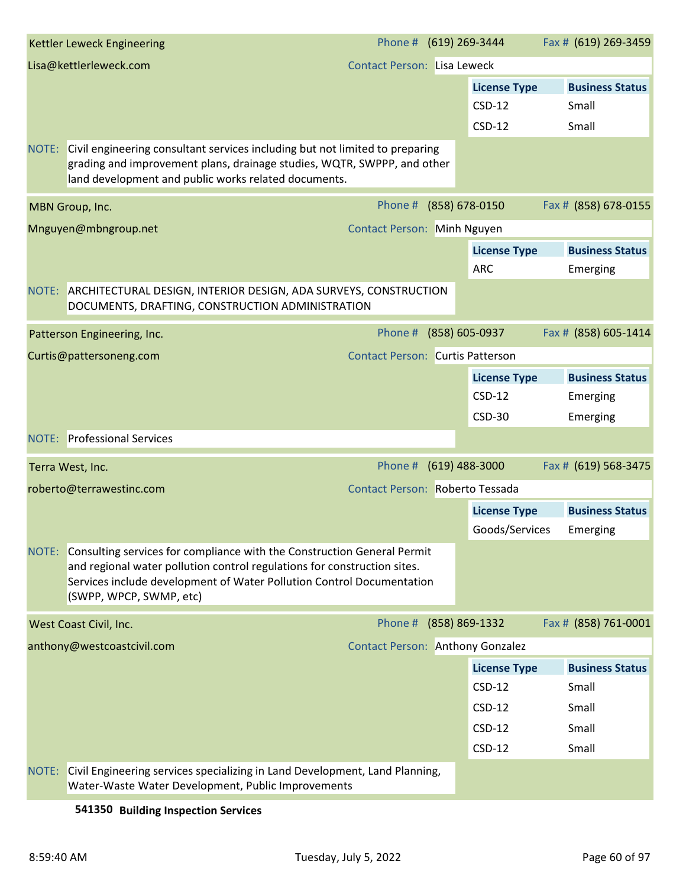**Kettler Leweck Engineering**

Phone # (619) 269-3444 | Fax # (619) 269-3459

Lisa@kettlerleweck.com

Contact Person: Lisa Leweck

| License Type | Business Status |
|---|---|
| CSD-12 | Small |
| CSD-12 | Small |

NOTE: Civil engineering consultant services including but not limited to preparing grading and improvement plans, drainage studies, WQTR, SWPPP, and other land development and public works related documents.

---

**MBN Group, Inc.**

Phone # (858) 678-0150 | Fax # (858) 678-0155

Mnguyen@mbngroup.net

Contact Person: Minh Nguyen

| License Type | Business Status |
|---|---|
| ARC | Emerging |

NOTE: ARCHITECTURAL DESIGN, INTERIOR DESIGN, ADA SURVEYS, CONSTRUCTION DOCUMENTS, DRAFTING, CONSTRUCTION ADMINISTRATION

---

**Patterson Engineering, Inc.**

Phone # (858) 605-0937 | Fax # (858) 605-1414

Curtis@pattersoneng.com

Contact Person: Curtis Patterson

| License Type | Business Status |
|---|---|
| CSD-12 | Emerging |
| CSD-30 | Emerging |

NOTE: Professional Services

---

**Terra West, Inc.**

Phone # (619) 488-3000 | Fax # (619) 568-3475

roberto@terrawestinc.com

Contact Person: Roberto Tessada

| License Type | Business Status |
|---|---|
| Goods/Services | Emerging |

NOTE: Consulting services for compliance with the Construction General Permit and regional water pollution control regulations for construction sites. Services include development of Water Pollution Control Documentation (SWPP, WPCP, SWMP, etc)

---

**West Coast Civil, Inc.**

Phone # (858) 869-1332 | Fax # (858) 761-0001

anthony@westcoastcivil.com

Contact Person: Anthony Gonzalez

| License Type | Business Status |
|---|---|
| CSD-12 | Small |
| CSD-12 | Small |
| CSD-12 | Small |
| CSD-12 | Small |

NOTE: Civil Engineering services specializing in Land Development, Land Planning, Water-Waste Water Development, Public Improvements

## 541350 Building Inspection Services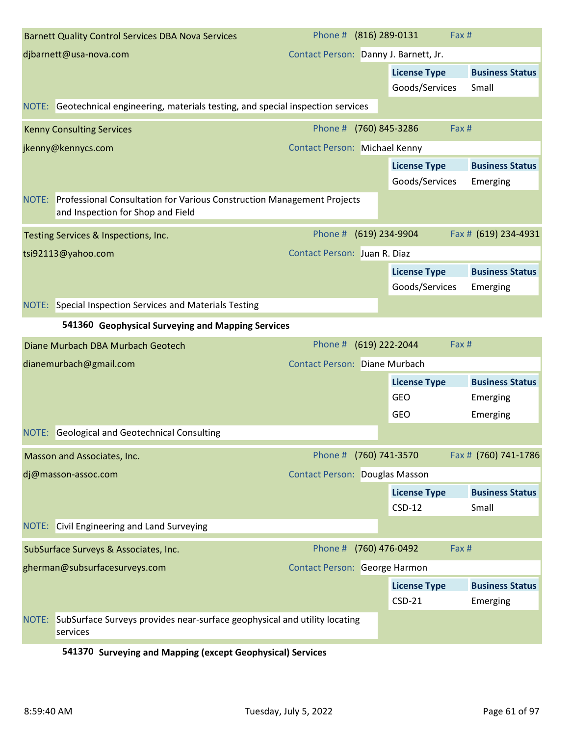Barnett Quality Control Services DBA Nova Services — Phone # (816) 289-0131 — Fax #

djbarnett@usa-nova.com — Contact Person: Danny J. Barnett, Jr.

| License Type | Business Status |
|---|---|
| Goods/Services | Small |

NOTE: Geotechnical engineering, materials testing, and special inspection services

---

Kenny Consulting Services — Phone # (760) 845-3286 — Fax #

jkenny@kennycs.com — Contact Person: Michael Kenny

| License Type | Business Status |
|---|---|
| Goods/Services | Emerging |

NOTE: Professional Consultation for Various Construction Management Projects and Inspection for Shop and Field

---

Testing Services & Inspections, Inc. — Phone # (619) 234-9904 — Fax # (619) 234-4931

tsi92113@yahoo.com — Contact Person: Juan R. Diaz

| License Type | Business Status |
|---|---|
| Goods/Services | Emerging |

NOTE: Special Inspection Services and Materials Testing

## 541360 Geophysical Surveying and Mapping Services

Diane Murbach DBA Murbach Geotech — Phone # (619) 222-2044 — Fax #

dianemurbach@gmail.com — Contact Person: Diane Murbach

| License Type | Business Status |
|---|---|
| GEO | Emerging |
| GEO | Emerging |

NOTE: Geological and Geotechnical Consulting

---

Masson and Associates, Inc. — Phone # (760) 741-3570 — Fax # (760) 741-1786

dj@masson-assoc.com — Contact Person: Douglas Masson

| License Type | Business Status |
|---|---|
| CSD-12 | Small |

NOTE: Civil Engineering and Land Surveying

---

SubSurface Surveys & Associates, Inc. — Phone # (760) 476-0492 — Fax #

gherman@subsurfacesurveys.com — Contact Person: George Harmon

| License Type | Business Status |
|---|---|
| CSD-21 | Emerging |

NOTE: SubSurface Surveys provides near-surface geophysical and utility locating services

## 541370 Surveying and Mapping (except Geophysical) Services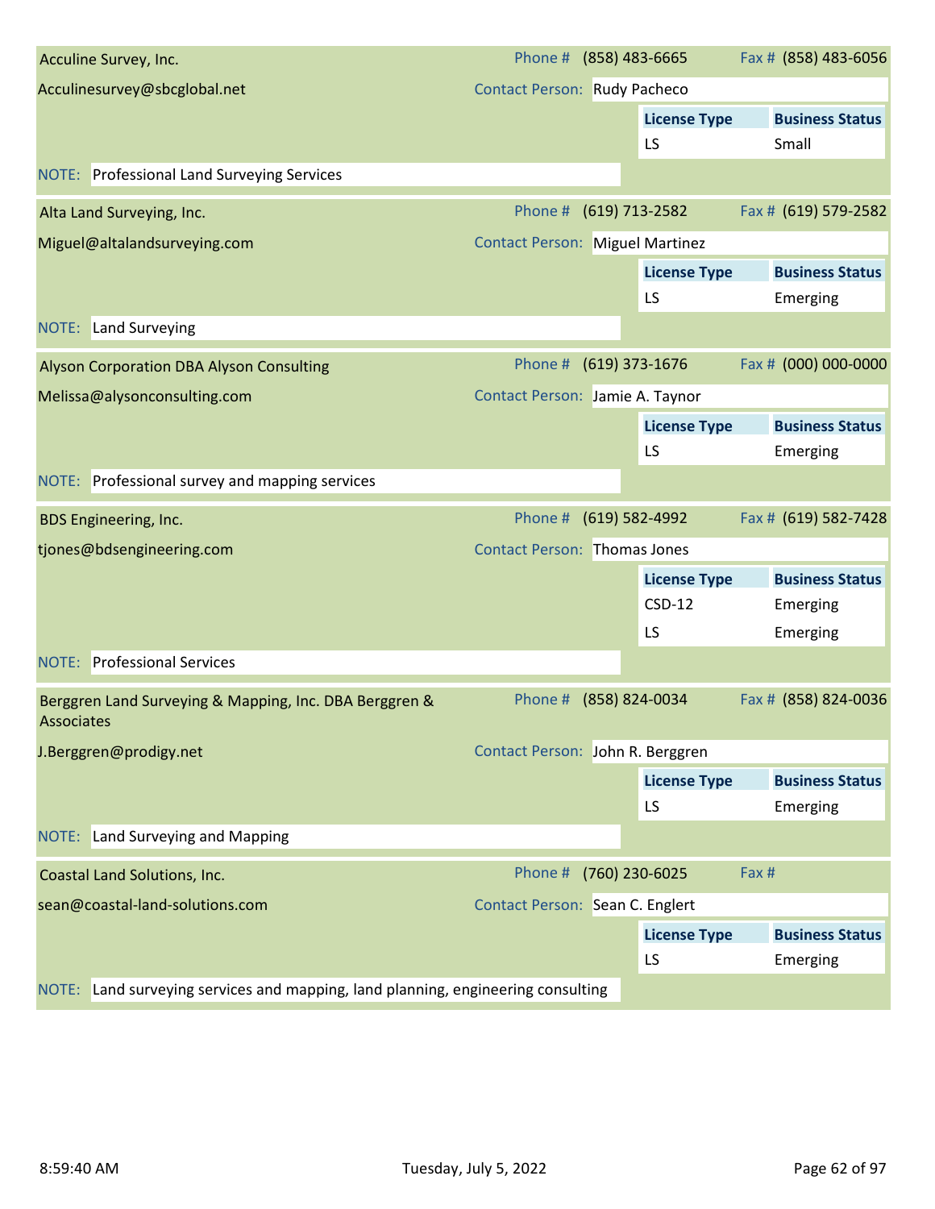**Acculine Survey, Inc.**

Phone # (858) 483-6665 Fax # (858) 483-6056

Acculinesurvey@sbcglobal.net

Contact Person: Rudy Pacheco

| License Type | Business Status |
|---|---|
| LS | Small |

NOTE: Professional Land Surveying Services

---

**Alta Land Surveying, Inc.**

Phone # (619) 713-2582 Fax # (619) 579-2582

Miguel@altalandsurveying.com

Contact Person: Miguel Martinez

| License Type | Business Status |
|---|---|
| LS | Emerging |

NOTE: Land Surveying

---

**Alyson Corporation DBA Alyson Consulting**

Phone # (619) 373-1676 Fax # (000) 000-0000

Melissa@alysonconsulting.com

Contact Person: Jamie A. Taynor

| License Type | Business Status |
|---|---|
| LS | Emerging |

NOTE: Professional survey and mapping services

---

**BDS Engineering, Inc.**

Phone # (619) 582-4992 Fax # (619) 582-7428

tjones@bdsengineering.com

Contact Person: Thomas Jones

| License Type | Business Status |
|---|---|
| CSD-12 | Emerging |
| LS | Emerging |

NOTE: Professional Services

---

**Berggren Land Surveying & Mapping, Inc. DBA Berggren & Associates**

Phone # (858) 824-0034 Fax # (858) 824-0036

J.Berggren@prodigy.net

Contact Person: John R. Berggren

| License Type | Business Status |
|---|---|
| LS | Emerging |

NOTE: Land Surveying and Mapping

---

**Coastal Land Solutions, Inc.**

Phone # (760) 230-6025 Fax #

sean@coastal-land-solutions.com

Contact Person: Sean C. Englert

| License Type | Business Status |
|---|---|
| LS | Emerging |

NOTE: Land surveying services and mapping, land planning, engineering consulting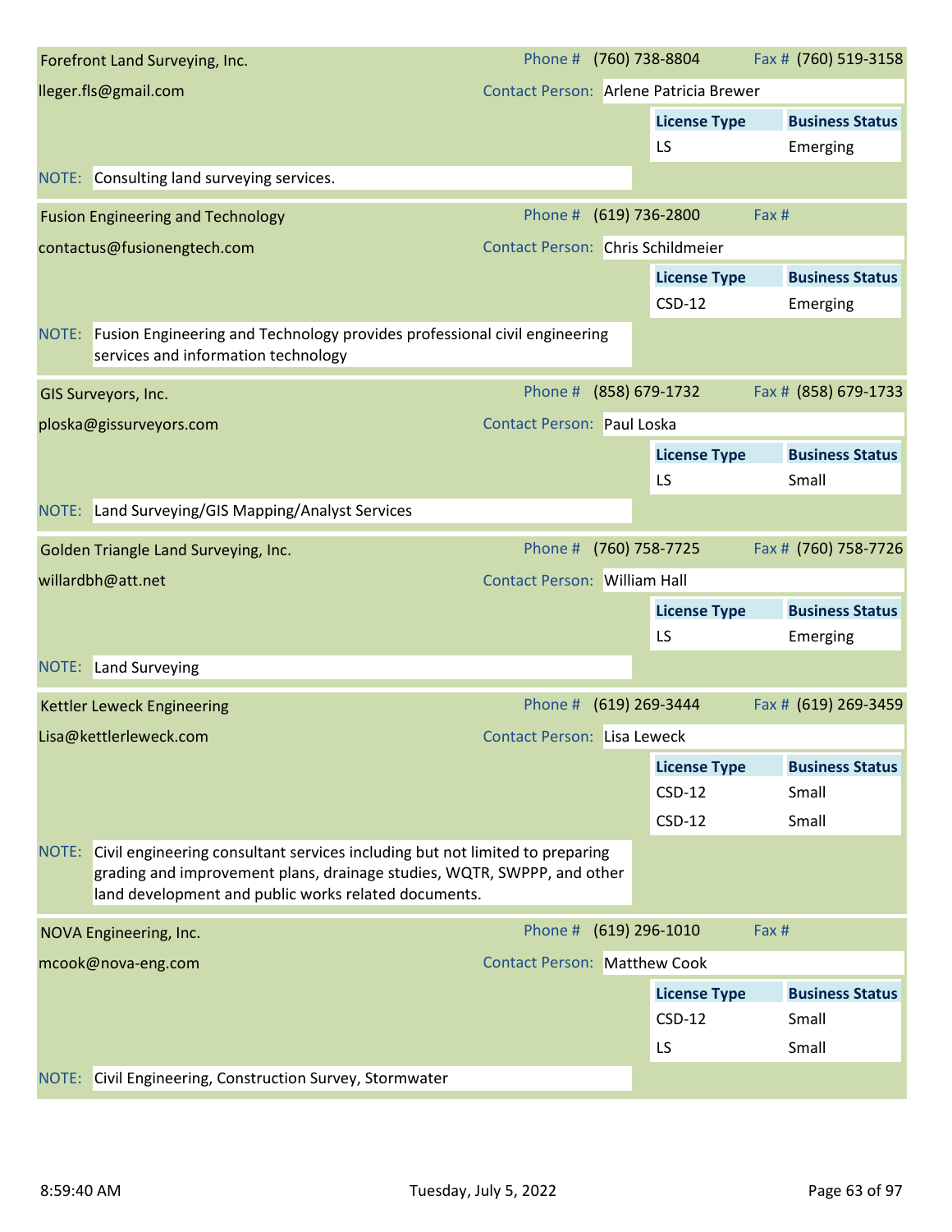## Forefront Land Surveying, Inc.

lleger.fls@gmail.com

Phone # (760) 738-8804 | Fax # (760) 519-3158

Contact Person: Arlene Patricia Brewer

| License Type | Business Status |
|---|---|
| LS | Emerging |

NOTE: Consulting land surveying services.

## Fusion Engineering and Technology

contactus@fusionengtech.com

Phone # (619) 736-2800 | Fax #

Contact Person: Chris Schildmeier

| License Type | Business Status |
|---|---|
| CSD-12 | Emerging |

NOTE: Fusion Engineering and Technology provides professional civil engineering services and information technology

## GIS Surveyors, Inc.

ploska@gissurveyors.com

Phone # (858) 679-1732 | Fax # (858) 679-1733

Contact Person: Paul Loska

| License Type | Business Status |
|---|---|
| LS | Small |

NOTE: Land Surveying/GIS Mapping/Analyst Services

## Golden Triangle Land Surveying, Inc.

willardbh@att.net

Phone # (760) 758-7725 | Fax # (760) 758-7726

Contact Person: William Hall

| License Type | Business Status |
|---|---|
| LS | Emerging |

NOTE: Land Surveying

## Kettler Leweck Engineering

Lisa@kettlerleweck.com

Phone # (619) 269-3444 | Fax # (619) 269-3459

Contact Person: Lisa Leweck

| License Type | Business Status |
|---|---|
| CSD-12 | Small |
| CSD-12 | Small |

NOTE: Civil engineering consultant services including but not limited to preparing grading and improvement plans, drainage studies, WQTR, SWPPP, and other land development and public works related documents.

## NOVA Engineering, Inc.

mcook@nova-eng.com

Phone # (619) 296-1010 | Fax #

Contact Person: Matthew Cook

| License Type | Business Status |
|---|---|
| CSD-12 | Small |
| LS | Small |

NOTE: Civil Engineering, Construction Survey, Stormwater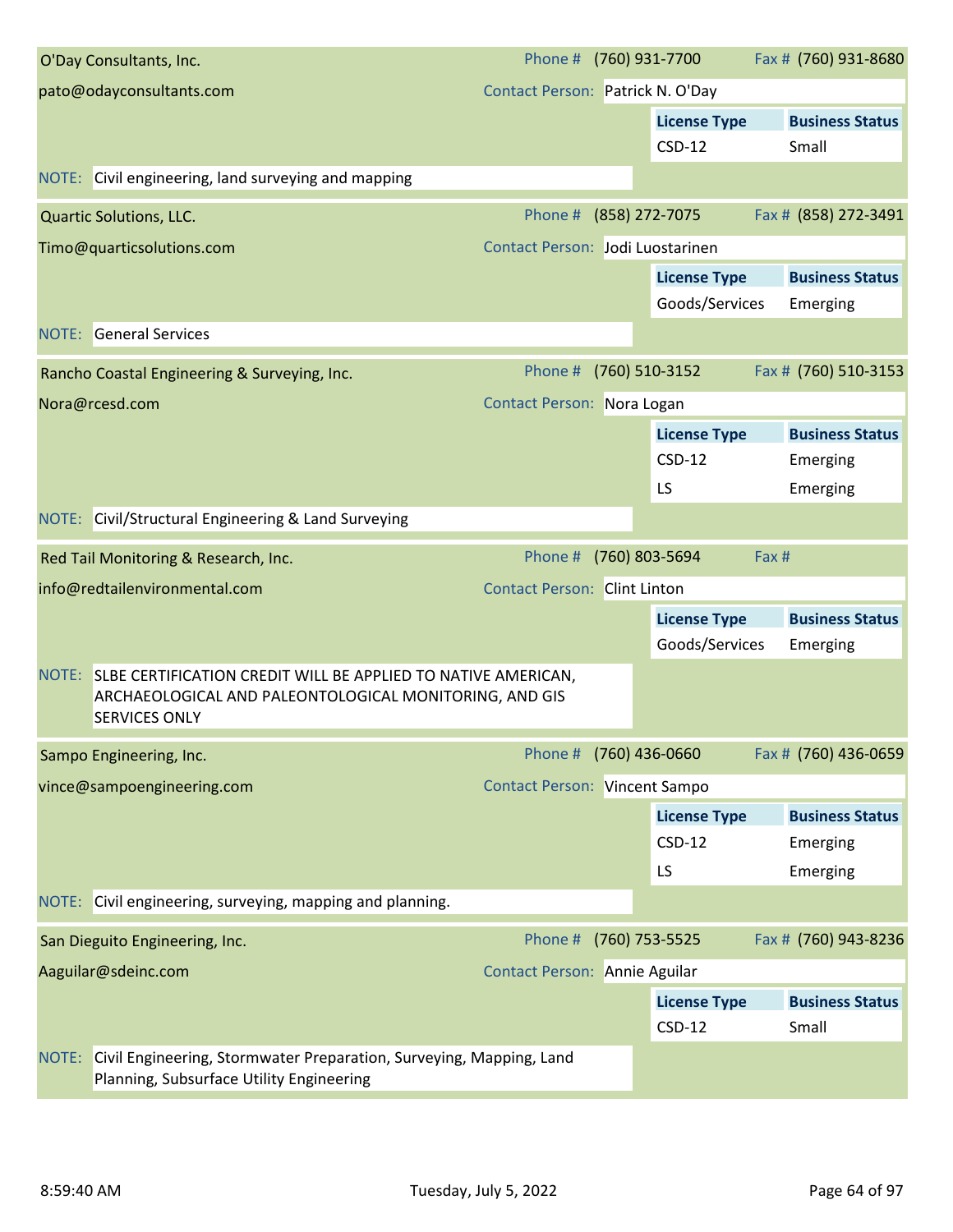## O'Day Consultants, Inc.

pato@odayconsultants.com

Phone # (760) 931-7700 Fax # (760) 931-8680

Contact Person: Patrick N. O'Day

| License Type | Business Status |
|---|---|
| CSD-12 | Small |

NOTE: Civil engineering, land surveying and mapping

## Quartic Solutions, LLC.

Timo@quarticsolutions.com

Phone # (858) 272-7075 Fax # (858) 272-3491

Contact Person: Jodi Luostarinen

| License Type | Business Status |
|---|---|
| Goods/Services | Emerging |

NOTE: General Services

## Rancho Coastal Engineering & Surveying, Inc.

Nora@rcesd.com

Phone # (760) 510-3152 Fax # (760) 510-3153

Contact Person: Nora Logan

| License Type | Business Status |
|---|---|
| CSD-12 | Emerging |
| LS | Emerging |

NOTE: Civil/Structural Engineering & Land Surveying

## Red Tail Monitoring & Research, Inc.

info@redtailenvironmental.com

Phone # (760) 803-5694 Fax #

Contact Person: Clint Linton

| License Type | Business Status |
|---|---|
| Goods/Services | Emerging |

NOTE: SLBE CERTIFICATION CREDIT WILL BE APPLIED TO NATIVE AMERICAN, ARCHAEOLOGICAL AND PALEONTOLOGICAL MONITORING, AND GIS SERVICES ONLY

## Sampo Engineering, Inc.

vince@sampoengineering.com

Phone # (760) 436-0660 Fax # (760) 436-0659

Contact Person: Vincent Sampo

| License Type | Business Status |
|---|---|
| CSD-12 | Emerging |
| LS | Emerging |

NOTE: Civil engineering, surveying, mapping and planning.

## San Dieguito Engineering, Inc.

Aaguilar@sdeinc.com

Phone # (760) 753-5525 Fax # (760) 943-8236

Contact Person: Annie Aguilar

| License Type | Business Status |
|---|---|
| CSD-12 | Small |

NOTE: Civil Engineering, Stormwater Preparation, Surveying, Mapping, Land Planning, Subsurface Utility Engineering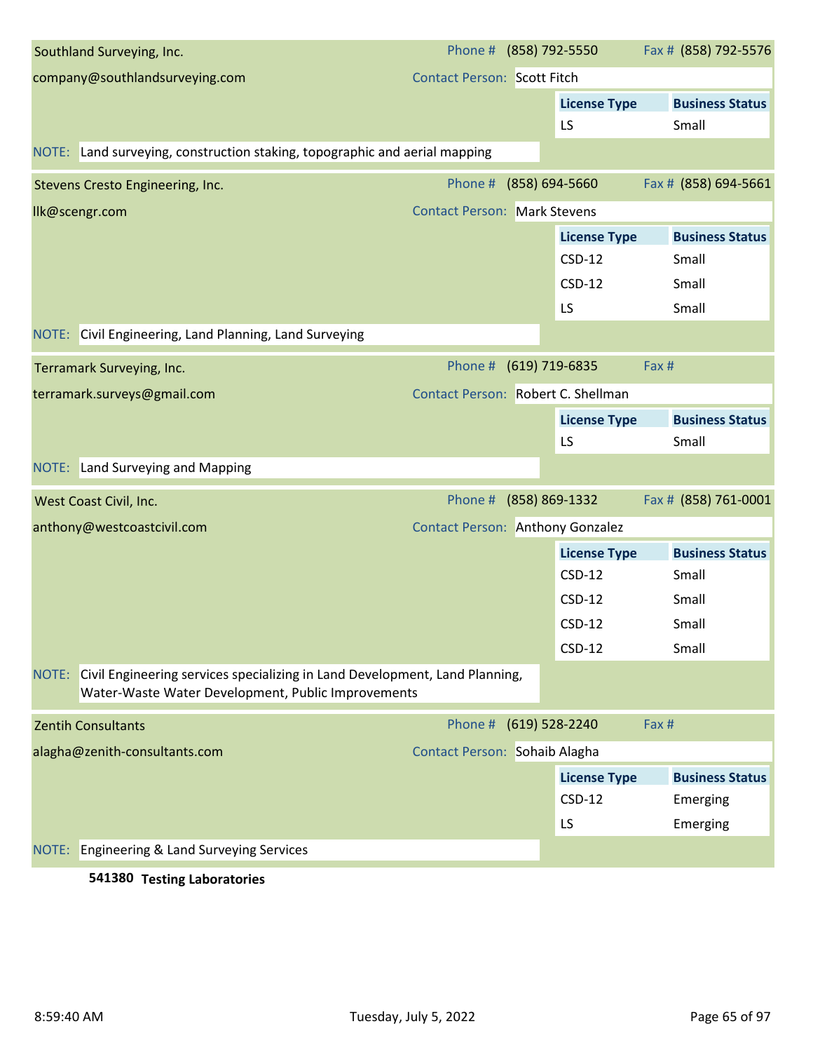**Southland Surveying, Inc.**
Phone # (858) 792-5550 | Fax # (858) 792-5576
company@southlandsurveying.com
Contact Person: Scott Fitch

| License Type | Business Status |
|---|---|
| LS | Small |

NOTE: Land surveying, construction staking, topographic and aerial mapping

---

**Stevens Cresto Engineering, Inc.**
Phone # (858) 694-5660 | Fax # (858) 694-5661
llk@scengr.com
Contact Person: Mark Stevens

| License Type | Business Status |
|---|---|
| CSD-12 | Small |
| CSD-12 | Small |
| LS | Small |

NOTE: Civil Engineering, Land Planning, Land Surveying

---

**Terramark Surveying, Inc.**
Phone # (619) 719-6835 | Fax #
terramark.surveys@gmail.com
Contact Person: Robert C. Shellman

| License Type | Business Status |
|---|---|
| LS | Small |

NOTE: Land Surveying and Mapping

---

**West Coast Civil, Inc.**
Phone # (858) 869-1332 | Fax # (858) 761-0001
anthony@westcoastcivil.com
Contact Person: Anthony Gonzalez

| License Type | Business Status |
|---|---|
| CSD-12 | Small |
| CSD-12 | Small |
| CSD-12 | Small |
| CSD-12 | Small |

NOTE: Civil Engineering services specializing in Land Development, Land Planning, Water-Waste Water Development, Public Improvements

---

**Zentih Consultants**
Phone # (619) 528-2240 | Fax #
alagha@zenith-consultants.com
Contact Person: Sohaib Alagha

| License Type | Business Status |
|---|---|
| CSD-12 | Emerging |
| LS | Emerging |

NOTE: Engineering & Land Surveying Services

## 541380 Testing Laboratories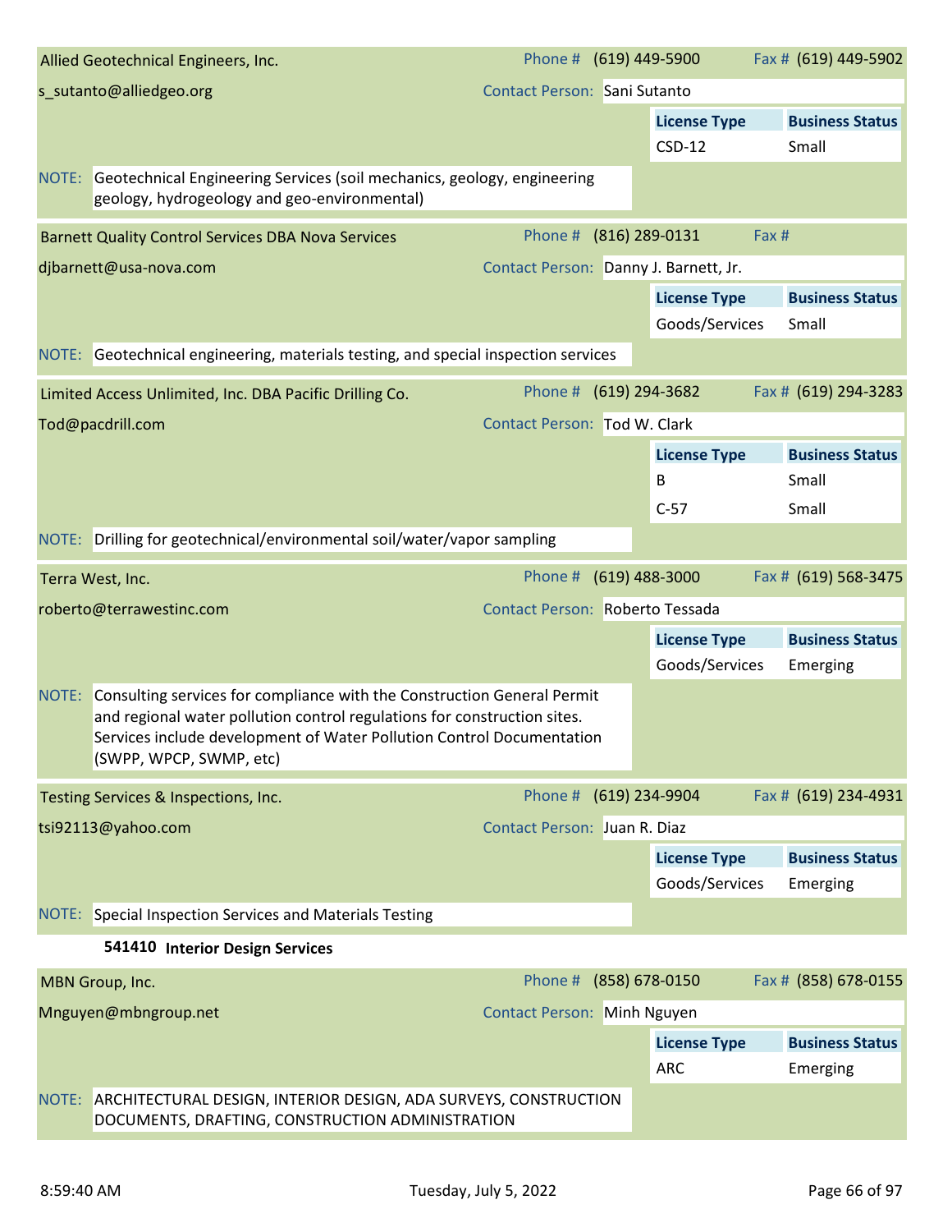**Allied Geotechnical Engineers, Inc.**
Phone # (619) 449-5900 Fax # (619) 449-5902
s_sutanto@alliedgeo.org
Contact Person: Sani Sutanto

| License Type | Business Status |
|---|---|
| CSD-12 | Small |

NOTE: Geotechnical Engineering Services (soil mechanics, geology, engineering geology, hydrogeology and geo-environmental)

---

**Barnett Quality Control Services DBA Nova Services**
Phone # (816) 289-0131 Fax #
djbarnett@usa-nova.com
Contact Person: Danny J. Barnett, Jr.

| License Type | Business Status |
|---|---|
| Goods/Services | Small |

NOTE: Geotechnical engineering, materials testing, and special inspection services

---

**Limited Access Unlimited, Inc. DBA Pacific Drilling Co.**
Phone # (619) 294-3682 Fax # (619) 294-3283
Tod@pacdrill.com
Contact Person: Tod W. Clark

| License Type | Business Status |
|---|---|
| B | Small |
| C-57 | Small |

NOTE: Drilling for geotechnical/environmental soil/water/vapor sampling

---

**Terra West, Inc.**
Phone # (619) 488-3000 Fax # (619) 568-3475
roberto@terrawestinc.com
Contact Person: Roberto Tessada

| License Type | Business Status |
|---|---|
| Goods/Services | Emerging |

NOTE: Consulting services for compliance with the Construction General Permit and regional water pollution control regulations for construction sites. Services include development of Water Pollution Control Documentation (SWPP, WPCP, SWMP, etc)

---

**Testing Services & Inspections, Inc.**
Phone # (619) 234-9904 Fax # (619) 234-4931
tsi92113@yahoo.com
Contact Person: Juan R. Diaz

| License Type | Business Status |
|---|---|
| Goods/Services | Emerging |

NOTE: Special Inspection Services and Materials Testing

## 541410 Interior Design Services

**MBN Group, Inc.**
Phone # (858) 678-0150 Fax # (858) 678-0155
Mnguyen@mbngroup.net
Contact Person: Minh Nguyen

| License Type | Business Status |
|---|---|
| ARC | Emerging |

NOTE: ARCHITECTURAL DESIGN, INTERIOR DESIGN, ADA SURVEYS, CONSTRUCTION DOCUMENTS, DRAFTING, CONSTRUCTION ADMINISTRATION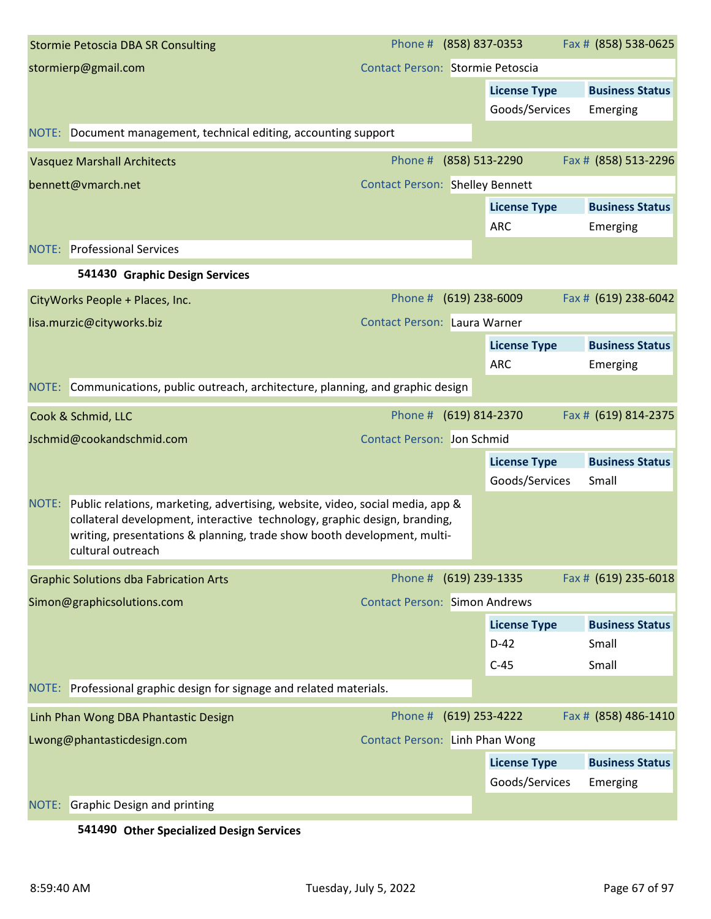**Stormie Petoscia DBA SR Consulting**
Phone # (858) 837-0353 Fax # (858) 538-0625
stormierp@gmail.com
Contact Person: Stormie Petoscia

| License Type | Business Status |
| --- | --- |
| Goods/Services | Emerging |

NOTE: Document management, technical editing, accounting support

---

**Vasquez Marshall Architects**
Phone # (858) 513-2290 Fax # (858) 513-2296
bennett@vmarch.net
Contact Person: Shelley Bennett

| License Type | Business Status |
| --- | --- |
| ARC | Emerging |

NOTE: Professional Services

---

### 541430 Graphic Design Services

**CityWorks People + Places, Inc.**
Phone # (619) 238-6009 Fax # (619) 238-6042
lisa.murzic@cityworks.biz
Contact Person: Laura Warner

| License Type | Business Status |
| --- | --- |
| ARC | Emerging |

NOTE: Communications, public outreach, architecture, planning, and graphic design

---

**Cook & Schmid, LLC**
Phone # (619) 814-2370 Fax # (619) 814-2375
Jschmid@cookandschmid.com
Contact Person: Jon Schmid

| License Type | Business Status |
| --- | --- |
| Goods/Services | Small |

NOTE: Public relations, marketing, advertising, website, video, social media, app & collateral development, interactive technology, graphic design, branding, writing, presentations & planning, trade show booth development, multi-cultural outreach

---

**Graphic Solutions dba Fabrication Arts**
Phone # (619) 239-1335 Fax # (619) 235-6018
Simon@graphicsolutions.com
Contact Person: Simon Andrews

| License Type | Business Status |
| --- | --- |
| D-42 | Small |
| C-45 | Small |

NOTE: Professional graphic design for signage and related materials.

---

**Linh Phan Wong DBA Phantastic Design**
Phone # (619) 253-4222 Fax # (858) 486-1410
Lwong@phantasticdesign.com
Contact Person: Linh Phan Wong

| License Type | Business Status |
| --- | --- |
| Goods/Services | Emerging |

NOTE: Graphic Design and printing

---

### 541490 Other Specialized Design Services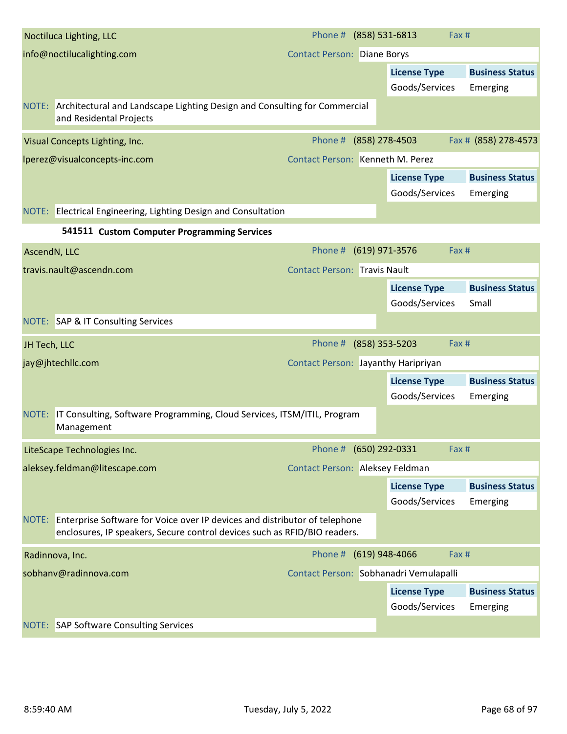**Noctiluca Lighting, LLC**

info@noctilucalighting.com

Phone # (858) 531-6813 | Fax #

Contact Person: Diane Borys

| License Type | Business Status |
|---|---|
| Goods/Services | Emerging |

NOTE: Architectural and Landscape Lighting Design and Consulting for Commercial and Residental Projects

---

**Visual Concepts Lighting, Inc.**

lperez@visualconcepts-inc.com

Phone # (858) 278-4503 | Fax # (858) 278-4573

Contact Person: Kenneth M. Perez

| License Type | Business Status |
|---|---|
| Goods/Services | Emerging |

NOTE: Electrical Engineering, Lighting Design and Consultation

---

## 541511 Custom Computer Programming Services

**AscendN, LLC**

travis.nault@ascendn.com

Phone # (619) 971-3576 | Fax #

Contact Person: Travis Nault

| License Type | Business Status |
|---|---|
| Goods/Services | Small |

NOTE: SAP & IT Consulting Services

---

**JH Tech, LLC**

jay@jhtechllc.com

Phone # (858) 353-5203 | Fax #

Contact Person: Jayanthy Haripriyan

| License Type | Business Status |
|---|---|
| Goods/Services | Emerging |

NOTE: IT Consulting, Software Programming, Cloud Services, ITSM/ITIL, Program Management

---

**LiteScape Technologies Inc.**

aleksey.feldman@litescape.com

Phone # (650) 292-0331 | Fax #

Contact Person: Aleksey Feldman

| License Type | Business Status |
|---|---|
| Goods/Services | Emerging |

NOTE: Enterprise Software for Voice over IP devices and distributor of telephone enclosures, IP speakers, Secure control devices such as RFID/BIO readers.

---

**Radinnova, Inc.**

sobhanv@radinnova.com

Phone # (619) 948-4066 | Fax #

Contact Person: Sobhanadri Vemulapalli

| License Type | Business Status |
|---|---|
| Goods/Services | Emerging |

NOTE: SAP Software Consulting Services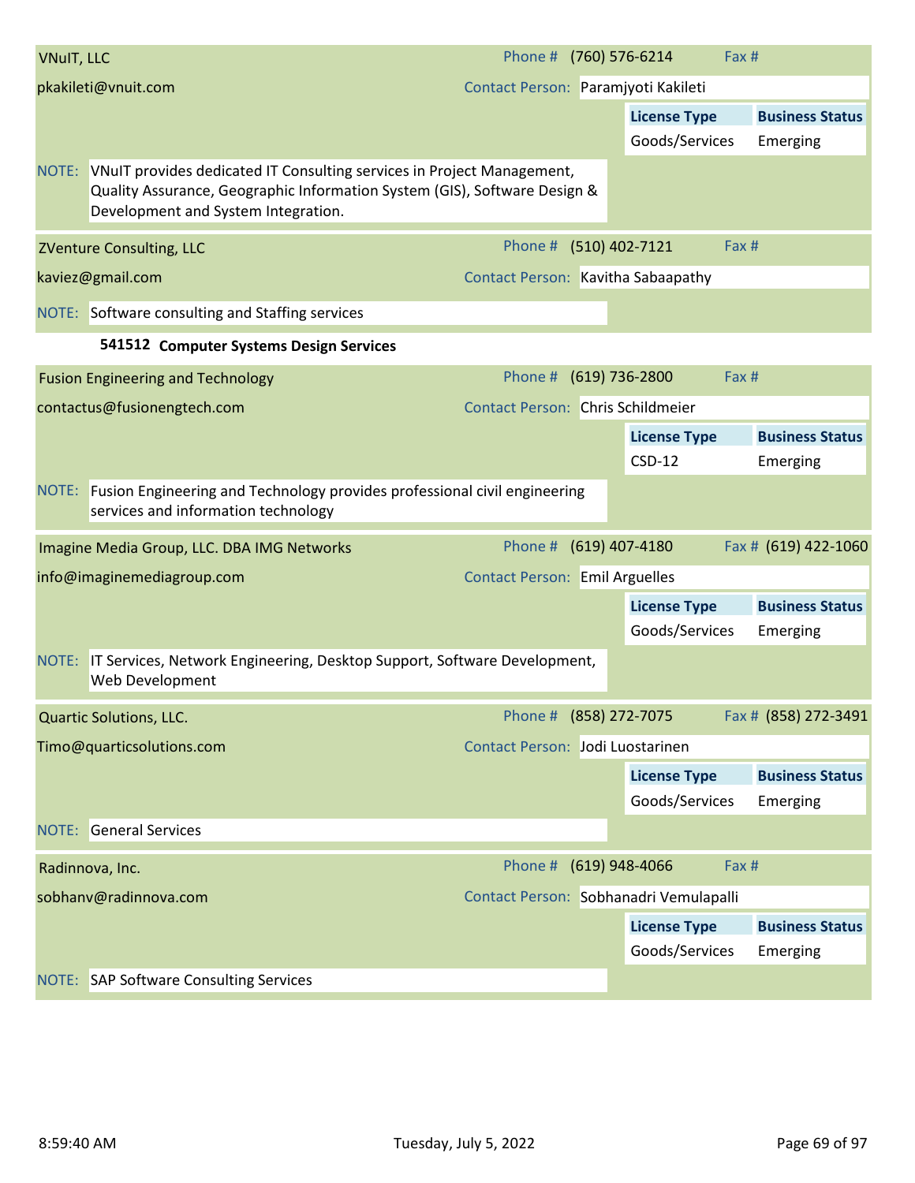**VNuIT, LLC**

Phone # (760) 576-6214 Fax #

pkakileti@vnuit.com

Contact Person: Paramjyoti Kakileti

| License Type | Business Status |
|---|---|
| Goods/Services | Emerging |

NOTE: VNuIT provides dedicated IT Consulting services in Project Management, Quality Assurance, Geographic Information System (GIS), Software Design & Development and System Integration.

---

**ZVenture Consulting, LLC**

Phone # (510) 402-7121 Fax #

kaviez@gmail.com

Contact Person: Kavitha Sabaapathy

NOTE: Software consulting and Staffing services

---

### 541512 Computer Systems Design Services

**Fusion Engineering and Technology**

Phone # (619) 736-2800 Fax #

contactus@fusionengtech.com

Contact Person: Chris Schildmeier

| License Type | Business Status |
|---|---|
| CSD-12 | Emerging |

NOTE: Fusion Engineering and Technology provides professional civil engineering services and information technology

---

**Imagine Media Group, LLC. DBA IMG Networks**

Phone # (619) 407-4180 Fax # (619) 422-1060

info@imaginemediagroup.com

Contact Person: Emil Arguelles

| License Type | Business Status |
|---|---|
| Goods/Services | Emerging |

NOTE: IT Services, Network Engineering, Desktop Support, Software Development, Web Development

---

**Quartic Solutions, LLC.**

Phone # (858) 272-7075 Fax # (858) 272-3491

Timo@quarticsolutions.com

Contact Person: Jodi Luostarinen

| License Type | Business Status |
|---|---|
| Goods/Services | Emerging |

NOTE: General Services

---

**Radinnova, Inc.**

Phone # (619) 948-4066 Fax #

sobhanv@radinnova.com

Contact Person: Sobhanadri Vemulapalli

| License Type | Business Status |
|---|---|
| Goods/Services | Emerging |

NOTE: SAP Software Consulting Services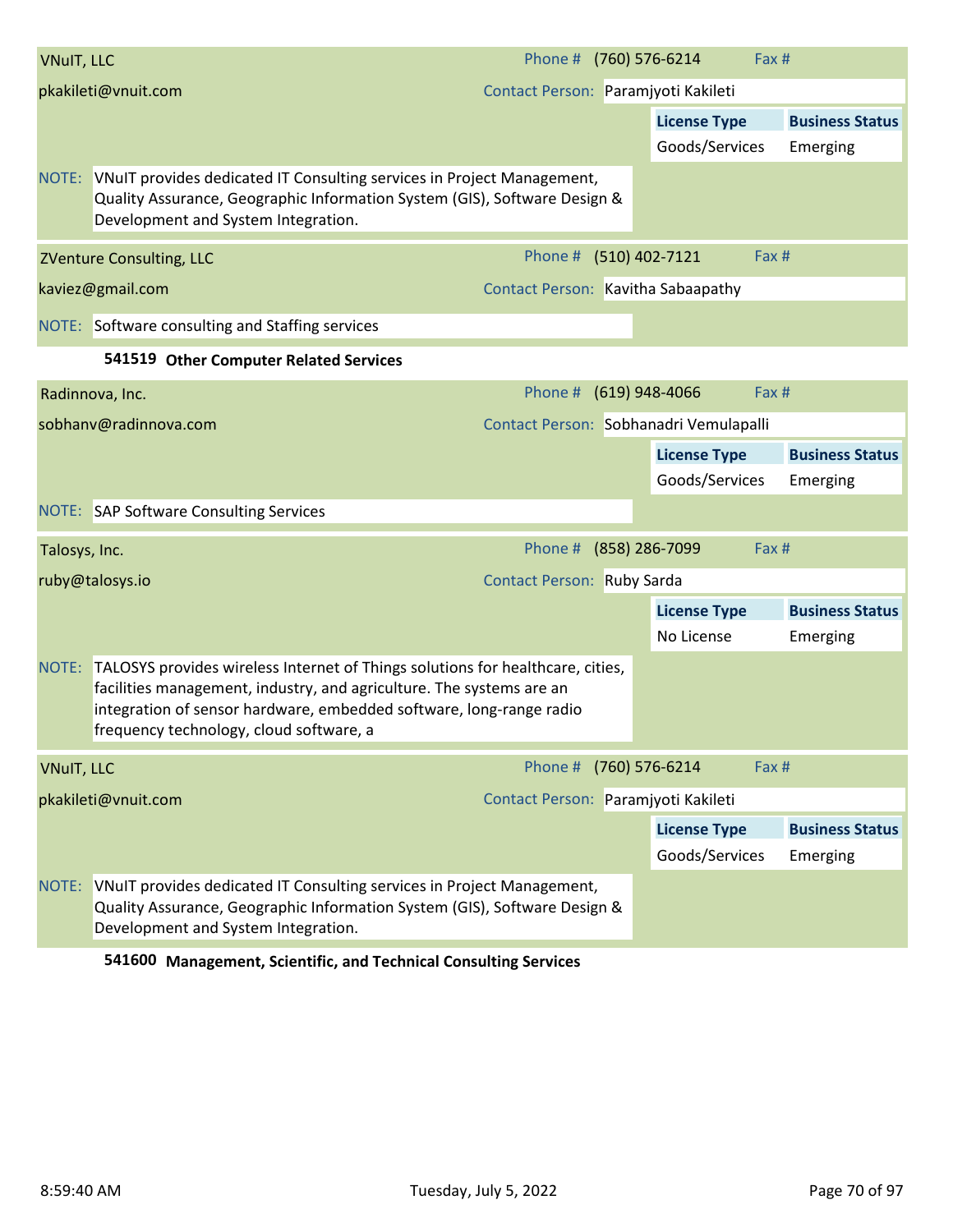**VNuIT, LLC**

pkakileti@vnuit.com

Phone # (760) 576-6214 | Fax #

Contact Person: Paramjyoti Kakileti

| License Type | Business Status |
|---|---|
| Goods/Services | Emerging |

NOTE: VNuIT provides dedicated IT Consulting services in Project Management, Quality Assurance, Geographic Information System (GIS), Software Design & Development and System Integration.

---

**ZVenture Consulting, LLC**

kaviez@gmail.com

Phone # (510) 402-7121 | Fax #

Contact Person: Kavitha Sabaapathy

NOTE: Software consulting and Staffing services

---

### 541519 Other Computer Related Services

**Radinnova, Inc.**

sobhanv@radinnova.com

Phone # (619) 948-4066 | Fax #

Contact Person: Sobhanadri Vemulapalli

| License Type | Business Status |
|---|---|
| Goods/Services | Emerging |

NOTE: SAP Software Consulting Services

---

**Talosys, Inc.**

ruby@talosys.io

Phone # (858) 286-7099 | Fax #

Contact Person: Ruby Sarda

| License Type | Business Status |
|---|---|
| No License | Emerging |

NOTE: TALOSYS provides wireless Internet of Things solutions for healthcare, cities, facilities management, industry, and agriculture. The systems are an integration of sensor hardware, embedded software, long-range radio frequency technology, cloud software, a

---

**VNuIT, LLC**

pkakileti@vnuit.com

Phone # (760) 576-6214 | Fax #

Contact Person: Paramjyoti Kakileti

| License Type | Business Status |
|---|---|
| Goods/Services | Emerging |

NOTE: VNuIT provides dedicated IT Consulting services in Project Management, Quality Assurance, Geographic Information System (GIS), Software Design & Development and System Integration.

---

### 541600 Management, Scientific, and Technical Consulting Services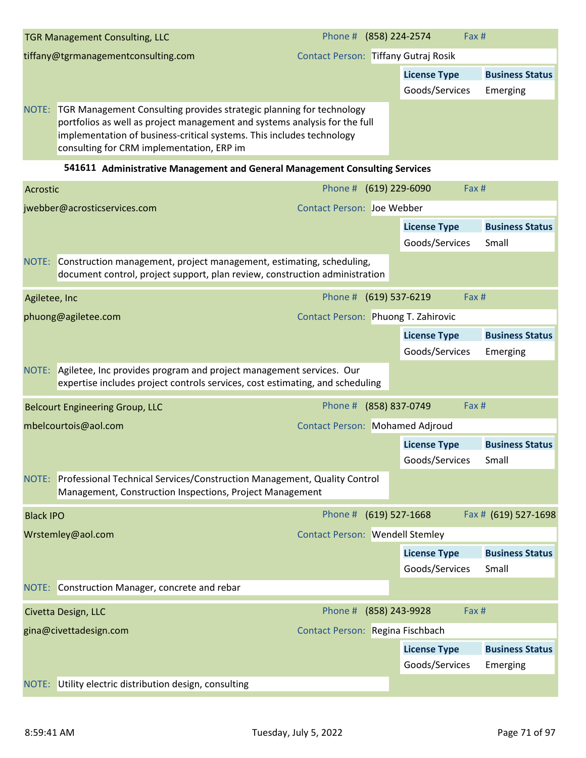**TGR Management Consulting, LLC**

tiffany@tgrmanagementconsulting.com

Phone # (858) 224-2574 | Fax #

Contact Person: Tiffany Gutraj Rosik

| License Type | Business Status |
| --- | --- |
| Goods/Services | Emerging |

NOTE: TGR Management Consulting provides strategic planning for technology portfolios as well as project management and systems analysis for the full implementation of business-critical systems. This includes technology consulting for CRM implementation, ERP im

## 541611 Administrative Management and General Management Consulting Services

**Acrostic**

jwebber@acrosticservices.com

Phone # (619) 229-6090 | Fax #

Contact Person: Joe Webber

| License Type | Business Status |
| --- | --- |
| Goods/Services | Small |

NOTE: Construction management, project management, estimating, scheduling, document control, project support, plan review, construction administration

**Agiletee, Inc**

phuong@agiletee.com

Phone # (619) 537-6219 | Fax #

Contact Person: Phuong T. Zahirovic

| License Type | Business Status |
| --- | --- |
| Goods/Services | Emerging |

NOTE: Agiletee, Inc provides program and project management services. Our expertise includes project controls services, cost estimating, and scheduling

**Belcourt Engineering Group, LLC**

mbelcourtois@aol.com

Phone # (858) 837-0749 | Fax #

Contact Person: Mohamed Adjroud

| License Type | Business Status |
| --- | --- |
| Goods/Services | Small |

NOTE: Professional Technical Services/Construction Management, Quality Control Management, Construction Inspections, Project Management

**Black IPO**

Wrstemley@aol.com

Phone # (619) 527-1668 | Fax # (619) 527-1698

Contact Person: Wendell Stemley

| License Type | Business Status |
| --- | --- |
| Goods/Services | Small |

NOTE: Construction Manager, concrete and rebar

**Civetta Design, LLC**

gina@civettadesign.com

Phone # (858) 243-9928 | Fax #

Contact Person: Regina Fischbach

| License Type | Business Status |
| --- | --- |
| Goods/Services | Emerging |

NOTE: Utility electric distribution design, consulting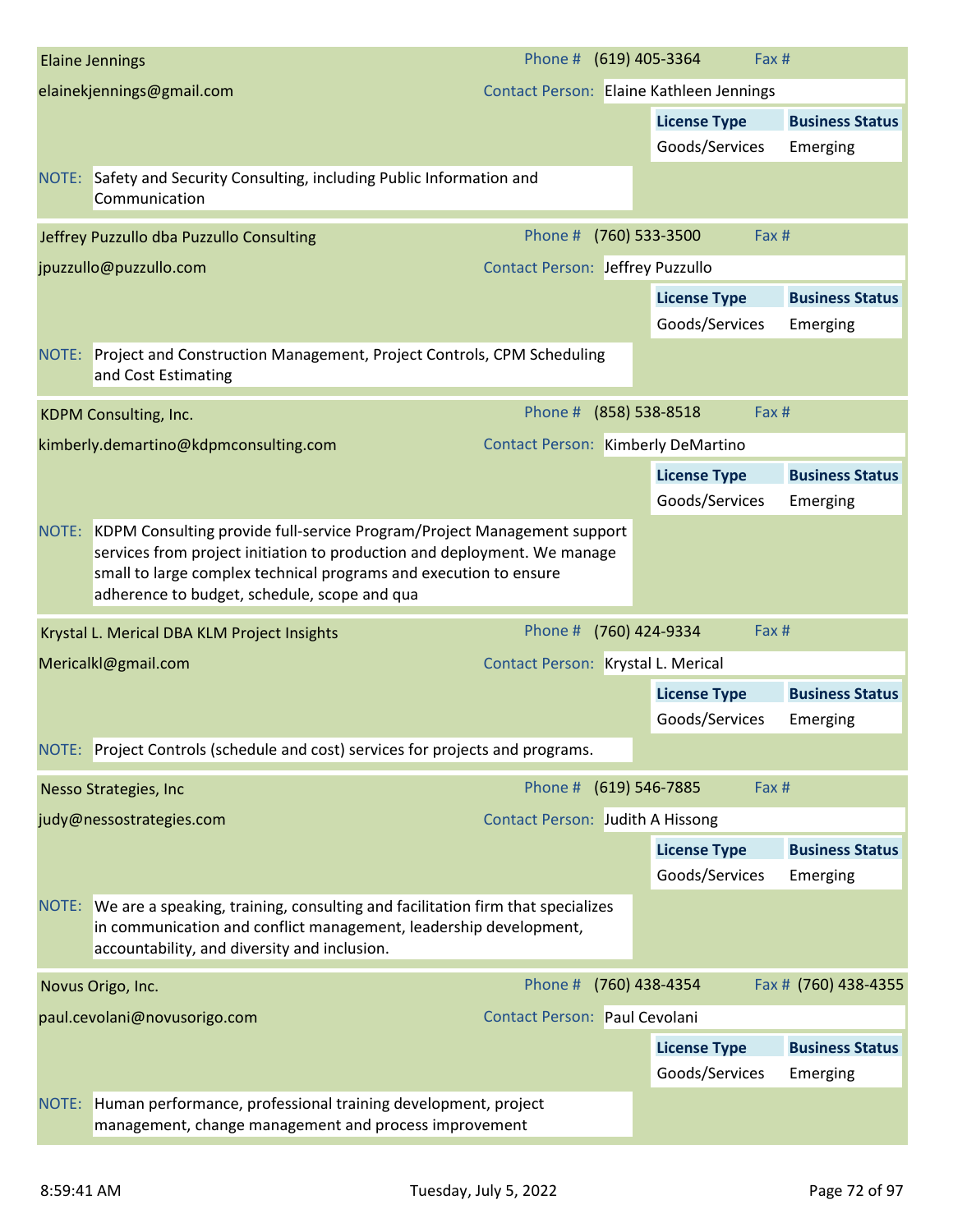**Elaine Jennings**

elainekjennings@gmail.com

Phone # (619) 405-3364 | Fax #

Contact Person: Elaine Kathleen Jennings

| License Type | Business Status |
|---|---|
| Goods/Services | Emerging |

NOTE: Safety and Security Consulting, including Public Information and Communication

---

**Jeffrey Puzzullo dba Puzzullo Consulting**

jpuzzullo@puzzullo.com

Phone # (760) 533-3500 | Fax #

Contact Person: Jeffrey Puzzullo

| License Type | Business Status |
|---|---|
| Goods/Services | Emerging |

NOTE: Project and Construction Management, Project Controls, CPM Scheduling and Cost Estimating

---

**KDPM Consulting, Inc.**

kimberly.demartino@kdpmconsulting.com

Phone # (858) 538-8518 | Fax #

Contact Person: Kimberly DeMartino

| License Type | Business Status |
|---|---|
| Goods/Services | Emerging |

NOTE: KDPM Consulting provide full-service Program/Project Management support services from project initiation to production and deployment. We manage small to large complex technical programs and execution to ensure adherence to budget, schedule, scope and qua

---

**Krystal L. Merical DBA KLM Project Insights**

Mericalkl@gmail.com

Phone # (760) 424-9334 | Fax #

Contact Person: Krystal L. Merical

| License Type | Business Status |
|---|---|
| Goods/Services | Emerging |

NOTE: Project Controls (schedule and cost) services for projects and programs.

---

**Nesso Strategies, Inc**

judy@nessostrategies.com

Phone # (619) 546-7885 | Fax #

Contact Person: Judith A Hissong

| License Type | Business Status |
|---|---|
| Goods/Services | Emerging |

NOTE: We are a speaking, training, consulting and facilitation firm that specializes in communication and conflict management, leadership development, accountability, and diversity and inclusion.

---

**Novus Origo, Inc.**

paul.cevolani@novusorigo.com

Phone # (760) 438-4354 | Fax # (760) 438-4355

Contact Person: Paul Cevolani

| License Type | Business Status |
|---|---|
| Goods/Services | Emerging |

NOTE: Human performance, professional training development, project management, change management and process improvement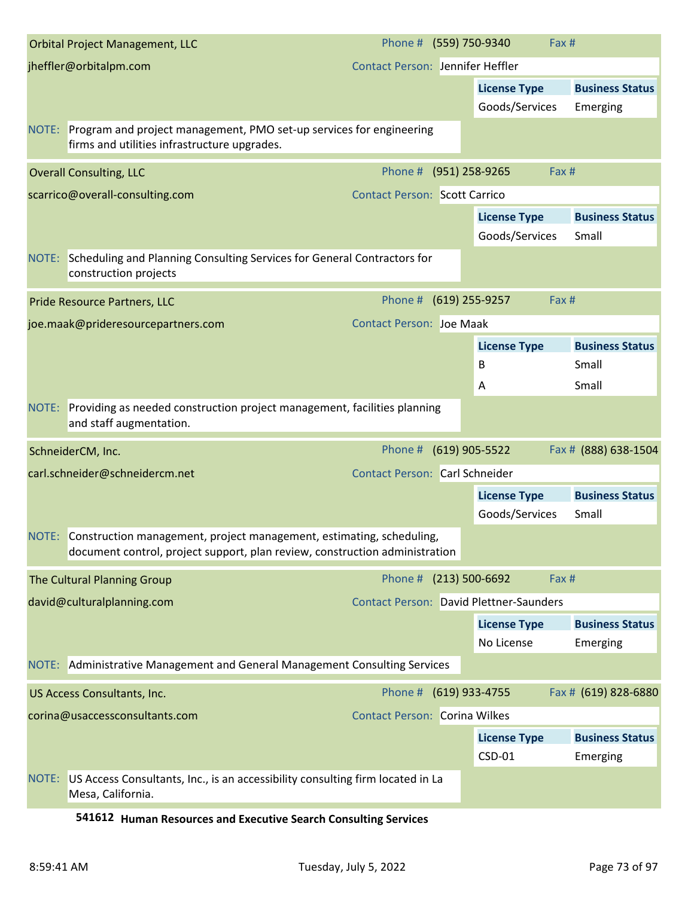**Orbital Project Management, LLC**

Phone # (559) 750-9340 | Fax #

jheffler@orbitalpm.com

Contact Person: Jennifer Heffler

| License Type | Business Status |
|---|---|
| Goods/Services | Emerging |

NOTE: Program and project management, PMO set-up services for engineering firms and utilities infrastructure upgrades.

---

**Overall Consulting, LLC**

Phone # (951) 258-9265 | Fax #

scarrico@overall-consulting.com

Contact Person: Scott Carrico

| License Type | Business Status |
|---|---|
| Goods/Services | Small |

NOTE: Scheduling and Planning Consulting Services for General Contractors for construction projects

---

**Pride Resource Partners, LLC**

Phone # (619) 255-9257 | Fax #

joe.maak@prideresourcepartners.com

Contact Person: Joe Maak

| License Type | Business Status |
|---|---|
| B | Small |
| A | Small |

NOTE: Providing as needed construction project management, facilities planning and staff augmentation.

---

**SchneiderCM, Inc.**

Phone # (619) 905-5522 | Fax # (888) 638-1504

carl.schneider@schneidercm.net

Contact Person: Carl Schneider

| License Type | Business Status |
|---|---|
| Goods/Services | Small |

NOTE: Construction management, project management, estimating, scheduling, document control, project support, plan review, construction administration

---

**The Cultural Planning Group**

Phone # (213) 500-6692 | Fax #

david@culturalplanning.com

Contact Person: David Plettner-Saunders

| License Type | Business Status |
|---|---|
| No License | Emerging |

NOTE: Administrative Management and General Management Consulting Services

---

**US Access Consultants, Inc.**

Phone # (619) 933-4755 | Fax # (619) 828-6880

corina@usaccessconsultants.com

Contact Person: Corina Wilkes

| License Type | Business Status |
|---|---|
| CSD-01 | Emerging |

NOTE: US Access Consultants, Inc., is an accessibility consulting firm located in La Mesa, California.

---

## 541612 Human Resources and Executive Search Consulting Services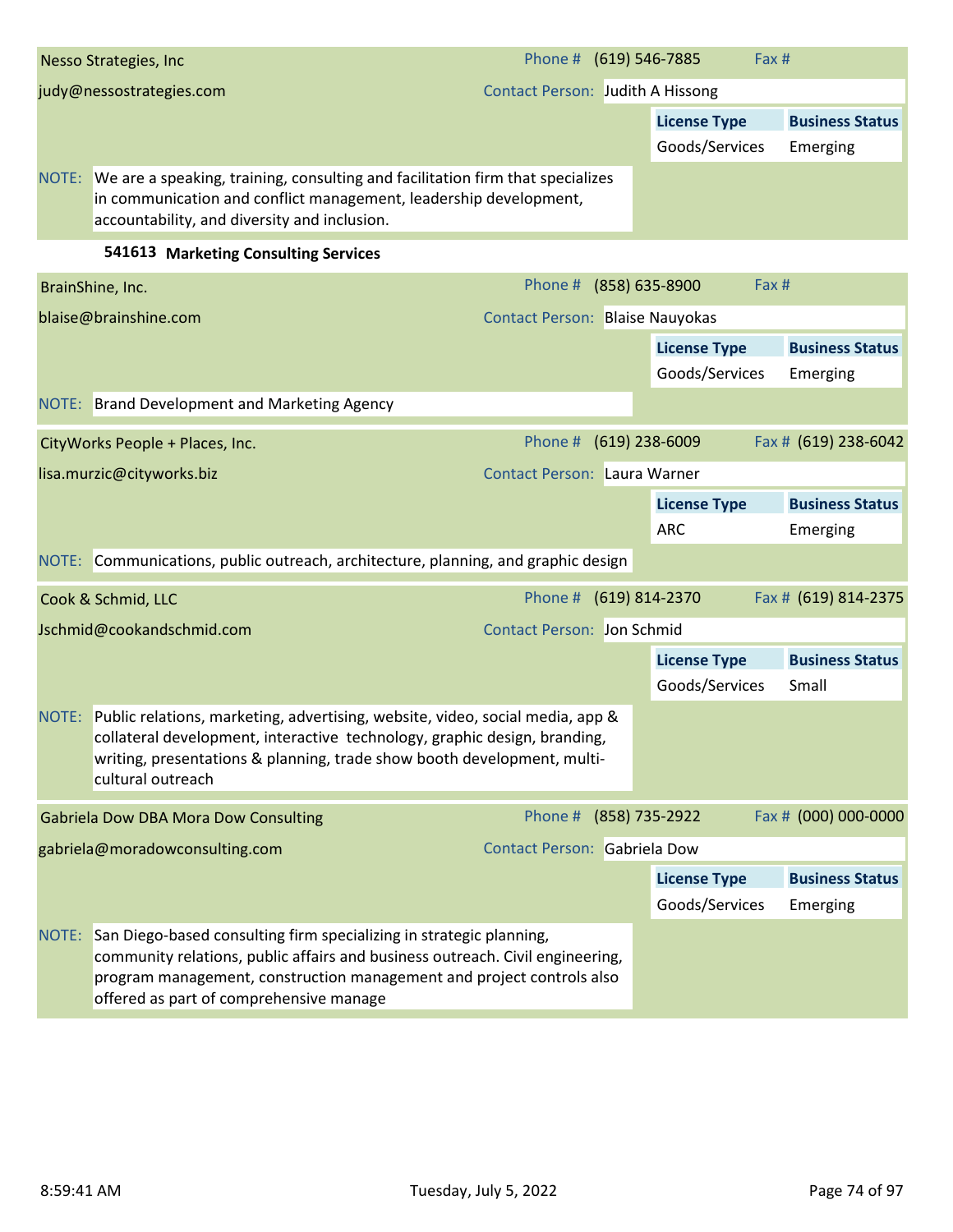**Nesso Strategies, Inc**

judy@nessostrategies.com

Phone # (619) 546-7885 | Fax #

Contact Person: Judith A Hissong

| License Type | Business Status |
|---|---|
| Goods/Services | Emerging |

NOTE: We are a speaking, training, consulting and facilitation firm that specializes in communication and conflict management, leadership development, accountability, and diversity and inclusion.

### 541613 Marketing Consulting Services

**BrainShine, Inc.**

blaise@brainshine.com

Phone # (858) 635-8900 | Fax #

Contact Person: Blaise Nauyokas

| License Type | Business Status |
|---|---|
| Goods/Services | Emerging |

NOTE: Brand Development and Marketing Agency

**CityWorks People + Places, Inc.**

lisa.murzic@cityworks.biz

Phone # (619) 238-6009 | Fax # (619) 238-6042

Contact Person: Laura Warner

| License Type | Business Status |
|---|---|
| ARC | Emerging |

NOTE: Communications, public outreach, architecture, planning, and graphic design

**Cook & Schmid, LLC**

Jschmid@cookandschmid.com

Phone # (619) 814-2370 | Fax # (619) 814-2375

Contact Person: Jon Schmid

| License Type | Business Status |
|---|---|
| Goods/Services | Small |

NOTE: Public relations, marketing, advertising, website, video, social media, app & collateral development, interactive technology, graphic design, branding, writing, presentations & planning, trade show booth development, multi-cultural outreach

**Gabriela Dow DBA Mora Dow Consulting**

gabriela@moradowconsulting.com

Phone # (858) 735-2922 | Fax # (000) 000-0000

Contact Person: Gabriela Dow

| License Type | Business Status |
|---|---|
| Goods/Services | Emerging |

NOTE: San Diego-based consulting firm specializing in strategic planning, community relations, public affairs and business outreach. Civil engineering, program management, construction management and project controls also offered as part of comprehensive manage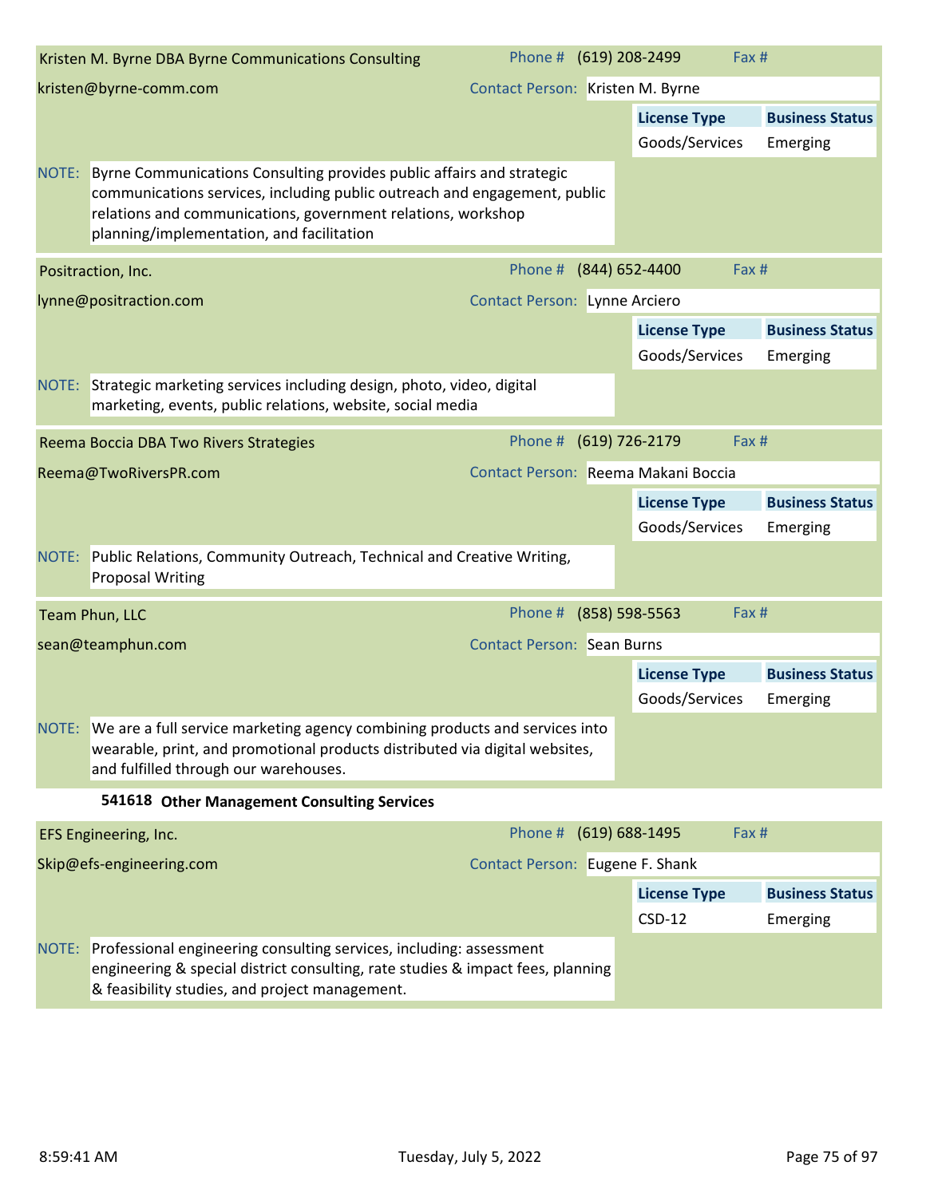**Kristen M. Byrne DBA Byrne Communications Consulting**

Phone # (619) 208-2499 Fax #

kristen@byrne-comm.com

Contact Person: Kristen M. Byrne

| License Type | Business Status |
| --- | --- |
| Goods/Services | Emerging |

NOTE: Byrne Communications Consulting provides public affairs and strategic communications services, including public outreach and engagement, public relations and communications, government relations, workshop planning/implementation, and facilitation

**Positraction, Inc.**

Phone # (844) 652-4400 Fax #

lynne@positraction.com

Contact Person: Lynne Arciero

| License Type | Business Status |
| --- | --- |
| Goods/Services | Emerging |

NOTE: Strategic marketing services including design, photo, video, digital marketing, events, public relations, website, social media

**Reema Boccia DBA Two Rivers Strategies**

Phone # (619) 726-2179 Fax #

Reema@TwoRiversPR.com

Contact Person: Reema Makani Boccia

| License Type | Business Status |
| --- | --- |
| Goods/Services | Emerging |

NOTE: Public Relations, Community Outreach, Technical and Creative Writing, Proposal Writing

**Team Phun, LLC**

Phone # (858) 598-5563 Fax #

sean@teamphun.com

Contact Person: Sean Burns

| License Type | Business Status |
| --- | --- |
| Goods/Services | Emerging |

NOTE: We are a full service marketing agency combining products and services into wearable, print, and promotional products distributed via digital websites, and fulfilled through our warehouses.

## 541618 Other Management Consulting Services

**EFS Engineering, Inc.**

Phone # (619) 688-1495 Fax #

Skip@efs-engineering.com

Contact Person: Eugene F. Shank

| License Type | Business Status |
| --- | --- |
| CSD-12 | Emerging |

NOTE: Professional engineering consulting services, including: assessment engineering & special district consulting, rate studies & impact fees, planning & feasibility studies, and project management.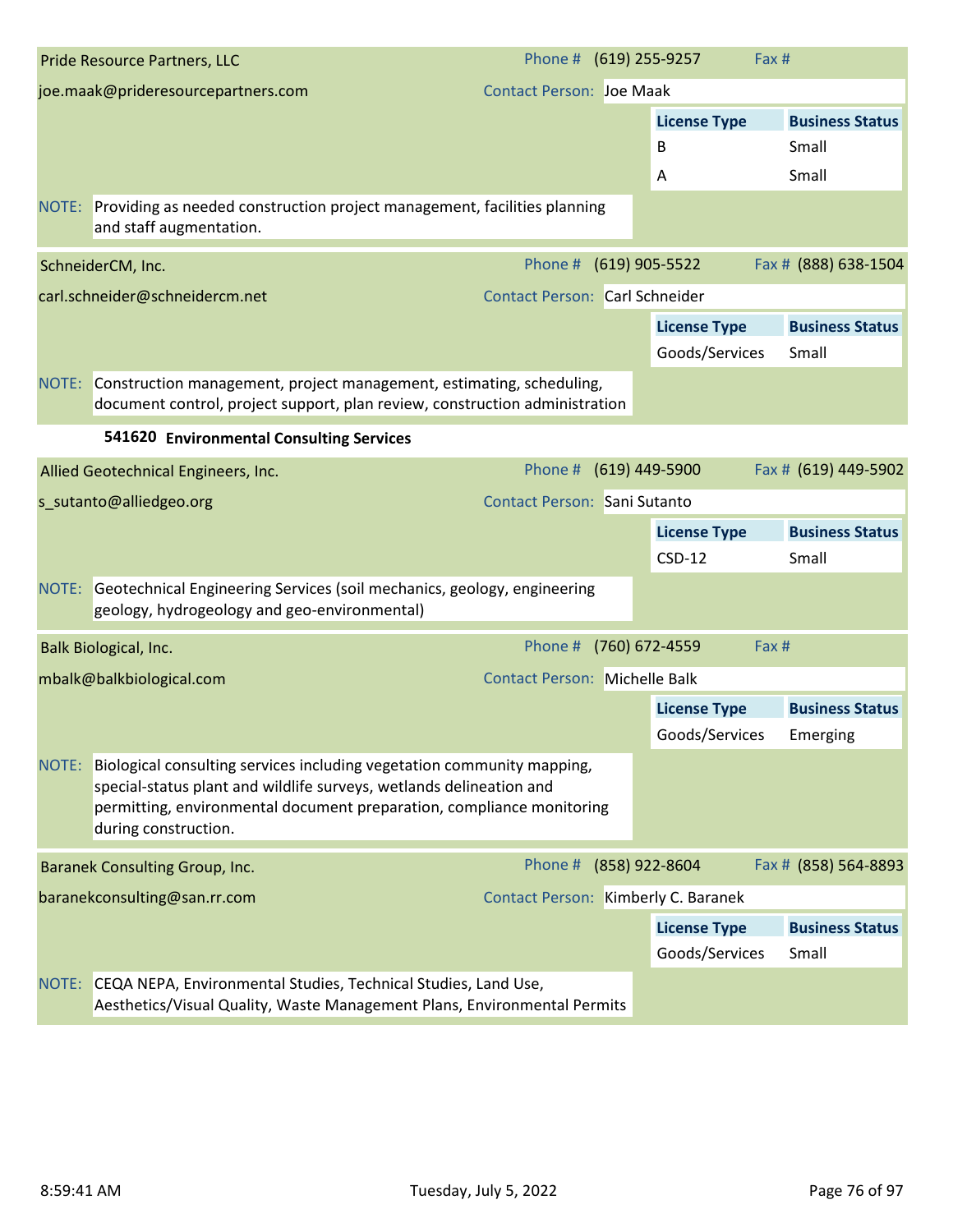**Pride Resource Partners, LLC**

Phone # (619) 255-9257 Fax #

joe.maak@prideresourcepartners.com

Contact Person: Joe Maak

| License Type | Business Status |
|---|---|
| B | Small |
| A | Small |

NOTE: Providing as needed construction project management, facilities planning and staff augmentation.

**SchneiderCM, Inc.**

Phone # (619) 905-5522 Fax # (888) 638-1504

carl.schneider@schneidercm.net

Contact Person: Carl Schneider

| License Type | Business Status |
|---|---|
| Goods/Services | Small |

NOTE: Construction management, project management, estimating, scheduling, document control, project support, plan review, construction administration

## 541620 Environmental Consulting Services

**Allied Geotechnical Engineers, Inc.**

Phone # (619) 449-5900 Fax # (619) 449-5902

s_sutanto@alliedgeo.org

Contact Person: Sani Sutanto

| License Type | Business Status |
|---|---|
| CSD-12 | Small |

NOTE: Geotechnical Engineering Services (soil mechanics, geology, engineering geology, hydrogeology and geo-environmental)

**Balk Biological, Inc.**

Phone # (760) 672-4559 Fax #

mbalk@balkbiological.com

Contact Person: Michelle Balk

| License Type | Business Status |
|---|---|
| Goods/Services | Emerging |

NOTE: Biological consulting services including vegetation community mapping, special-status plant and wildlife surveys, wetlands delineation and permitting, environmental document preparation, compliance monitoring during construction.

**Baranek Consulting Group, Inc.**

Phone # (858) 922-8604 Fax # (858) 564-8893

baranekconsulting@san.rr.com

Contact Person: Kimberly C. Baranek

| License Type | Business Status |
|---|---|
| Goods/Services | Small |

NOTE: CEQA NEPA, Environmental Studies, Technical Studies, Land Use, Aesthetics/Visual Quality, Waste Management Plans, Environmental Permits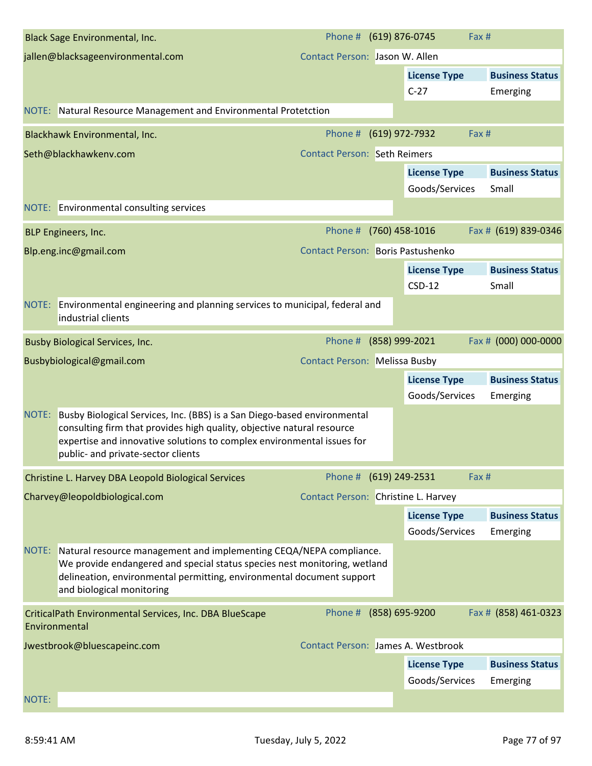**Black Sage Environmental, Inc.**
jallen@blacksageenvironmental.com
Phone # (619) 876-0745 | Fax #
Contact Person: Jason W. Allen

| License Type | Business Status |
|---|---|
| C-27 | Emerging |

NOTE: Natural Resource Management and Environmental Protetction

---

**Blackhawk Environmental, Inc.**
Seth@blackhawkenv.com
Phone # (619) 972-7932 | Fax #
Contact Person: Seth Reimers

| License Type | Business Status |
|---|---|
| Goods/Services | Small |

NOTE: Environmental consulting services

---

**BLP Engineers, Inc.**
Blp.eng.inc@gmail.com
Phone # (760) 458-1016 | Fax # (619) 839-0346
Contact Person: Boris Pastushenko

| License Type | Business Status |
|---|---|
| CSD-12 | Small |

NOTE: Environmental engineering and planning services to municipal, federal and industrial clients

---

**Busby Biological Services, Inc.**
Busbybiological@gmail.com
Phone # (858) 999-2021 | Fax # (000) 000-0000
Contact Person: Melissa Busby

| License Type | Business Status |
|---|---|
| Goods/Services | Emerging |

NOTE: Busby Biological Services, Inc. (BBS) is a San Diego-based environmental consulting firm that provides high quality, objective natural resource expertise and innovative solutions to complex environmental issues for public- and private-sector clients

---

**Christine L. Harvey DBA Leopold Biological Services**
Charvey@leopoldbiological.com
Phone # (619) 249-2531 | Fax #
Contact Person: Christine L. Harvey

| License Type | Business Status |
|---|---|
| Goods/Services | Emerging |

NOTE: Natural resource management and implementing CEQA/NEPA compliance. We provide endangered and special status species nest monitoring, wetland delineation, environmental permitting, environmental document support and biological monitoring

---

**CriticalPath Environmental Services, Inc. DBA BlueScape Environmental**
Jwestbrook@bluescapeinc.com
Phone # (858) 695-9200 | Fax # (858) 461-0323
Contact Person: James A. Westbrook

| License Type | Business Status |
|---|---|
| Goods/Services | Emerging |

NOTE: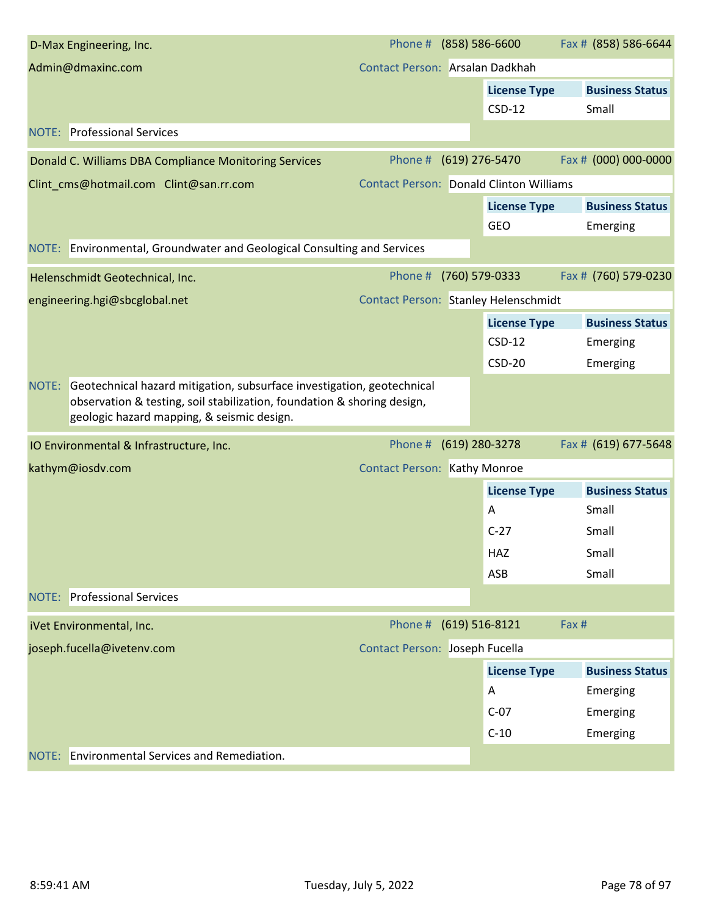**D-Max Engineering, Inc.**

Phone # (858) 586-6600 | Fax # (858) 586-6644

Admin@dmaxinc.com

Contact Person: Arsalan Dadkhah

| License Type | Business Status |
|---|---|
| CSD-12 | Small |

NOTE: Professional Services

---

**Donald C. Williams DBA Compliance Monitoring Services**

Phone # (619) 276-5470 | Fax # (000) 000-0000

Clint_cms@hotmail.com Clint@san.rr.com

Contact Person: Donald Clinton Williams

| License Type | Business Status |
|---|---|
| GEO | Emerging |

NOTE: Environmental, Groundwater and Geological Consulting and Services

---

**Helenschmidt Geotechnical, Inc.**

Phone # (760) 579-0333 | Fax # (760) 579-0230

engineering.hgi@sbcglobal.net

Contact Person: Stanley Helenschmidt

| License Type | Business Status |
|---|---|
| CSD-12 | Emerging |
| CSD-20 | Emerging |

NOTE: Geotechnical hazard mitigation, subsurface investigation, geotechnical observation & testing, soil stabilization, foundation & shoring design, geologic hazard mapping, & seismic design.

---

**IO Environmental & Infrastructure, Inc.**

Phone # (619) 280-3278 | Fax # (619) 677-5648

kathym@iosdv.com

Contact Person: Kathy Monroe

| License Type | Business Status |
|---|---|
| A | Small |
| C-27 | Small |
| HAZ | Small |
| ASB | Small |

NOTE: Professional Services

---

**iVet Environmental, Inc.**

Phone # (619) 516-8121 | Fax #

joseph.fucella@ivetenv.com

Contact Person: Joseph Fucella

| License Type | Business Status |
|---|---|
| A | Emerging |
| C-07 | Emerging |
| C-10 | Emerging |

NOTE: Environmental Services and Remediation.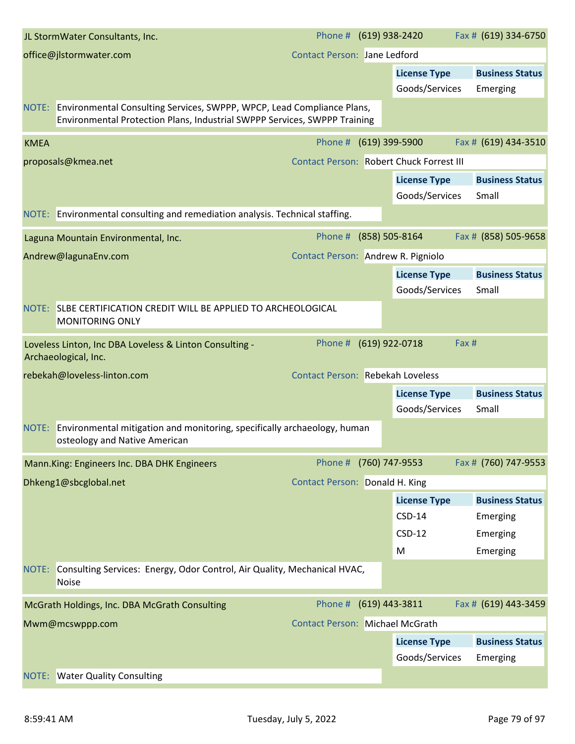**JL StormWater Consultants, Inc.**

Phone # (619) 938-2420 | Fax # (619) 334-6750

office@jlstormwater.com

Contact Person: Jane Ledford

| License Type | Business Status |
|---|---|
| Goods/Services | Emerging |

NOTE: Environmental Consulting Services, SWPPP, WPCP, Lead Compliance Plans, Environmental Protection Plans, Industrial SWPPP Services, SWPPP Training

---

**KMEA**

Phone # (619) 399-5900 | Fax # (619) 434-3510

proposals@kmea.net

Contact Person: Robert Chuck Forrest III

| License Type | Business Status |
|---|---|
| Goods/Services | Small |

NOTE: Environmental consulting and remediation analysis. Technical staffing.

---

**Laguna Mountain Environmental, Inc.**

Phone # (858) 505-8164 | Fax # (858) 505-9658

Andrew@lagunaEnv.com

Contact Person: Andrew R. Pigniolo

| License Type | Business Status |
|---|---|
| Goods/Services | Small |

NOTE: SLBE CERTIFICATION CREDIT WILL BE APPLIED TO ARCHEOLOGICAL MONITORING ONLY

---

**Loveless Linton, Inc DBA Loveless & Linton Consulting - Archaeological, Inc.**

Phone # (619) 922-0718 | Fax #

rebekah@loveless-linton.com

Contact Person: Rebekah Loveless

| License Type | Business Status |
|---|---|
| Goods/Services | Small |

NOTE: Environmental mitigation and monitoring, specifically archaeology, human osteology and Native American

---

**Mann.King: Engineers Inc. DBA DHK Engineers**

Phone # (760) 747-9553 | Fax # (760) 747-9553

Dhkeng1@sbcglobal.net

Contact Person: Donald H. King

| License Type | Business Status |
|---|---|
| CSD-14 | Emerging |
| CSD-12 | Emerging |
| M | Emerging |

NOTE: Consulting Services: Energy, Odor Control, Air Quality, Mechanical HVAC, Noise

---

**McGrath Holdings, Inc. DBA McGrath Consulting**

Phone # (619) 443-3811 | Fax # (619) 443-3459

Mwm@mcswppp.com

Contact Person: Michael McGrath

| License Type | Business Status |
|---|---|
| Goods/Services | Emerging |

NOTE: Water Quality Consulting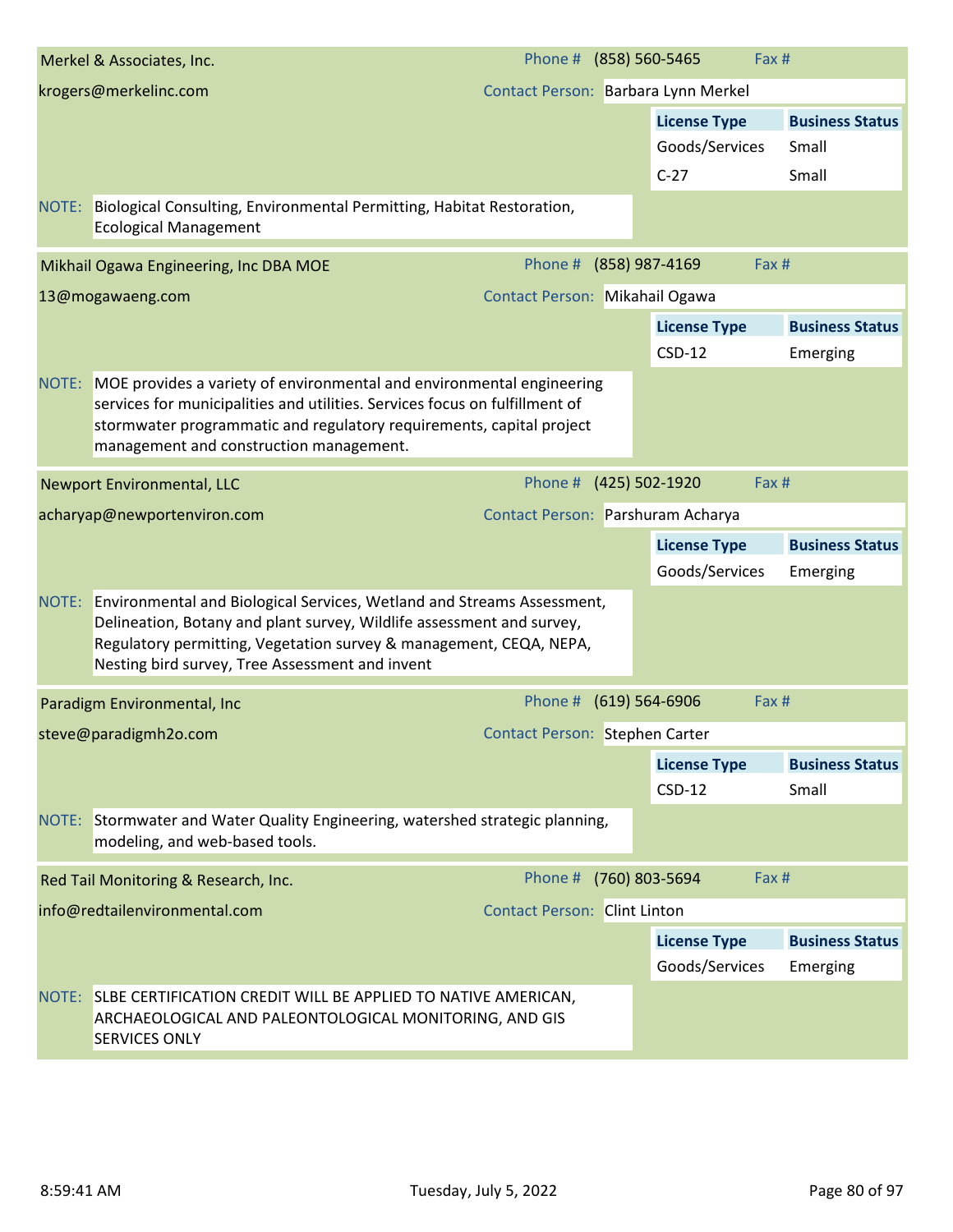**Merkel & Associates, Inc.**

Phone # (858) 560-5465 Fax #

krogers@merkelinc.com

Contact Person: Barbara Lynn Merkel

| License Type | Business Status |
|---|---|
| Goods/Services | Small |
| C-27 | Small |

NOTE: Biological Consulting, Environmental Permitting, Habitat Restoration, Ecological Management

---

**Mikhail Ogawa Engineering, Inc DBA MOE**

Phone # (858) 987-4169 Fax #

13@mogawaeng.com

Contact Person: Mikahail Ogawa

| License Type | Business Status |
|---|---|
| CSD-12 | Emerging |

NOTE: MOE provides a variety of environmental and environmental engineering services for municipalities and utilities. Services focus on fulfillment of stormwater programmatic and regulatory requirements, capital project management and construction management.

---

**Newport Environmental, LLC**

Phone # (425) 502-1920 Fax #

acharyap@newportenviron.com

Contact Person: Parshuram Acharya

| License Type | Business Status |
|---|---|
| Goods/Services | Emerging |

NOTE: Environmental and Biological Services, Wetland and Streams Assessment, Delineation, Botany and plant survey, Wildlife assessment and survey, Regulatory permitting, Vegetation survey & management, CEQA, NEPA, Nesting bird survey, Tree Assessment and invent

---

**Paradigm Environmental, Inc**

Phone # (619) 564-6906 Fax #

steve@paradigmh2o.com

Contact Person: Stephen Carter

| License Type | Business Status |
|---|---|
| CSD-12 | Small |

NOTE: Stormwater and Water Quality Engineering, watershed strategic planning, modeling, and web-based tools.

---

**Red Tail Monitoring & Research, Inc.**

Phone # (760) 803-5694 Fax #

info@redtailenvironmental.com

Contact Person: Clint Linton

| License Type | Business Status |
|---|---|
| Goods/Services | Emerging |

NOTE: SLBE CERTIFICATION CREDIT WILL BE APPLIED TO NATIVE AMERICAN, ARCHAEOLOGICAL AND PALEONTOLOGICAL MONITORING, AND GIS SERVICES ONLY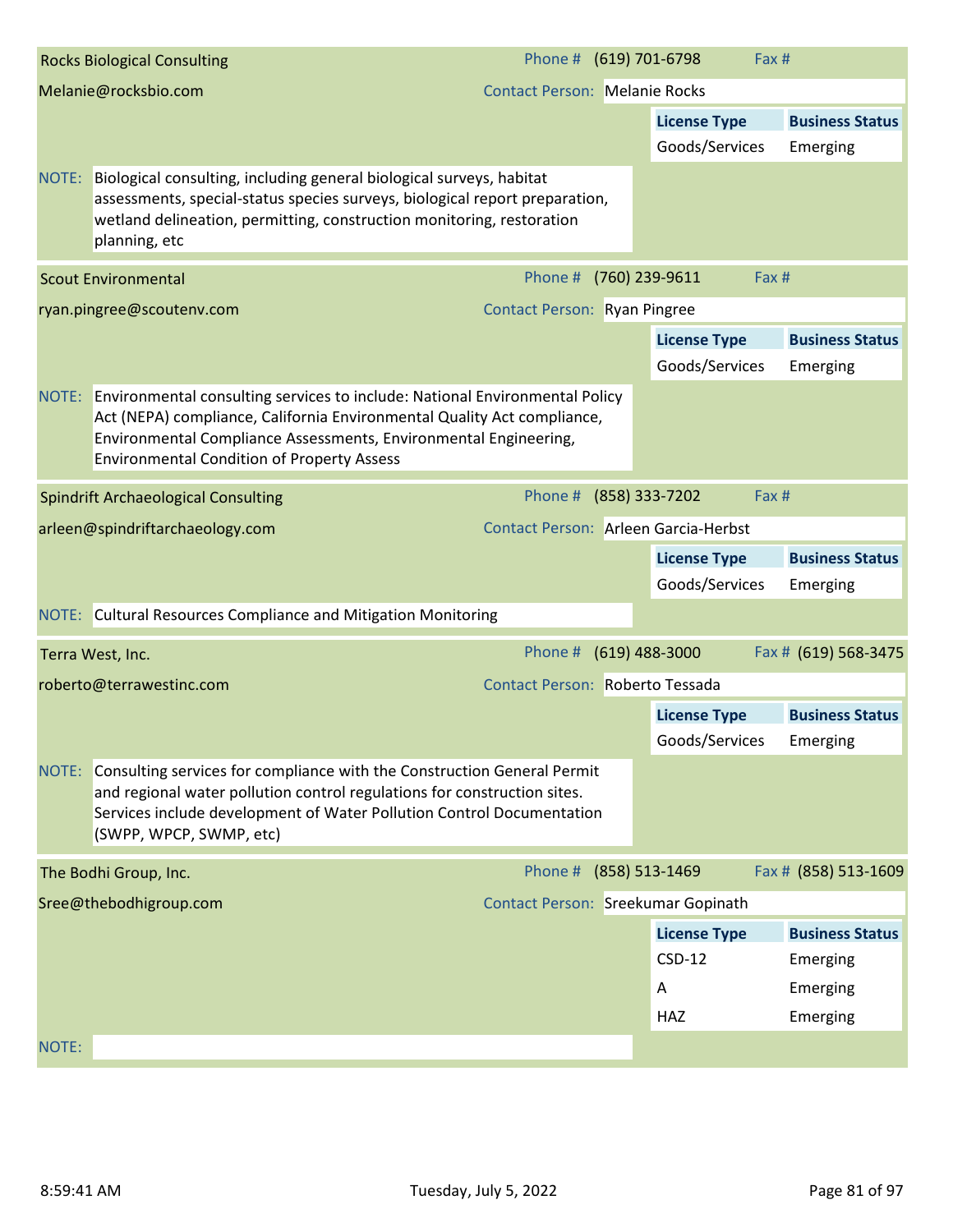## Rocks Biological Consulting

Melanie@rocksbio.com

Phone # (619) 701-6798 Fax #

Contact Person: Melanie Rocks

| License Type | Business Status |
|---|---|
| Goods/Services | Emerging |

NOTE: Biological consulting, including general biological surveys, habitat assessments, special-status species surveys, biological report preparation, wetland delineation, permitting, construction monitoring, restoration planning, etc

## Scout Environmental

ryan.pingree@scoutenv.com

Phone # (760) 239-9611 Fax #

Contact Person: Ryan Pingree

| License Type | Business Status |
|---|---|
| Goods/Services | Emerging |

NOTE: Environmental consulting services to include: National Environmental Policy Act (NEPA) compliance, California Environmental Quality Act compliance, Environmental Compliance Assessments, Environmental Engineering, Environmental Condition of Property Assess

## Spindrift Archaeological Consulting

arleen@spindriftarchaeology.com

Phone # (858) 333-7202 Fax #

Contact Person: Arleen Garcia-Herbst

| License Type | Business Status |
|---|---|
| Goods/Services | Emerging |

NOTE: Cultural Resources Compliance and Mitigation Monitoring

## Terra West, Inc.

roberto@terrawestinc.com

Phone # (619) 488-3000 Fax # (619) 568-3475

Contact Person: Roberto Tessada

| License Type | Business Status |
|---|---|
| Goods/Services | Emerging |

NOTE: Consulting services for compliance with the Construction General Permit and regional water pollution control regulations for construction sites. Services include development of Water Pollution Control Documentation (SWPP, WPCP, SWMP, etc)

## The Bodhi Group, Inc.

Sree@thebodhigroup.com

Phone # (858) 513-1469 Fax # (858) 513-1609

Contact Person: Sreekumar Gopinath

| License Type | Business Status |
|---|---|
| CSD-12 | Emerging |
| A | Emerging |
| HAZ | Emerging |

NOTE: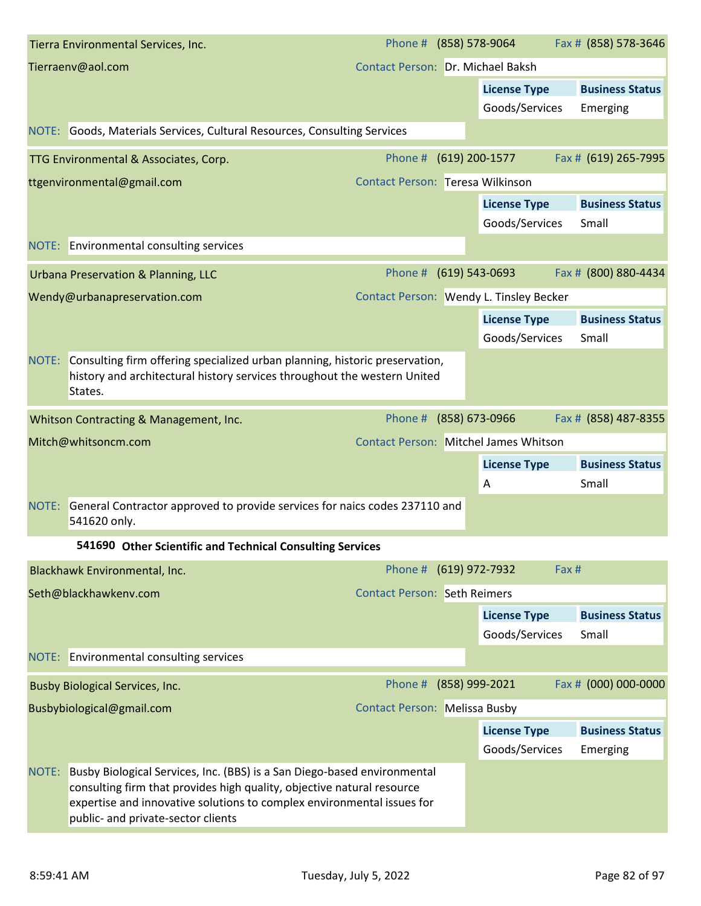**Tierra Environmental Services, Inc.**
Phone # (858) 578-9064 | Fax # (858) 578-3646
Tierraenv@aol.com
Contact Person: Dr. Michael Baksh

| License Type | Business Status |
|---|---|
| Goods/Services | Emerging |

NOTE: Goods, Materials Services, Cultural Resources, Consulting Services

---

**TTG Environmental & Associates, Corp.**
Phone # (619) 200-1577 | Fax # (619) 265-7995
ttgenvironmental@gmail.com
Contact Person: Teresa Wilkinson

| License Type | Business Status |
|---|---|
| Goods/Services | Small |

NOTE: Environmental consulting services

---

**Urbana Preservation & Planning, LLC**
Phone # (619) 543-0693 | Fax # (800) 880-4434
Wendy@urbanapreservation.com
Contact Person: Wendy L. Tinsley Becker

| License Type | Business Status |
|---|---|
| Goods/Services | Small |

NOTE: Consulting firm offering specialized urban planning, historic preservation, history and architectural history services throughout the western United States.

---

**Whitson Contracting & Management, Inc.**
Phone # (858) 673-0966 | Fax # (858) 487-8355
Mitch@whitsoncm.com
Contact Person: Mitchel James Whitson

| License Type | Business Status |
|---|---|
| A | Small |

NOTE: General Contractor approved to provide services for naics codes 237110 and 541620 only.

---

## 541690 Other Scientific and Technical Consulting Services

**Blackhawk Environmental, Inc.**
Phone # (619) 972-7932 | Fax #
Seth@blackhawkenv.com
Contact Person: Seth Reimers

| License Type | Business Status |
|---|---|
| Goods/Services | Small |

NOTE: Environmental consulting services

---

**Busby Biological Services, Inc.**
Phone # (858) 999-2021 | Fax # (000) 000-0000
Busbybiological@gmail.com
Contact Person: Melissa Busby

| License Type | Business Status |
|---|---|
| Goods/Services | Emerging |

NOTE: Busby Biological Services, Inc. (BBS) is a San Diego-based environmental consulting firm that provides high quality, objective natural resource expertise and innovative solutions to complex environmental issues for public- and private-sector clients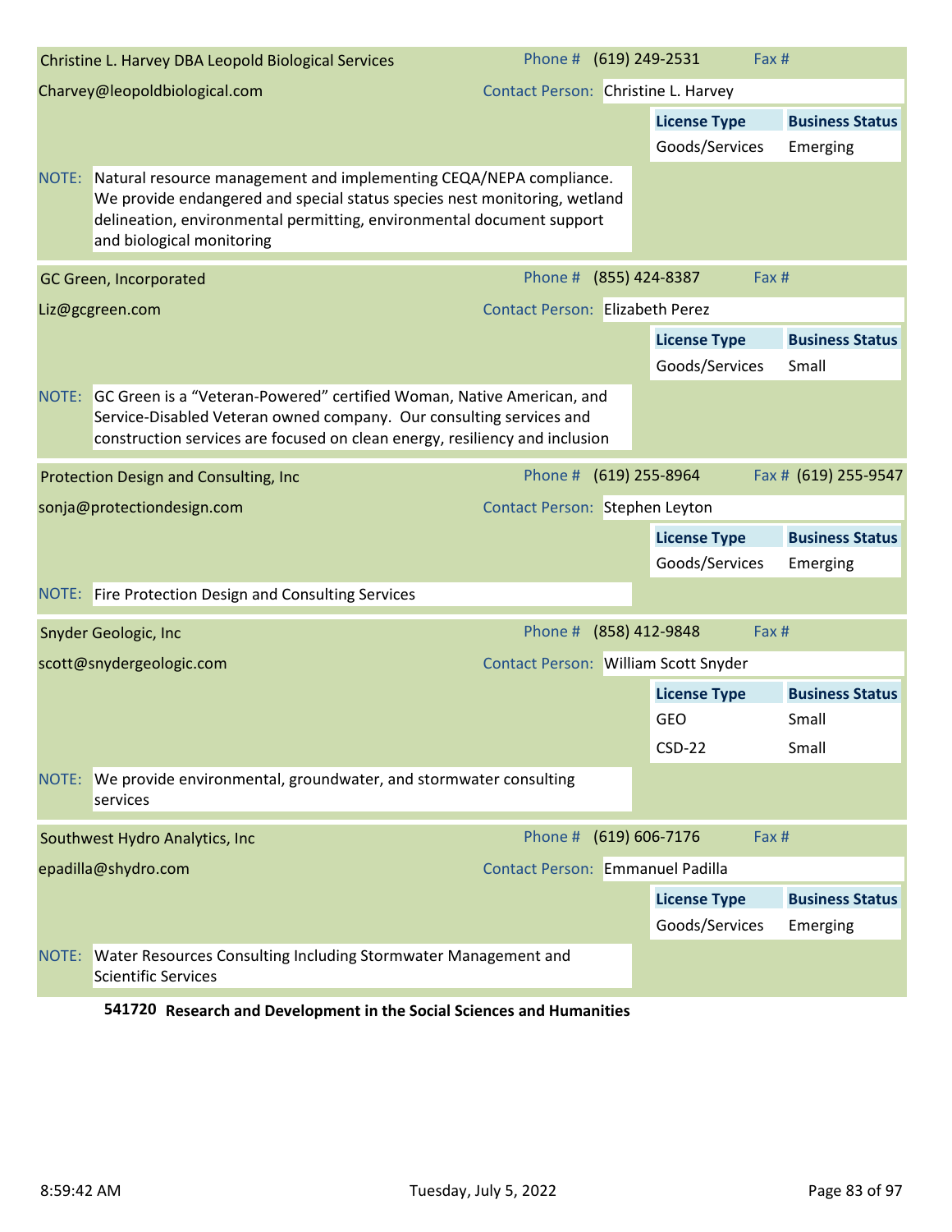**Christine L. Harvey DBA Leopold Biological Services**

Phone # (619) 249-2531 Fax #

Charvey@leopoldbiological.com

Contact Person: Christine L. Harvey

| License Type | Business Status |
| --- | --- |
| Goods/Services | Emerging |

NOTE: Natural resource management and implementing CEQA/NEPA compliance. We provide endangered and special status species nest monitoring, wetland delineation, environmental permitting, environmental document support and biological monitoring

---

**GC Green, Incorporated**

Phone # (855) 424-8387 Fax #

Liz@gcgreen.com

Contact Person: Elizabeth Perez

| License Type | Business Status |
| --- | --- |
| Goods/Services | Small |

NOTE: GC Green is a “Veteran-Powered” certified Woman, Native American, and Service-Disabled Veteran owned company. Our consulting services and construction services are focused on clean energy, resiliency and inclusion

---

**Protection Design and Consulting, Inc**

Phone # (619) 255-8964 Fax # (619) 255-9547

sonja@protectiondesign.com

Contact Person: Stephen Leyton

| License Type | Business Status |
| --- | --- |
| Goods/Services | Emerging |

NOTE: Fire Protection Design and Consulting Services

---

**Snyder Geologic, Inc**

Phone # (858) 412-9848 Fax #

scott@snydergeologic.com

Contact Person: William Scott Snyder

| License Type | Business Status |
| --- | --- |
| GEO | Small |
| CSD-22 | Small |

NOTE: We provide environmental, groundwater, and stormwater consulting services

---

**Southwest Hydro Analytics, Inc**

Phone # (619) 606-7176 Fax #

epadilla@shydro.com

Contact Person: Emmanuel Padilla

| License Type | Business Status |
| --- | --- |
| Goods/Services | Emerging |

NOTE: Water Resources Consulting Including Stormwater Management and Scientific Services

---

**541720 Research and Development in the Social Sciences and Humanities**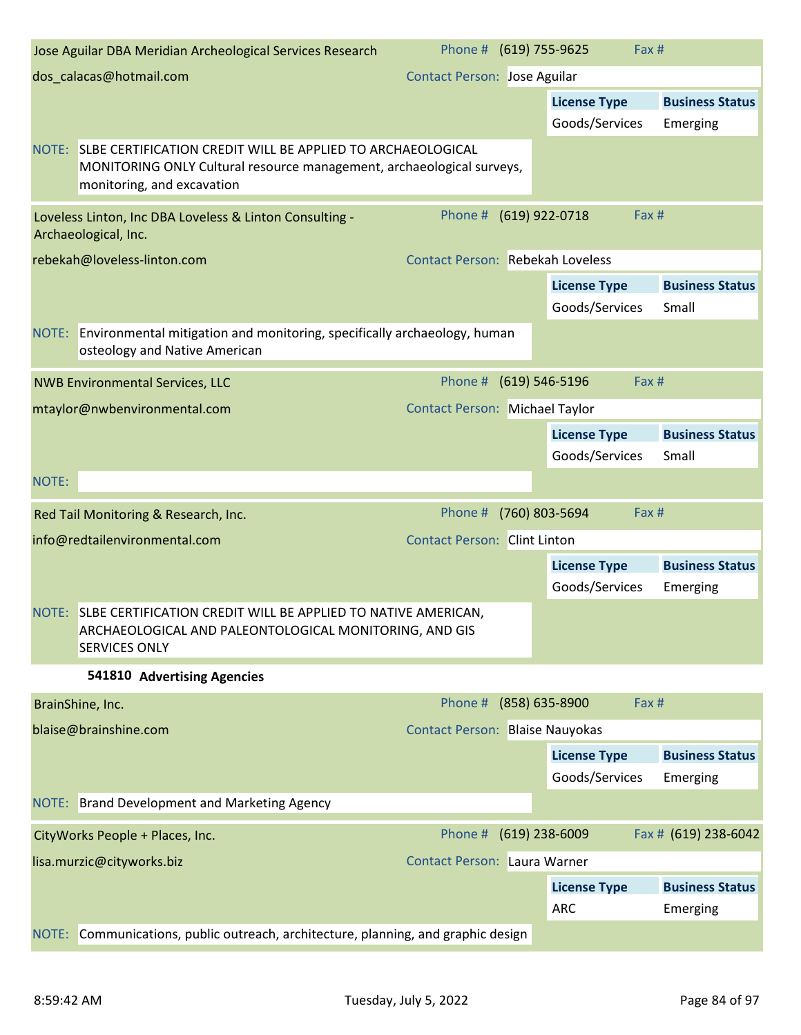**Jose Aguilar DBA Meridian Archeological Services Research**
Phone # (619) 755-9625 | Fax #
dos_calacas@hotmail.com
Contact Person: Jose Aguilar

| License Type | Business Status |
|---|---|
| Goods/Services | Emerging |

NOTE: SLBE CERTIFICATION CREDIT WILL BE APPLIED TO ARCHAEOLOGICAL MONITORING ONLY Cultural resource management, archaeological surveys, monitoring, and excavation

---

**Loveless Linton, Inc DBA Loveless & Linton Consulting - Archaeological, Inc.**
Phone # (619) 922-0718 | Fax #
rebekah@loveless-linton.com
Contact Person: Rebekah Loveless

| License Type | Business Status |
|---|---|
| Goods/Services | Small |

NOTE: Environmental mitigation and monitoring, specifically archaeology, human osteology and Native American

---

**NWB Environmental Services, LLC**
Phone # (619) 546-5196 | Fax #
mtaylor@nwbenvironmental.com
Contact Person: Michael Taylor

| License Type | Business Status |
|---|---|
| Goods/Services | Small |

NOTE:

---

**Red Tail Monitoring & Research, Inc.**
Phone # (760) 803-5694 | Fax #
info@redtailenvironmental.com
Contact Person: Clint Linton

| License Type | Business Status |
|---|---|
| Goods/Services | Emerging |

NOTE: SLBE CERTIFICATION CREDIT WILL BE APPLIED TO NATIVE AMERICAN, ARCHAEOLOGICAL AND PALEONTOLOGICAL MONITORING, AND GIS SERVICES ONLY

## 541810 Advertising Agencies

**BrainShine, Inc.**
Phone # (858) 635-8900 | Fax #
blaise@brainshine.com
Contact Person: Blaise Nauyokas

| License Type | Business Status |
|---|---|
| Goods/Services | Emerging |

NOTE: Brand Development and Marketing Agency

---

**CityWorks People + Places, Inc.**
Phone # (619) 238-6009 | Fax # (619) 238-6042
lisa.murzic@cityworks.biz
Contact Person: Laura Warner

| License Type | Business Status |
|---|---|
| ARC | Emerging |

NOTE: Communications, public outreach, architecture, planning, and graphic design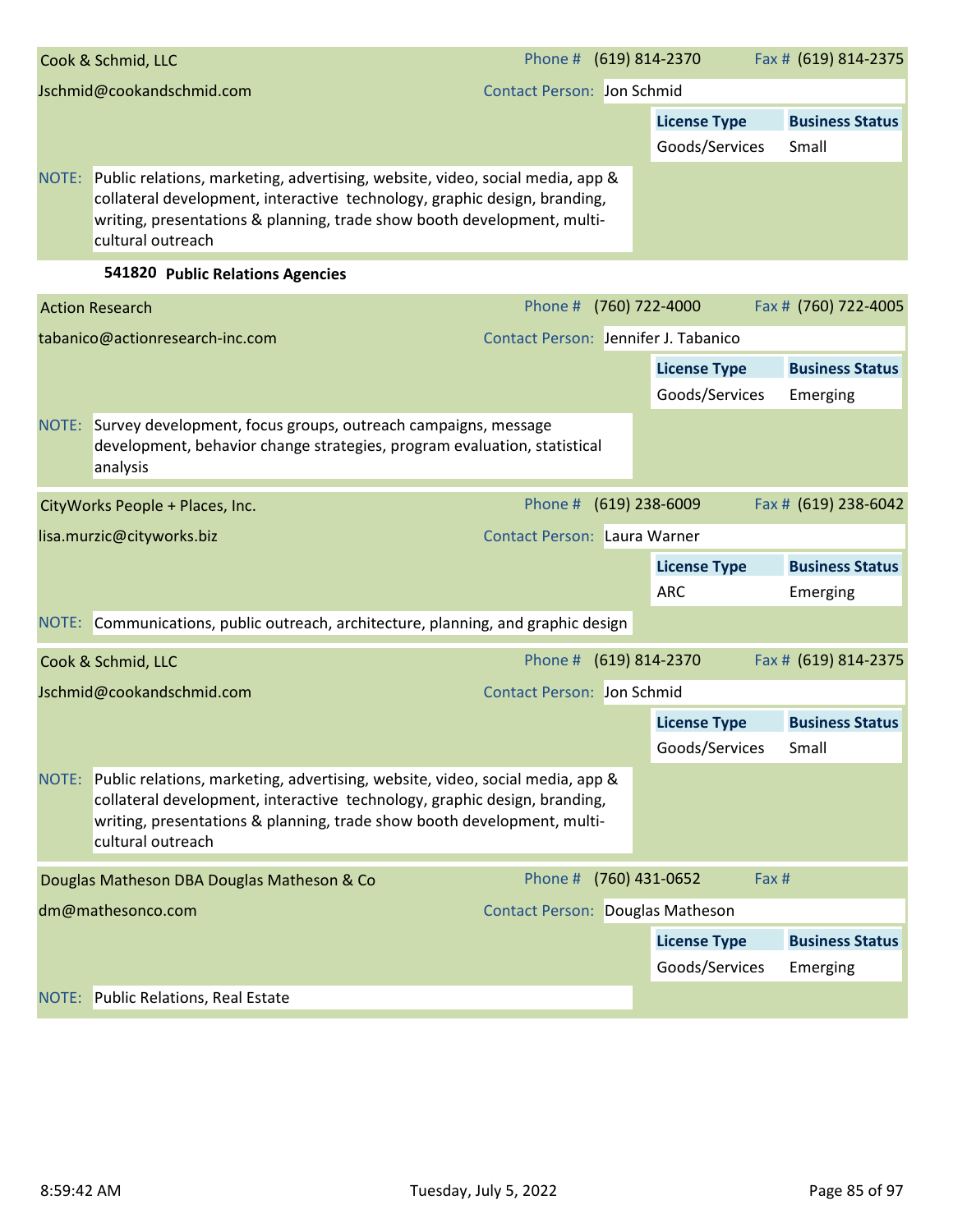**Cook & Schmid, LLC**

Jschmid@cookandschmid.com

Phone # (619) 814-2370 | Fax # (619) 814-2375

Contact Person: Jon Schmid

| License Type | Business Status |
|---|---|
| Goods/Services | Small |

NOTE: Public relations, marketing, advertising, website, video, social media, app & collateral development, interactive technology, graphic design, branding, writing, presentations & planning, trade show booth development, multi-cultural outreach

### 541820 Public Relations Agencies

**Action Research**

tabanico@actionresearch-inc.com

Phone # (760) 722-4000 | Fax # (760) 722-4005

Contact Person: Jennifer J. Tabanico

| License Type | Business Status |
|---|---|
| Goods/Services | Emerging |

NOTE: Survey development, focus groups, outreach campaigns, message development, behavior change strategies, program evaluation, statistical analysis

**CityWorks People + Places, Inc.**

lisa.murzic@cityworks.biz

Phone # (619) 238-6009 | Fax # (619) 238-6042

Contact Person: Laura Warner

| License Type | Business Status |
|---|---|
| ARC | Emerging |

NOTE: Communications, public outreach, architecture, planning, and graphic design

**Cook & Schmid, LLC**

Jschmid@cookandschmid.com

Phone # (619) 814-2370 | Fax # (619) 814-2375

Contact Person: Jon Schmid

| License Type | Business Status |
|---|---|
| Goods/Services | Small |

NOTE: Public relations, marketing, advertising, website, video, social media, app & collateral development, interactive technology, graphic design, branding, writing, presentations & planning, trade show booth development, multi-cultural outreach

**Douglas Matheson DBA Douglas Matheson & Co**

dm@mathesonco.com

Phone # (760) 431-0652 | Fax #

Contact Person: Douglas Matheson

| License Type | Business Status |
|---|---|
| Goods/Services | Emerging |

NOTE: Public Relations, Real Estate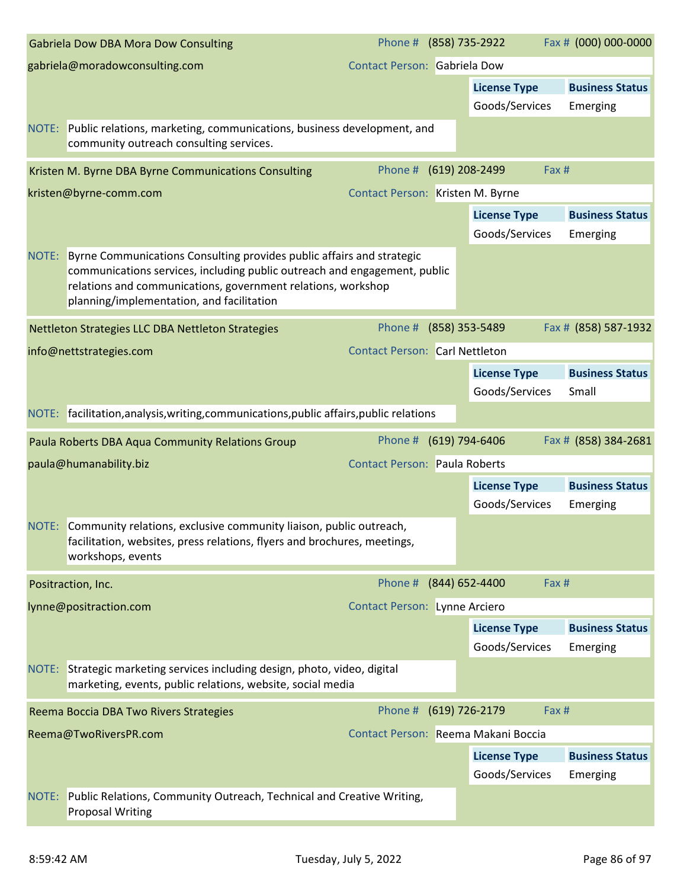**Gabriela Dow DBA Mora Dow Consulting**

gabriela@moradowconsulting.com

Phone # (858) 735-2922 | Fax # (000) 000-0000

Contact Person: Gabriela Dow

| License Type | Business Status |
|---|---|
| Goods/Services | Emerging |

NOTE: Public relations, marketing, communications, business development, and community outreach consulting services.

---

**Kristen M. Byrne DBA Byrne Communications Consulting**

kristen@byrne-comm.com

Phone # (619) 208-2499 | Fax #

Contact Person: Kristen M. Byrne

| License Type | Business Status |
|---|---|
| Goods/Services | Emerging |

NOTE: Byrne Communications Consulting provides public affairs and strategic communications services, including public outreach and engagement, public relations and communications, government relations, workshop planning/implementation, and facilitation

---

**Nettleton Strategies LLC DBA Nettleton Strategies**

info@nettstrategies.com

Phone # (858) 353-5489 | Fax # (858) 587-1932

Contact Person: Carl Nettleton

| License Type | Business Status |
|---|---|
| Goods/Services | Small |

NOTE: facilitation,analysis,writing,communications,public affairs,public relations

---

**Paula Roberts DBA Aqua Community Relations Group**

paula@humanability.biz

Phone # (619) 794-6406 | Fax # (858) 384-2681

Contact Person: Paula Roberts

| License Type | Business Status |
|---|---|
| Goods/Services | Emerging |

NOTE: Community relations, exclusive community liaison, public outreach, facilitation, websites, press relations, flyers and brochures, meetings, workshops, events

---

**Positraction, Inc.**

lynne@positraction.com

Phone # (844) 652-4400 | Fax #

Contact Person: Lynne Arciero

| License Type | Business Status |
|---|---|
| Goods/Services | Emerging |

NOTE: Strategic marketing services including design, photo, video, digital marketing, events, public relations, website, social media

---

**Reema Boccia DBA Two Rivers Strategies**

Reema@TwoRiversPR.com

Phone # (619) 726-2179 | Fax #

Contact Person: Reema Makani Boccia

| License Type | Business Status |
|---|---|
| Goods/Services | Emerging |

NOTE: Public Relations, Community Outreach, Technical and Creative Writing, Proposal Writing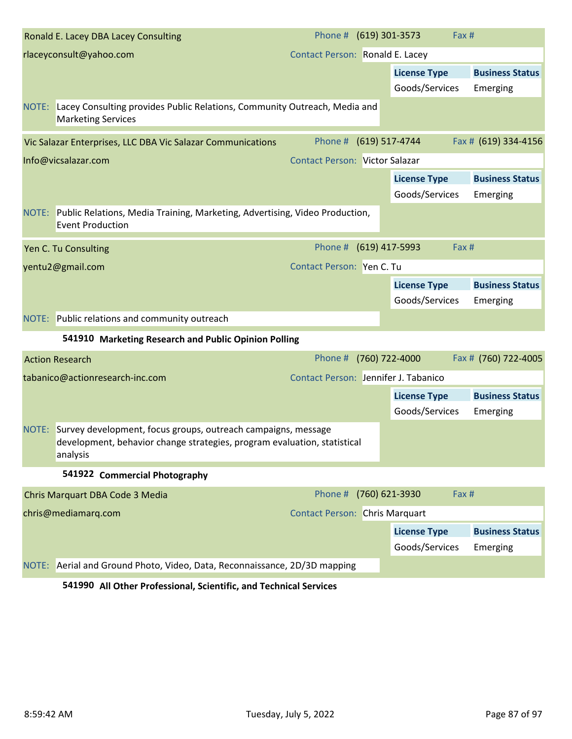**Ronald E. Lacey DBA Lacey Consulting**
rlaceyconsult@yahoo.com

Phone # (619) 301-3573 | Fax #
Contact Person: Ronald E. Lacey

| License Type | Business Status |
| --- | --- |
| Goods/Services | Emerging |

NOTE: Lacey Consulting provides Public Relations, Community Outreach, Media and Marketing Services

---

**Vic Salazar Enterprises, LLC DBA Vic Salazar Communications**
Info@vicsalazar.com

Phone # (619) 517-4744 | Fax # (619) 334-4156
Contact Person: Victor Salazar

| License Type | Business Status |
| --- | --- |
| Goods/Services | Emerging |

NOTE: Public Relations, Media Training, Marketing, Advertising, Video Production, Event Production

---

**Yen C. Tu Consulting**
yentu2@gmail.com

Phone # (619) 417-5993 | Fax #
Contact Person: Yen C. Tu

| License Type | Business Status |
| --- | --- |
| Goods/Services | Emerging |

NOTE: Public relations and community outreach

### 541910 Marketing Research and Public Opinion Polling

**Action Research**
tabanico@actionresearch-inc.com

Phone # (760) 722-4000 | Fax # (760) 722-4005
Contact Person: Jennifer J. Tabanico

| License Type | Business Status |
| --- | --- |
| Goods/Services | Emerging |

NOTE: Survey development, focus groups, outreach campaigns, message development, behavior change strategies, program evaluation, statistical analysis

### 541922 Commercial Photography

**Chris Marquart DBA Code 3 Media**
chris@mediamarq.com

Phone # (760) 621-3930 | Fax #
Contact Person: Chris Marquart

| License Type | Business Status |
| --- | --- |
| Goods/Services | Emerging |

NOTE: Aerial and Ground Photo, Video, Data, Reconnaissance, 2D/3D mapping

### 541990 All Other Professional, Scientific, and Technical Services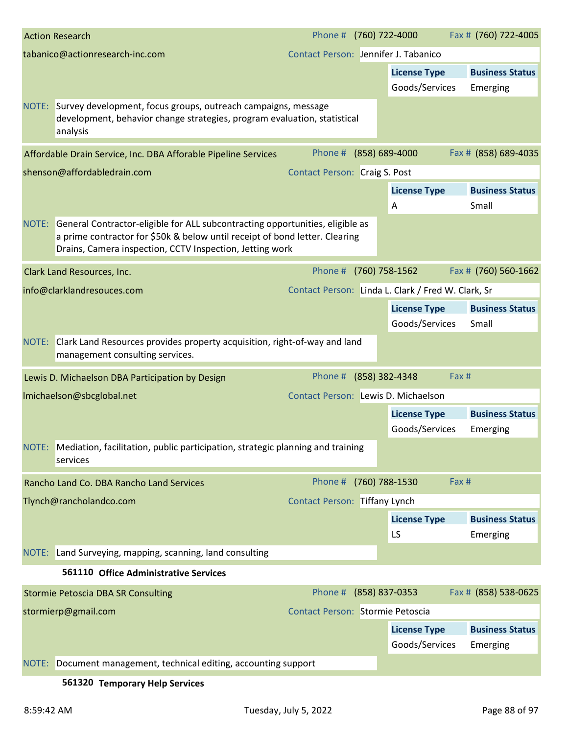**Action Research**
Phone # (760) 722-4000 | Fax # (760) 722-4005
tabanico@actionresearch-inc.com
Contact Person: Jennifer J. Tabanico

| License Type | Business Status |
| --- | --- |
| Goods/Services | Emerging |

NOTE: Survey development, focus groups, outreach campaigns, message development, behavior change strategies, program evaluation, statistical analysis

---

**Affordable Drain Service, Inc. DBA Aforable Pipeline Services**
Phone # (858) 689-4000 | Fax # (858) 689-4035
shenson@affordabledrain.com
Contact Person: Craig S. Post

| License Type | Business Status |
| --- | --- |
| A | Small |

NOTE: General Contractor-eligible for ALL subcontracting opportunities, eligible as a prime contractor for $50k & below until receipt of bond letter. Clearing Drains, Camera inspection, CCTV Inspection, Jetting work

---

**Clark Land Resources, Inc.**
Phone # (760) 758-1562 | Fax # (760) 560-1662
info@clarklandresouces.com
Contact Person: Linda L. Clark / Fred W. Clark, Sr

| License Type | Business Status |
| --- | --- |
| Goods/Services | Small |

NOTE: Clark Land Resources provides property acquisition, right-of-way and land management consulting services.

---

**Lewis D. Michaelson DBA Participation by Design**
Phone # (858) 382-4348 | Fax #
lmichaelson@sbcglobal.net
Contact Person: Lewis D. Michaelson

| License Type | Business Status |
| --- | --- |
| Goods/Services | Emerging |

NOTE: Mediation, facilitation, public participation, strategic planning and training services

---

**Rancho Land Co. DBA Rancho Land Services**
Phone # (760) 788-1530 | Fax #
Tlynch@rancholandco.com
Contact Person: Tiffany Lynch

| License Type | Business Status |
| --- | --- |
| LS | Emerging |

NOTE: Land Surveying, mapping, scanning, land consulting

## 561110 Office Administrative Services

**Stormie Petoscia DBA SR Consulting**
Phone # (858) 837-0353 | Fax # (858) 538-0625
stormierp@gmail.com
Contact Person: Stormie Petoscia

| License Type | Business Status |
| --- | --- |
| Goods/Services | Emerging |

NOTE: Document management, technical editing, accounting support

## 561320 Temporary Help Services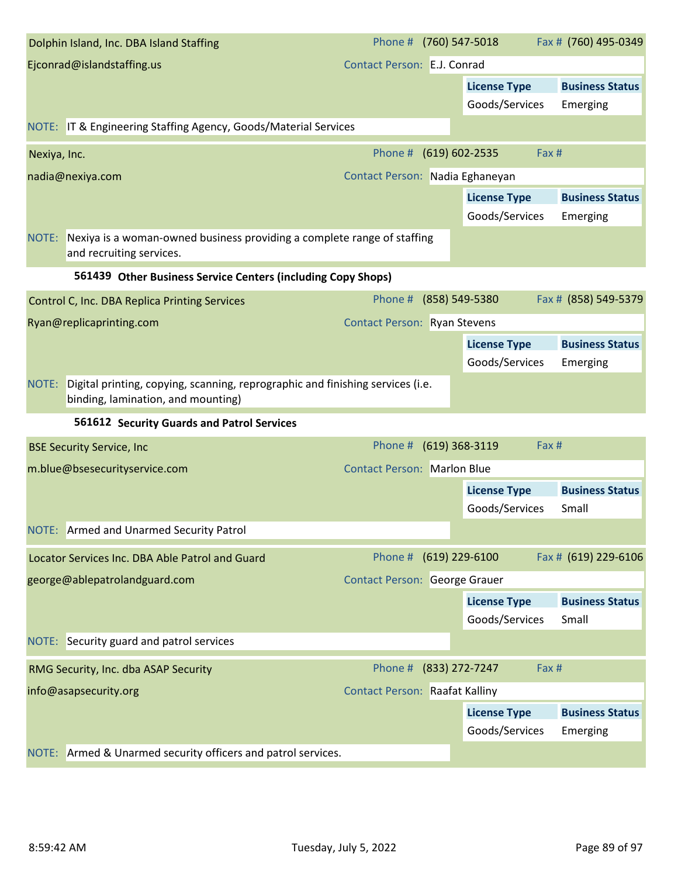**Dolphin Island, Inc. DBA Island Staffing**

Phone # (760) 547-5018 | Fax # (760) 495-0349

Ejconrad@islandstaffing.us

Contact Person: E.J. Conrad

| License Type | Business Status |
|---|---|
| Goods/Services | Emerging |

NOTE: IT & Engineering Staffing Agency, Goods/Material Services

---

**Nexiya, Inc.**

Phone # (619) 602-2535 | Fax #

nadia@nexiya.com

Contact Person: Nadia Eghaneyan

| License Type | Business Status |
|---|---|
| Goods/Services | Emerging |

NOTE: Nexiya is a woman-owned business providing a complete range of staffing and recruiting services.

---

### 561439 Other Business Service Centers (including Copy Shops)

**Control C, Inc. DBA Replica Printing Services**

Phone # (858) 549-5380 | Fax # (858) 549-5379

Ryan@replicaprinting.com

Contact Person: Ryan Stevens

| License Type | Business Status |
|---|---|
| Goods/Services | Emerging |

NOTE: Digital printing, copying, scanning, reprographic and finishing services (i.e. binding, lamination, and mounting)

---

### 561612 Security Guards and Patrol Services

**BSE Security Service, Inc**

Phone # (619) 368-3119 | Fax #

m.blue@bsesecurityservice.com

Contact Person: Marlon Blue

| License Type | Business Status |
|---|---|
| Goods/Services | Small |

NOTE: Armed and Unarmed Security Patrol

---

**Locator Services Inc. DBA Able Patrol and Guard**

Phone # (619) 229-6100 | Fax # (619) 229-6106

george@ablepatrolandguard.com

Contact Person: George Grauer

| License Type | Business Status |
|---|---|
| Goods/Services | Small |

NOTE: Security guard and patrol services

---

**RMG Security, Inc. dba ASAP Security**

Phone # (833) 272-7247 | Fax #

info@asapsecurity.org

Contact Person: Raafat Kalliny

| License Type | Business Status |
|---|---|
| Goods/Services | Emerging |

NOTE: Armed & Unarmed security officers and patrol services.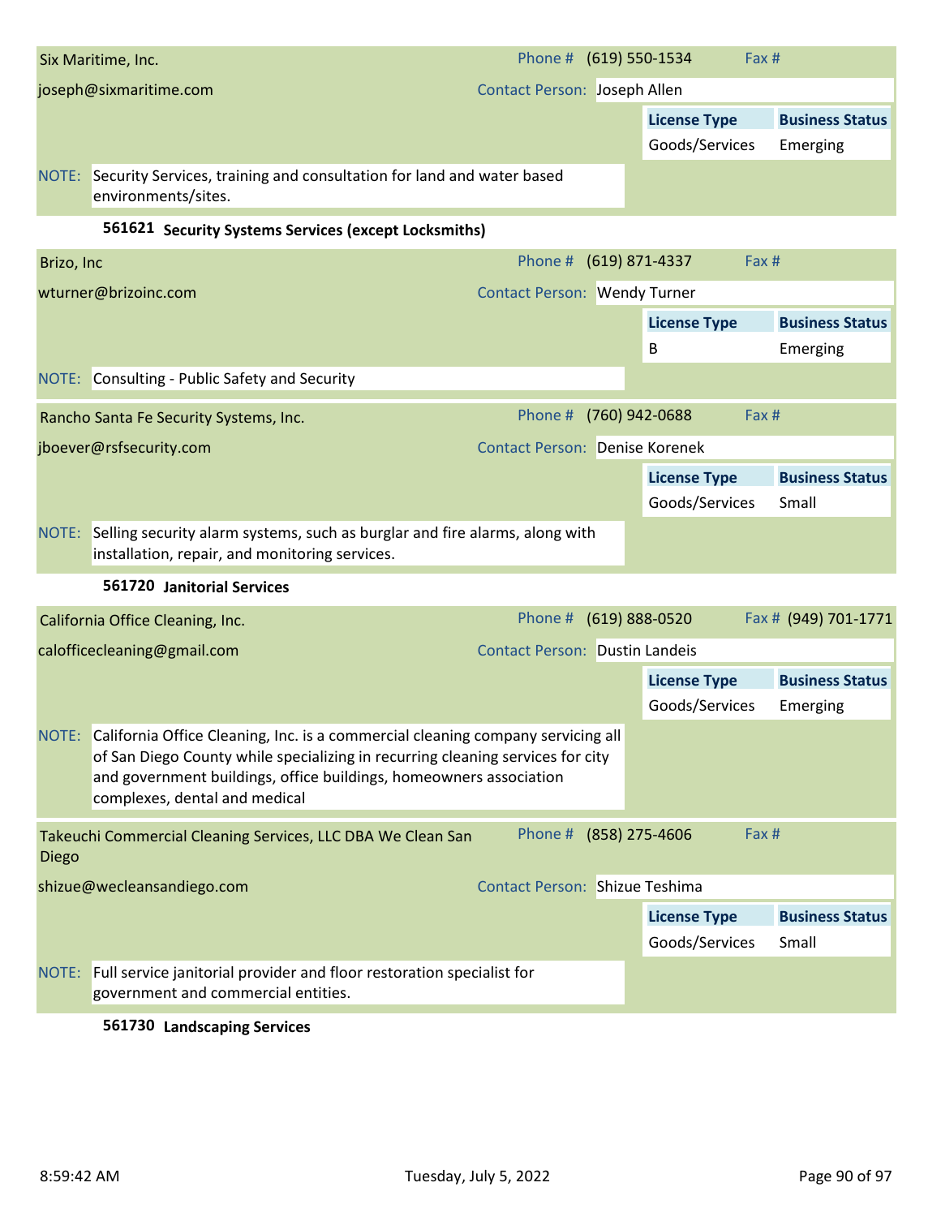Six Maritime, Inc. | Phone # (619) 550-1534 | Fax #

joseph@sixmaritime.com | Contact Person: Joseph Allen

| License Type | Business Status |
| --- | --- |
| Goods/Services | Emerging |

NOTE: Security Services, training and consultation for land and water based environments/sites.

### 561621 Security Systems Services (except Locksmiths)

Brizo, Inc | Phone # (619) 871-4337 | Fax #

wturner@brizoinc.com | Contact Person: Wendy Turner

| License Type | Business Status |
| --- | --- |
| B | Emerging |

NOTE: Consulting - Public Safety and Security

Rancho Santa Fe Security Systems, Inc. | Phone # (760) 942-0688 | Fax #

jboever@rsfsecurity.com | Contact Person: Denise Korenek

| License Type | Business Status |
| --- | --- |
| Goods/Services | Small |

NOTE: Selling security alarm systems, such as burglar and fire alarms, along with installation, repair, and monitoring services.

### 561720 Janitorial Services

California Office Cleaning, Inc. | Phone # (619) 888-0520 | Fax # (949) 701-1771

calofficecleaning@gmail.com | Contact Person: Dustin Landeis

| License Type | Business Status |
| --- | --- |
| Goods/Services | Emerging |

NOTE: California Office Cleaning, Inc. is a commercial cleaning company servicing all of San Diego County while specializing in recurring cleaning services for city and government buildings, office buildings, homeowners association complexes, dental and medical

Takeuchi Commercial Cleaning Services, LLC DBA We Clean San Diego | Phone # (858) 275-4606 | Fax #

shizue@wecleansandiego.com | Contact Person: Shizue Teshima

| License Type | Business Status |
| --- | --- |
| Goods/Services | Small |

NOTE: Full service janitorial provider and floor restoration specialist for government and commercial entities.

### 561730 Landscaping Services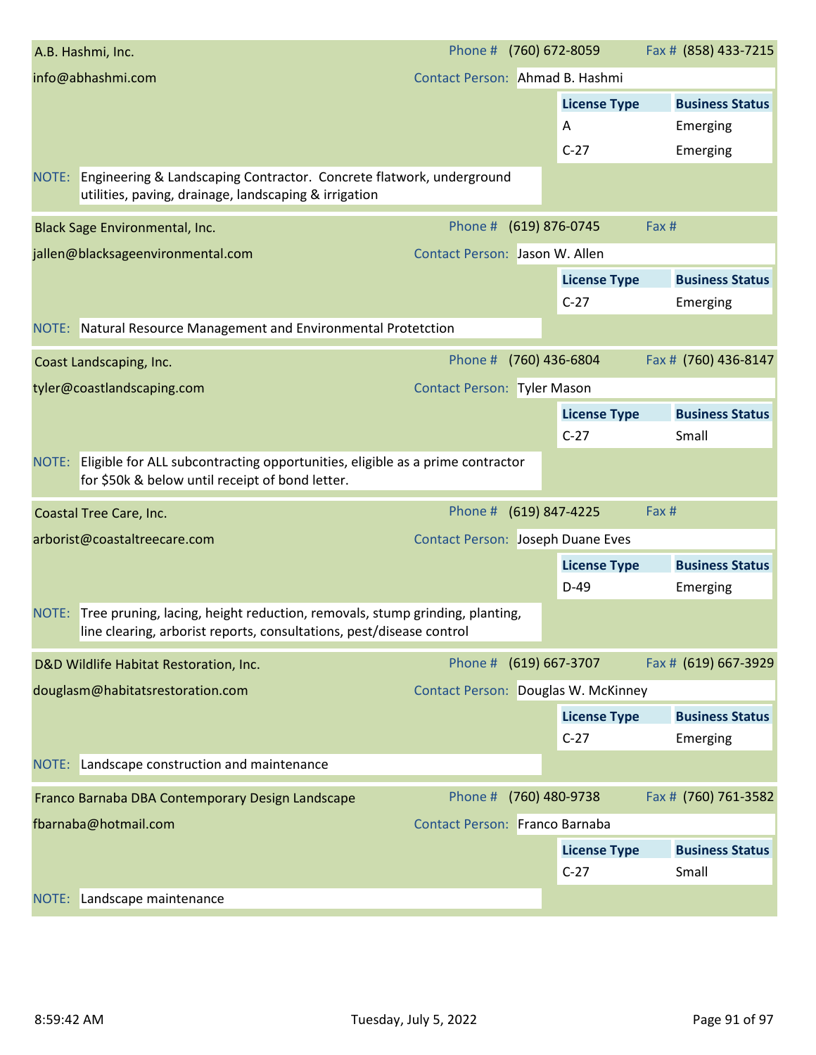## A.B. Hashmi, Inc.

Phone # (760) 672-8059 Fax # (858) 433-7215

info@abhashmi.com

Contact Person: Ahmad B. Hashmi

| License Type | Business Status |
|---|---|
| A | Emerging |
| C-27 | Emerging |

NOTE: Engineering & Landscaping Contractor. Concrete flatwork, underground utilities, paving, drainage, landscaping & irrigation

## Black Sage Environmental, Inc.

Phone # (619) 876-0745 Fax #

jallen@blacksageenvironmental.com

Contact Person: Jason W. Allen

| License Type | Business Status |
|---|---|
| C-27 | Emerging |

NOTE: Natural Resource Management and Environmental Protetction

## Coast Landscaping, Inc.

Phone # (760) 436-6804 Fax # (760) 436-8147

tyler@coastlandscaping.com

Contact Person: Tyler Mason

| License Type | Business Status |
|---|---|
| C-27 | Small |

NOTE: Eligible for ALL subcontracting opportunities, eligible as a prime contractor for $50k & below until receipt of bond letter.

## Coastal Tree Care, Inc.

Phone # (619) 847-4225 Fax #

arborist@coastaltreecare.com

Contact Person: Joseph Duane Eves

| License Type | Business Status |
|---|---|
| D-49 | Emerging |

NOTE: Tree pruning, lacing, height reduction, removals, stump grinding, planting, line clearing, arborist reports, consultations, pest/disease control

## D&D Wildlife Habitat Restoration, Inc.

Phone # (619) 667-3707 Fax # (619) 667-3929

douglasm@habitatsrestoration.com

Contact Person: Douglas W. McKinney

| License Type | Business Status |
|---|---|
| C-27 | Emerging |

NOTE: Landscape construction and maintenance

## Franco Barnaba DBA Contemporary Design Landscape

Phone # (760) 480-9738 Fax # (760) 761-3582

fbarnaba@hotmail.com

Contact Person: Franco Barnaba

| License Type | Business Status |
|---|---|
| C-27 | Small |

NOTE: Landscape maintenance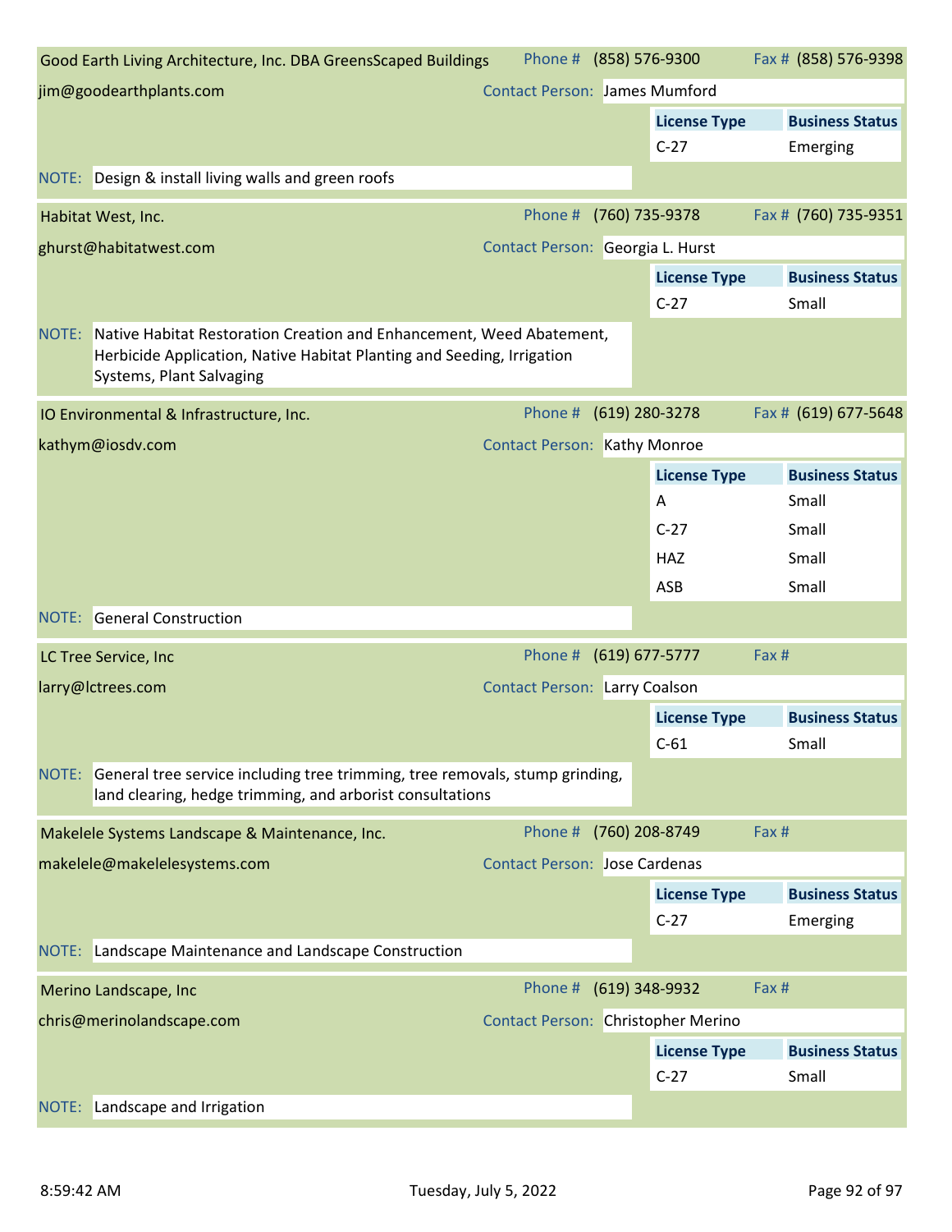**Good Earth Living Architecture, Inc. DBA GreensScaped Buildings** Phone # (858) 576-9300 Fax # (858) 576-9398

jim@goodearthplants.com Contact Person: James Mumford

| License Type | Business Status |
|---|---|
| C-27 | Emerging |

NOTE: Design & install living walls and green roofs

---

**Habitat West, Inc.** Phone # (760) 735-9378 Fax # (760) 735-9351

ghurst@habitatwest.com Contact Person: Georgia L. Hurst

| License Type | Business Status |
|---|---|
| C-27 | Small |

NOTE: Native Habitat Restoration Creation and Enhancement, Weed Abatement, Herbicide Application, Native Habitat Planting and Seeding, Irrigation Systems, Plant Salvaging

---

**IO Environmental & Infrastructure, Inc.** Phone # (619) 280-3278 Fax # (619) 677-5648

kathym@iosdv.com Contact Person: Kathy Monroe

| License Type | Business Status |
|---|---|
| A | Small |
| C-27 | Small |
| HAZ | Small |
| ASB | Small |

NOTE: General Construction

---

**LC Tree Service, Inc** Phone # (619) 677-5777 Fax #

larry@lctrees.com Contact Person: Larry Coalson

| License Type | Business Status |
|---|---|
| C-61 | Small |

NOTE: General tree service including tree trimming, tree removals, stump grinding, land clearing, hedge trimming, and arborist consultations

---

**Makelele Systems Landscape & Maintenance, Inc.** Phone # (760) 208-8749 Fax #

makelele@makelelesystems.com Contact Person: Jose Cardenas

| License Type | Business Status |
|---|---|
| C-27 | Emerging |

NOTE: Landscape Maintenance and Landscape Construction

---

**Merino Landscape, Inc** Phone # (619) 348-9932 Fax #

chris@merinolandscape.com Contact Person: Christopher Merino

| License Type | Business Status |
|---|---|
| C-27 | Small |

NOTE: Landscape and Irrigation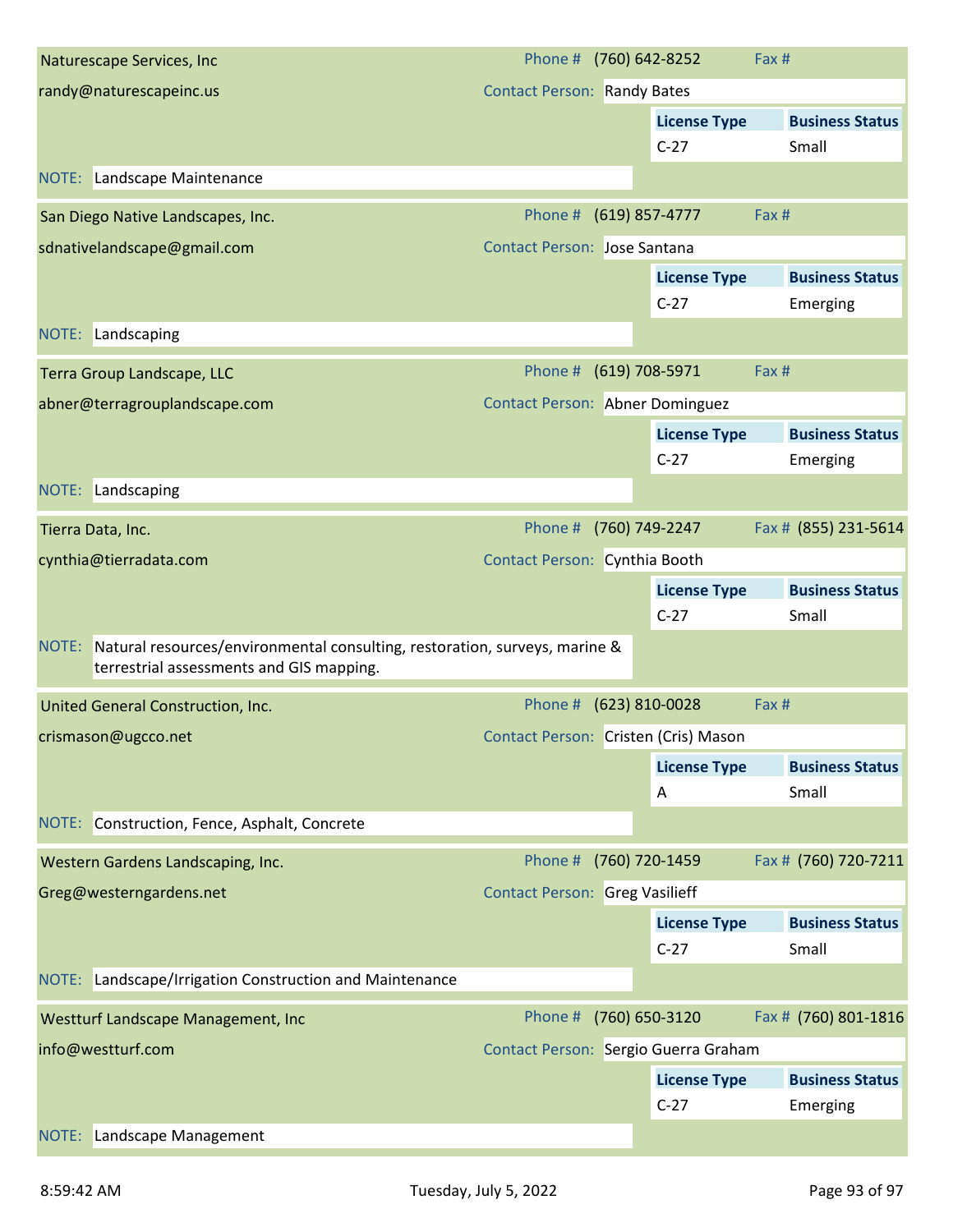**Naturescape Services, Inc**
randy@naturescapeinc.us

Phone # (760) 642-8252 | Fax #
Contact Person: Randy Bates

| License Type | Business Status |
|---|---|
| C-27 | Small |

NOTE: Landscape Maintenance

---

**San Diego Native Landscapes, Inc.**
sdnativelandscape@gmail.com

Phone # (619) 857-4777 | Fax #
Contact Person: Jose Santana

| License Type | Business Status |
|---|---|
| C-27 | Emerging |

NOTE: Landscaping

---

**Terra Group Landscape, LLC**
abner@terragrouplandscape.com

Phone # (619) 708-5971 | Fax #
Contact Person: Abner Dominguez

| License Type | Business Status |
|---|---|
| C-27 | Emerging |

NOTE: Landscaping

---

**Tierra Data, Inc.**
cynthia@tierradata.com

Phone # (760) 749-2247 | Fax # (855) 231-5614
Contact Person: Cynthia Booth

| License Type | Business Status |
|---|---|
| C-27 | Small |

NOTE: Natural resources/environmental consulting, restoration, surveys, marine & terrestrial assessments and GIS mapping.

---

**United General Construction, Inc.**
crismason@ugcco.net

Phone # (623) 810-0028 | Fax #
Contact Person: Cristen (Cris) Mason

| License Type | Business Status |
|---|---|
| A | Small |

NOTE: Construction, Fence, Asphalt, Concrete

---

**Western Gardens Landscaping, Inc.**
Greg@westerngardens.net

Phone # (760) 720-1459 | Fax # (760) 720-7211
Contact Person: Greg Vasilieff

| License Type | Business Status |
|---|---|
| C-27 | Small |

NOTE: Landscape/Irrigation Construction and Maintenance

---

**Westturf Landscape Management, Inc**
info@westturf.com

Phone # (760) 650-3120 | Fax # (760) 801-1816
Contact Person: Sergio Guerra Graham

| License Type | Business Status |
|---|---|
| C-27 | Emerging |

NOTE: Landscape Management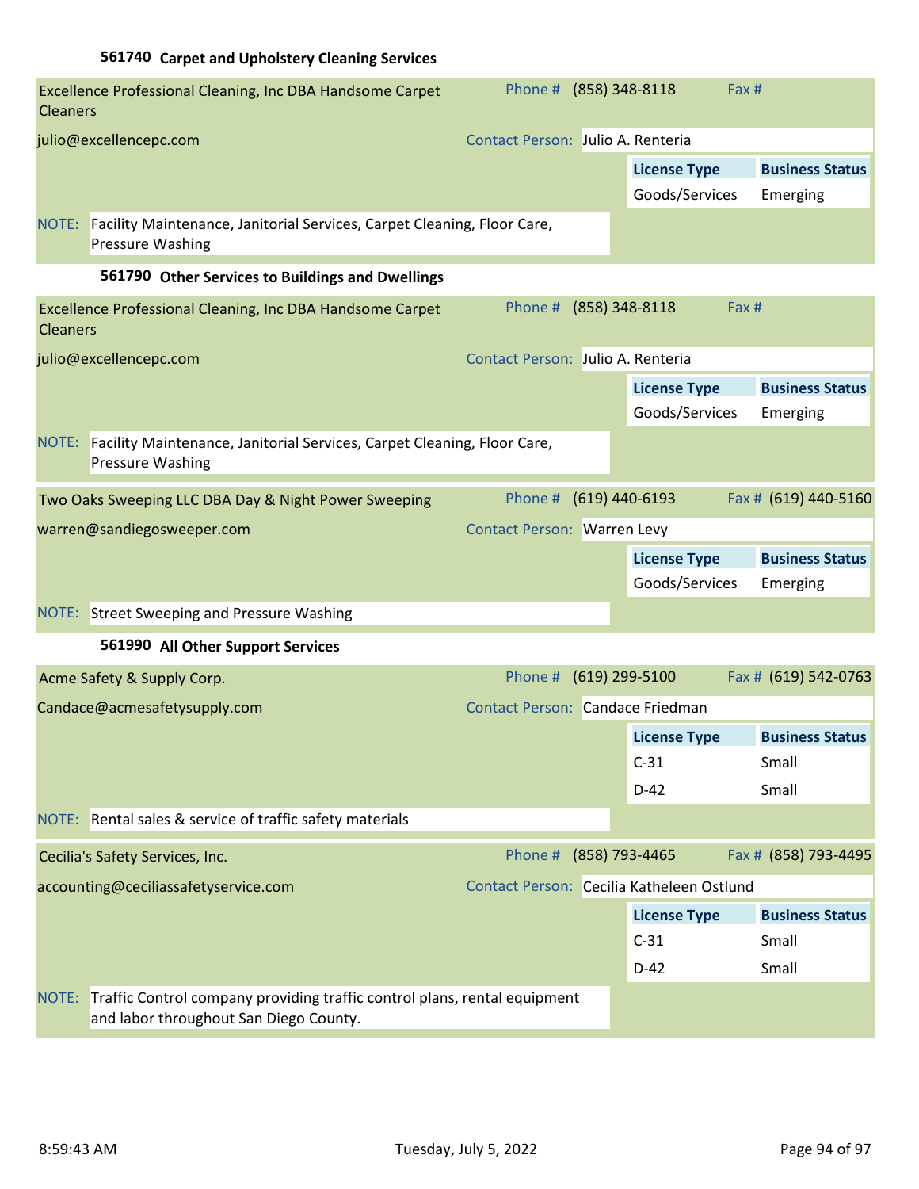### 561740 Carpet and Upholstery Cleaning Services

**Excellence Professional Cleaning, Inc DBA Handsome Carpet Cleaners**
Phone # (858) 348-8118 Fax #
julio@excellencepc.com
Contact Person: Julio A. Renteria

| License Type | Business Status |
|---|---|
| Goods/Services | Emerging |

NOTE: Facility Maintenance, Janitorial Services, Carpet Cleaning, Floor Care, Pressure Washing

### 561790 Other Services to Buildings and Dwellings

**Excellence Professional Cleaning, Inc DBA Handsome Carpet Cleaners**
Phone # (858) 348-8118 Fax #
julio@excellencepc.com
Contact Person: Julio A. Renteria

| License Type | Business Status |
|---|---|
| Goods/Services | Emerging |

NOTE: Facility Maintenance, Janitorial Services, Carpet Cleaning, Floor Care, Pressure Washing

**Two Oaks Sweeping LLC DBA Day & Night Power Sweeping**
Phone # (619) 440-6193 Fax # (619) 440-5160
warren@sandiegosweeper.com
Contact Person: Warren Levy

| License Type | Business Status |
|---|---|
| Goods/Services | Emerging |

NOTE: Street Sweeping and Pressure Washing

### 561990 All Other Support Services

**Acme Safety & Supply Corp.**
Phone # (619) 299-5100 Fax # (619) 542-0763
Candace@acmesafetysupply.com
Contact Person: Candace Friedman

| License Type | Business Status |
|---|---|
| C-31 | Small |
| D-42 | Small |

NOTE: Rental sales & service of traffic safety materials

**Cecilia's Safety Services, Inc.**
Phone # (858) 793-4465 Fax # (858) 793-4495
accounting@ceciliassafetyservice.com
Contact Person: Cecilia Katheleen Ostlund

| License Type | Business Status |
|---|---|
| C-31 | Small |
| D-42 | Small |

NOTE: Traffic Control company providing traffic control plans, rental equipment and labor throughout San Diego County.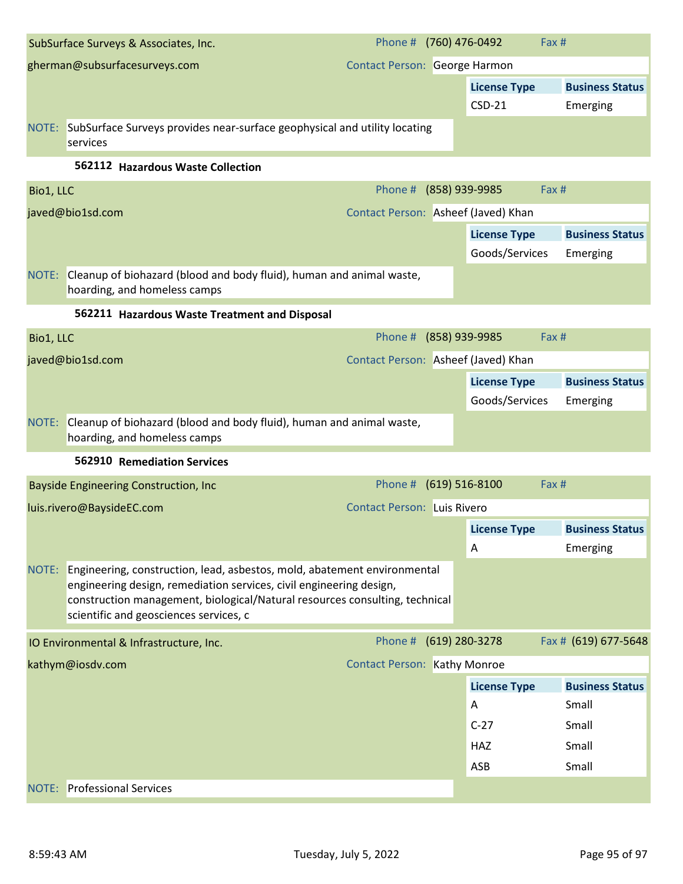**SubSurface Surveys & Associates, Inc.**
gherman@subsurfacesurveys.com

Phone # (760) 476-0492 | Fax #

Contact Person: George Harmon

| License Type | Business Status |
|---|---|
| CSD-21 | Emerging |

NOTE: SubSurface Surveys provides near-surface geophysical and utility locating services

### 562112 Hazardous Waste Collection

**Bio1, LLC**
javed@bio1sd.com

Phone # (858) 939-9985 | Fax #

Contact Person: Asheef (Javed) Khan

| License Type | Business Status |
|---|---|
| Goods/Services | Emerging |

NOTE: Cleanup of biohazard (blood and body fluid), human and animal waste, hoarding, and homeless camps

### 562211 Hazardous Waste Treatment and Disposal

**Bio1, LLC**
javed@bio1sd.com

Phone # (858) 939-9985 | Fax #

Contact Person: Asheef (Javed) Khan

| License Type | Business Status |
|---|---|
| Goods/Services | Emerging |

NOTE: Cleanup of biohazard (blood and body fluid), human and animal waste, hoarding, and homeless camps

### 562910 Remediation Services

**Bayside Engineering Construction, Inc**
luis.rivero@BaysideEC.com

Phone # (619) 516-8100 | Fax #

Contact Person: Luis Rivero

| License Type | Business Status |
|---|---|
| A | Emerging |

NOTE: Engineering, construction, lead, asbestos, mold, abatement environmental engineering design, remediation services, civil engineering design, construction management, biological/Natural resources consulting, technical scientific and geosciences services, c

**IO Environmental & Infrastructure, Inc.**
kathym@iosdv.com

Phone # (619) 280-3278 | Fax # (619) 677-5648

Contact Person: Kathy Monroe

| License Type | Business Status |
|---|---|
| A | Small |
| C-27 | Small |
| HAZ | Small |
| ASB | Small |

NOTE: Professional Services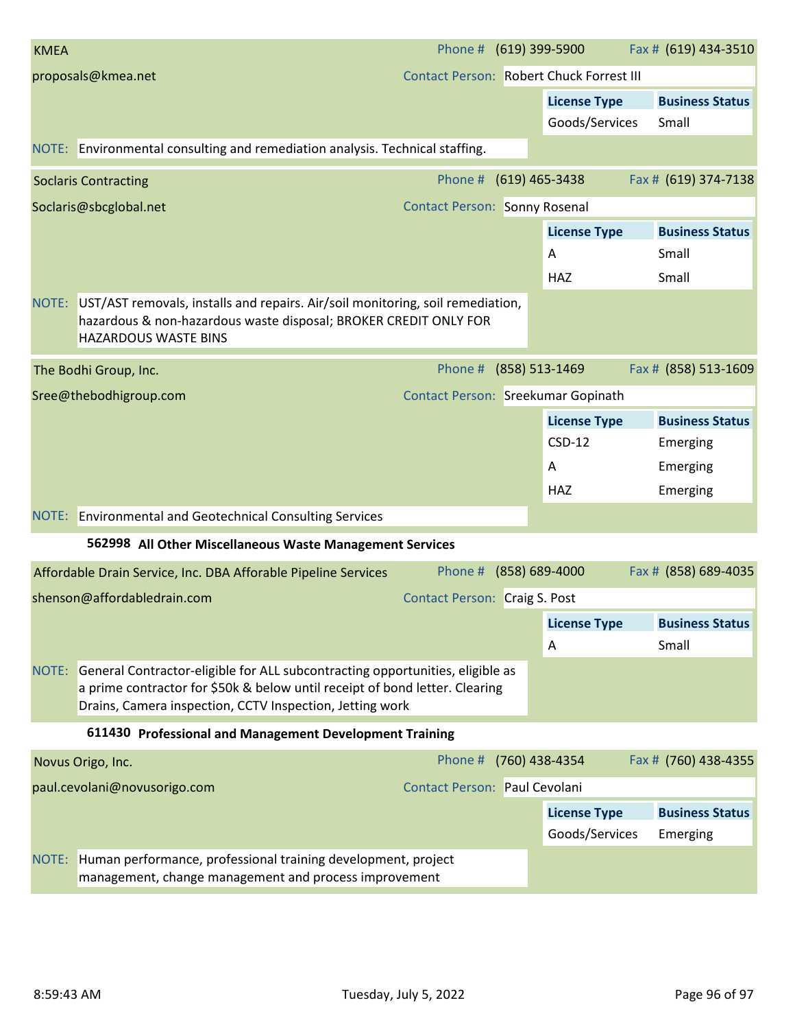**KMEA**

Phone # (619) 399-5900 | Fax # (619) 434-3510

proposals@kmea.net

Contact Person: Robert Chuck Forrest III

| License Type | Business Status |
|---|---|
| Goods/Services | Small |

NOTE: Environmental consulting and remediation analysis. Technical staffing.

---

**Soclaris Contracting**

Phone # (619) 465-3438 | Fax # (619) 374-7138

Soclaris@sbcglobal.net

Contact Person: Sonny Rosenal

| License Type | Business Status |
|---|---|
| A | Small |
| HAZ | Small |

NOTE: UST/AST removals, installs and repairs. Air/soil monitoring, soil remediation, hazardous & non-hazardous waste disposal; BROKER CREDIT ONLY FOR HAZARDOUS WASTE BINS

---

**The Bodhi Group, Inc.**

Phone # (858) 513-1469 | Fax # (858) 513-1609

Sree@thebodhigroup.com

Contact Person: Sreekumar Gopinath

| License Type | Business Status |
|---|---|
| CSD-12 | Emerging |
| A | Emerging |
| HAZ | Emerging |

NOTE: Environmental and Geotechnical Consulting Services

## 562998 All Other Miscellaneous Waste Management Services

**Affordable Drain Service, Inc. DBA Afforable Pipeline Services**

Phone # (858) 689-4000 | Fax # (858) 689-4035

shenson@affordabledrain.com

Contact Person: Craig S. Post

| License Type | Business Status |
|---|---|
| A | Small |

NOTE: General Contractor-eligible for ALL subcontracting opportunities, eligible as a prime contractor for $50k & below until receipt of bond letter. Clearing Drains, Camera inspection, CCTV Inspection, Jetting work

## 611430 Professional and Management Development Training

**Novus Origo, Inc.**

Phone # (760) 438-4354 | Fax # (760) 438-4355

paul.cevolani@novusorigo.com

Contact Person: Paul Cevolani

| License Type | Business Status |
|---|---|
| Goods/Services | Emerging |

NOTE: Human performance, professional training development, project management, change management and process improvement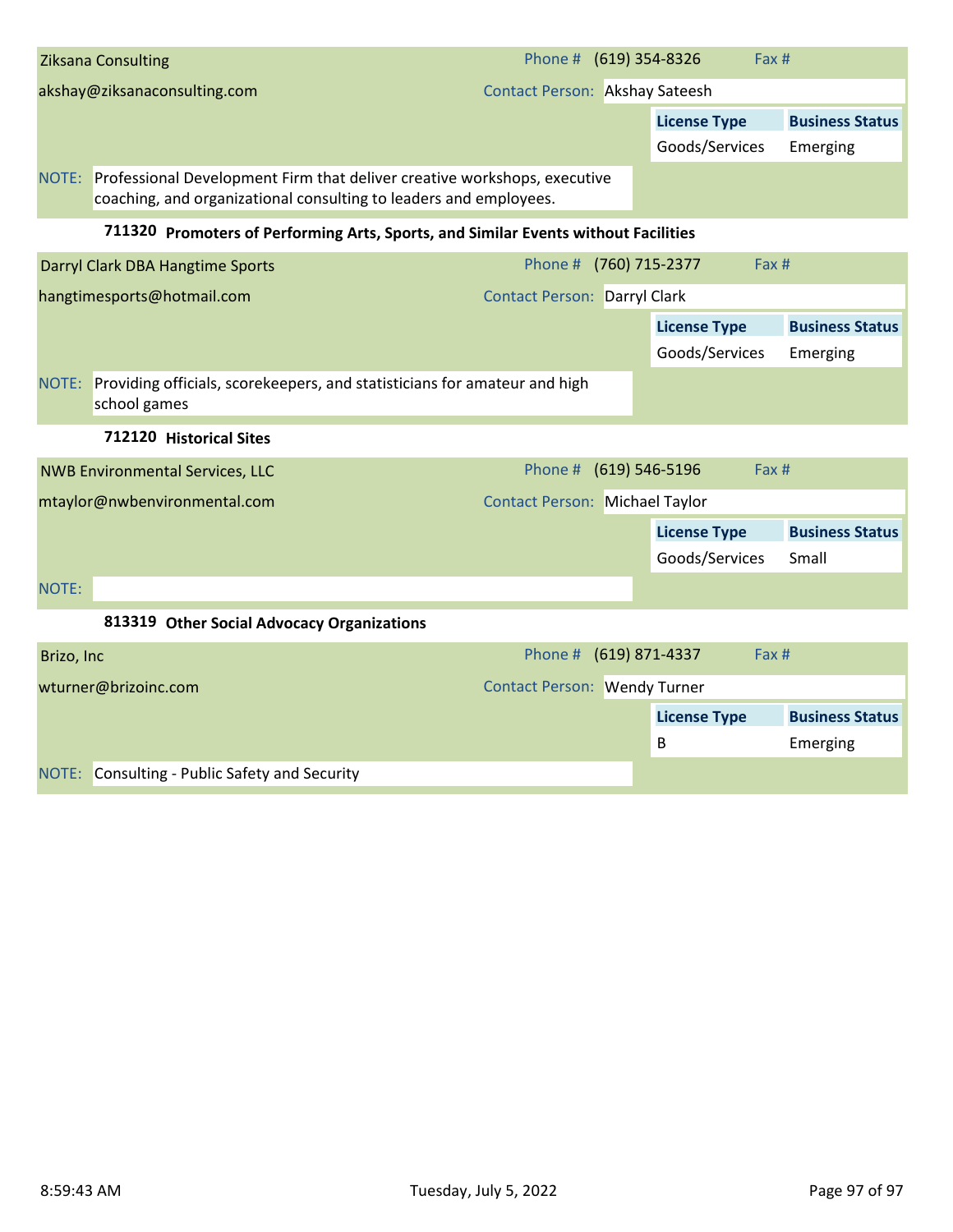**Ziksana Consulting**

akshay@ziksanaconsulting.com

Phone # (619) 354-8326 Fax #

Contact Person: Akshay Sateesh

| License Type | Business Status |
|---|---|
| Goods/Services | Emerging |

NOTE: Professional Development Firm that deliver creative workshops, executive coaching, and organizational consulting to leaders and employees.

### 711320 Promoters of Performing Arts, Sports, and Similar Events without Facilities

**Darryl Clark DBA Hangtime Sports**

hangtimesports@hotmail.com

Phone # (760) 715-2377 Fax #

Contact Person: Darryl Clark

| License Type | Business Status |
|---|---|
| Goods/Services | Emerging |

NOTE: Providing officials, scorekeepers, and statisticians for amateur and high school games

### 712120 Historical Sites

**NWB Environmental Services, LLC**

mtaylor@nwbenvironmental.com

Phone # (619) 546-5196 Fax #

Contact Person: Michael Taylor

| License Type | Business Status |
|---|---|
| Goods/Services | Small |

NOTE:

### 813319 Other Social Advocacy Organizations

**Brizo, Inc**

wturner@brizoinc.com

Phone # (619) 871-4337 Fax #

Contact Person: Wendy Turner

| License Type | Business Status |
|---|---|
| B | Emerging |

NOTE: Consulting - Public Safety and Security